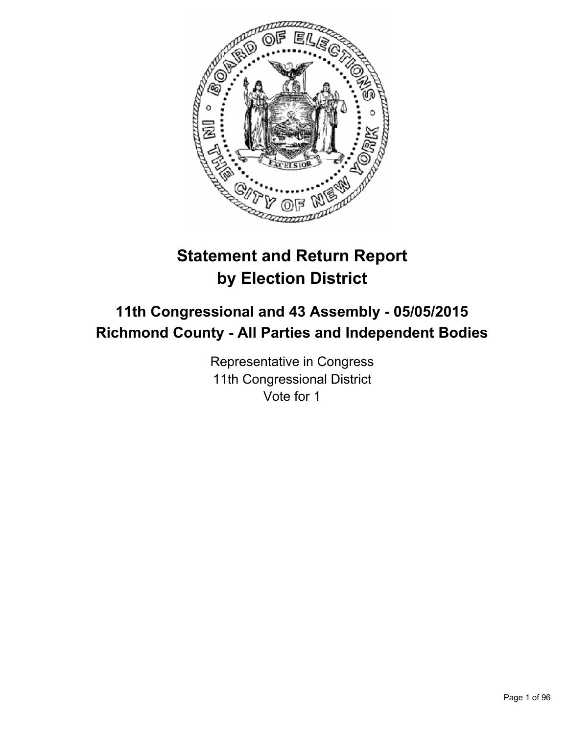# Statement and Return Report by Election District

## 11th Congressional and 43 Assembly - 05/05/2015 Richmond County - All Parties and Independent Bodies

Representative in Congress
11th Congressional District
Vote for 1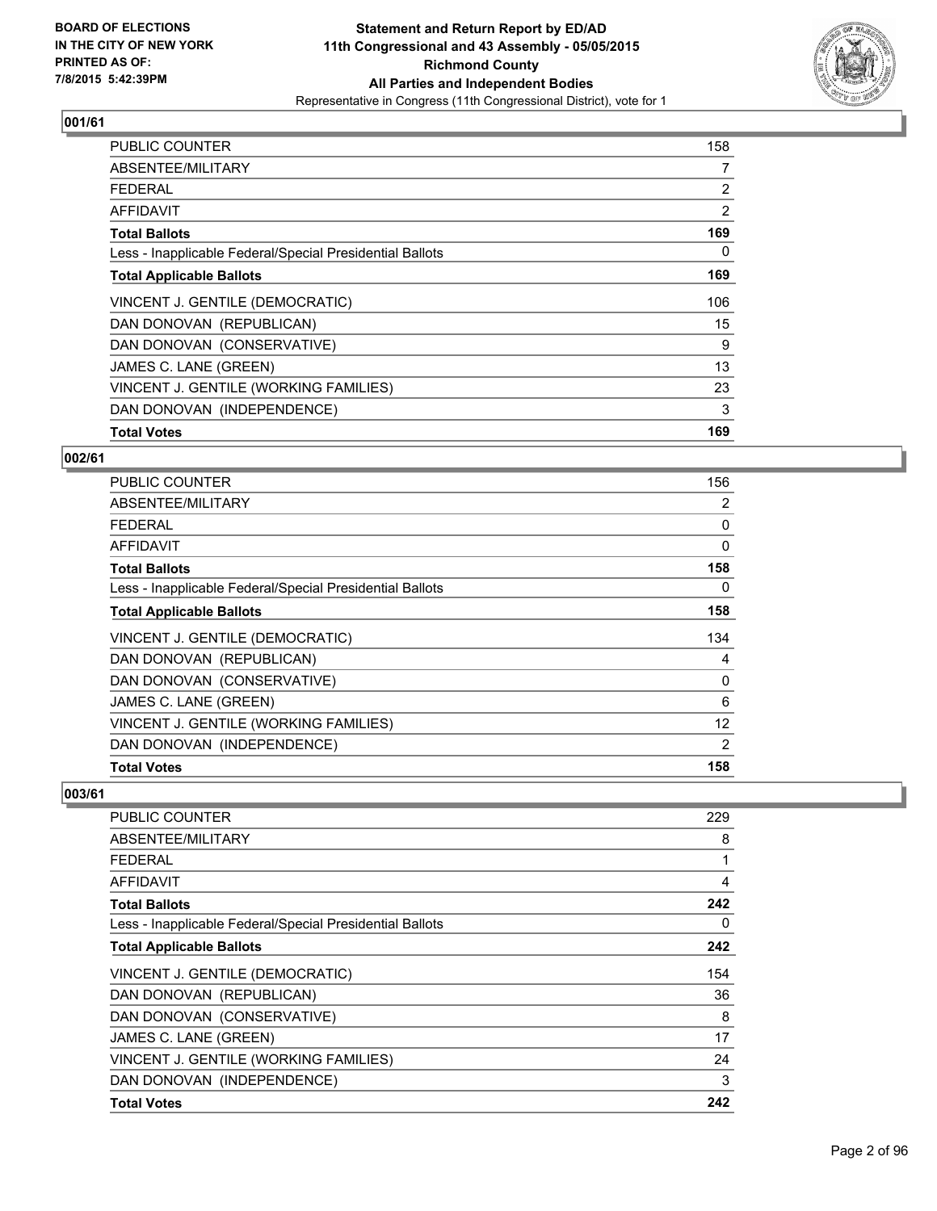**BOARD OF ELECTIONS IN THE CITY OF NEW YORK PRINTED AS OF: 7/8/2015 5:42:39PM**

**Statement and Return Report by ED/AD 11th Congressional and 43 Assembly - 05/05/2015 Richmond County All Parties and Independent Bodies**

Representative in Congress (11th Congressional District), vote for 1

### 001/61

| | |
|---|---|
| PUBLIC COUNTER | 158 |
| ABSENTEE/MILITARY | 7 |
| FEDERAL | 2 |
| AFFIDAVIT | 2 |
| **Total Ballots** | **169** |
| Less - Inapplicable Federal/Special Presidential Ballots | 0 |
| **Total Applicable Ballots** | **169** |
| VINCENT J. GENTILE (DEMOCRATIC) | 106 |
| DAN DONOVAN (REPUBLICAN) | 15 |
| DAN DONOVAN (CONSERVATIVE) | 9 |
| JAMES C. LANE (GREEN) | 13 |
| VINCENT J. GENTILE (WORKING FAMILIES) | 23 |
| DAN DONOVAN (INDEPENDENCE) | 3 |
| **Total Votes** | **169** |

### 002/61

| | |
|---|---|
| PUBLIC COUNTER | 156 |
| ABSENTEE/MILITARY | 2 |
| FEDERAL | 0 |
| AFFIDAVIT | 0 |
| **Total Ballots** | **158** |
| Less - Inapplicable Federal/Special Presidential Ballots | 0 |
| **Total Applicable Ballots** | **158** |
| VINCENT J. GENTILE (DEMOCRATIC) | 134 |
| DAN DONOVAN (REPUBLICAN) | 4 |
| DAN DONOVAN (CONSERVATIVE) | 0 |
| JAMES C. LANE (GREEN) | 6 |
| VINCENT J. GENTILE (WORKING FAMILIES) | 12 |
| DAN DONOVAN (INDEPENDENCE) | 2 |
| **Total Votes** | **158** |

### 003/61

| | |
|---|---|
| PUBLIC COUNTER | 229 |
| ABSENTEE/MILITARY | 8 |
| FEDERAL | 1 |
| AFFIDAVIT | 4 |
| **Total Ballots** | **242** |
| Less - Inapplicable Federal/Special Presidential Ballots | 0 |
| **Total Applicable Ballots** | **242** |
| VINCENT J. GENTILE (DEMOCRATIC) | 154 |
| DAN DONOVAN (REPUBLICAN) | 36 |
| DAN DONOVAN (CONSERVATIVE) | 8 |
| JAMES C. LANE (GREEN) | 17 |
| VINCENT J. GENTILE (WORKING FAMILIES) | 24 |
| DAN DONOVAN (INDEPENDENCE) | 3 |
| **Total Votes** | **242** |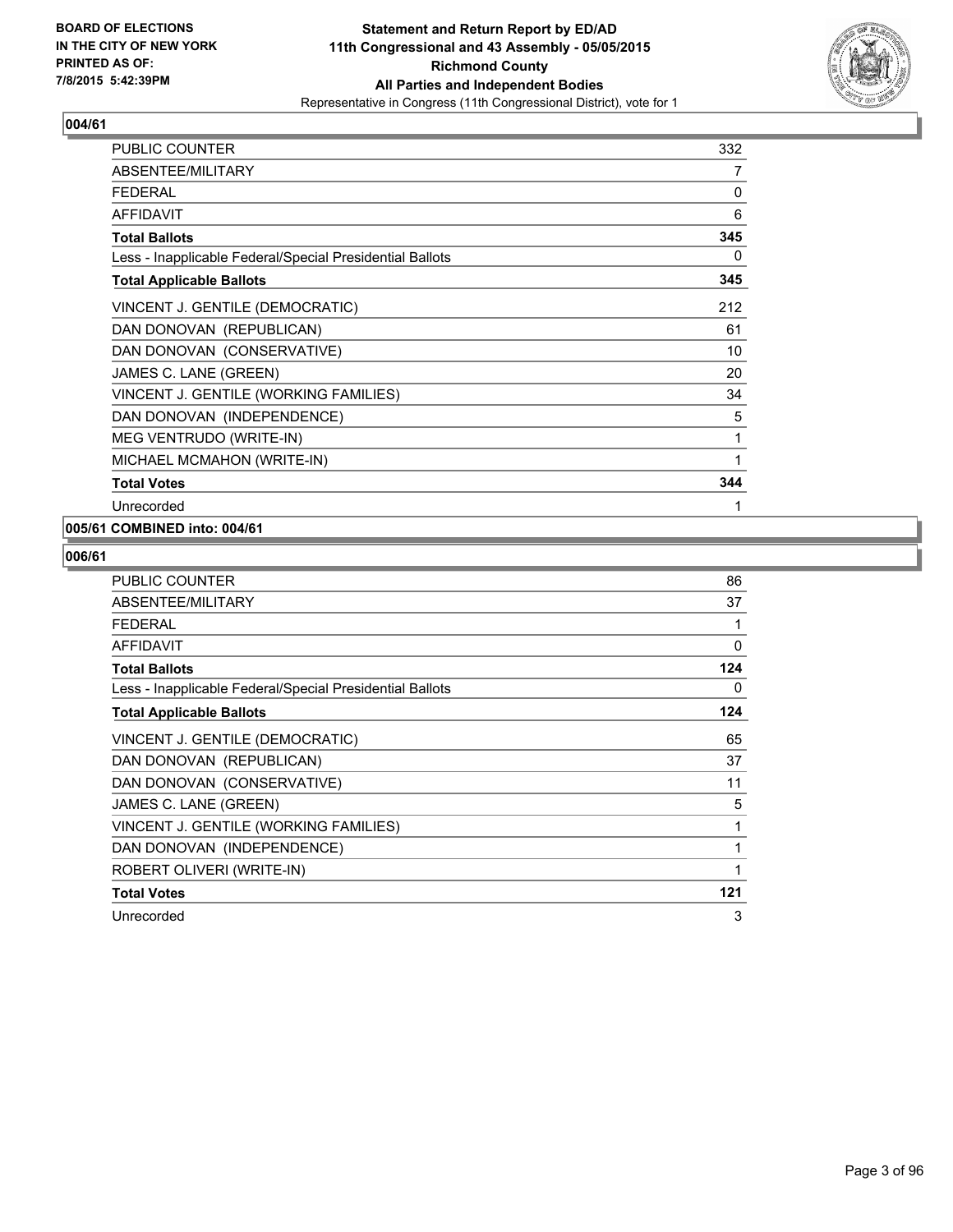**BOARD OF ELECTIONS IN THE CITY OF NEW YORK PRINTED AS OF: 7/8/2015 5:42:39PM**

**Statement and Return Report by ED/AD 11th Congressional and 43 Assembly - 05/05/2015 Richmond County All Parties and Independent Bodies**

Representative in Congress (11th Congressional District), vote for 1

### 004/61

| | |
|---|---|
| PUBLIC COUNTER | 332 |
| ABSENTEE/MILITARY | 7 |
| FEDERAL | 0 |
| AFFIDAVIT | 6 |
| **Total Ballots** | **345** |
| Less - Inapplicable Federal/Special Presidential Ballots | 0 |
| **Total Applicable Ballots** | **345** |
| VINCENT J. GENTILE (DEMOCRATIC) | 212 |
| DAN DONOVAN (REPUBLICAN) | 61 |
| DAN DONOVAN (CONSERVATIVE) | 10 |
| JAMES C. LANE (GREEN) | 20 |
| VINCENT J. GENTILE (WORKING FAMILIES) | 34 |
| DAN DONOVAN (INDEPENDENCE) | 5 |
| MEG VENTRUDO (WRITE-IN) | 1 |
| MICHAEL MCMAHON (WRITE-IN) | 1 |
| **Total Votes** | **344** |
| Unrecorded | 1 |

### 005/61 COMBINED into: 004/61

### 006/61

| | |
|---|---|
| PUBLIC COUNTER | 86 |
| ABSENTEE/MILITARY | 37 |
| FEDERAL | 1 |
| AFFIDAVIT | 0 |
| **Total Ballots** | **124** |
| Less - Inapplicable Federal/Special Presidential Ballots | 0 |
| **Total Applicable Ballots** | **124** |
| VINCENT J. GENTILE (DEMOCRATIC) | 65 |
| DAN DONOVAN (REPUBLICAN) | 37 |
| DAN DONOVAN (CONSERVATIVE) | 11 |
| JAMES C. LANE (GREEN) | 5 |
| VINCENT J. GENTILE (WORKING FAMILIES) | 1 |
| DAN DONOVAN (INDEPENDENCE) | 1 |
| ROBERT OLIVERI (WRITE-IN) | 1 |
| **Total Votes** | **121** |
| Unrecorded | 3 |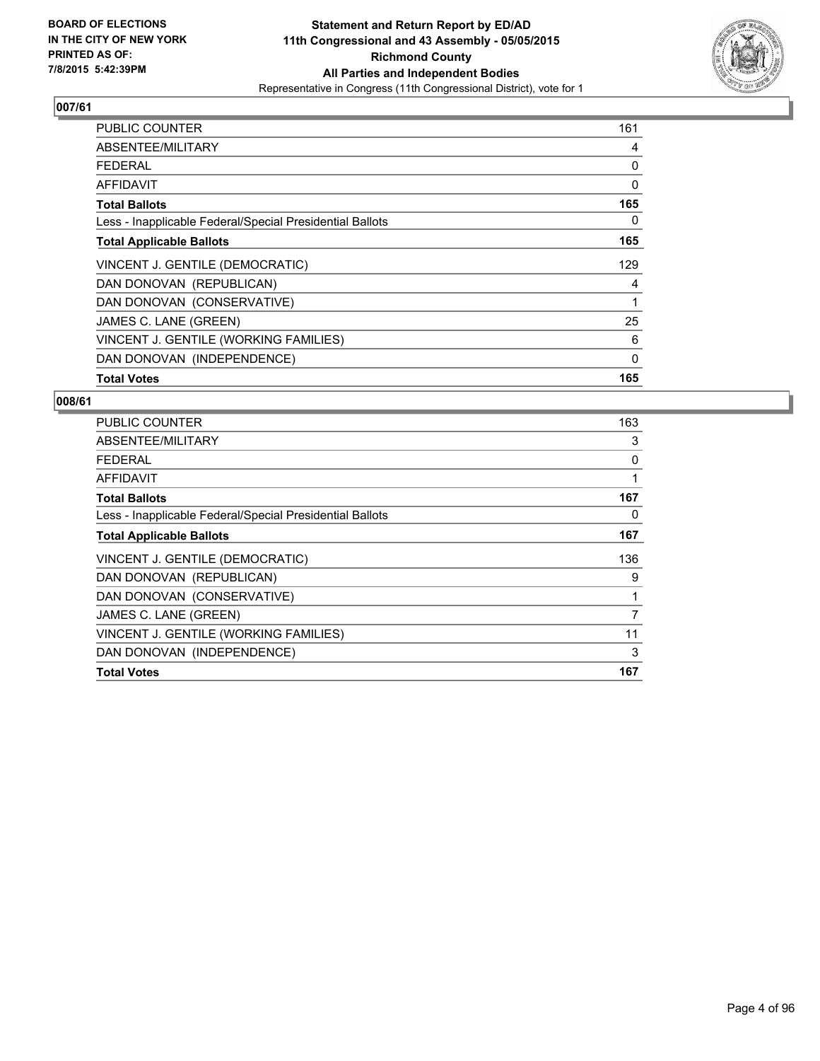**BOARD OF ELECTIONS IN THE CITY OF NEW YORK PRINTED AS OF: 7/8/2015 5:42:39PM**

**Statement and Return Report by ED/AD**
**11th Congressional and 43 Assembly - 05/05/2015**
**Richmond County**
**All Parties and Independent Bodies**
Representative in Congress (11th Congressional District), vote for 1

## 007/61

| | |
|---|---|
| PUBLIC COUNTER | 161 |
| ABSENTEE/MILITARY | 4 |
| FEDERAL | 0 |
| AFFIDAVIT | 0 |
| **Total Ballots** | **165** |
| Less - Inapplicable Federal/Special Presidential Ballots | 0 |
| **Total Applicable Ballots** | **165** |
| VINCENT J. GENTILE (DEMOCRATIC) | 129 |
| DAN DONOVAN (REPUBLICAN) | 4 |
| DAN DONOVAN (CONSERVATIVE) | 1 |
| JAMES C. LANE (GREEN) | 25 |
| VINCENT J. GENTILE (WORKING FAMILIES) | 6 |
| DAN DONOVAN (INDEPENDENCE) | 0 |
| **Total Votes** | **165** |

## 008/61

| | |
|---|---|
| PUBLIC COUNTER | 163 |
| ABSENTEE/MILITARY | 3 |
| FEDERAL | 0 |
| AFFIDAVIT | 1 |
| **Total Ballots** | **167** |
| Less - Inapplicable Federal/Special Presidential Ballots | 0 |
| **Total Applicable Ballots** | **167** |
| VINCENT J. GENTILE (DEMOCRATIC) | 136 |
| DAN DONOVAN (REPUBLICAN) | 9 |
| DAN DONOVAN (CONSERVATIVE) | 1 |
| JAMES C. LANE (GREEN) | 7 |
| VINCENT J. GENTILE (WORKING FAMILIES) | 11 |
| DAN DONOVAN (INDEPENDENCE) | 3 |
| **Total Votes** | **167** |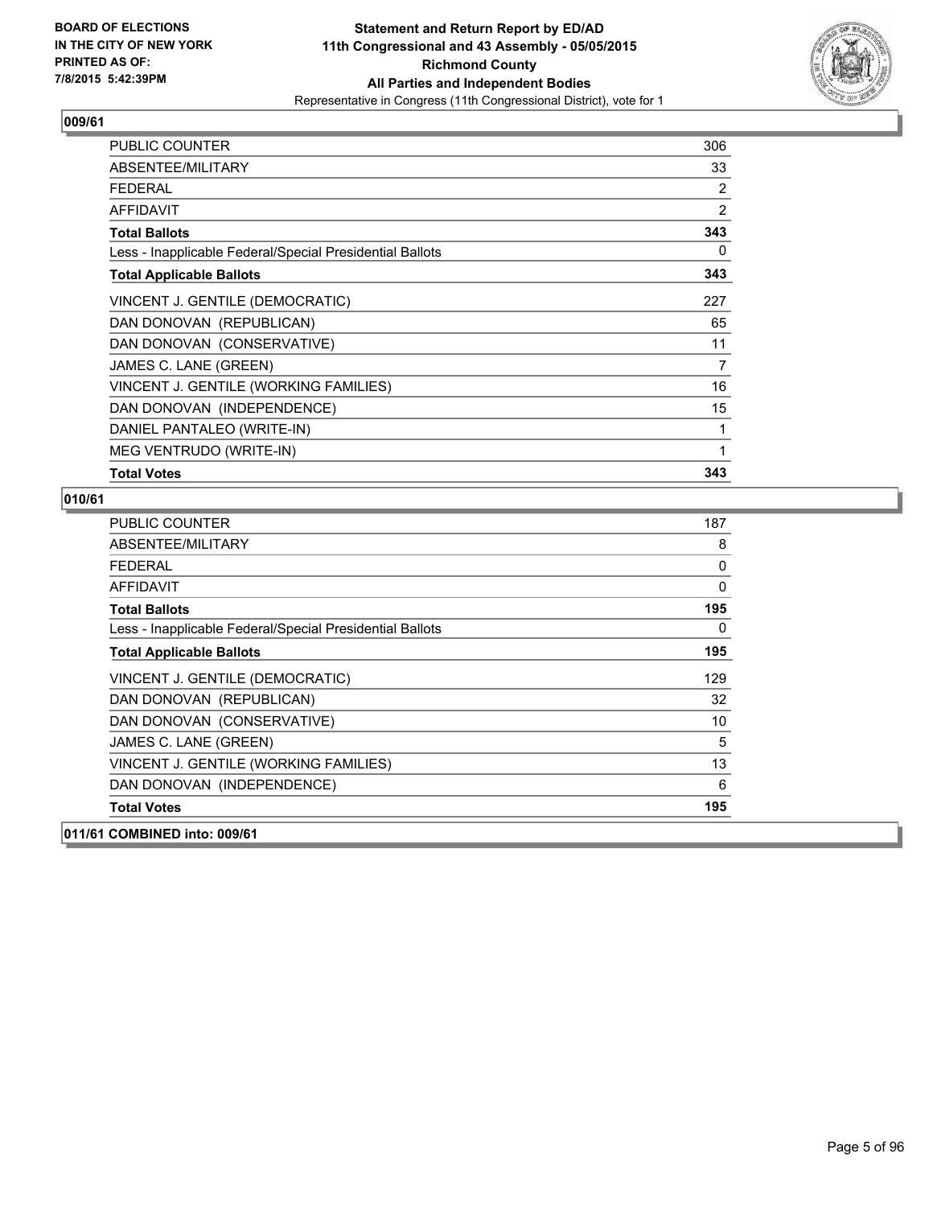**BOARD OF ELECTIONS IN THE CITY OF NEW YORK**
**PRINTED AS OF: 7/8/2015 5:42:39PM**

**Statement and Return Report by ED/AD**
**11th Congressional and 43 Assembly - 05/05/2015**
**Richmond County**
**All Parties and Independent Bodies**
Representative in Congress (11th Congressional District), vote for 1

## 009/61

| | |
|---|---|
| PUBLIC COUNTER | 306 |
| ABSENTEE/MILITARY | 33 |
| FEDERAL | 2 |
| AFFIDAVIT | 2 |
| **Total Ballots** | **343** |
| Less - Inapplicable Federal/Special Presidential Ballots | 0 |
| **Total Applicable Ballots** | **343** |
| VINCENT J. GENTILE (DEMOCRATIC) | 227 |
| DAN DONOVAN (REPUBLICAN) | 65 |
| DAN DONOVAN (CONSERVATIVE) | 11 |
| JAMES C. LANE (GREEN) | 7 |
| VINCENT J. GENTILE (WORKING FAMILIES) | 16 |
| DAN DONOVAN (INDEPENDENCE) | 15 |
| DANIEL PANTALEO (WRITE-IN) | 1 |
| MEG VENTRUDO (WRITE-IN) | 1 |
| **Total Votes** | **343** |

## 010/61

| | |
|---|---|
| PUBLIC COUNTER | 187 |
| ABSENTEE/MILITARY | 8 |
| FEDERAL | 0 |
| AFFIDAVIT | 0 |
| **Total Ballots** | **195** |
| Less - Inapplicable Federal/Special Presidential Ballots | 0 |
| **Total Applicable Ballots** | **195** |
| VINCENT J. GENTILE (DEMOCRATIC) | 129 |
| DAN DONOVAN (REPUBLICAN) | 32 |
| DAN DONOVAN (CONSERVATIVE) | 10 |
| JAMES C. LANE (GREEN) | 5 |
| VINCENT J. GENTILE (WORKING FAMILIES) | 13 |
| DAN DONOVAN (INDEPENDENCE) | 6 |
| **Total Votes** | **195** |

## 011/61 COMBINED into: 009/61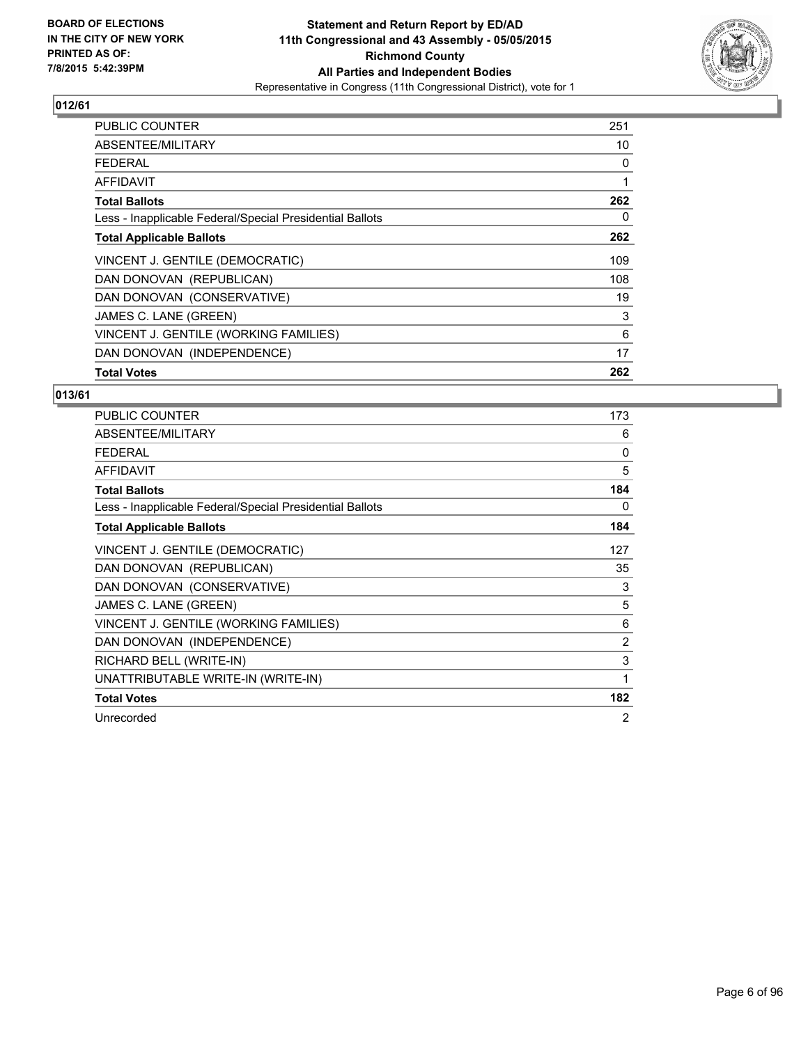**BOARD OF ELECTIONS IN THE CITY OF NEW YORK PRINTED AS OF: 7/8/2015 5:42:39PM**

**Statement and Return Report by ED/AD**
**11th Congressional and 43 Assembly - 05/05/2015**
**Richmond County**
**All Parties and Independent Bodies**
Representative in Congress (11th Congressional District), vote for 1

### 012/61

| | |
|---|---|
| PUBLIC COUNTER | 251 |
| ABSENTEE/MILITARY | 10 |
| FEDERAL | 0 |
| AFFIDAVIT | 1 |
| **Total Ballots** | **262** |
| Less - Inapplicable Federal/Special Presidential Ballots | 0 |
| **Total Applicable Ballots** | **262** |
| VINCENT J. GENTILE (DEMOCRATIC) | 109 |
| DAN DONOVAN (REPUBLICAN) | 108 |
| DAN DONOVAN (CONSERVATIVE) | 19 |
| JAMES C. LANE (GREEN) | 3 |
| VINCENT J. GENTILE (WORKING FAMILIES) | 6 |
| DAN DONOVAN (INDEPENDENCE) | 17 |
| **Total Votes** | **262** |

### 013/61

| | |
|---|---|
| PUBLIC COUNTER | 173 |
| ABSENTEE/MILITARY | 6 |
| FEDERAL | 0 |
| AFFIDAVIT | 5 |
| **Total Ballots** | **184** |
| Less - Inapplicable Federal/Special Presidential Ballots | 0 |
| **Total Applicable Ballots** | **184** |
| VINCENT J. GENTILE (DEMOCRATIC) | 127 |
| DAN DONOVAN (REPUBLICAN) | 35 |
| DAN DONOVAN (CONSERVATIVE) | 3 |
| JAMES C. LANE (GREEN) | 5 |
| VINCENT J. GENTILE (WORKING FAMILIES) | 6 |
| DAN DONOVAN (INDEPENDENCE) | 2 |
| RICHARD BELL (WRITE-IN) | 3 |
| UNATTRIBUTABLE WRITE-IN (WRITE-IN) | 1 |
| **Total Votes** | **182** |
| Unrecorded | 2 |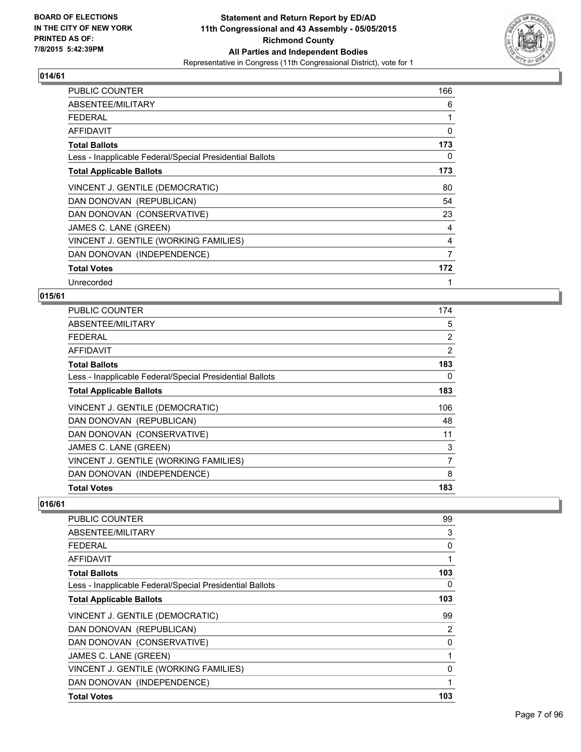**Statement and Return Report by ED/AD**
**11th Congressional and 43 Assembly - 05/05/2015**
**Richmond County**
**All Parties and Independent Bodies**
Representative in Congress (11th Congressional District), vote for 1

BOARD OF ELECTIONS IN THE CITY OF NEW YORK PRINTED AS OF: 7/8/2015 5:42:39PM

## 014/61

| | |
|---|---|
| PUBLIC COUNTER | 166 |
| ABSENTEE/MILITARY | 6 |
| FEDERAL | 1 |
| AFFIDAVIT | 0 |
| **Total Ballots** | **173** |
| Less - Inapplicable Federal/Special Presidential Ballots | 0 |
| **Total Applicable Ballots** | **173** |
| VINCENT J. GENTILE (DEMOCRATIC) | 80 |
| DAN DONOVAN (REPUBLICAN) | 54 |
| DAN DONOVAN (CONSERVATIVE) | 23 |
| JAMES C. LANE (GREEN) | 4 |
| VINCENT J. GENTILE (WORKING FAMILIES) | 4 |
| DAN DONOVAN (INDEPENDENCE) | 7 |
| **Total Votes** | **172** |
| Unrecorded | 1 |

## 015/61

| | |
|---|---|
| PUBLIC COUNTER | 174 |
| ABSENTEE/MILITARY | 5 |
| FEDERAL | 2 |
| AFFIDAVIT | 2 |
| **Total Ballots** | **183** |
| Less - Inapplicable Federal/Special Presidential Ballots | 0 |
| **Total Applicable Ballots** | **183** |
| VINCENT J. GENTILE (DEMOCRATIC) | 106 |
| DAN DONOVAN (REPUBLICAN) | 48 |
| DAN DONOVAN (CONSERVATIVE) | 11 |
| JAMES C. LANE (GREEN) | 3 |
| VINCENT J. GENTILE (WORKING FAMILIES) | 7 |
| DAN DONOVAN (INDEPENDENCE) | 8 |
| **Total Votes** | **183** |

## 016/61

| | |
|---|---|
| PUBLIC COUNTER | 99 |
| ABSENTEE/MILITARY | 3 |
| FEDERAL | 0 |
| AFFIDAVIT | 1 |
| **Total Ballots** | **103** |
| Less - Inapplicable Federal/Special Presidential Ballots | 0 |
| **Total Applicable Ballots** | **103** |
| VINCENT J. GENTILE (DEMOCRATIC) | 99 |
| DAN DONOVAN (REPUBLICAN) | 2 |
| DAN DONOVAN (CONSERVATIVE) | 0 |
| JAMES C. LANE (GREEN) | 1 |
| VINCENT J. GENTILE (WORKING FAMILIES) | 0 |
| DAN DONOVAN (INDEPENDENCE) | 1 |
| **Total Votes** | **103** |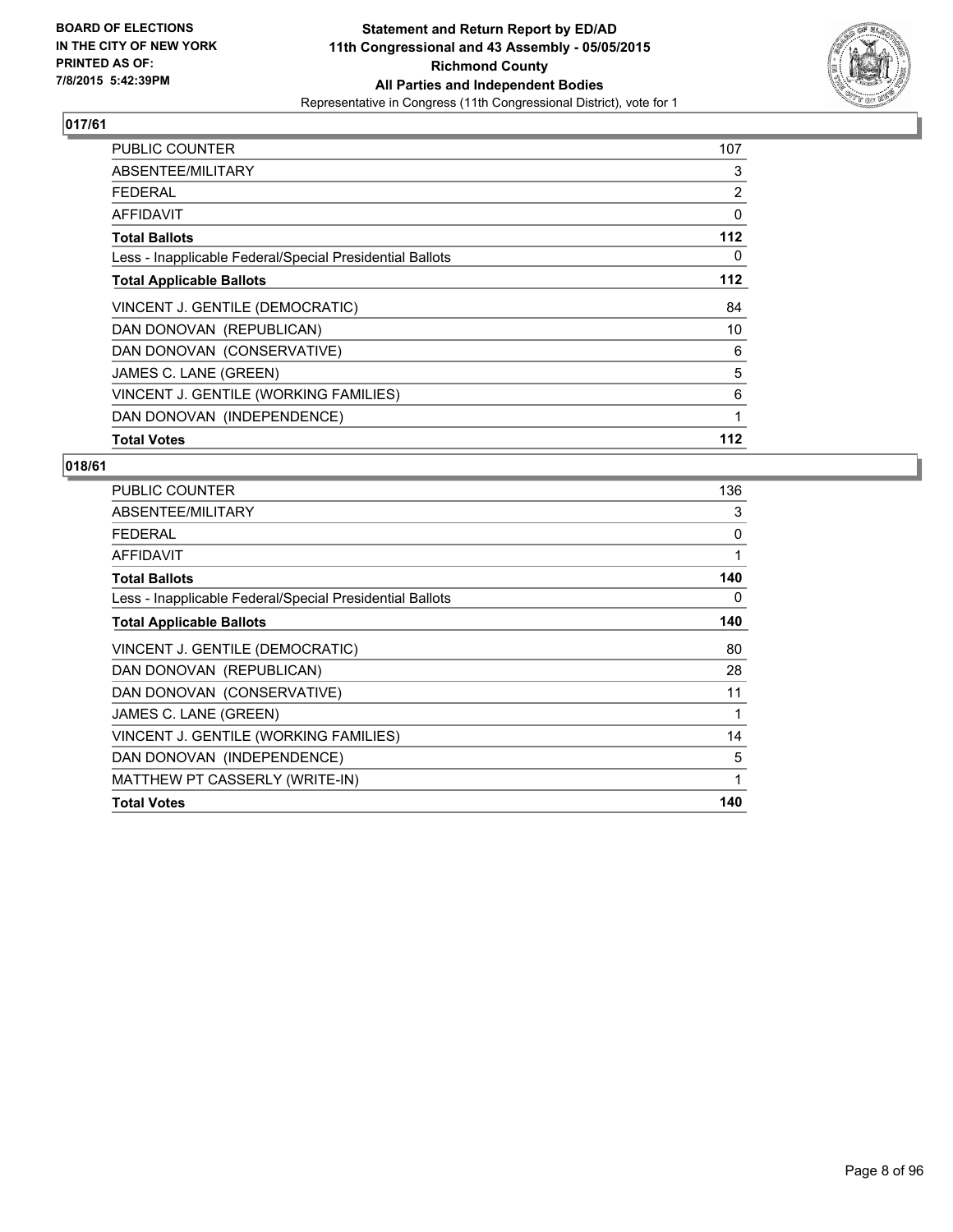**BOARD OF ELECTIONS IN THE CITY OF NEW YORK PRINTED AS OF: 7/8/2015 5:42:39PM**

**Statement and Return Report by ED/AD 11th Congressional and 43 Assembly - 05/05/2015 Richmond County All Parties and Independent Bodies**
Representative in Congress (11th Congressional District), vote for 1

## 017/61

| | |
|---|---|
| PUBLIC COUNTER | 107 |
| ABSENTEE/MILITARY | 3 |
| FEDERAL | 2 |
| AFFIDAVIT | 0 |
| **Total Ballots** | **112** |
| Less - Inapplicable Federal/Special Presidential Ballots | 0 |
| **Total Applicable Ballots** | **112** |
| VINCENT J. GENTILE (DEMOCRATIC) | 84 |
| DAN DONOVAN (REPUBLICAN) | 10 |
| DAN DONOVAN (CONSERVATIVE) | 6 |
| JAMES C. LANE (GREEN) | 5 |
| VINCENT J. GENTILE (WORKING FAMILIES) | 6 |
| DAN DONOVAN (INDEPENDENCE) | 1 |
| **Total Votes** | **112** |

## 018/61

| | |
|---|---|
| PUBLIC COUNTER | 136 |
| ABSENTEE/MILITARY | 3 |
| FEDERAL | 0 |
| AFFIDAVIT | 1 |
| **Total Ballots** | **140** |
| Less - Inapplicable Federal/Special Presidential Ballots | 0 |
| **Total Applicable Ballots** | **140** |
| VINCENT J. GENTILE (DEMOCRATIC) | 80 |
| DAN DONOVAN (REPUBLICAN) | 28 |
| DAN DONOVAN (CONSERVATIVE) | 11 |
| JAMES C. LANE (GREEN) | 1 |
| VINCENT J. GENTILE (WORKING FAMILIES) | 14 |
| DAN DONOVAN (INDEPENDENCE) | 5 |
| MATTHEW PT CASSERLY (WRITE-IN) | 1 |
| **Total Votes** | **140** |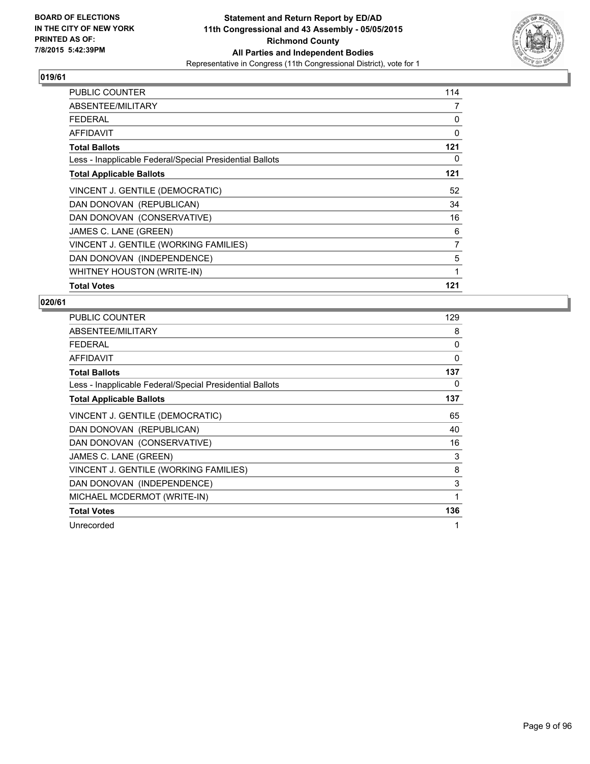**BOARD OF ELECTIONS IN THE CITY OF NEW YORK PRINTED AS OF: 7/8/2015 5:42:39PM**

**Statement and Return Report by ED/AD**
**11th Congressional and 43 Assembly - 05/05/2015**
**Richmond County**
**All Parties and Independent Bodies**
Representative in Congress (11th Congressional District), vote for 1

### 019/61

| | |
|---|---|
| PUBLIC COUNTER | 114 |
| ABSENTEE/MILITARY | 7 |
| FEDERAL | 0 |
| AFFIDAVIT | 0 |
| **Total Ballots** | **121** |
| Less - Inapplicable Federal/Special Presidential Ballots | 0 |
| **Total Applicable Ballots** | **121** |
| VINCENT J. GENTILE (DEMOCRATIC) | 52 |
| DAN DONOVAN (REPUBLICAN) | 34 |
| DAN DONOVAN (CONSERVATIVE) | 16 |
| JAMES C. LANE (GREEN) | 6 |
| VINCENT J. GENTILE (WORKING FAMILIES) | 7 |
| DAN DONOVAN (INDEPENDENCE) | 5 |
| WHITNEY HOUSTON (WRITE-IN) | 1 |
| **Total Votes** | **121** |

### 020/61

| | |
|---|---|
| PUBLIC COUNTER | 129 |
| ABSENTEE/MILITARY | 8 |
| FEDERAL | 0 |
| AFFIDAVIT | 0 |
| **Total Ballots** | **137** |
| Less - Inapplicable Federal/Special Presidential Ballots | 0 |
| **Total Applicable Ballots** | **137** |
| VINCENT J. GENTILE (DEMOCRATIC) | 65 |
| DAN DONOVAN (REPUBLICAN) | 40 |
| DAN DONOVAN (CONSERVATIVE) | 16 |
| JAMES C. LANE (GREEN) | 3 |
| VINCENT J. GENTILE (WORKING FAMILIES) | 8 |
| DAN DONOVAN (INDEPENDENCE) | 3 |
| MICHAEL MCDERMOT (WRITE-IN) | 1 |
| **Total Votes** | **136** |
| Unrecorded | 1 |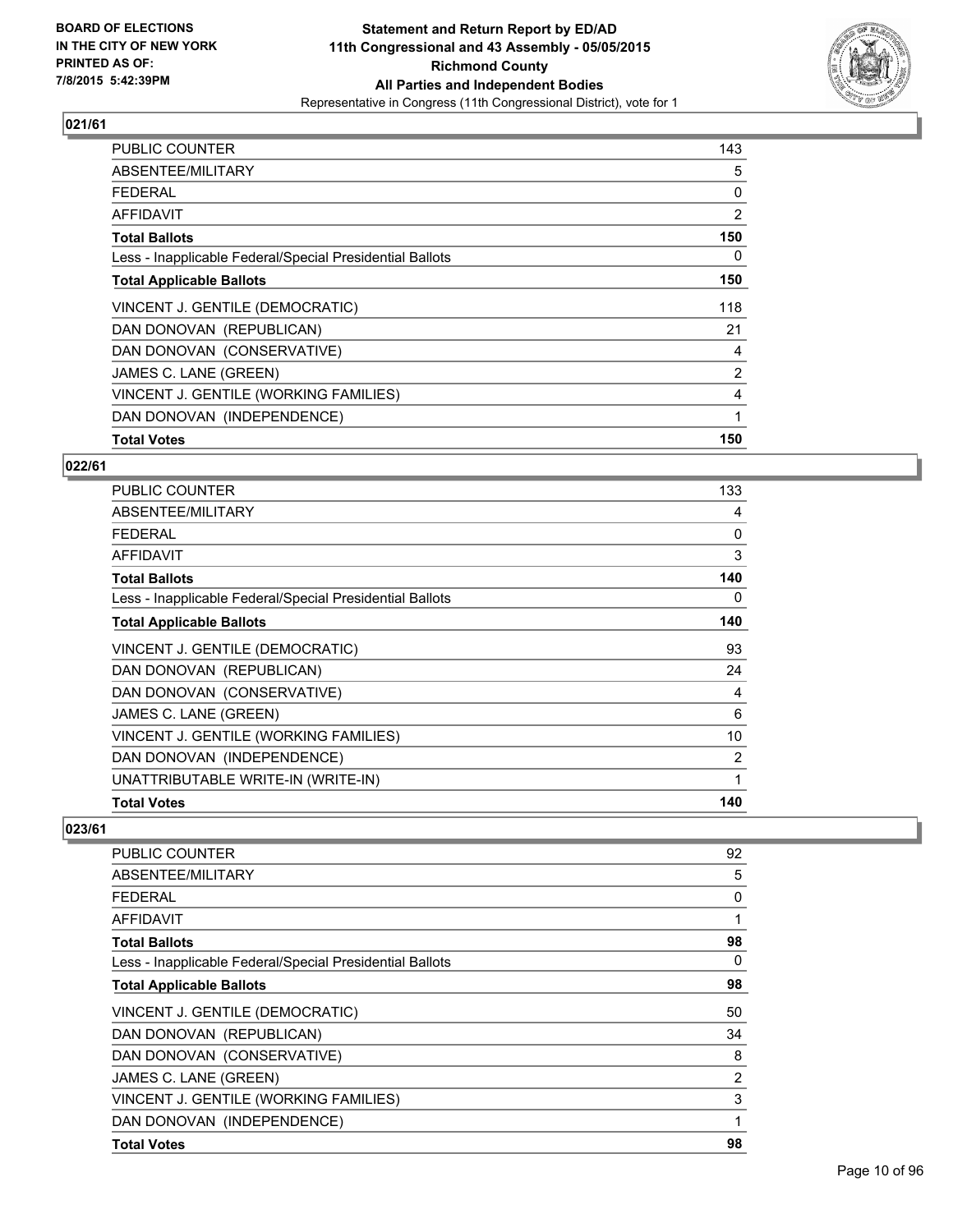**BOARD OF ELECTIONS IN THE CITY OF NEW YORK PRINTED AS OF: 7/8/2015 5:42:39PM**

**Statement and Return Report by ED/AD 11th Congressional and 43 Assembly - 05/05/2015 Richmond County All Parties and Independent Bodies**
Representative in Congress (11th Congressional District), vote for 1

### 021/61

| | |
|---|---|
| PUBLIC COUNTER | 143 |
| ABSENTEE/MILITARY | 5 |
| FEDERAL | 0 |
| AFFIDAVIT | 2 |
| **Total Ballots** | **150** |
| Less - Inapplicable Federal/Special Presidential Ballots | 0 |
| **Total Applicable Ballots** | **150** |
| VINCENT J. GENTILE (DEMOCRATIC) | 118 |
| DAN DONOVAN (REPUBLICAN) | 21 |
| DAN DONOVAN (CONSERVATIVE) | 4 |
| JAMES C. LANE (GREEN) | 2 |
| VINCENT J. GENTILE (WORKING FAMILIES) | 4 |
| DAN DONOVAN (INDEPENDENCE) | 1 |
| **Total Votes** | **150** |

### 022/61

| | |
|---|---|
| PUBLIC COUNTER | 133 |
| ABSENTEE/MILITARY | 4 |
| FEDERAL | 0 |
| AFFIDAVIT | 3 |
| **Total Ballots** | **140** |
| Less - Inapplicable Federal/Special Presidential Ballots | 0 |
| **Total Applicable Ballots** | **140** |
| VINCENT J. GENTILE (DEMOCRATIC) | 93 |
| DAN DONOVAN (REPUBLICAN) | 24 |
| DAN DONOVAN (CONSERVATIVE) | 4 |
| JAMES C. LANE (GREEN) | 6 |
| VINCENT J. GENTILE (WORKING FAMILIES) | 10 |
| DAN DONOVAN (INDEPENDENCE) | 2 |
| UNATTRIBUTABLE WRITE-IN (WRITE-IN) | 1 |
| **Total Votes** | **140** |

### 023/61

| | |
|---|---|
| PUBLIC COUNTER | 92 |
| ABSENTEE/MILITARY | 5 |
| FEDERAL | 0 |
| AFFIDAVIT | 1 |
| **Total Ballots** | **98** |
| Less - Inapplicable Federal/Special Presidential Ballots | 0 |
| **Total Applicable Ballots** | **98** |
| VINCENT J. GENTILE (DEMOCRATIC) | 50 |
| DAN DONOVAN (REPUBLICAN) | 34 |
| DAN DONOVAN (CONSERVATIVE) | 8 |
| JAMES C. LANE (GREEN) | 2 |
| VINCENT J. GENTILE (WORKING FAMILIES) | 3 |
| DAN DONOVAN (INDEPENDENCE) | 1 |
| **Total Votes** | **98** |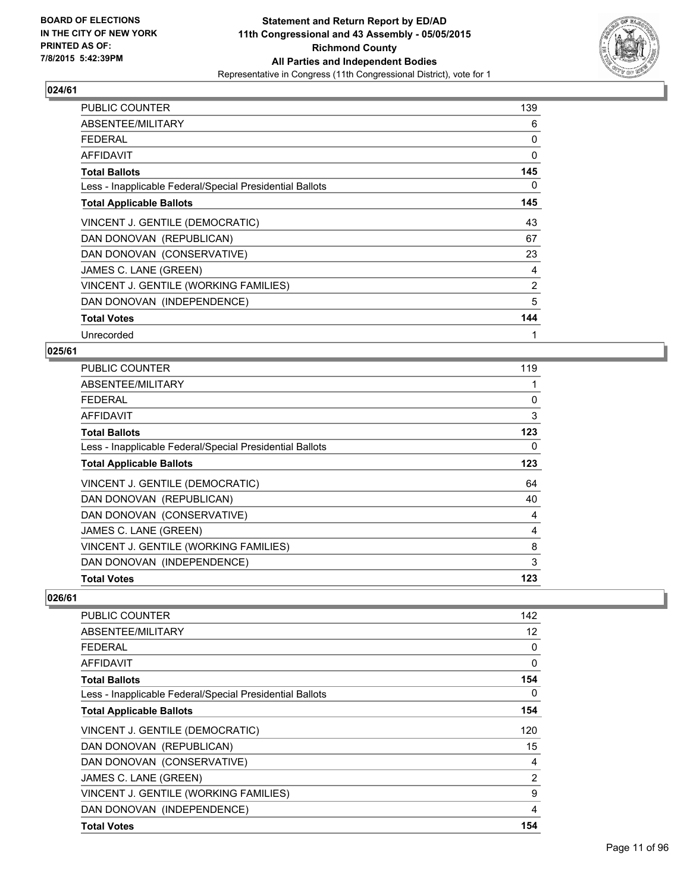**Board of Elections in the City of New York**
**Printed as of: 7/8/2015 5:42:39PM**

# Statement and Return Report by ED/AD
## 11th Congressional and 43 Assembly - 05/05/2015
## Richmond County
## All Parties and Independent Bodies
Representative in Congress (11th Congressional District), vote for 1

### 024/61

| | |
|---|---|
| PUBLIC COUNTER | 139 |
| ABSENTEE/MILITARY | 6 |
| FEDERAL | 0 |
| AFFIDAVIT | 0 |
| **Total Ballots** | **145** |
| Less - Inapplicable Federal/Special Presidential Ballots | 0 |
| **Total Applicable Ballots** | **145** |
| VINCENT J. GENTILE (DEMOCRATIC) | 43 |
| DAN DONOVAN (REPUBLICAN) | 67 |
| DAN DONOVAN (CONSERVATIVE) | 23 |
| JAMES C. LANE (GREEN) | 4 |
| VINCENT J. GENTILE (WORKING FAMILIES) | 2 |
| DAN DONOVAN (INDEPENDENCE) | 5 |
| **Total Votes** | **144** |
| Unrecorded | 1 |

### 025/61

| | |
|---|---|
| PUBLIC COUNTER | 119 |
| ABSENTEE/MILITARY | 1 |
| FEDERAL | 0 |
| AFFIDAVIT | 3 |
| **Total Ballots** | **123** |
| Less - Inapplicable Federal/Special Presidential Ballots | 0 |
| **Total Applicable Ballots** | **123** |
| VINCENT J. GENTILE (DEMOCRATIC) | 64 |
| DAN DONOVAN (REPUBLICAN) | 40 |
| DAN DONOVAN (CONSERVATIVE) | 4 |
| JAMES C. LANE (GREEN) | 4 |
| VINCENT J. GENTILE (WORKING FAMILIES) | 8 |
| DAN DONOVAN (INDEPENDENCE) | 3 |
| **Total Votes** | **123** |

### 026/61

| | |
|---|---|
| PUBLIC COUNTER | 142 |
| ABSENTEE/MILITARY | 12 |
| FEDERAL | 0 |
| AFFIDAVIT | 0 |
| **Total Ballots** | **154** |
| Less - Inapplicable Federal/Special Presidential Ballots | 0 |
| **Total Applicable Ballots** | **154** |
| VINCENT J. GENTILE (DEMOCRATIC) | 120 |
| DAN DONOVAN (REPUBLICAN) | 15 |
| DAN DONOVAN (CONSERVATIVE) | 4 |
| JAMES C. LANE (GREEN) | 2 |
| VINCENT J. GENTILE (WORKING FAMILIES) | 9 |
| DAN DONOVAN (INDEPENDENCE) | 4 |
| **Total Votes** | **154** |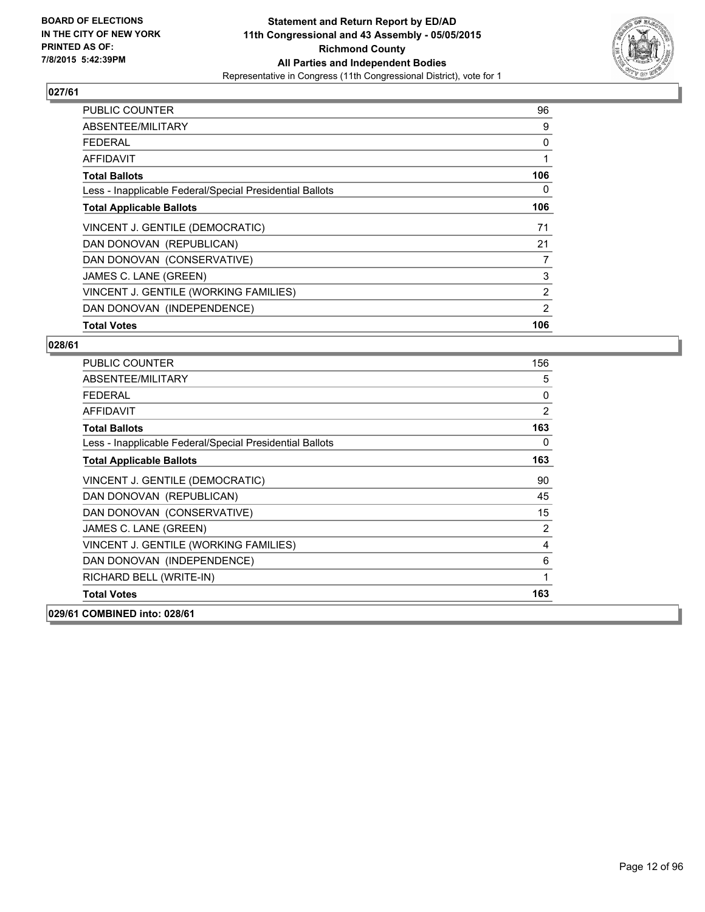**BOARD OF ELECTIONS IN THE CITY OF NEW YORK PRINTED AS OF: 7/8/2015 5:42:39PM**

**Statement and Return Report by ED/AD 11th Congressional and 43 Assembly - 05/05/2015 Richmond County All Parties and Independent Bodies**

Representative in Congress (11th Congressional District), vote for 1

### 027/61

| | |
|---|---|
| PUBLIC COUNTER | 96 |
| ABSENTEE/MILITARY | 9 |
| FEDERAL | 0 |
| AFFIDAVIT | 1 |
| **Total Ballots** | **106** |
| Less - Inapplicable Federal/Special Presidential Ballots | 0 |
| **Total Applicable Ballots** | **106** |
| VINCENT J. GENTILE (DEMOCRATIC) | 71 |
| DAN DONOVAN (REPUBLICAN) | 21 |
| DAN DONOVAN (CONSERVATIVE) | 7 |
| JAMES C. LANE (GREEN) | 3 |
| VINCENT J. GENTILE (WORKING FAMILIES) | 2 |
| DAN DONOVAN (INDEPENDENCE) | 2 |
| **Total Votes** | **106** |

### 028/61

| | |
|---|---|
| PUBLIC COUNTER | 156 |
| ABSENTEE/MILITARY | 5 |
| FEDERAL | 0 |
| AFFIDAVIT | 2 |
| **Total Ballots** | **163** |
| Less - Inapplicable Federal/Special Presidential Ballots | 0 |
| **Total Applicable Ballots** | **163** |
| VINCENT J. GENTILE (DEMOCRATIC) | 90 |
| DAN DONOVAN (REPUBLICAN) | 45 |
| DAN DONOVAN (CONSERVATIVE) | 15 |
| JAMES C. LANE (GREEN) | 2 |
| VINCENT J. GENTILE (WORKING FAMILIES) | 4 |
| DAN DONOVAN (INDEPENDENCE) | 6 |
| RICHARD BELL (WRITE-IN) | 1 |
| **Total Votes** | **163** |

### 029/61 COMBINED into: 028/61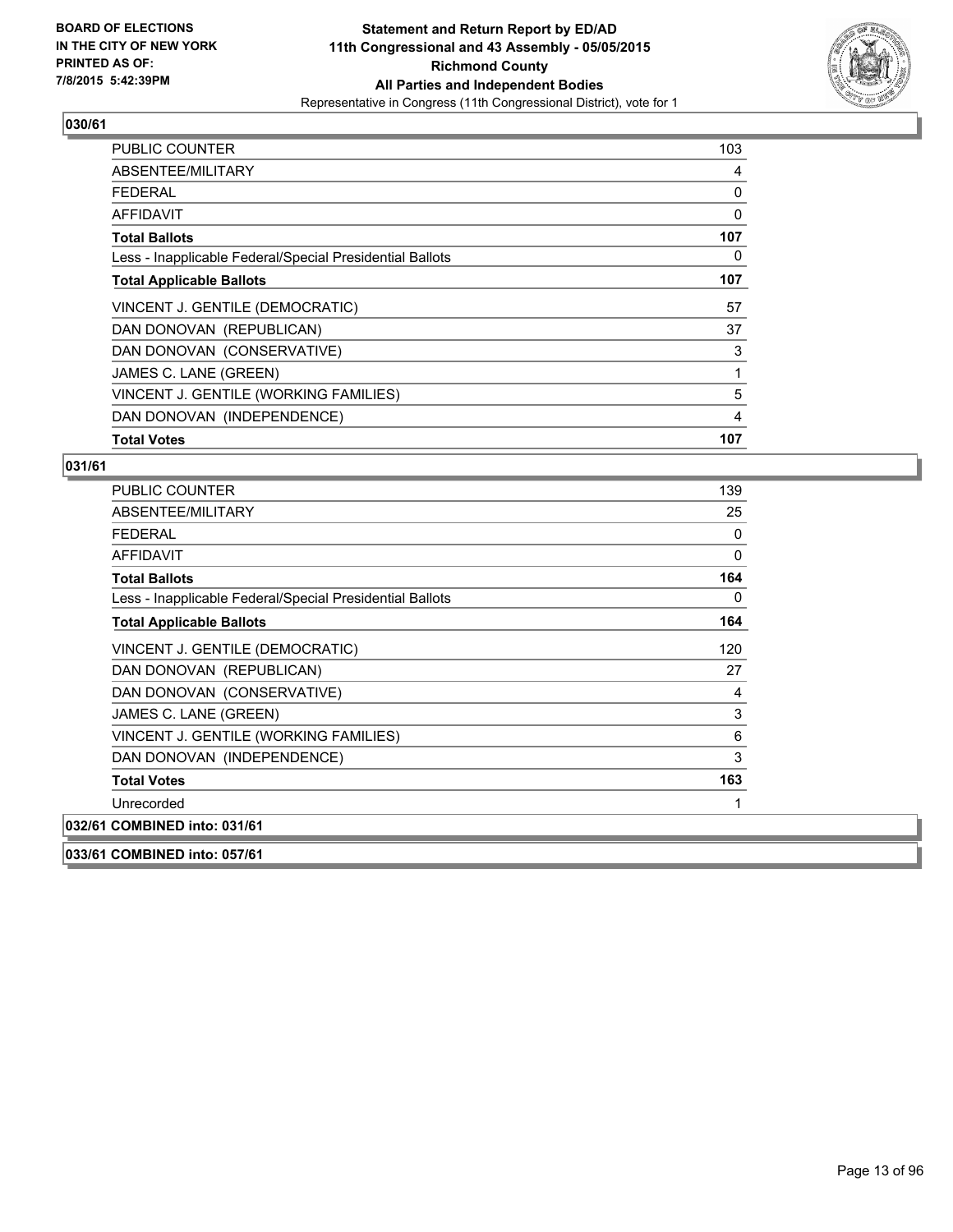**BOARD OF ELECTIONS IN THE CITY OF NEW YORK PRINTED AS OF: 7/8/2015 5:42:39PM**

**Statement and Return Report by ED/AD 11th Congressional and 43 Assembly - 05/05/2015 Richmond County All Parties and Independent Bodies**

Representative in Congress (11th Congressional District), vote for 1

## 030/61

| | |
|---|---|
| PUBLIC COUNTER | 103 |
| ABSENTEE/MILITARY | 4 |
| FEDERAL | 0 |
| AFFIDAVIT | 0 |
| **Total Ballots** | **107** |
| Less - Inapplicable Federal/Special Presidential Ballots | 0 |
| **Total Applicable Ballots** | **107** |
| VINCENT J. GENTILE (DEMOCRATIC) | 57 |
| DAN DONOVAN (REPUBLICAN) | 37 |
| DAN DONOVAN (CONSERVATIVE) | 3 |
| JAMES C. LANE (GREEN) | 1 |
| VINCENT J. GENTILE (WORKING FAMILIES) | 5 |
| DAN DONOVAN (INDEPENDENCE) | 4 |
| **Total Votes** | **107** |

## 031/61

| | |
|---|---|
| PUBLIC COUNTER | 139 |
| ABSENTEE/MILITARY | 25 |
| FEDERAL | 0 |
| AFFIDAVIT | 0 |
| **Total Ballots** | **164** |
| Less - Inapplicable Federal/Special Presidential Ballots | 0 |
| **Total Applicable Ballots** | **164** |
| VINCENT J. GENTILE (DEMOCRATIC) | 120 |
| DAN DONOVAN (REPUBLICAN) | 27 |
| DAN DONOVAN (CONSERVATIVE) | 4 |
| JAMES C. LANE (GREEN) | 3 |
| VINCENT J. GENTILE (WORKING FAMILIES) | 6 |
| DAN DONOVAN (INDEPENDENCE) | 3 |
| **Total Votes** | **163** |
| Unrecorded | 1 |

## 032/61 COMBINED into: 031/61

## 033/61 COMBINED into: 057/61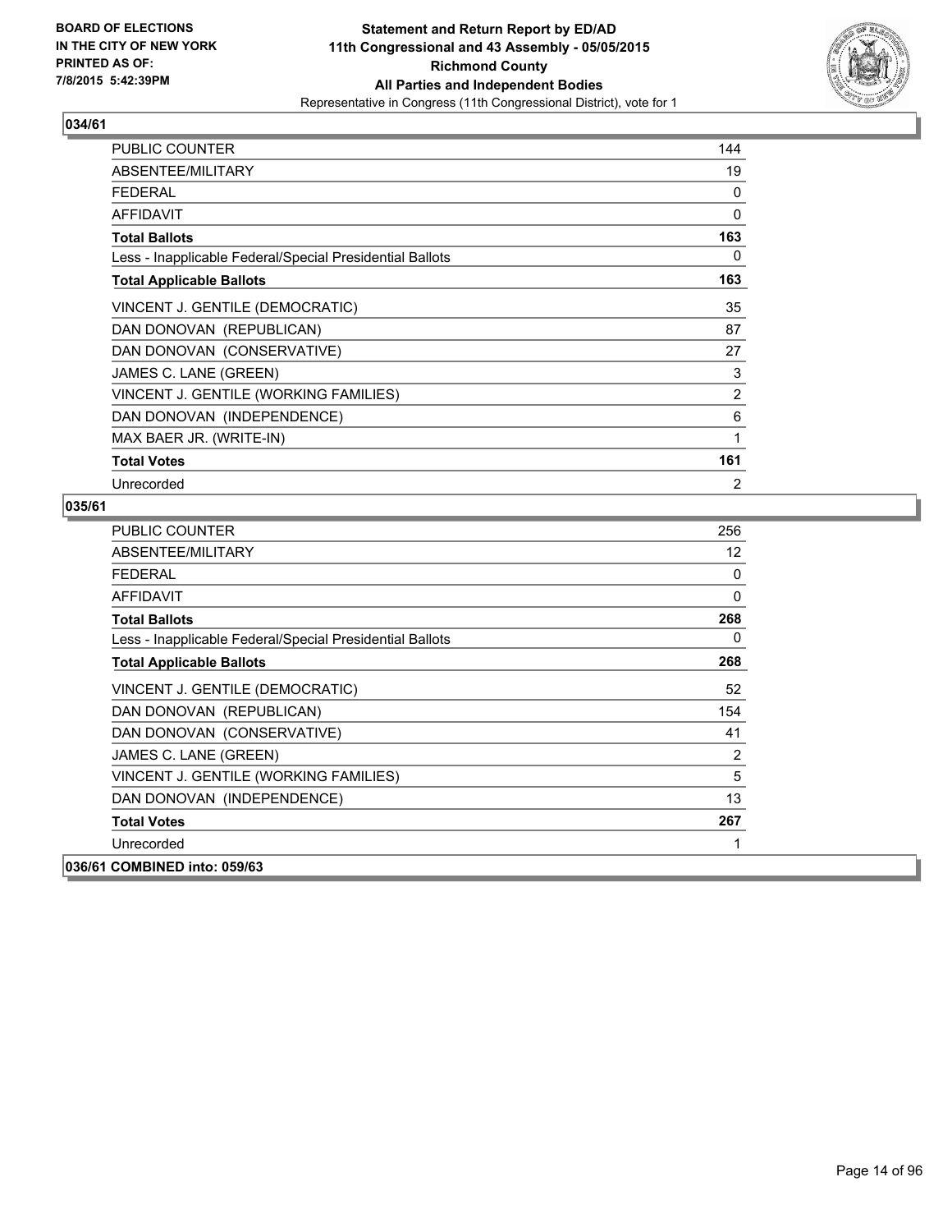**BOARD OF ELECTIONS IN THE CITY OF NEW YORK PRINTED AS OF: 7/8/2015 5:42:39PM**

**Statement and Return Report by ED/AD**
**11th Congressional and 43 Assembly - 05/05/2015**
**Richmond County**
**All Parties and Independent Bodies**
Representative in Congress (11th Congressional District), vote for 1

### 034/61

| | |
|---|---|
| PUBLIC COUNTER | 144 |
| ABSENTEE/MILITARY | 19 |
| FEDERAL | 0 |
| AFFIDAVIT | 0 |
| **Total Ballots** | **163** |
| Less - Inapplicable Federal/Special Presidential Ballots | 0 |
| **Total Applicable Ballots** | **163** |
| VINCENT J. GENTILE (DEMOCRATIC) | 35 |
| DAN DONOVAN (REPUBLICAN) | 87 |
| DAN DONOVAN (CONSERVATIVE) | 27 |
| JAMES C. LANE (GREEN) | 3 |
| VINCENT J. GENTILE (WORKING FAMILIES) | 2 |
| DAN DONOVAN (INDEPENDENCE) | 6 |
| MAX BAER JR. (WRITE-IN) | 1 |
| **Total Votes** | **161** |
| Unrecorded | 2 |

### 035/61

| | |
|---|---|
| PUBLIC COUNTER | 256 |
| ABSENTEE/MILITARY | 12 |
| FEDERAL | 0 |
| AFFIDAVIT | 0 |
| **Total Ballots** | **268** |
| Less - Inapplicable Federal/Special Presidential Ballots | 0 |
| **Total Applicable Ballots** | **268** |
| VINCENT J. GENTILE (DEMOCRATIC) | 52 |
| DAN DONOVAN (REPUBLICAN) | 154 |
| DAN DONOVAN (CONSERVATIVE) | 41 |
| JAMES C. LANE (GREEN) | 2 |
| VINCENT J. GENTILE (WORKING FAMILIES) | 5 |
| DAN DONOVAN (INDEPENDENCE) | 13 |
| **Total Votes** | **267** |
| Unrecorded | 1 |

### 036/61 COMBINED into: 059/63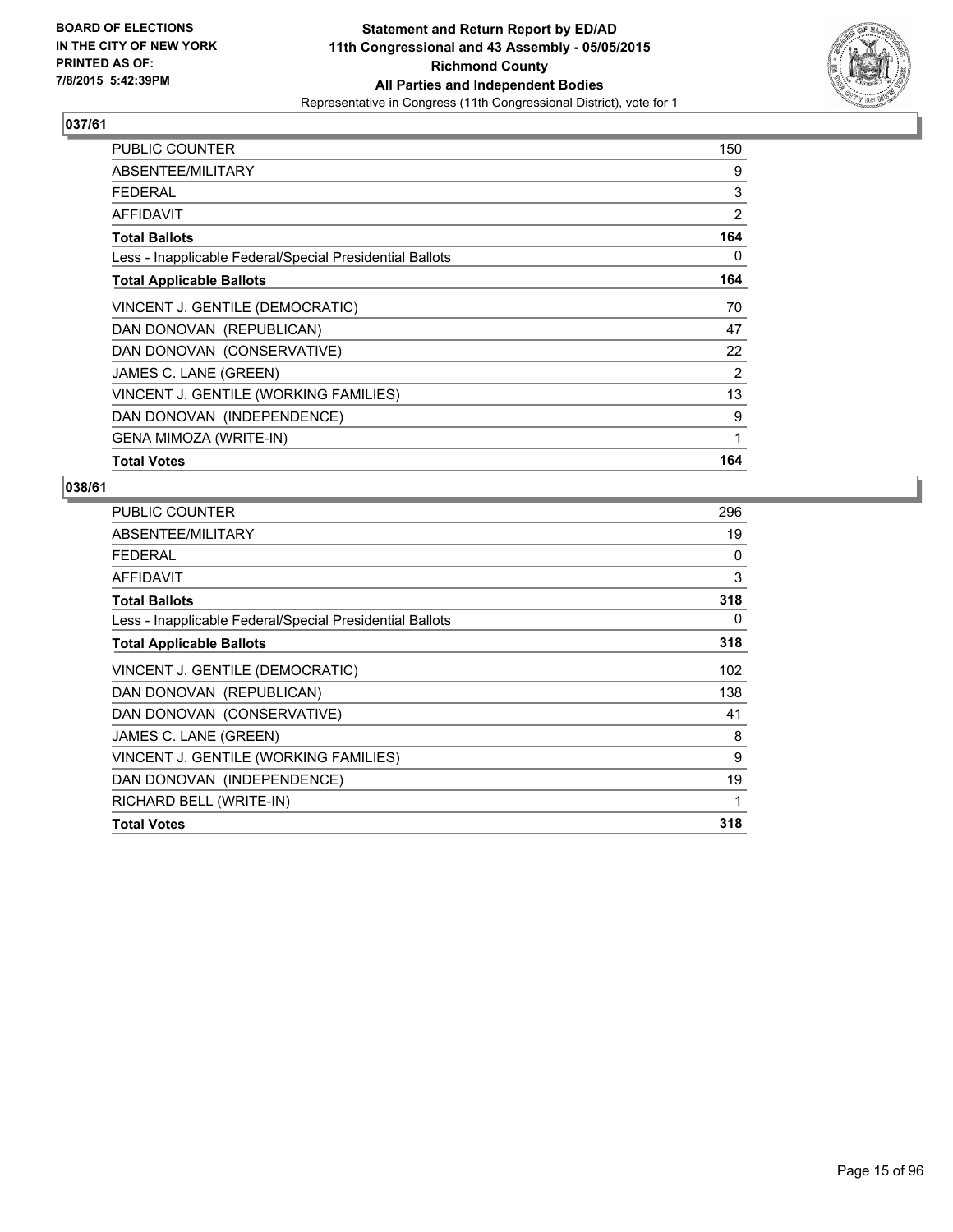BOARD OF ELECTIONS
IN THE CITY OF NEW YORK
PRINTED AS OF:
7/8/2015 5:42:39PM

**Statement and Return Report by ED/AD**
**11th Congressional and 43 Assembly - 05/05/2015**
**Richmond County**
**All Parties and Independent Bodies**
Representative in Congress (11th Congressional District), vote for 1

### 037/61

| | |
|---|---|
| PUBLIC COUNTER | 150 |
| ABSENTEE/MILITARY | 9 |
| FEDERAL | 3 |
| AFFIDAVIT | 2 |
| **Total Ballots** | **164** |
| Less - Inapplicable Federal/Special Presidential Ballots | 0 |
| **Total Applicable Ballots** | **164** |
| VINCENT J. GENTILE (DEMOCRATIC) | 70 |
| DAN DONOVAN (REPUBLICAN) | 47 |
| DAN DONOVAN (CONSERVATIVE) | 22 |
| JAMES C. LANE (GREEN) | 2 |
| VINCENT J. GENTILE (WORKING FAMILIES) | 13 |
| DAN DONOVAN (INDEPENDENCE) | 9 |
| GENA MIMOZA (WRITE-IN) | 1 |
| **Total Votes** | **164** |

### 038/61

| | |
|---|---|
| PUBLIC COUNTER | 296 |
| ABSENTEE/MILITARY | 19 |
| FEDERAL | 0 |
| AFFIDAVIT | 3 |
| **Total Ballots** | **318** |
| Less - Inapplicable Federal/Special Presidential Ballots | 0 |
| **Total Applicable Ballots** | **318** |
| VINCENT J. GENTILE (DEMOCRATIC) | 102 |
| DAN DONOVAN (REPUBLICAN) | 138 |
| DAN DONOVAN (CONSERVATIVE) | 41 |
| JAMES C. LANE (GREEN) | 8 |
| VINCENT J. GENTILE (WORKING FAMILIES) | 9 |
| DAN DONOVAN (INDEPENDENCE) | 19 |
| RICHARD BELL (WRITE-IN) | 1 |
| **Total Votes** | **318** |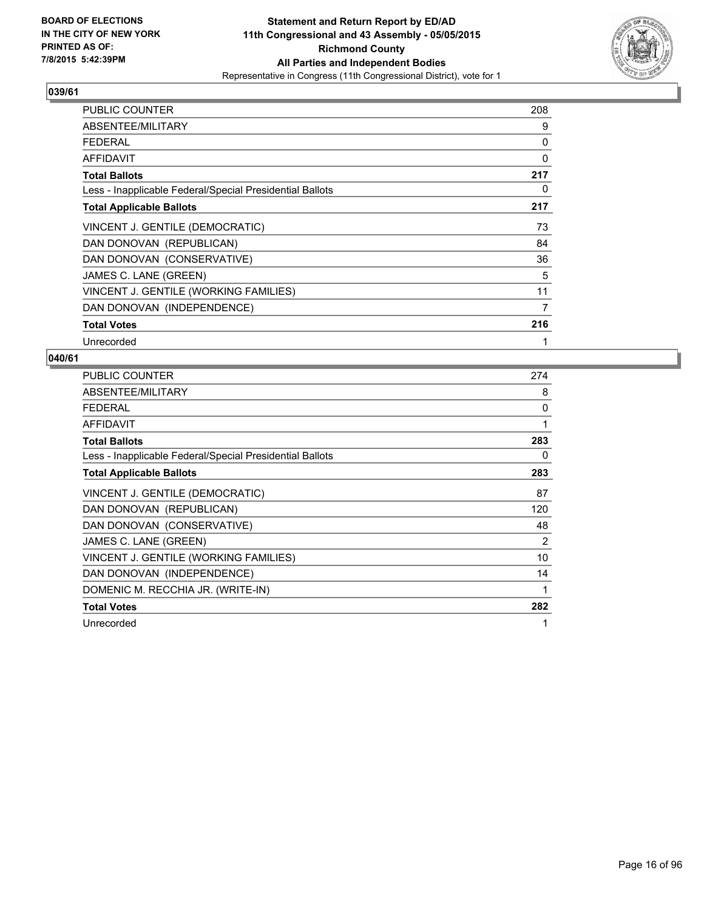BOARD OF ELECTIONS
IN THE CITY OF NEW YORK
PRINTED AS OF:
7/8/2015 5:42:39PM

**Statement and Return Report by ED/AD**
**11th Congressional and 43 Assembly - 05/05/2015**
**Richmond County**
**All Parties and Independent Bodies**
Representative in Congress (11th Congressional District), vote for 1

## 039/61

| | |
|---|---|
| PUBLIC COUNTER | 208 |
| ABSENTEE/MILITARY | 9 |
| FEDERAL | 0 |
| AFFIDAVIT | 0 |
| **Total Ballots** | **217** |
| Less - Inapplicable Federal/Special Presidential Ballots | 0 |
| **Total Applicable Ballots** | **217** |
| VINCENT J. GENTILE (DEMOCRATIC) | 73 |
| DAN DONOVAN (REPUBLICAN) | 84 |
| DAN DONOVAN (CONSERVATIVE) | 36 |
| JAMES C. LANE (GREEN) | 5 |
| VINCENT J. GENTILE (WORKING FAMILIES) | 11 |
| DAN DONOVAN (INDEPENDENCE) | 7 |
| **Total Votes** | **216** |
| Unrecorded | 1 |

## 040/61

| | |
|---|---|
| PUBLIC COUNTER | 274 |
| ABSENTEE/MILITARY | 8 |
| FEDERAL | 0 |
| AFFIDAVIT | 1 |
| **Total Ballots** | **283** |
| Less - Inapplicable Federal/Special Presidential Ballots | 0 |
| **Total Applicable Ballots** | **283** |
| VINCENT J. GENTILE (DEMOCRATIC) | 87 |
| DAN DONOVAN (REPUBLICAN) | 120 |
| DAN DONOVAN (CONSERVATIVE) | 48 |
| JAMES C. LANE (GREEN) | 2 |
| VINCENT J. GENTILE (WORKING FAMILIES) | 10 |
| DAN DONOVAN (INDEPENDENCE) | 14 |
| DOMENIC M. RECCHIA JR. (WRITE-IN) | 1 |
| **Total Votes** | **282** |
| Unrecorded | 1 |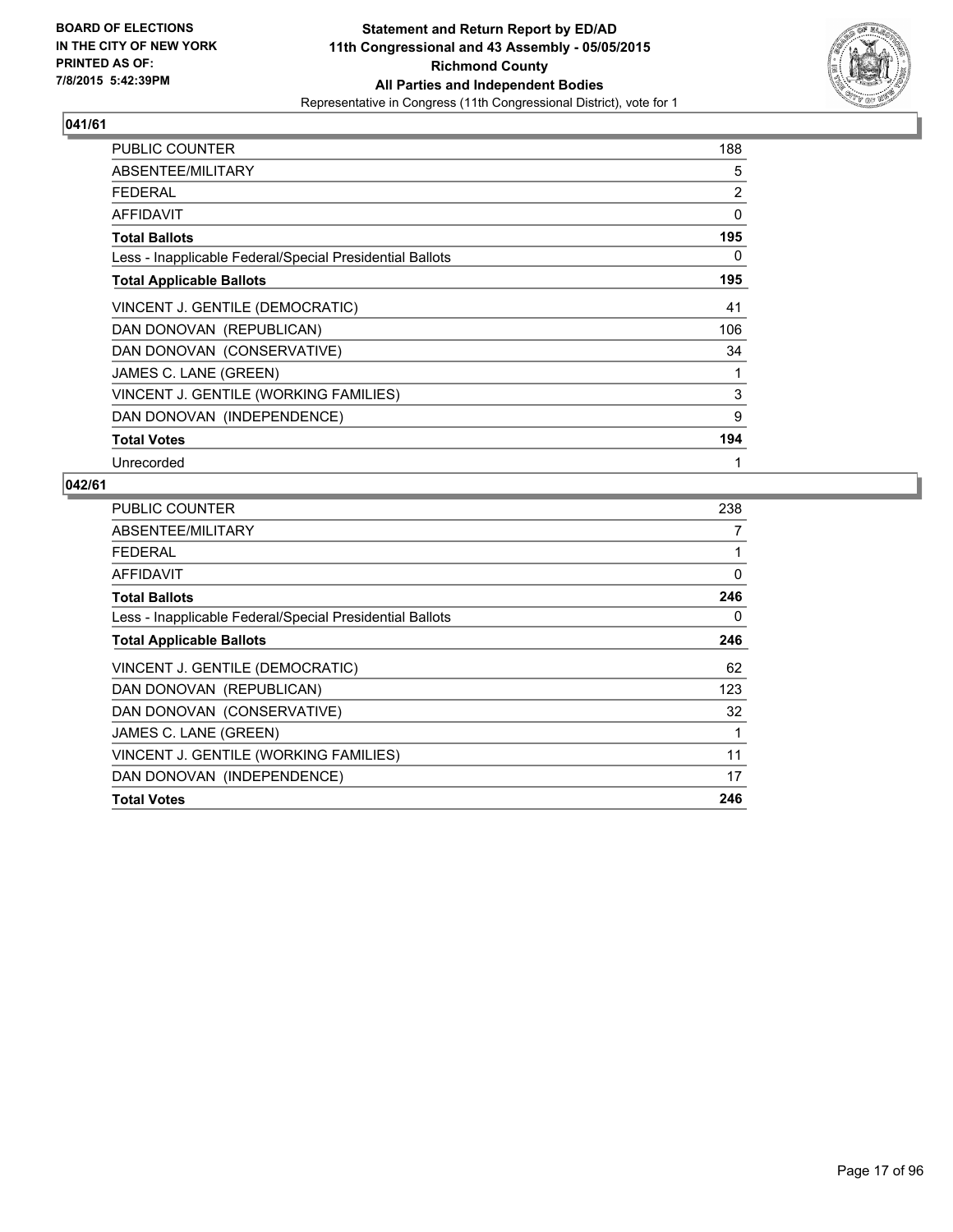**BOARD OF ELECTIONS IN THE CITY OF NEW YORK PRINTED AS OF: 7/8/2015 5:42:39PM**

**Statement and Return Report by ED/AD**
**11th Congressional and 43 Assembly - 05/05/2015**
**Richmond County**
**All Parties and Independent Bodies**
Representative in Congress (11th Congressional District), vote for 1

**041/61**

| | |
|---|---|
| PUBLIC COUNTER | 188 |
| ABSENTEE/MILITARY | 5 |
| FEDERAL | 2 |
| AFFIDAVIT | 0 |
| **Total Ballots** | **195** |
| Less - Inapplicable Federal/Special Presidential Ballots | 0 |
| **Total Applicable Ballots** | **195** |
| VINCENT J. GENTILE (DEMOCRATIC) | 41 |
| DAN DONOVAN (REPUBLICAN) | 106 |
| DAN DONOVAN (CONSERVATIVE) | 34 |
| JAMES C. LANE (GREEN) | 1 |
| VINCENT J. GENTILE (WORKING FAMILIES) | 3 |
| DAN DONOVAN (INDEPENDENCE) | 9 |
| **Total Votes** | **194** |
| Unrecorded | 1 |

**042/61**

| | |
|---|---|
| PUBLIC COUNTER | 238 |
| ABSENTEE/MILITARY | 7 |
| FEDERAL | 1 |
| AFFIDAVIT | 0 |
| **Total Ballots** | **246** |
| Less - Inapplicable Federal/Special Presidential Ballots | 0 |
| **Total Applicable Ballots** | **246** |
| VINCENT J. GENTILE (DEMOCRATIC) | 62 |
| DAN DONOVAN (REPUBLICAN) | 123 |
| DAN DONOVAN (CONSERVATIVE) | 32 |
| JAMES C. LANE (GREEN) | 1 |
| VINCENT J. GENTILE (WORKING FAMILIES) | 11 |
| DAN DONOVAN (INDEPENDENCE) | 17 |
| **Total Votes** | **246** |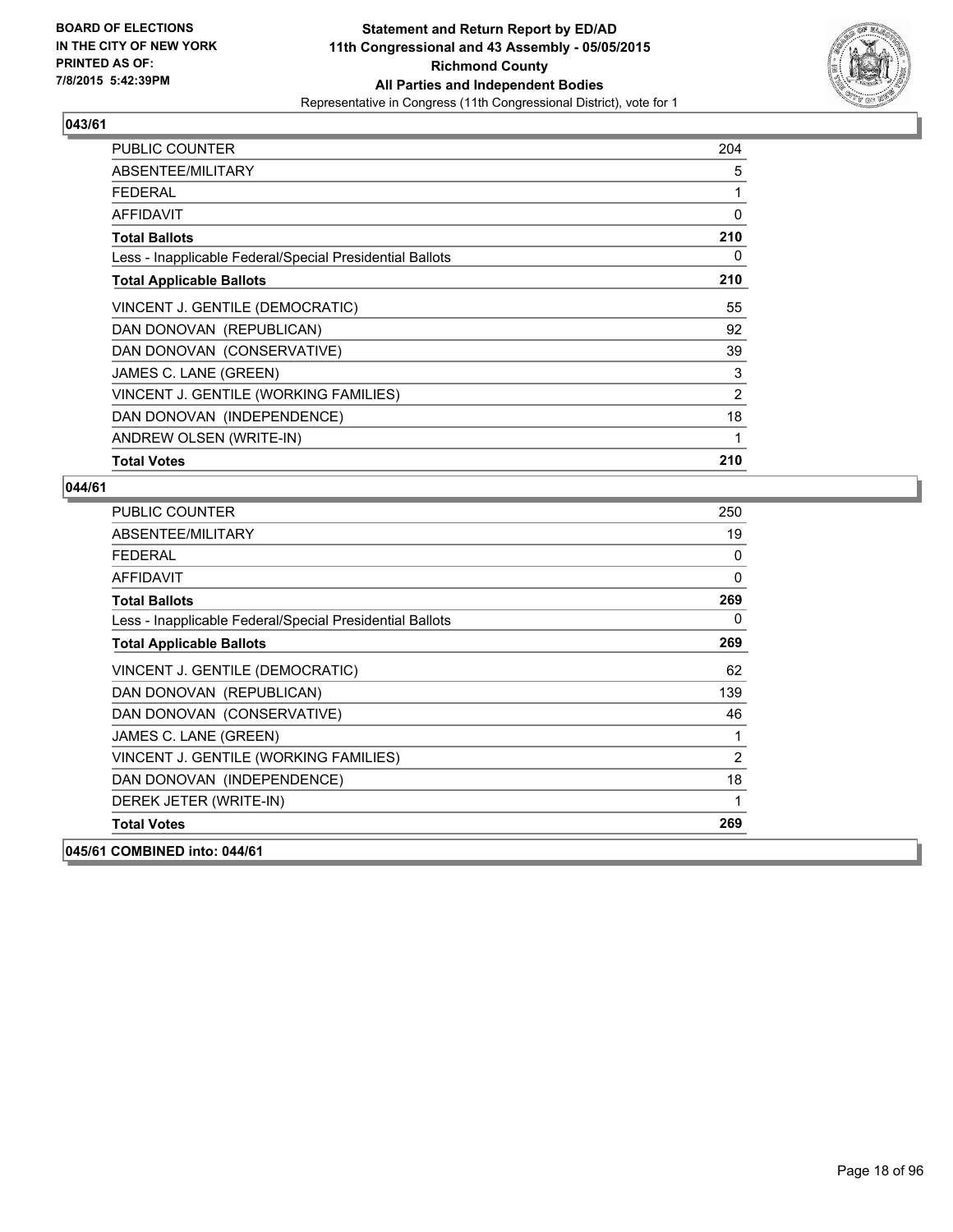**BOARD OF ELECTIONS IN THE CITY OF NEW YORK PRINTED AS OF: 7/8/2015 5:42:39PM**

**Statement and Return Report by ED/AD 11th Congressional and 43 Assembly - 05/05/2015 Richmond County All Parties and Independent Bodies**

Representative in Congress (11th Congressional District), vote for 1

## 043/61

| | |
|---|---|
| PUBLIC COUNTER | 204 |
| ABSENTEE/MILITARY | 5 |
| FEDERAL | 1 |
| AFFIDAVIT | 0 |
| **Total Ballots** | **210** |
| Less - Inapplicable Federal/Special Presidential Ballots | 0 |
| **Total Applicable Ballots** | **210** |
| VINCENT J. GENTILE (DEMOCRATIC) | 55 |
| DAN DONOVAN (REPUBLICAN) | 92 |
| DAN DONOVAN (CONSERVATIVE) | 39 |
| JAMES C. LANE (GREEN) | 3 |
| VINCENT J. GENTILE (WORKING FAMILIES) | 2 |
| DAN DONOVAN (INDEPENDENCE) | 18 |
| ANDREW OLSEN (WRITE-IN) | 1 |
| **Total Votes** | **210** |

## 044/61

| | |
|---|---|
| PUBLIC COUNTER | 250 |
| ABSENTEE/MILITARY | 19 |
| FEDERAL | 0 |
| AFFIDAVIT | 0 |
| **Total Ballots** | **269** |
| Less - Inapplicable Federal/Special Presidential Ballots | 0 |
| **Total Applicable Ballots** | **269** |
| VINCENT J. GENTILE (DEMOCRATIC) | 62 |
| DAN DONOVAN (REPUBLICAN) | 139 |
| DAN DONOVAN (CONSERVATIVE) | 46 |
| JAMES C. LANE (GREEN) | 1 |
| VINCENT J. GENTILE (WORKING FAMILIES) | 2 |
| DAN DONOVAN (INDEPENDENCE) | 18 |
| DEREK JETER (WRITE-IN) | 1 |
| **Total Votes** | **269** |

## 045/61 COMBINED into: 044/61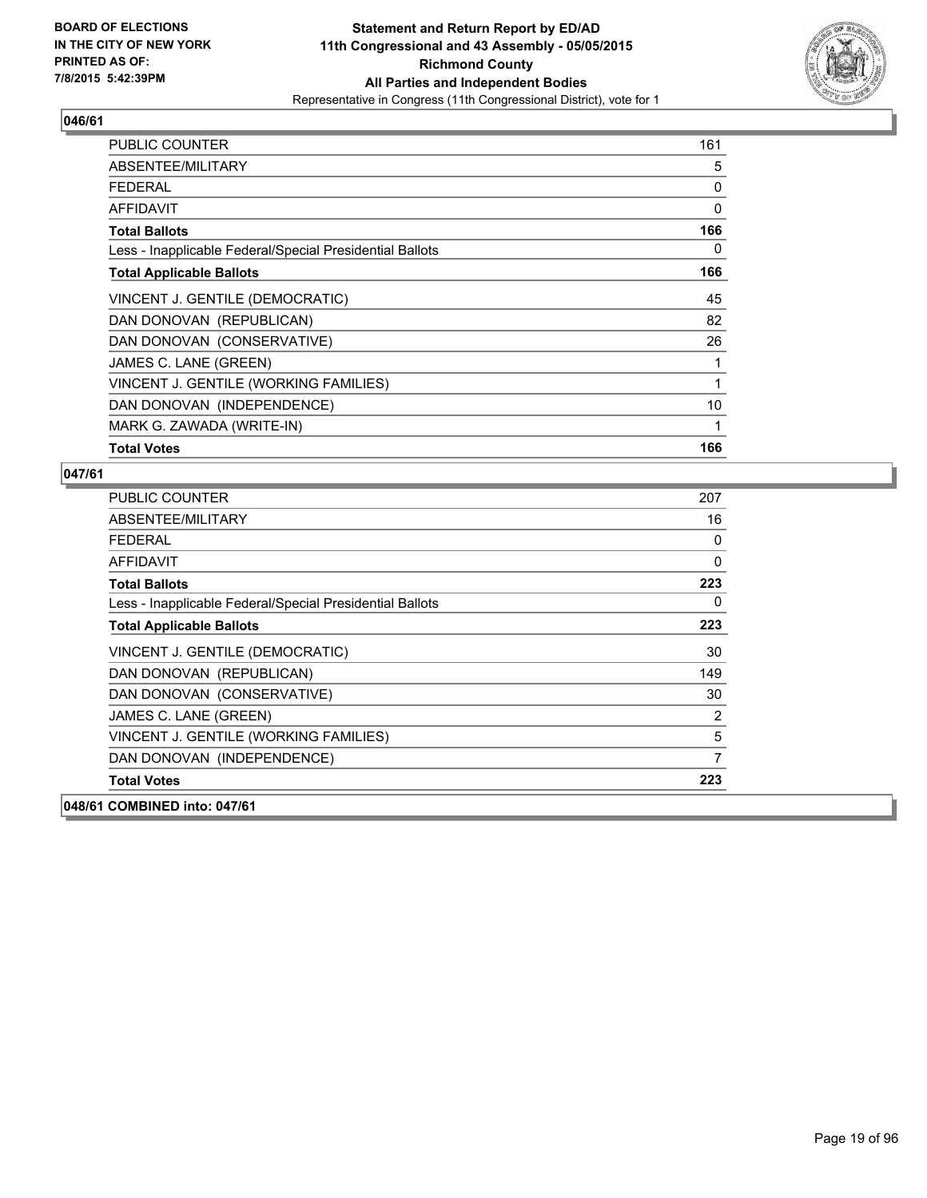**BOARD OF ELECTIONS IN THE CITY OF NEW YORK PRINTED AS OF: 7/8/2015 5:42:39PM**

**Statement and Return Report by ED/AD**
**11th Congressional and 43 Assembly - 05/05/2015**
**Richmond County**
**All Parties and Independent Bodies**
Representative in Congress (11th Congressional District), vote for 1

## 046/61

| | |
|---|---|
| PUBLIC COUNTER | 161 |
| ABSENTEE/MILITARY | 5 |
| FEDERAL | 0 |
| AFFIDAVIT | 0 |
| **Total Ballots** | **166** |
| Less - Inapplicable Federal/Special Presidential Ballots | 0 |
| **Total Applicable Ballots** | **166** |
| VINCENT J. GENTILE (DEMOCRATIC) | 45 |
| DAN DONOVAN (REPUBLICAN) | 82 |
| DAN DONOVAN (CONSERVATIVE) | 26 |
| JAMES C. LANE (GREEN) | 1 |
| VINCENT J. GENTILE (WORKING FAMILIES) | 1 |
| DAN DONOVAN (INDEPENDENCE) | 10 |
| MARK G. ZAWADA (WRITE-IN) | 1 |
| **Total Votes** | **166** |

## 047/61

| | |
|---|---|
| PUBLIC COUNTER | 207 |
| ABSENTEE/MILITARY | 16 |
| FEDERAL | 0 |
| AFFIDAVIT | 0 |
| **Total Ballots** | **223** |
| Less - Inapplicable Federal/Special Presidential Ballots | 0 |
| **Total Applicable Ballots** | **223** |
| VINCENT J. GENTILE (DEMOCRATIC) | 30 |
| DAN DONOVAN (REPUBLICAN) | 149 |
| DAN DONOVAN (CONSERVATIVE) | 30 |
| JAMES C. LANE (GREEN) | 2 |
| VINCENT J. GENTILE (WORKING FAMILIES) | 5 |
| DAN DONOVAN (INDEPENDENCE) | 7 |
| **Total Votes** | **223** |

## 048/61 COMBINED into: 047/61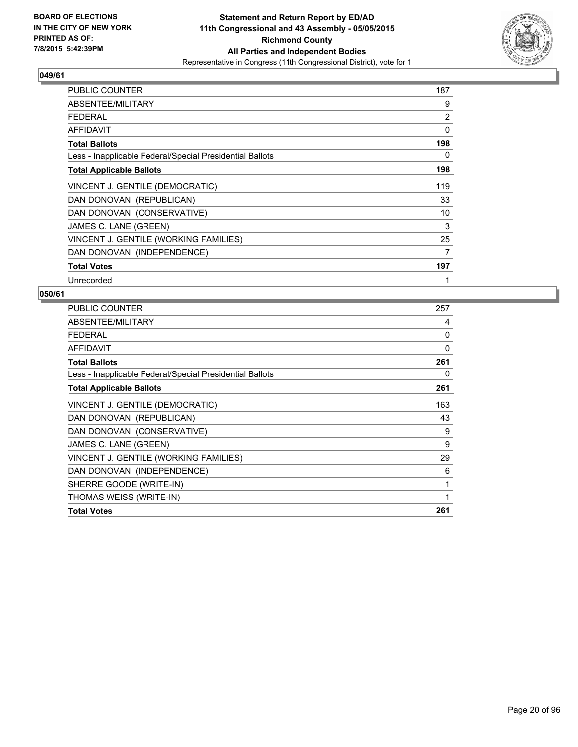BOARD OF ELECTIONS
IN THE CITY OF NEW YORK
PRINTED AS OF:
7/8/2015 5:42:39PM

**Statement and Return Report by ED/AD**
**11th Congressional and 43 Assembly - 05/05/2015**
**Richmond County**
**All Parties and Independent Bodies**
Representative in Congress (11th Congressional District), vote for 1

**049/61**

| | |
|---|---|
| PUBLIC COUNTER | 187 |
| ABSENTEE/MILITARY | 9 |
| FEDERAL | 2 |
| AFFIDAVIT | 0 |
| **Total Ballots** | **198** |
| Less - Inapplicable Federal/Special Presidential Ballots | 0 |
| **Total Applicable Ballots** | **198** |
| VINCENT J. GENTILE (DEMOCRATIC) | 119 |
| DAN DONOVAN (REPUBLICAN) | 33 |
| DAN DONOVAN (CONSERVATIVE) | 10 |
| JAMES C. LANE (GREEN) | 3 |
| VINCENT J. GENTILE (WORKING FAMILIES) | 25 |
| DAN DONOVAN (INDEPENDENCE) | 7 |
| **Total Votes** | **197** |
| Unrecorded | 1 |

**050/61**

| | |
|---|---|
| PUBLIC COUNTER | 257 |
| ABSENTEE/MILITARY | 4 |
| FEDERAL | 0 |
| AFFIDAVIT | 0 |
| **Total Ballots** | **261** |
| Less - Inapplicable Federal/Special Presidential Ballots | 0 |
| **Total Applicable Ballots** | **261** |
| VINCENT J. GENTILE (DEMOCRATIC) | 163 |
| DAN DONOVAN (REPUBLICAN) | 43 |
| DAN DONOVAN (CONSERVATIVE) | 9 |
| JAMES C. LANE (GREEN) | 9 |
| VINCENT J. GENTILE (WORKING FAMILIES) | 29 |
| DAN DONOVAN (INDEPENDENCE) | 6 |
| SHERRE GOODE (WRITE-IN) | 1 |
| THOMAS WEISS (WRITE-IN) | 1 |
| **Total Votes** | **261** |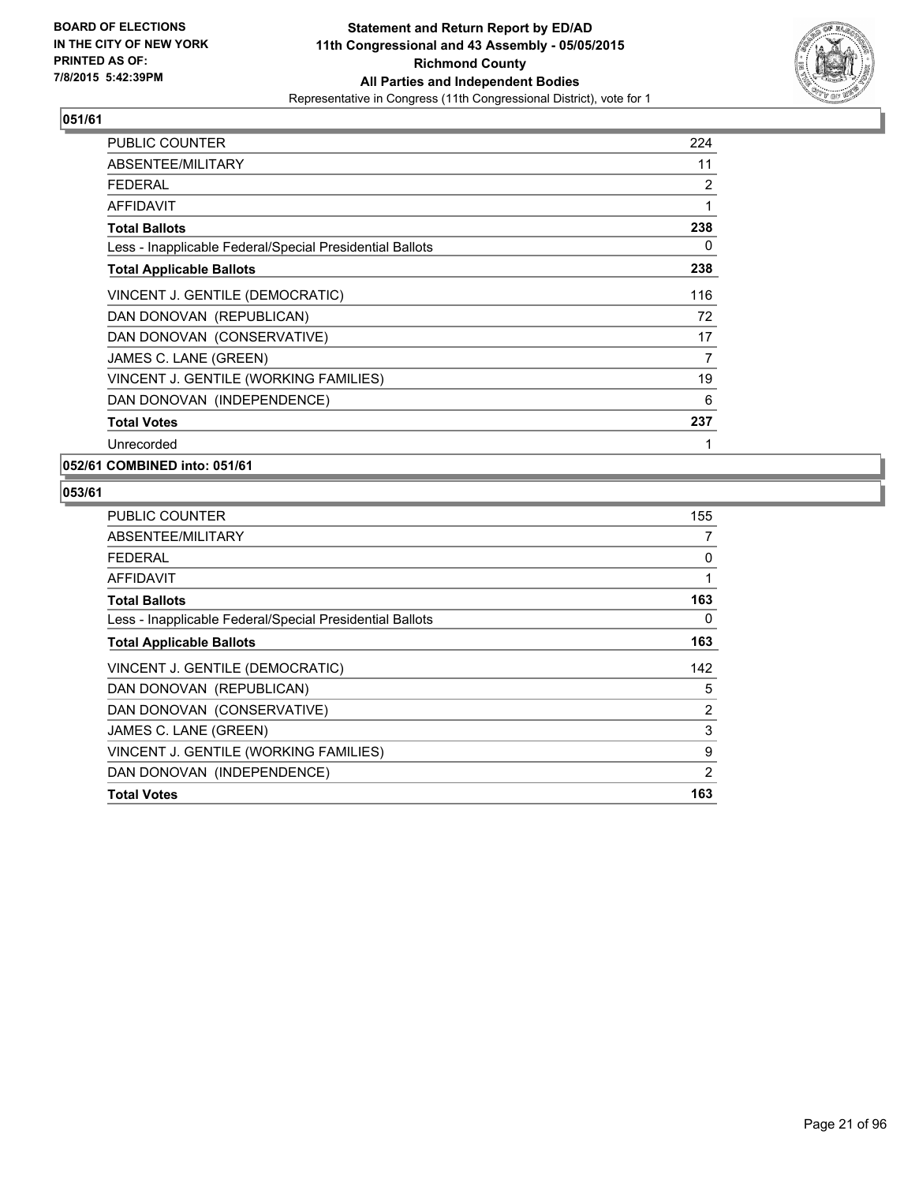**BOARD OF ELECTIONS IN THE CITY OF NEW YORK PRINTED AS OF: 7/8/2015 5:42:39PM**

# Statement and Return Report by ED/AD
## 11th Congressional and 43 Assembly - 05/05/2015
## Richmond County
## All Parties and Independent Bodies
Representative in Congress (11th Congressional District), vote for 1

### 051/61

| | |
|---|---|
| PUBLIC COUNTER | 224 |
| ABSENTEE/MILITARY | 11 |
| FEDERAL | 2 |
| AFFIDAVIT | 1 |
| **Total Ballots** | **238** |
| Less - Inapplicable Federal/Special Presidential Ballots | 0 |
| **Total Applicable Ballots** | **238** |
| VINCENT J. GENTILE (DEMOCRATIC) | 116 |
| DAN DONOVAN (REPUBLICAN) | 72 |
| DAN DONOVAN (CONSERVATIVE) | 17 |
| JAMES C. LANE (GREEN) | 7 |
| VINCENT J. GENTILE (WORKING FAMILIES) | 19 |
| DAN DONOVAN (INDEPENDENCE) | 6 |
| **Total Votes** | **237** |
| Unrecorded | 1 |

### 052/61 COMBINED into: 051/61

### 053/61

| | |
|---|---|
| PUBLIC COUNTER | 155 |
| ABSENTEE/MILITARY | 7 |
| FEDERAL | 0 |
| AFFIDAVIT | 1 |
| **Total Ballots** | **163** |
| Less - Inapplicable Federal/Special Presidential Ballots | 0 |
| **Total Applicable Ballots** | **163** |
| VINCENT J. GENTILE (DEMOCRATIC) | 142 |
| DAN DONOVAN (REPUBLICAN) | 5 |
| DAN DONOVAN (CONSERVATIVE) | 2 |
| JAMES C. LANE (GREEN) | 3 |
| VINCENT J. GENTILE (WORKING FAMILIES) | 9 |
| DAN DONOVAN (INDEPENDENCE) | 2 |
| **Total Votes** | **163** |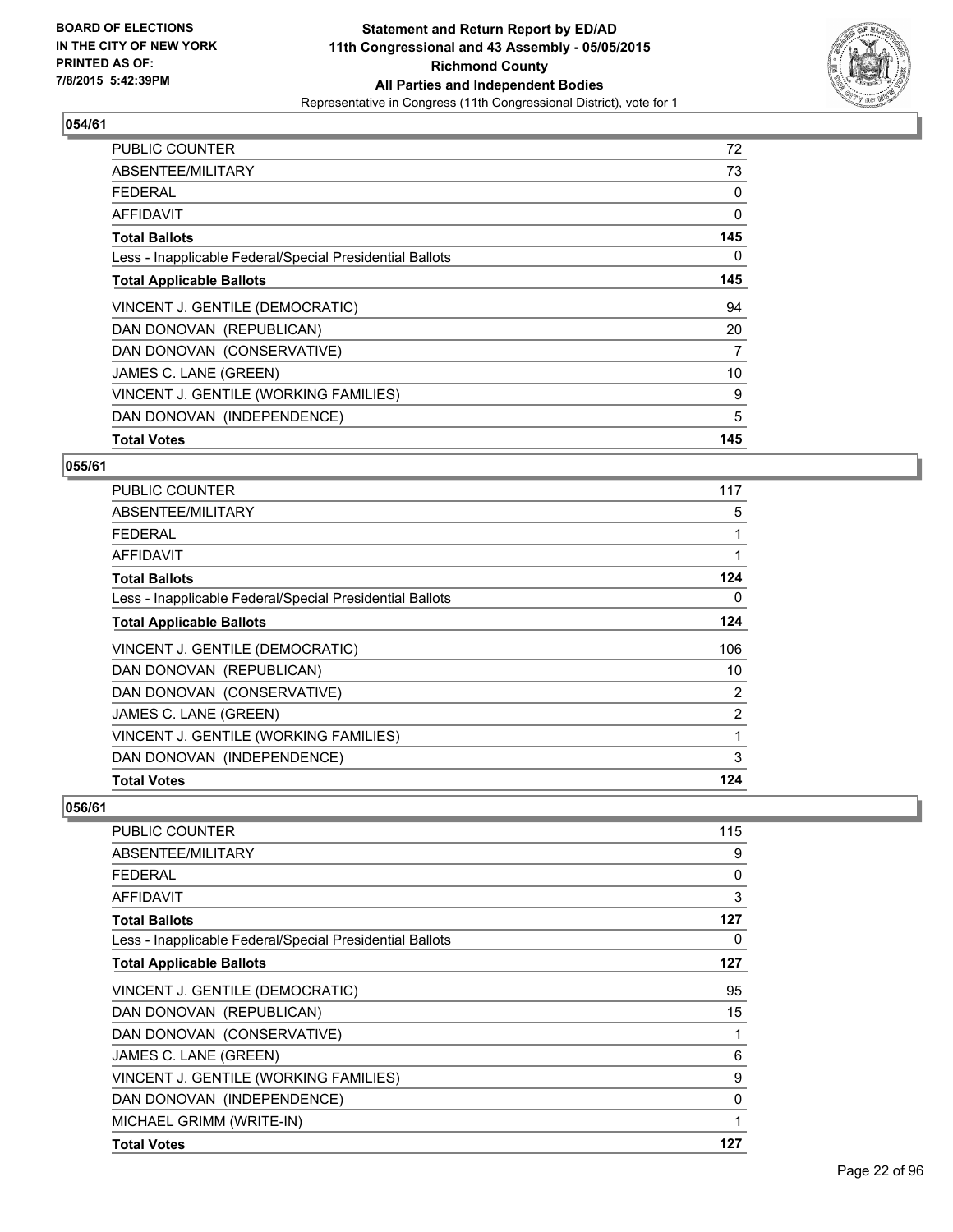**Statement and Return Report by ED/AD**
**11th Congressional and 43 Assembly - 05/05/2015**
**Richmond County**
**All Parties and Independent Bodies**
Representative in Congress (11th Congressional District), vote for 1

BOARD OF ELECTIONS
IN THE CITY OF NEW YORK
PRINTED AS OF:
7/8/2015 5:42:39PM

### 054/61

| | |
|---|---|
| PUBLIC COUNTER | 72 |
| ABSENTEE/MILITARY | 73 |
| FEDERAL | 0 |
| AFFIDAVIT | 0 |
| **Total Ballots** | **145** |
| Less - Inapplicable Federal/Special Presidential Ballots | 0 |
| **Total Applicable Ballots** | **145** |
| VINCENT J. GENTILE (DEMOCRATIC) | 94 |
| DAN DONOVAN (REPUBLICAN) | 20 |
| DAN DONOVAN (CONSERVATIVE) | 7 |
| JAMES C. LANE (GREEN) | 10 |
| VINCENT J. GENTILE (WORKING FAMILIES) | 9 |
| DAN DONOVAN (INDEPENDENCE) | 5 |
| **Total Votes** | **145** |

### 055/61

| | |
|---|---|
| PUBLIC COUNTER | 117 |
| ABSENTEE/MILITARY | 5 |
| FEDERAL | 1 |
| AFFIDAVIT | 1 |
| **Total Ballots** | **124** |
| Less - Inapplicable Federal/Special Presidential Ballots | 0 |
| **Total Applicable Ballots** | **124** |
| VINCENT J. GENTILE (DEMOCRATIC) | 106 |
| DAN DONOVAN (REPUBLICAN) | 10 |
| DAN DONOVAN (CONSERVATIVE) | 2 |
| JAMES C. LANE (GREEN) | 2 |
| VINCENT J. GENTILE (WORKING FAMILIES) | 1 |
| DAN DONOVAN (INDEPENDENCE) | 3 |
| **Total Votes** | **124** |

### 056/61

| | |
|---|---|
| PUBLIC COUNTER | 115 |
| ABSENTEE/MILITARY | 9 |
| FEDERAL | 0 |
| AFFIDAVIT | 3 |
| **Total Ballots** | **127** |
| Less - Inapplicable Federal/Special Presidential Ballots | 0 |
| **Total Applicable Ballots** | **127** |
| VINCENT J. GENTILE (DEMOCRATIC) | 95 |
| DAN DONOVAN (REPUBLICAN) | 15 |
| DAN DONOVAN (CONSERVATIVE) | 1 |
| JAMES C. LANE (GREEN) | 6 |
| VINCENT J. GENTILE (WORKING FAMILIES) | 9 |
| DAN DONOVAN (INDEPENDENCE) | 0 |
| MICHAEL GRIMM (WRITE-IN) | 1 |
| **Total Votes** | **127** |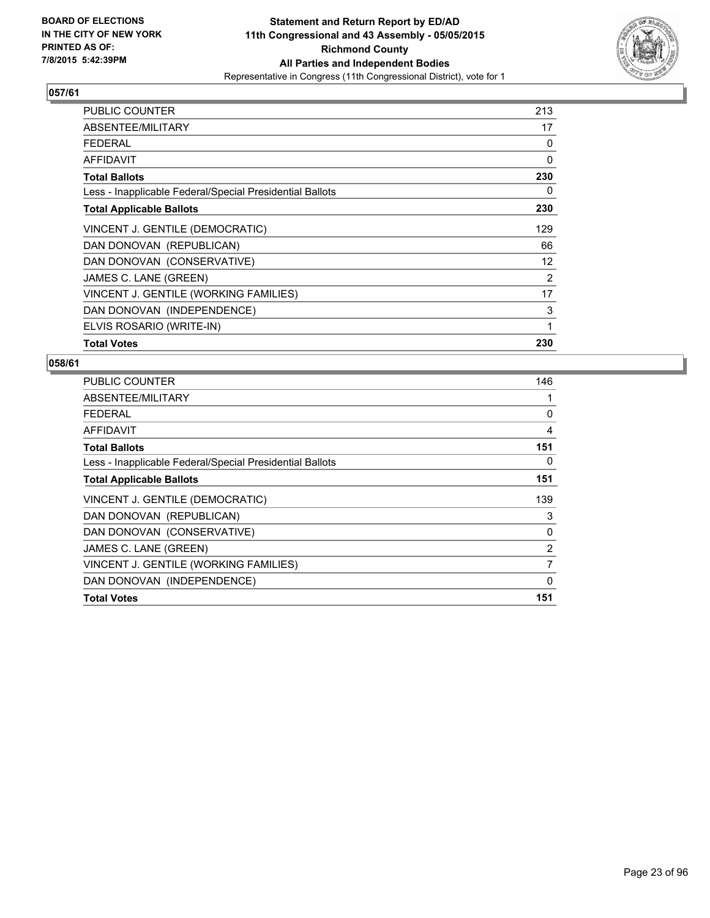**BOARD OF ELECTIONS IN THE CITY OF NEW YORK PRINTED AS OF: 7/8/2015 5:42:39PM**

**Statement and Return Report by ED/AD**
**11th Congressional and 43 Assembly - 05/05/2015**
**Richmond County**
**All Parties and Independent Bodies**
Representative in Congress (11th Congressional District), vote for 1

### 057/61

| | |
|---|---|
| PUBLIC COUNTER | 213 |
| ABSENTEE/MILITARY | 17 |
| FEDERAL | 0 |
| AFFIDAVIT | 0 |
| **Total Ballots** | **230** |
| Less - Inapplicable Federal/Special Presidential Ballots | 0 |
| **Total Applicable Ballots** | **230** |
| VINCENT J. GENTILE (DEMOCRATIC) | 129 |
| DAN DONOVAN (REPUBLICAN) | 66 |
| DAN DONOVAN (CONSERVATIVE) | 12 |
| JAMES C. LANE (GREEN) | 2 |
| VINCENT J. GENTILE (WORKING FAMILIES) | 17 |
| DAN DONOVAN (INDEPENDENCE) | 3 |
| ELVIS ROSARIO (WRITE-IN) | 1 |
| **Total Votes** | **230** |

### 058/61

| | |
|---|---|
| PUBLIC COUNTER | 146 |
| ABSENTEE/MILITARY | 1 |
| FEDERAL | 0 |
| AFFIDAVIT | 4 |
| **Total Ballots** | **151** |
| Less - Inapplicable Federal/Special Presidential Ballots | 0 |
| **Total Applicable Ballots** | **151** |
| VINCENT J. GENTILE (DEMOCRATIC) | 139 |
| DAN DONOVAN (REPUBLICAN) | 3 |
| DAN DONOVAN (CONSERVATIVE) | 0 |
| JAMES C. LANE (GREEN) | 2 |
| VINCENT J. GENTILE (WORKING FAMILIES) | 7 |
| DAN DONOVAN (INDEPENDENCE) | 0 |
| **Total Votes** | **151** |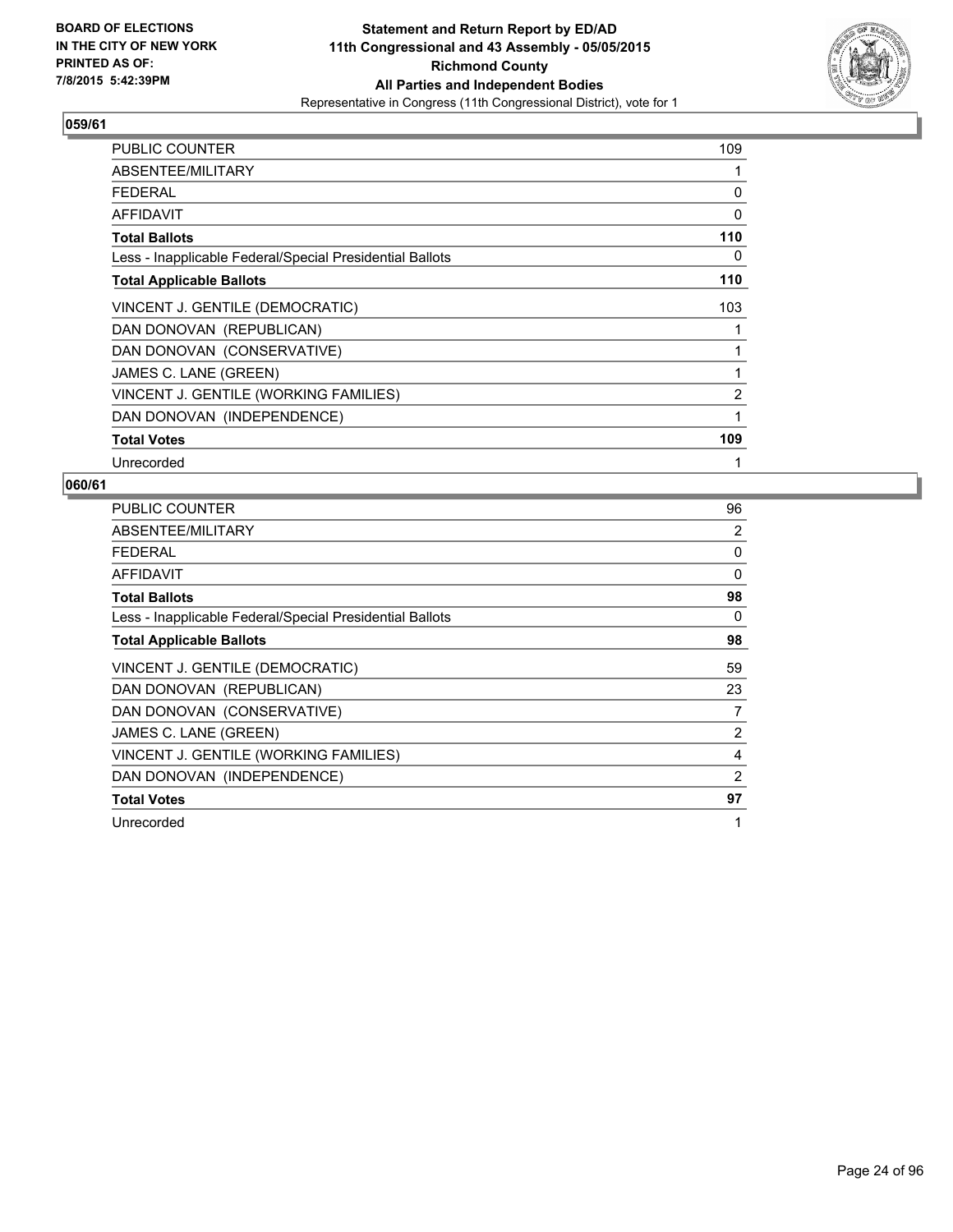**BOARD OF ELECTIONS IN THE CITY OF NEW YORK PRINTED AS OF: 7/8/2015 5:42:39PM**

**Statement and Return Report by ED/AD 11th Congressional and 43 Assembly - 05/05/2015 Richmond County All Parties and Independent Bodies**

Representative in Congress (11th Congressional District), vote for 1

## 059/61

| | |
|---|---|
| PUBLIC COUNTER | 109 |
| ABSENTEE/MILITARY | 1 |
| FEDERAL | 0 |
| AFFIDAVIT | 0 |
| **Total Ballots** | **110** |
| Less - Inapplicable Federal/Special Presidential Ballots | 0 |
| **Total Applicable Ballots** | **110** |
| VINCENT J. GENTILE (DEMOCRATIC) | 103 |
| DAN DONOVAN (REPUBLICAN) | 1 |
| DAN DONOVAN (CONSERVATIVE) | 1 |
| JAMES C. LANE (GREEN) | 1 |
| VINCENT J. GENTILE (WORKING FAMILIES) | 2 |
| DAN DONOVAN (INDEPENDENCE) | 1 |
| **Total Votes** | **109** |
| Unrecorded | 1 |

## 060/61

| | |
|---|---|
| PUBLIC COUNTER | 96 |
| ABSENTEE/MILITARY | 2 |
| FEDERAL | 0 |
| AFFIDAVIT | 0 |
| **Total Ballots** | **98** |
| Less - Inapplicable Federal/Special Presidential Ballots | 0 |
| **Total Applicable Ballots** | **98** |
| VINCENT J. GENTILE (DEMOCRATIC) | 59 |
| DAN DONOVAN (REPUBLICAN) | 23 |
| DAN DONOVAN (CONSERVATIVE) | 7 |
| JAMES C. LANE (GREEN) | 2 |
| VINCENT J. GENTILE (WORKING FAMILIES) | 4 |
| DAN DONOVAN (INDEPENDENCE) | 2 |
| **Total Votes** | **97** |
| Unrecorded | 1 |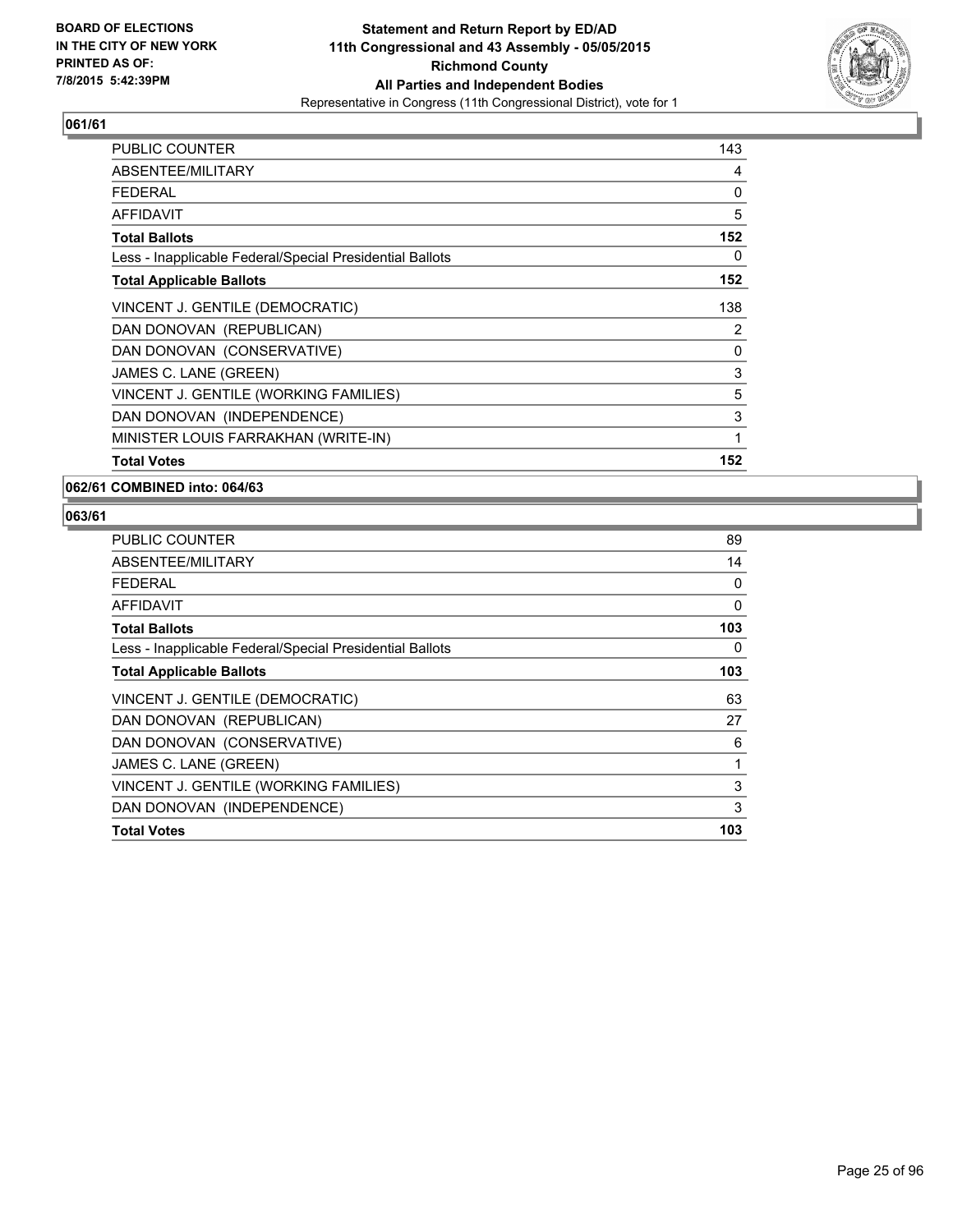**BOARD OF ELECTIONS IN THE CITY OF NEW YORK PRINTED AS OF: 7/8/2015 5:42:39PM**

**Statement and Return Report by ED/AD**
**11th Congressional and 43 Assembly - 05/05/2015**
**Richmond County**
**All Parties and Independent Bodies**
Representative in Congress (11th Congressional District), vote for 1

### 061/61

| | |
|---|---|
| PUBLIC COUNTER | 143 |
| ABSENTEE/MILITARY | 4 |
| FEDERAL | 0 |
| AFFIDAVIT | 5 |
| **Total Ballots** | **152** |
| Less - Inapplicable Federal/Special Presidential Ballots | 0 |
| **Total Applicable Ballots** | **152** |
| VINCENT J. GENTILE (DEMOCRATIC) | 138 |
| DAN DONOVAN (REPUBLICAN) | 2 |
| DAN DONOVAN (CONSERVATIVE) | 0 |
| JAMES C. LANE (GREEN) | 3 |
| VINCENT J. GENTILE (WORKING FAMILIES) | 5 |
| DAN DONOVAN (INDEPENDENCE) | 3 |
| MINISTER LOUIS FARRAKHAN (WRITE-IN) | 1 |
| **Total Votes** | **152** |

### 062/61 COMBINED into: 064/63

### 063/61

| | |
|---|---|
| PUBLIC COUNTER | 89 |
| ABSENTEE/MILITARY | 14 |
| FEDERAL | 0 |
| AFFIDAVIT | 0 |
| **Total Ballots** | **103** |
| Less - Inapplicable Federal/Special Presidential Ballots | 0 |
| **Total Applicable Ballots** | **103** |
| VINCENT J. GENTILE (DEMOCRATIC) | 63 |
| DAN DONOVAN (REPUBLICAN) | 27 |
| DAN DONOVAN (CONSERVATIVE) | 6 |
| JAMES C. LANE (GREEN) | 1 |
| VINCENT J. GENTILE (WORKING FAMILIES) | 3 |
| DAN DONOVAN (INDEPENDENCE) | 3 |
| **Total Votes** | **103** |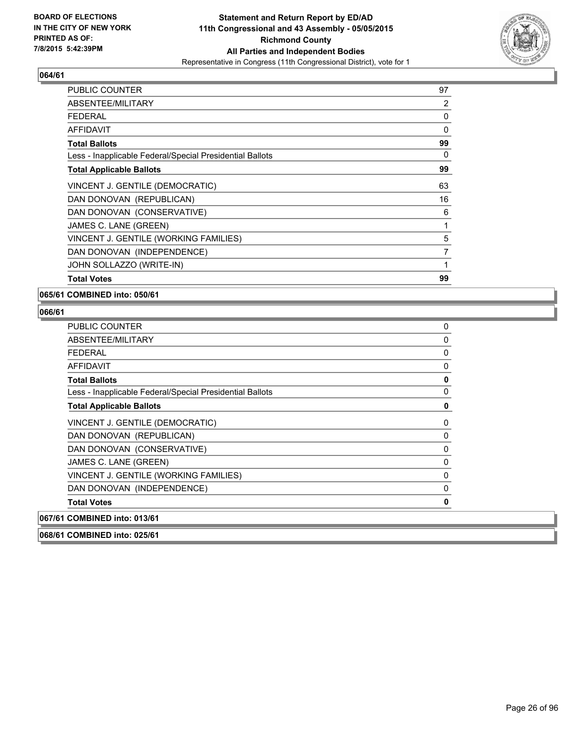**BOARD OF ELECTIONS IN THE CITY OF NEW YORK PRINTED AS OF: 7/8/2015 5:42:39PM**

**Statement and Return Report by ED/AD 11th Congressional and 43 Assembly - 05/05/2015 Richmond County All Parties and Independent Bodies**
Representative in Congress (11th Congressional District), vote for 1

### 064/61

| | |
|---|---|
| PUBLIC COUNTER | 97 |
| ABSENTEE/MILITARY | 2 |
| FEDERAL | 0 |
| AFFIDAVIT | 0 |
| **Total Ballots** | **99** |
| Less - Inapplicable Federal/Special Presidential Ballots | 0 |
| **Total Applicable Ballots** | **99** |
| VINCENT J. GENTILE (DEMOCRATIC) | 63 |
| DAN DONOVAN (REPUBLICAN) | 16 |
| DAN DONOVAN (CONSERVATIVE) | 6 |
| JAMES C. LANE (GREEN) | 1 |
| VINCENT J. GENTILE (WORKING FAMILIES) | 5 |
| DAN DONOVAN (INDEPENDENCE) | 7 |
| JOHN SOLLAZZO (WRITE-IN) | 1 |
| **Total Votes** | **99** |

### 065/61 COMBINED into: 050/61

### 066/61

| | |
|---|---|
| PUBLIC COUNTER | 0 |
| ABSENTEE/MILITARY | 0 |
| FEDERAL | 0 |
| AFFIDAVIT | 0 |
| **Total Ballots** | **0** |
| Less - Inapplicable Federal/Special Presidential Ballots | 0 |
| **Total Applicable Ballots** | **0** |
| VINCENT J. GENTILE (DEMOCRATIC) | 0 |
| DAN DONOVAN (REPUBLICAN) | 0 |
| DAN DONOVAN (CONSERVATIVE) | 0 |
| JAMES C. LANE (GREEN) | 0 |
| VINCENT J. GENTILE (WORKING FAMILIES) | 0 |
| DAN DONOVAN (INDEPENDENCE) | 0 |
| **Total Votes** | **0** |

### 067/61 COMBINED into: 013/61

### 068/61 COMBINED into: 025/61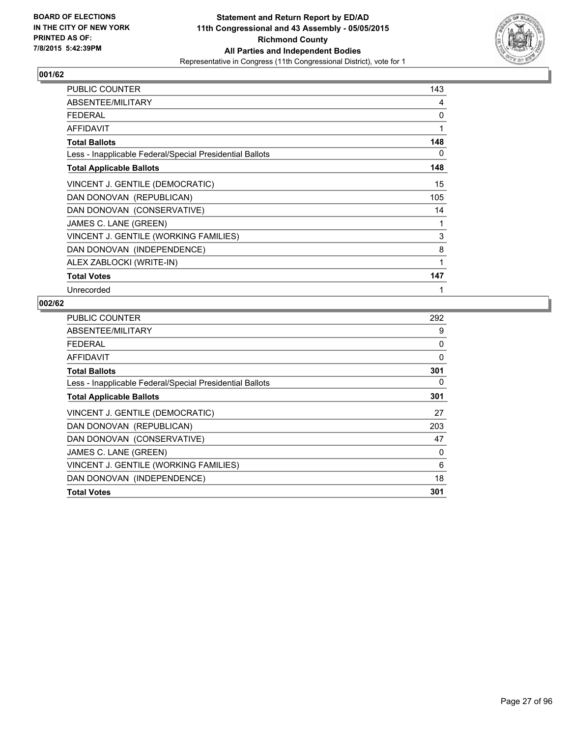**BOARD OF ELECTIONS IN THE CITY OF NEW YORK PRINTED AS OF: 7/8/2015 5:42:39PM**

# Statement and Return Report by ED/AD
## 11th Congressional and 43 Assembly - 05/05/2015
## Richmond County
## All Parties and Independent Bodies

Representative in Congress (11th Congressional District), vote for 1

### 001/62

| | |
|---|---|
| PUBLIC COUNTER | 143 |
| ABSENTEE/MILITARY | 4 |
| FEDERAL | 0 |
| AFFIDAVIT | 1 |
| **Total Ballots** | **148** |
| Less - Inapplicable Federal/Special Presidential Ballots | 0 |
| **Total Applicable Ballots** | **148** |
| VINCENT J. GENTILE (DEMOCRATIC) | 15 |
| DAN DONOVAN (REPUBLICAN) | 105 |
| DAN DONOVAN (CONSERVATIVE) | 14 |
| JAMES C. LANE (GREEN) | 1 |
| VINCENT J. GENTILE (WORKING FAMILIES) | 3 |
| DAN DONOVAN (INDEPENDENCE) | 8 |
| ALEX ZABLOCKI (WRITE-IN) | 1 |
| **Total Votes** | **147** |
| Unrecorded | 1 |

### 002/62

| | |
|---|---|
| PUBLIC COUNTER | 292 |
| ABSENTEE/MILITARY | 9 |
| FEDERAL | 0 |
| AFFIDAVIT | 0 |
| **Total Ballots** | **301** |
| Less - Inapplicable Federal/Special Presidential Ballots | 0 |
| **Total Applicable Ballots** | **301** |
| VINCENT J. GENTILE (DEMOCRATIC) | 27 |
| DAN DONOVAN (REPUBLICAN) | 203 |
| DAN DONOVAN (CONSERVATIVE) | 47 |
| JAMES C. LANE (GREEN) | 0 |
| VINCENT J. GENTILE (WORKING FAMILIES) | 6 |
| DAN DONOVAN (INDEPENDENCE) | 18 |
| **Total Votes** | **301** |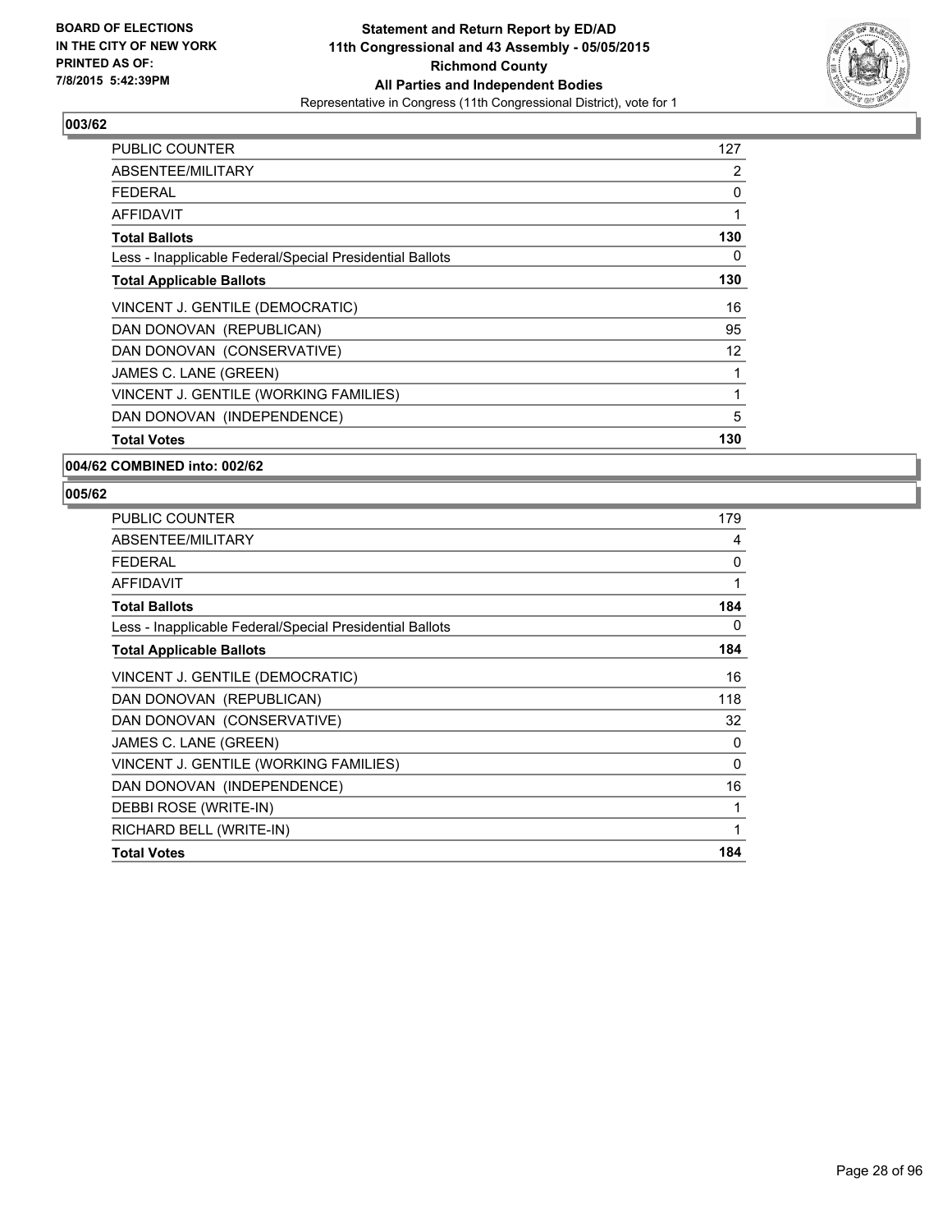**BOARD OF ELECTIONS IN THE CITY OF NEW YORK PRINTED AS OF: 7/8/2015 5:42:39PM**

**Statement and Return Report by ED/AD 11th Congressional and 43 Assembly - 05/05/2015 Richmond County All Parties and Independent Bodies**

Representative in Congress (11th Congressional District), vote for 1

## 003/62

| | |
|---|---|
| PUBLIC COUNTER | 127 |
| ABSENTEE/MILITARY | 2 |
| FEDERAL | 0 |
| AFFIDAVIT | 1 |
| **Total Ballots** | **130** |
| Less - Inapplicable Federal/Special Presidential Ballots | 0 |
| **Total Applicable Ballots** | **130** |
| VINCENT J. GENTILE (DEMOCRATIC) | 16 |
| DAN DONOVAN (REPUBLICAN) | 95 |
| DAN DONOVAN (CONSERVATIVE) | 12 |
| JAMES C. LANE (GREEN) | 1 |
| VINCENT J. GENTILE (WORKING FAMILIES) | 1 |
| DAN DONOVAN (INDEPENDENCE) | 5 |
| **Total Votes** | **130** |

## 004/62 COMBINED into: 002/62

## 005/62

| | |
|---|---|
| PUBLIC COUNTER | 179 |
| ABSENTEE/MILITARY | 4 |
| FEDERAL | 0 |
| AFFIDAVIT | 1 |
| **Total Ballots** | **184** |
| Less - Inapplicable Federal/Special Presidential Ballots | 0 |
| **Total Applicable Ballots** | **184** |
| VINCENT J. GENTILE (DEMOCRATIC) | 16 |
| DAN DONOVAN (REPUBLICAN) | 118 |
| DAN DONOVAN (CONSERVATIVE) | 32 |
| JAMES C. LANE (GREEN) | 0 |
| VINCENT J. GENTILE (WORKING FAMILIES) | 0 |
| DAN DONOVAN (INDEPENDENCE) | 16 |
| DEBBI ROSE (WRITE-IN) | 1 |
| RICHARD BELL (WRITE-IN) | 1 |
| **Total Votes** | **184** |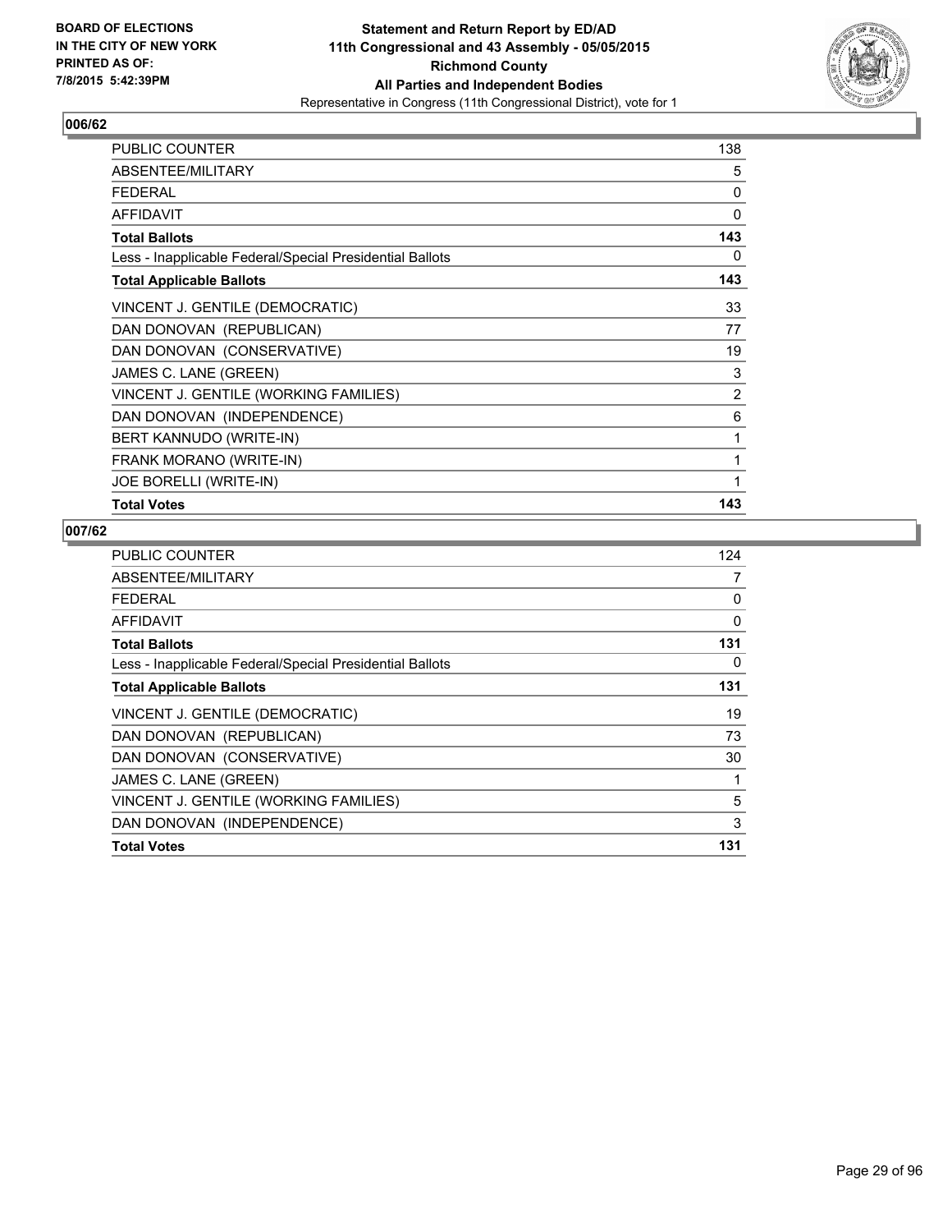**Statement and Return Report by ED/AD**
**11th Congressional and 43 Assembly - 05/05/2015**
**Richmond County**
**All Parties and Independent Bodies**
Representative in Congress (11th Congressional District), vote for 1

BOARD OF ELECTIONS
IN THE CITY OF NEW YORK
PRINTED AS OF:
7/8/2015 5:42:39PM

## 006/62

| | |
|---|---|
| PUBLIC COUNTER | 138 |
| ABSENTEE/MILITARY | 5 |
| FEDERAL | 0 |
| AFFIDAVIT | 0 |
| **Total Ballots** | **143** |
| Less - Inapplicable Federal/Special Presidential Ballots | 0 |
| **Total Applicable Ballots** | **143** |
| VINCENT J. GENTILE (DEMOCRATIC) | 33 |
| DAN DONOVAN (REPUBLICAN) | 77 |
| DAN DONOVAN (CONSERVATIVE) | 19 |
| JAMES C. LANE (GREEN) | 3 |
| VINCENT J. GENTILE (WORKING FAMILIES) | 2 |
| DAN DONOVAN (INDEPENDENCE) | 6 |
| BERT KANNUDO (WRITE-IN) | 1 |
| FRANK MORANO (WRITE-IN) | 1 |
| JOE BORELLI (WRITE-IN) | 1 |
| **Total Votes** | **143** |

## 007/62

| | |
|---|---|
| PUBLIC COUNTER | 124 |
| ABSENTEE/MILITARY | 7 |
| FEDERAL | 0 |
| AFFIDAVIT | 0 |
| **Total Ballots** | **131** |
| Less - Inapplicable Federal/Special Presidential Ballots | 0 |
| **Total Applicable Ballots** | **131** |
| VINCENT J. GENTILE (DEMOCRATIC) | 19 |
| DAN DONOVAN (REPUBLICAN) | 73 |
| DAN DONOVAN (CONSERVATIVE) | 30 |
| JAMES C. LANE (GREEN) | 1 |
| VINCENT J. GENTILE (WORKING FAMILIES) | 5 |
| DAN DONOVAN (INDEPENDENCE) | 3 |
| **Total Votes** | **131** |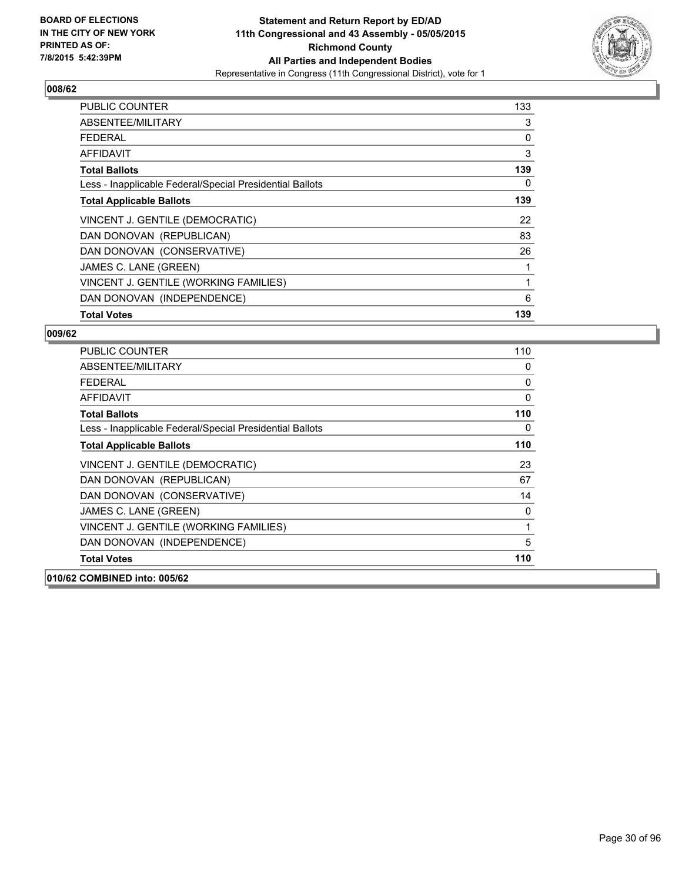**BOARD OF ELECTIONS IN THE CITY OF NEW YORK PRINTED AS OF: 7/8/2015 5:42:39PM**

**Statement and Return Report by ED/AD 11th Congressional and 43 Assembly - 05/05/2015 Richmond County All Parties and Independent Bodies**

Representative in Congress (11th Congressional District), vote for 1

## 008/62

| | |
|---|---|
| PUBLIC COUNTER | 133 |
| ABSENTEE/MILITARY | 3 |
| FEDERAL | 0 |
| AFFIDAVIT | 3 |
| **Total Ballots** | **139** |
| Less - Inapplicable Federal/Special Presidential Ballots | 0 |
| **Total Applicable Ballots** | **139** |
| VINCENT J. GENTILE (DEMOCRATIC) | 22 |
| DAN DONOVAN (REPUBLICAN) | 83 |
| DAN DONOVAN (CONSERVATIVE) | 26 |
| JAMES C. LANE (GREEN) | 1 |
| VINCENT J. GENTILE (WORKING FAMILIES) | 1 |
| DAN DONOVAN (INDEPENDENCE) | 6 |
| **Total Votes** | **139** |

## 009/62

| | |
|---|---|
| PUBLIC COUNTER | 110 |
| ABSENTEE/MILITARY | 0 |
| FEDERAL | 0 |
| AFFIDAVIT | 0 |
| **Total Ballots** | **110** |
| Less - Inapplicable Federal/Special Presidential Ballots | 0 |
| **Total Applicable Ballots** | **110** |
| VINCENT J. GENTILE (DEMOCRATIC) | 23 |
| DAN DONOVAN (REPUBLICAN) | 67 |
| DAN DONOVAN (CONSERVATIVE) | 14 |
| JAMES C. LANE (GREEN) | 0 |
| VINCENT J. GENTILE (WORKING FAMILIES) | 1 |
| DAN DONOVAN (INDEPENDENCE) | 5 |
| **Total Votes** | **110** |

## 010/62 COMBINED into: 005/62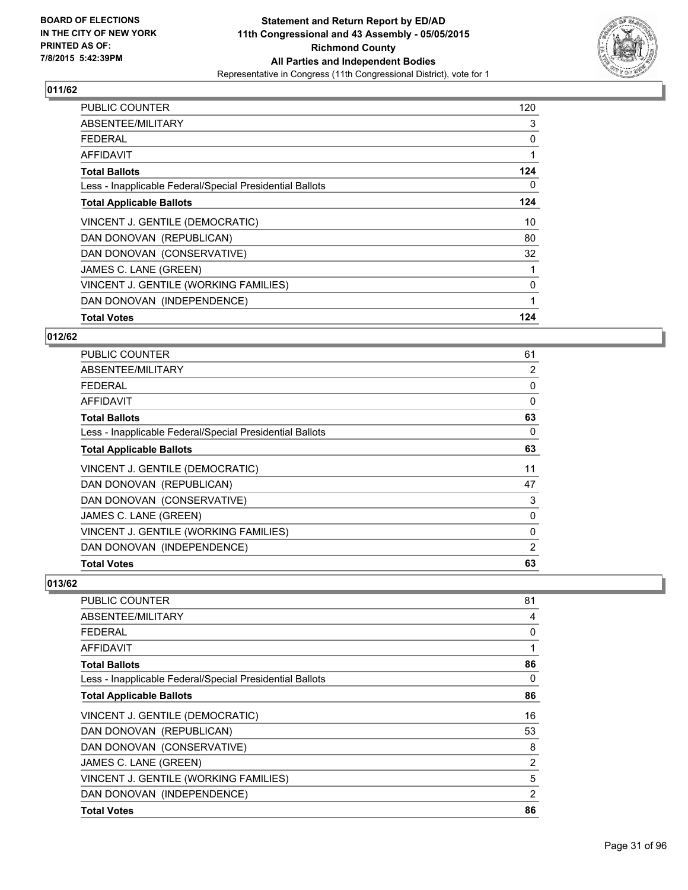**BOARD OF ELECTIONS IN THE CITY OF NEW YORK PRINTED AS OF: 7/8/2015 5:42:39PM**

**Statement and Return Report by ED/AD 11th Congressional and 43 Assembly - 05/05/2015 Richmond County All Parties and Independent Bodies**

Representative in Congress (11th Congressional District), vote for 1

### 011/62

| | |
|---|---|
| PUBLIC COUNTER | 120 |
| ABSENTEE/MILITARY | 3 |
| FEDERAL | 0 |
| AFFIDAVIT | 1 |
| **Total Ballots** | **124** |
| Less - Inapplicable Federal/Special Presidential Ballots | 0 |
| **Total Applicable Ballots** | **124** |
| VINCENT J. GENTILE (DEMOCRATIC) | 10 |
| DAN DONOVAN (REPUBLICAN) | 80 |
| DAN DONOVAN (CONSERVATIVE) | 32 |
| JAMES C. LANE (GREEN) | 1 |
| VINCENT J. GENTILE (WORKING FAMILIES) | 0 |
| DAN DONOVAN (INDEPENDENCE) | 1 |
| **Total Votes** | **124** |

### 012/62

| | |
|---|---|
| PUBLIC COUNTER | 61 |
| ABSENTEE/MILITARY | 2 |
| FEDERAL | 0 |
| AFFIDAVIT | 0 |
| **Total Ballots** | **63** |
| Less - Inapplicable Federal/Special Presidential Ballots | 0 |
| **Total Applicable Ballots** | **63** |
| VINCENT J. GENTILE (DEMOCRATIC) | 11 |
| DAN DONOVAN (REPUBLICAN) | 47 |
| DAN DONOVAN (CONSERVATIVE) | 3 |
| JAMES C. LANE (GREEN) | 0 |
| VINCENT J. GENTILE (WORKING FAMILIES) | 0 |
| DAN DONOVAN (INDEPENDENCE) | 2 |
| **Total Votes** | **63** |

### 013/62

| | |
|---|---|
| PUBLIC COUNTER | 81 |
| ABSENTEE/MILITARY | 4 |
| FEDERAL | 0 |
| AFFIDAVIT | 1 |
| **Total Ballots** | **86** |
| Less - Inapplicable Federal/Special Presidential Ballots | 0 |
| **Total Applicable Ballots** | **86** |
| VINCENT J. GENTILE (DEMOCRATIC) | 16 |
| DAN DONOVAN (REPUBLICAN) | 53 |
| DAN DONOVAN (CONSERVATIVE) | 8 |
| JAMES C. LANE (GREEN) | 2 |
| VINCENT J. GENTILE (WORKING FAMILIES) | 5 |
| DAN DONOVAN (INDEPENDENCE) | 2 |
| **Total Votes** | **86** |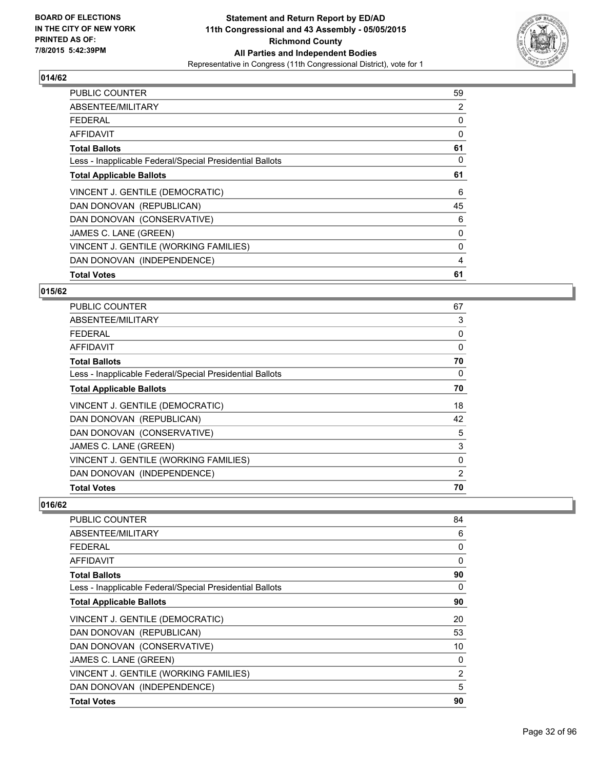BOARD OF ELECTIONS
IN THE CITY OF NEW YORK
PRINTED AS OF:
7/8/2015 5:42:39PM

**Statement and Return Report by ED/AD**
**11th Congressional and 43 Assembly - 05/05/2015**
**Richmond County**
**All Parties and Independent Bodies**
Representative in Congress (11th Congressional District), vote for 1

### 014/62

| | |
|---|---|
| PUBLIC COUNTER | 59 |
| ABSENTEE/MILITARY | 2 |
| FEDERAL | 0 |
| AFFIDAVIT | 0 |
| **Total Ballots** | **61** |
| Less - Inapplicable Federal/Special Presidential Ballots | 0 |
| **Total Applicable Ballots** | **61** |
| VINCENT J. GENTILE (DEMOCRATIC) | 6 |
| DAN DONOVAN (REPUBLICAN) | 45 |
| DAN DONOVAN (CONSERVATIVE) | 6 |
| JAMES C. LANE (GREEN) | 0 |
| VINCENT J. GENTILE (WORKING FAMILIES) | 0 |
| DAN DONOVAN (INDEPENDENCE) | 4 |
| **Total Votes** | **61** |

### 015/62

| | |
|---|---|
| PUBLIC COUNTER | 67 |
| ABSENTEE/MILITARY | 3 |
| FEDERAL | 0 |
| AFFIDAVIT | 0 |
| **Total Ballots** | **70** |
| Less - Inapplicable Federal/Special Presidential Ballots | 0 |
| **Total Applicable Ballots** | **70** |
| VINCENT J. GENTILE (DEMOCRATIC) | 18 |
| DAN DONOVAN (REPUBLICAN) | 42 |
| DAN DONOVAN (CONSERVATIVE) | 5 |
| JAMES C. LANE (GREEN) | 3 |
| VINCENT J. GENTILE (WORKING FAMILIES) | 0 |
| DAN DONOVAN (INDEPENDENCE) | 2 |
| **Total Votes** | **70** |

### 016/62

| | |
|---|---|
| PUBLIC COUNTER | 84 |
| ABSENTEE/MILITARY | 6 |
| FEDERAL | 0 |
| AFFIDAVIT | 0 |
| **Total Ballots** | **90** |
| Less - Inapplicable Federal/Special Presidential Ballots | 0 |
| **Total Applicable Ballots** | **90** |
| VINCENT J. GENTILE (DEMOCRATIC) | 20 |
| DAN DONOVAN (REPUBLICAN) | 53 |
| DAN DONOVAN (CONSERVATIVE) | 10 |
| JAMES C. LANE (GREEN) | 0 |
| VINCENT J. GENTILE (WORKING FAMILIES) | 2 |
| DAN DONOVAN (INDEPENDENCE) | 5 |
| **Total Votes** | **90** |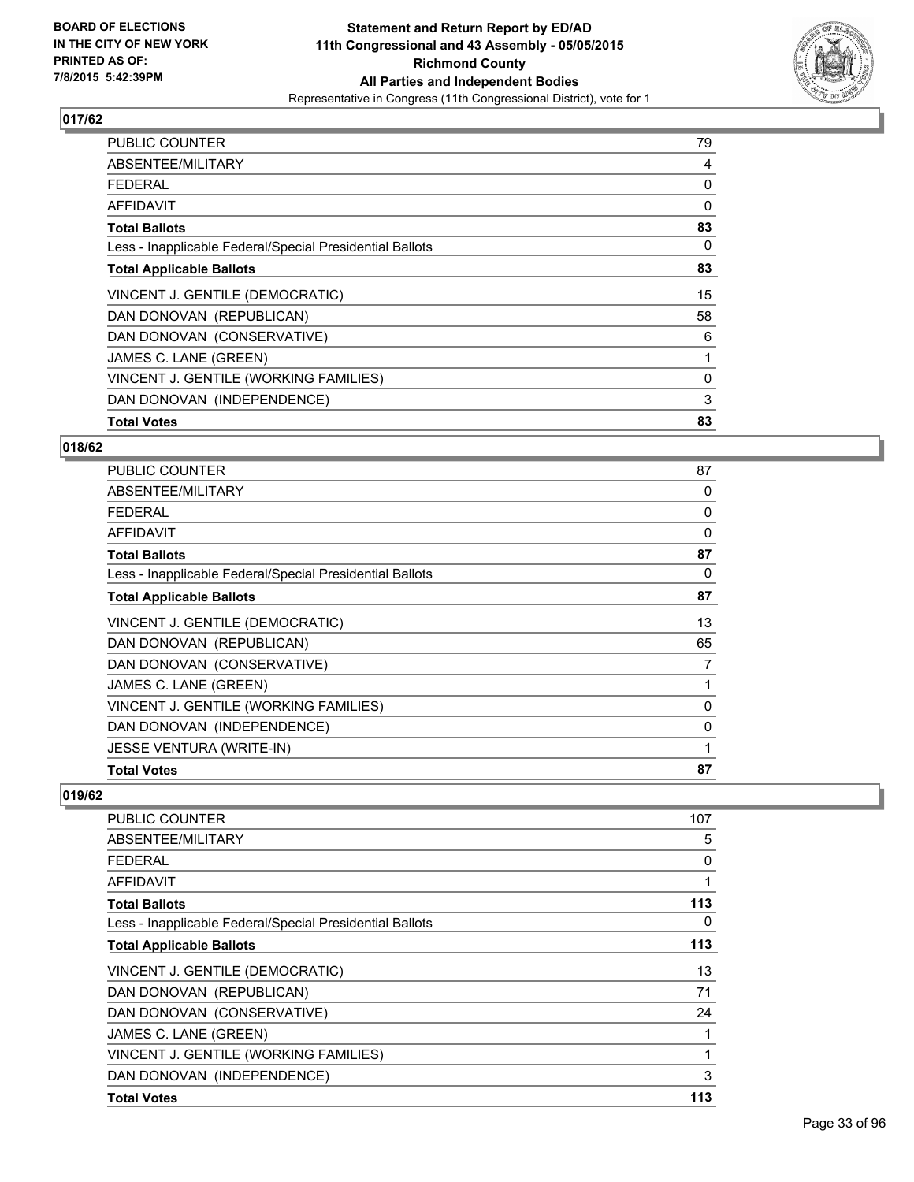**BOARD OF ELECTIONS IN THE CITY OF NEW YORK**
**PRINTED AS OF: 7/8/2015 5:42:39PM**

**Statement and Return Report by ED/AD**
**11th Congressional and 43 Assembly - 05/05/2015**
**Richmond County**
**All Parties and Independent Bodies**
Representative in Congress (11th Congressional District), vote for 1

### 017/62

| | |
|---|---|
| PUBLIC COUNTER | 79 |
| ABSENTEE/MILITARY | 4 |
| FEDERAL | 0 |
| AFFIDAVIT | 0 |
| **Total Ballots** | **83** |
| Less - Inapplicable Federal/Special Presidential Ballots | 0 |
| **Total Applicable Ballots** | **83** |
| VINCENT J. GENTILE (DEMOCRATIC) | 15 |
| DAN DONOVAN (REPUBLICAN) | 58 |
| DAN DONOVAN (CONSERVATIVE) | 6 |
| JAMES C. LANE (GREEN) | 1 |
| VINCENT J. GENTILE (WORKING FAMILIES) | 0 |
| DAN DONOVAN (INDEPENDENCE) | 3 |
| **Total Votes** | **83** |

### 018/62

| | |
|---|---|
| PUBLIC COUNTER | 87 |
| ABSENTEE/MILITARY | 0 |
| FEDERAL | 0 |
| AFFIDAVIT | 0 |
| **Total Ballots** | **87** |
| Less - Inapplicable Federal/Special Presidential Ballots | 0 |
| **Total Applicable Ballots** | **87** |
| VINCENT J. GENTILE (DEMOCRATIC) | 13 |
| DAN DONOVAN (REPUBLICAN) | 65 |
| DAN DONOVAN (CONSERVATIVE) | 7 |
| JAMES C. LANE (GREEN) | 1 |
| VINCENT J. GENTILE (WORKING FAMILIES) | 0 |
| DAN DONOVAN (INDEPENDENCE) | 0 |
| JESSE VENTURA (WRITE-IN) | 1 |
| **Total Votes** | **87** |

### 019/62

| | |
|---|---|
| PUBLIC COUNTER | 107 |
| ABSENTEE/MILITARY | 5 |
| FEDERAL | 0 |
| AFFIDAVIT | 1 |
| **Total Ballots** | **113** |
| Less - Inapplicable Federal/Special Presidential Ballots | 0 |
| **Total Applicable Ballots** | **113** |
| VINCENT J. GENTILE (DEMOCRATIC) | 13 |
| DAN DONOVAN (REPUBLICAN) | 71 |
| DAN DONOVAN (CONSERVATIVE) | 24 |
| JAMES C. LANE (GREEN) | 1 |
| VINCENT J. GENTILE (WORKING FAMILIES) | 1 |
| DAN DONOVAN (INDEPENDENCE) | 3 |
| **Total Votes** | **113** |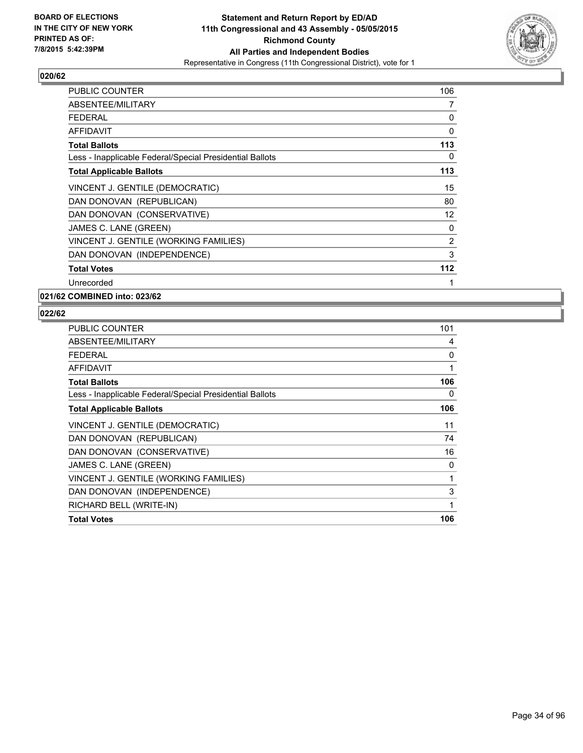**BOARD OF ELECTIONS IN THE CITY OF NEW YORK PRINTED AS OF: 7/8/2015 5:42:39PM**

**Statement and Return Report by ED/AD**
**11th Congressional and 43 Assembly - 05/05/2015**
**Richmond County**
**All Parties and Independent Bodies**
Representative in Congress (11th Congressional District), vote for 1

### 020/62

| | |
|---|---|
| PUBLIC COUNTER | 106 |
| ABSENTEE/MILITARY | 7 |
| FEDERAL | 0 |
| AFFIDAVIT | 0 |
| **Total Ballots** | **113** |
| Less - Inapplicable Federal/Special Presidential Ballots | 0 |
| **Total Applicable Ballots** | **113** |
| VINCENT J. GENTILE (DEMOCRATIC) | 15 |
| DAN DONOVAN (REPUBLICAN) | 80 |
| DAN DONOVAN (CONSERVATIVE) | 12 |
| JAMES C. LANE (GREEN) | 0 |
| VINCENT J. GENTILE (WORKING FAMILIES) | 2 |
| DAN DONOVAN (INDEPENDENCE) | 3 |
| **Total Votes** | **112** |
| Unrecorded | 1 |

### 021/62 COMBINED into: 023/62

### 022/62

| | |
|---|---|
| PUBLIC COUNTER | 101 |
| ABSENTEE/MILITARY | 4 |
| FEDERAL | 0 |
| AFFIDAVIT | 1 |
| **Total Ballots** | **106** |
| Less - Inapplicable Federal/Special Presidential Ballots | 0 |
| **Total Applicable Ballots** | **106** |
| VINCENT J. GENTILE (DEMOCRATIC) | 11 |
| DAN DONOVAN (REPUBLICAN) | 74 |
| DAN DONOVAN (CONSERVATIVE) | 16 |
| JAMES C. LANE (GREEN) | 0 |
| VINCENT J. GENTILE (WORKING FAMILIES) | 1 |
| DAN DONOVAN (INDEPENDENCE) | 3 |
| RICHARD BELL (WRITE-IN) | 1 |
| **Total Votes** | **106** |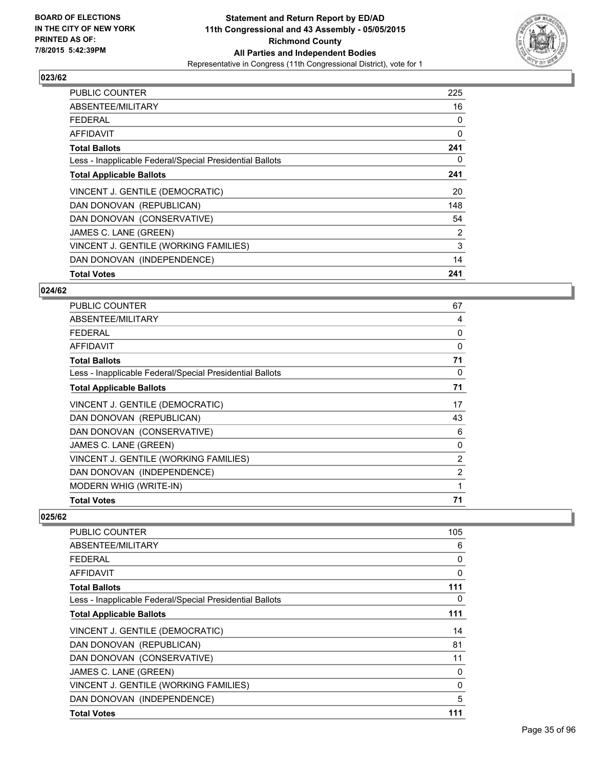**Statement and Return Report by ED/AD**
**11th Congressional and 43 Assembly - 05/05/2015**
**Richmond County**
**All Parties and Independent Bodies**
Representative in Congress (11th Congressional District), vote for 1

BOARD OF ELECTIONS
IN THE CITY OF NEW YORK
PRINTED AS OF:
7/8/2015 5:42:39PM

### 023/62

| | |
|---|---|
| PUBLIC COUNTER | 225 |
| ABSENTEE/MILITARY | 16 |
| FEDERAL | 0 |
| AFFIDAVIT | 0 |
| **Total Ballots** | **241** |
| Less - Inapplicable Federal/Special Presidential Ballots | 0 |
| **Total Applicable Ballots** | **241** |
| VINCENT J. GENTILE (DEMOCRATIC) | 20 |
| DAN DONOVAN (REPUBLICAN) | 148 |
| DAN DONOVAN (CONSERVATIVE) | 54 |
| JAMES C. LANE (GREEN) | 2 |
| VINCENT J. GENTILE (WORKING FAMILIES) | 3 |
| DAN DONOVAN (INDEPENDENCE) | 14 |
| **Total Votes** | **241** |

### 024/62

| | |
|---|---|
| PUBLIC COUNTER | 67 |
| ABSENTEE/MILITARY | 4 |
| FEDERAL | 0 |
| AFFIDAVIT | 0 |
| **Total Ballots** | **71** |
| Less - Inapplicable Federal/Special Presidential Ballots | 0 |
| **Total Applicable Ballots** | **71** |
| VINCENT J. GENTILE (DEMOCRATIC) | 17 |
| DAN DONOVAN (REPUBLICAN) | 43 |
| DAN DONOVAN (CONSERVATIVE) | 6 |
| JAMES C. LANE (GREEN) | 0 |
| VINCENT J. GENTILE (WORKING FAMILIES) | 2 |
| DAN DONOVAN (INDEPENDENCE) | 2 |
| MODERN WHIG (WRITE-IN) | 1 |
| **Total Votes** | **71** |

### 025/62

| | |
|---|---|
| PUBLIC COUNTER | 105 |
| ABSENTEE/MILITARY | 6 |
| FEDERAL | 0 |
| AFFIDAVIT | 0 |
| **Total Ballots** | **111** |
| Less - Inapplicable Federal/Special Presidential Ballots | 0 |
| **Total Applicable Ballots** | **111** |
| VINCENT J. GENTILE (DEMOCRATIC) | 14 |
| DAN DONOVAN (REPUBLICAN) | 81 |
| DAN DONOVAN (CONSERVATIVE) | 11 |
| JAMES C. LANE (GREEN) | 0 |
| VINCENT J. GENTILE (WORKING FAMILIES) | 0 |
| DAN DONOVAN (INDEPENDENCE) | 5 |
| **Total Votes** | **111** |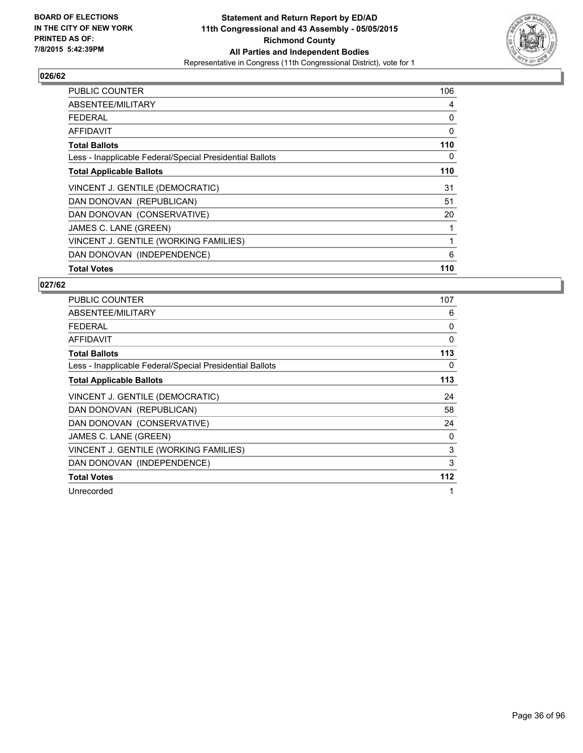**BOARD OF ELECTIONS IN THE CITY OF NEW YORK PRINTED AS OF: 7/8/2015 5:42:39PM**

**Statement and Return Report by ED/AD 11th Congressional and 43 Assembly - 05/05/2015 Richmond County All Parties and Independent Bodies**

Representative in Congress (11th Congressional District), vote for 1

## 026/62

| | |
|---|---|
| PUBLIC COUNTER | 106 |
| ABSENTEE/MILITARY | 4 |
| FEDERAL | 0 |
| AFFIDAVIT | 0 |
| **Total Ballots** | **110** |
| Less - Inapplicable Federal/Special Presidential Ballots | 0 |
| **Total Applicable Ballots** | **110** |
| VINCENT J. GENTILE (DEMOCRATIC) | 31 |
| DAN DONOVAN (REPUBLICAN) | 51 |
| DAN DONOVAN (CONSERVATIVE) | 20 |
| JAMES C. LANE (GREEN) | 1 |
| VINCENT J. GENTILE (WORKING FAMILIES) | 1 |
| DAN DONOVAN (INDEPENDENCE) | 6 |
| **Total Votes** | **110** |

## 027/62

| | |
|---|---|
| PUBLIC COUNTER | 107 |
| ABSENTEE/MILITARY | 6 |
| FEDERAL | 0 |
| AFFIDAVIT | 0 |
| **Total Ballots** | **113** |
| Less - Inapplicable Federal/Special Presidential Ballots | 0 |
| **Total Applicable Ballots** | **113** |
| VINCENT J. GENTILE (DEMOCRATIC) | 24 |
| DAN DONOVAN (REPUBLICAN) | 58 |
| DAN DONOVAN (CONSERVATIVE) | 24 |
| JAMES C. LANE (GREEN) | 0 |
| VINCENT J. GENTILE (WORKING FAMILIES) | 3 |
| DAN DONOVAN (INDEPENDENCE) | 3 |
| **Total Votes** | **112** |
| Unrecorded | 1 |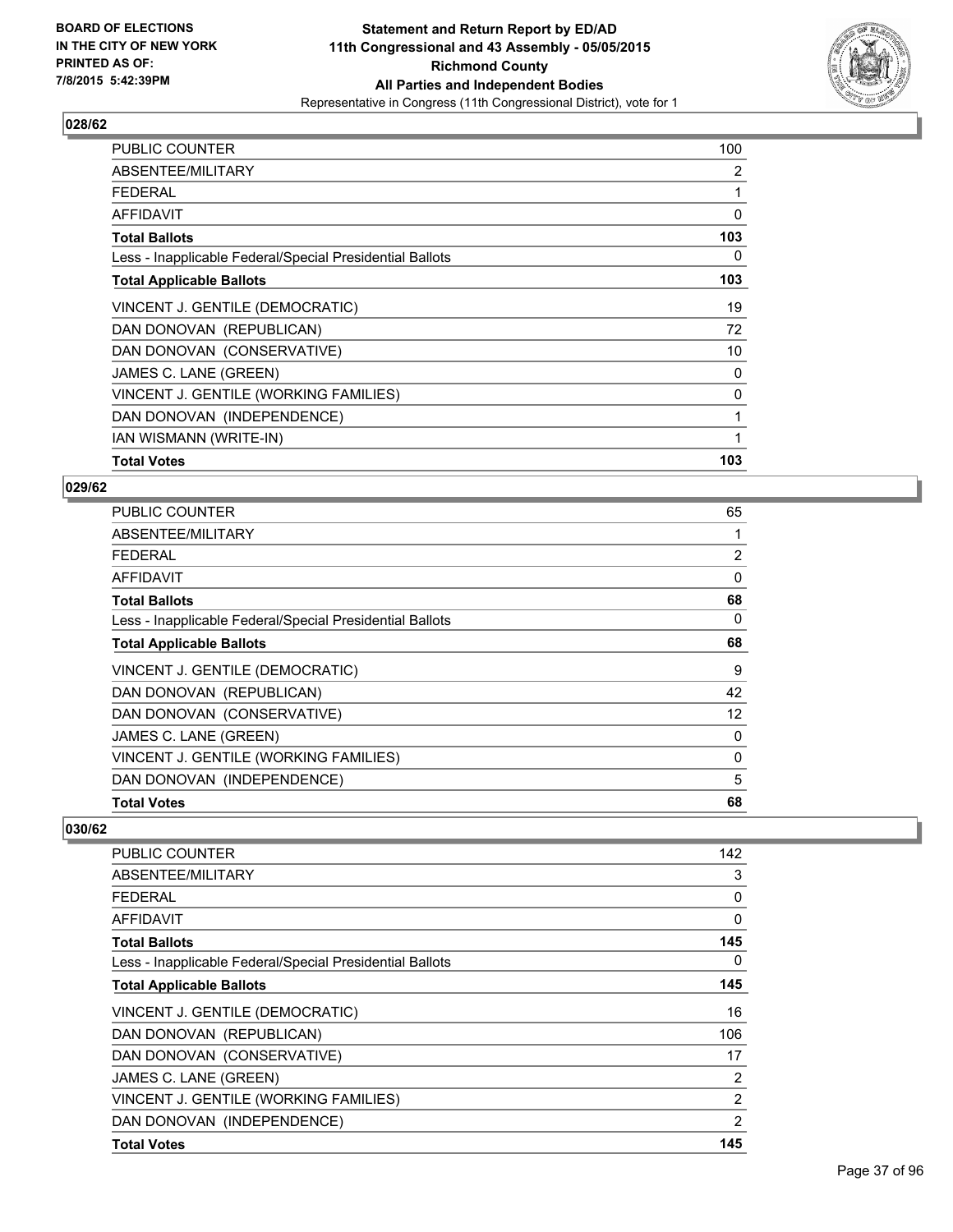**Statement and Return Report by ED/AD**
**11th Congressional and 43 Assembly - 05/05/2015**
**Richmond County**
**All Parties and Independent Bodies**
Representative in Congress (11th Congressional District), vote for 1

BOARD OF ELECTIONS IN THE CITY OF NEW YORK PRINTED AS OF: 7/8/2015 5:42:39PM

### 028/62

| | |
|---|---|
| PUBLIC COUNTER | 100 |
| ABSENTEE/MILITARY | 2 |
| FEDERAL | 1 |
| AFFIDAVIT | 0 |
| **Total Ballots** | **103** |
| Less - Inapplicable Federal/Special Presidential Ballots | 0 |
| **Total Applicable Ballots** | **103** |
| VINCENT J. GENTILE (DEMOCRATIC) | 19 |
| DAN DONOVAN (REPUBLICAN) | 72 |
| DAN DONOVAN (CONSERVATIVE) | 10 |
| JAMES C. LANE (GREEN) | 0 |
| VINCENT J. GENTILE (WORKING FAMILIES) | 0 |
| DAN DONOVAN (INDEPENDENCE) | 1 |
| IAN WISMANN (WRITE-IN) | 1 |
| **Total Votes** | **103** |

### 029/62

| | |
|---|---|
| PUBLIC COUNTER | 65 |
| ABSENTEE/MILITARY | 1 |
| FEDERAL | 2 |
| AFFIDAVIT | 0 |
| **Total Ballots** | **68** |
| Less - Inapplicable Federal/Special Presidential Ballots | 0 |
| **Total Applicable Ballots** | **68** |
| VINCENT J. GENTILE (DEMOCRATIC) | 9 |
| DAN DONOVAN (REPUBLICAN) | 42 |
| DAN DONOVAN (CONSERVATIVE) | 12 |
| JAMES C. LANE (GREEN) | 0 |
| VINCENT J. GENTILE (WORKING FAMILIES) | 0 |
| DAN DONOVAN (INDEPENDENCE) | 5 |
| **Total Votes** | **68** |

### 030/62

| | |
|---|---|
| PUBLIC COUNTER | 142 |
| ABSENTEE/MILITARY | 3 |
| FEDERAL | 0 |
| AFFIDAVIT | 0 |
| **Total Ballots** | **145** |
| Less - Inapplicable Federal/Special Presidential Ballots | 0 |
| **Total Applicable Ballots** | **145** |
| VINCENT J. GENTILE (DEMOCRATIC) | 16 |
| DAN DONOVAN (REPUBLICAN) | 106 |
| DAN DONOVAN (CONSERVATIVE) | 17 |
| JAMES C. LANE (GREEN) | 2 |
| VINCENT J. GENTILE (WORKING FAMILIES) | 2 |
| DAN DONOVAN (INDEPENDENCE) | 2 |
| **Total Votes** | **145** |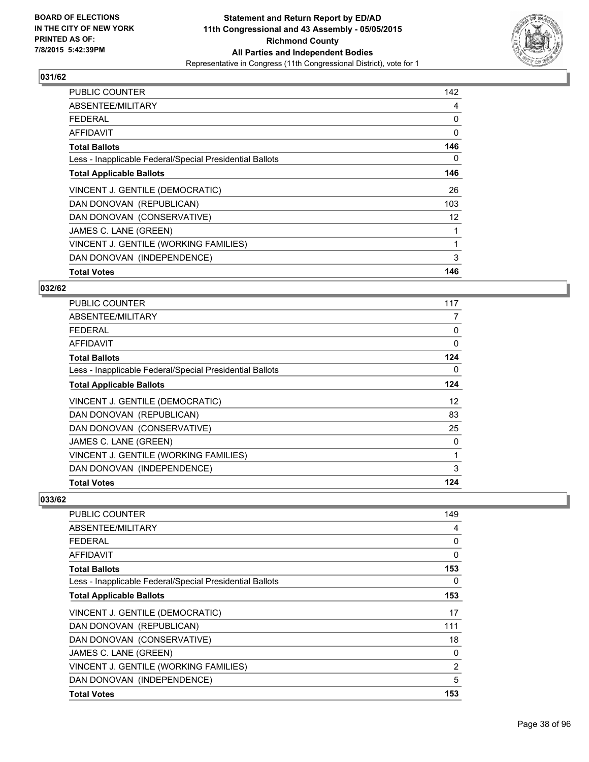**Statement and Return Report by ED/AD**
**11th Congressional and 43 Assembly - 05/05/2015**
**Richmond County**
**All Parties and Independent Bodies**
Representative in Congress (11th Congressional District), vote for 1

BOARD OF ELECTIONS IN THE CITY OF NEW YORK PRINTED AS OF: 7/8/2015 5:42:39PM

### 031/62

| | |
|---|---|
| PUBLIC COUNTER | 142 |
| ABSENTEE/MILITARY | 4 |
| FEDERAL | 0 |
| AFFIDAVIT | 0 |
| **Total Ballots** | **146** |
| Less - Inapplicable Federal/Special Presidential Ballots | 0 |
| **Total Applicable Ballots** | **146** |
| VINCENT J. GENTILE (DEMOCRATIC) | 26 |
| DAN DONOVAN (REPUBLICAN) | 103 |
| DAN DONOVAN (CONSERVATIVE) | 12 |
| JAMES C. LANE (GREEN) | 1 |
| VINCENT J. GENTILE (WORKING FAMILIES) | 1 |
| DAN DONOVAN (INDEPENDENCE) | 3 |
| **Total Votes** | **146** |

### 032/62

| | |
|---|---|
| PUBLIC COUNTER | 117 |
| ABSENTEE/MILITARY | 7 |
| FEDERAL | 0 |
| AFFIDAVIT | 0 |
| **Total Ballots** | **124** |
| Less - Inapplicable Federal/Special Presidential Ballots | 0 |
| **Total Applicable Ballots** | **124** |
| VINCENT J. GENTILE (DEMOCRATIC) | 12 |
| DAN DONOVAN (REPUBLICAN) | 83 |
| DAN DONOVAN (CONSERVATIVE) | 25 |
| JAMES C. LANE (GREEN) | 0 |
| VINCENT J. GENTILE (WORKING FAMILIES) | 1 |
| DAN DONOVAN (INDEPENDENCE) | 3 |
| **Total Votes** | **124** |

### 033/62

| | |
|---|---|
| PUBLIC COUNTER | 149 |
| ABSENTEE/MILITARY | 4 |
| FEDERAL | 0 |
| AFFIDAVIT | 0 |
| **Total Ballots** | **153** |
| Less - Inapplicable Federal/Special Presidential Ballots | 0 |
| **Total Applicable Ballots** | **153** |
| VINCENT J. GENTILE (DEMOCRATIC) | 17 |
| DAN DONOVAN (REPUBLICAN) | 111 |
| DAN DONOVAN (CONSERVATIVE) | 18 |
| JAMES C. LANE (GREEN) | 0 |
| VINCENT J. GENTILE (WORKING FAMILIES) | 2 |
| DAN DONOVAN (INDEPENDENCE) | 5 |
| **Total Votes** | **153** |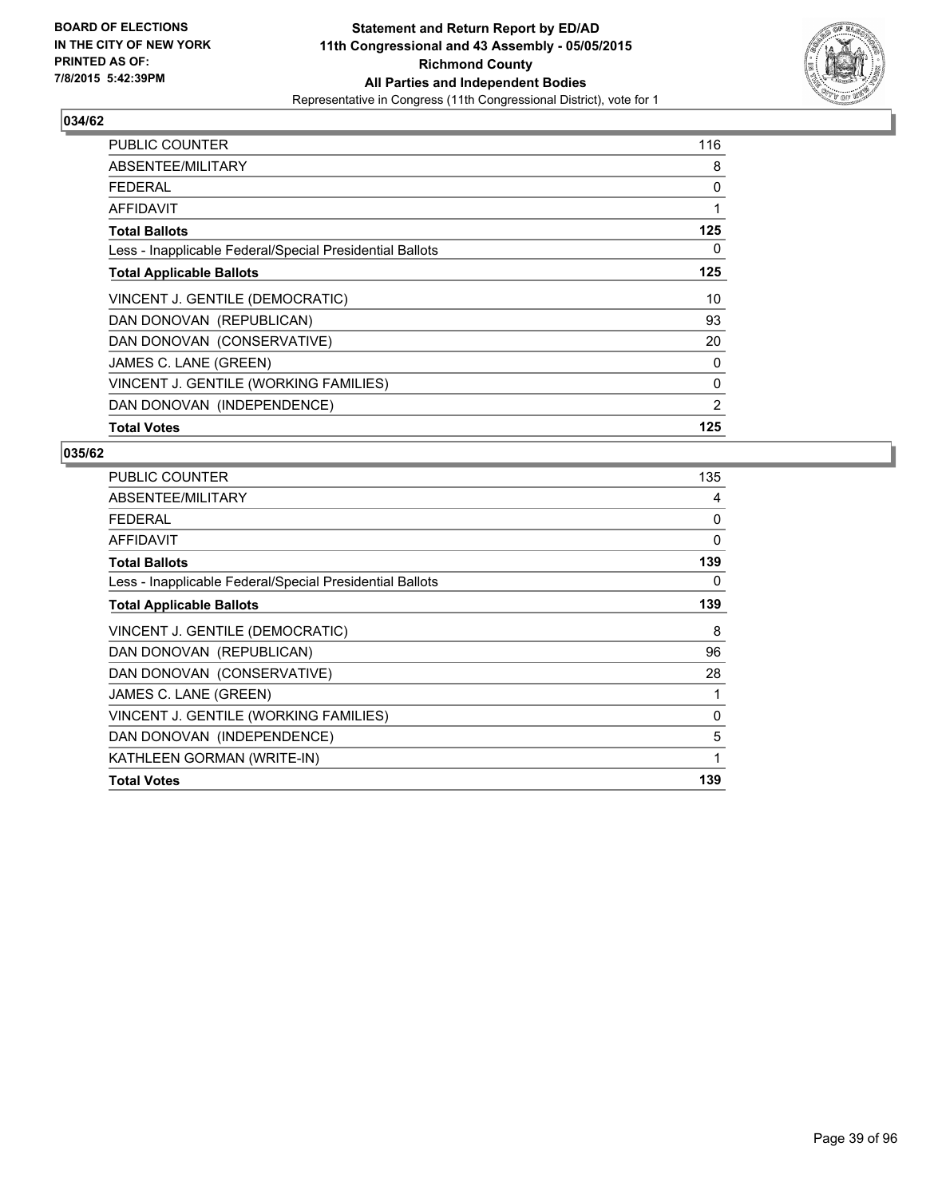**BOARD OF ELECTIONS IN THE CITY OF NEW YORK PRINTED AS OF: 7/8/2015 5:42:39PM**

**Statement and Return Report by ED/AD 11th Congressional and 43 Assembly - 05/05/2015 Richmond County All Parties and Independent Bodies**
Representative in Congress (11th Congressional District), vote for 1

### 034/62

| | |
|---|---|
| PUBLIC COUNTER | 116 |
| ABSENTEE/MILITARY | 8 |
| FEDERAL | 0 |
| AFFIDAVIT | 1 |
| **Total Ballots** | **125** |
| Less - Inapplicable Federal/Special Presidential Ballots | 0 |
| **Total Applicable Ballots** | **125** |
| VINCENT J. GENTILE (DEMOCRATIC) | 10 |
| DAN DONOVAN (REPUBLICAN) | 93 |
| DAN DONOVAN (CONSERVATIVE) | 20 |
| JAMES C. LANE (GREEN) | 0 |
| VINCENT J. GENTILE (WORKING FAMILIES) | 0 |
| DAN DONOVAN (INDEPENDENCE) | 2 |
| **Total Votes** | **125** |

### 035/62

| | |
|---|---|
| PUBLIC COUNTER | 135 |
| ABSENTEE/MILITARY | 4 |
| FEDERAL | 0 |
| AFFIDAVIT | 0 |
| **Total Ballots** | **139** |
| Less - Inapplicable Federal/Special Presidential Ballots | 0 |
| **Total Applicable Ballots** | **139** |
| VINCENT J. GENTILE (DEMOCRATIC) | 8 |
| DAN DONOVAN (REPUBLICAN) | 96 |
| DAN DONOVAN (CONSERVATIVE) | 28 |
| JAMES C. LANE (GREEN) | 1 |
| VINCENT J. GENTILE (WORKING FAMILIES) | 0 |
| DAN DONOVAN (INDEPENDENCE) | 5 |
| KATHLEEN GORMAN (WRITE-IN) | 1 |
| **Total Votes** | **139** |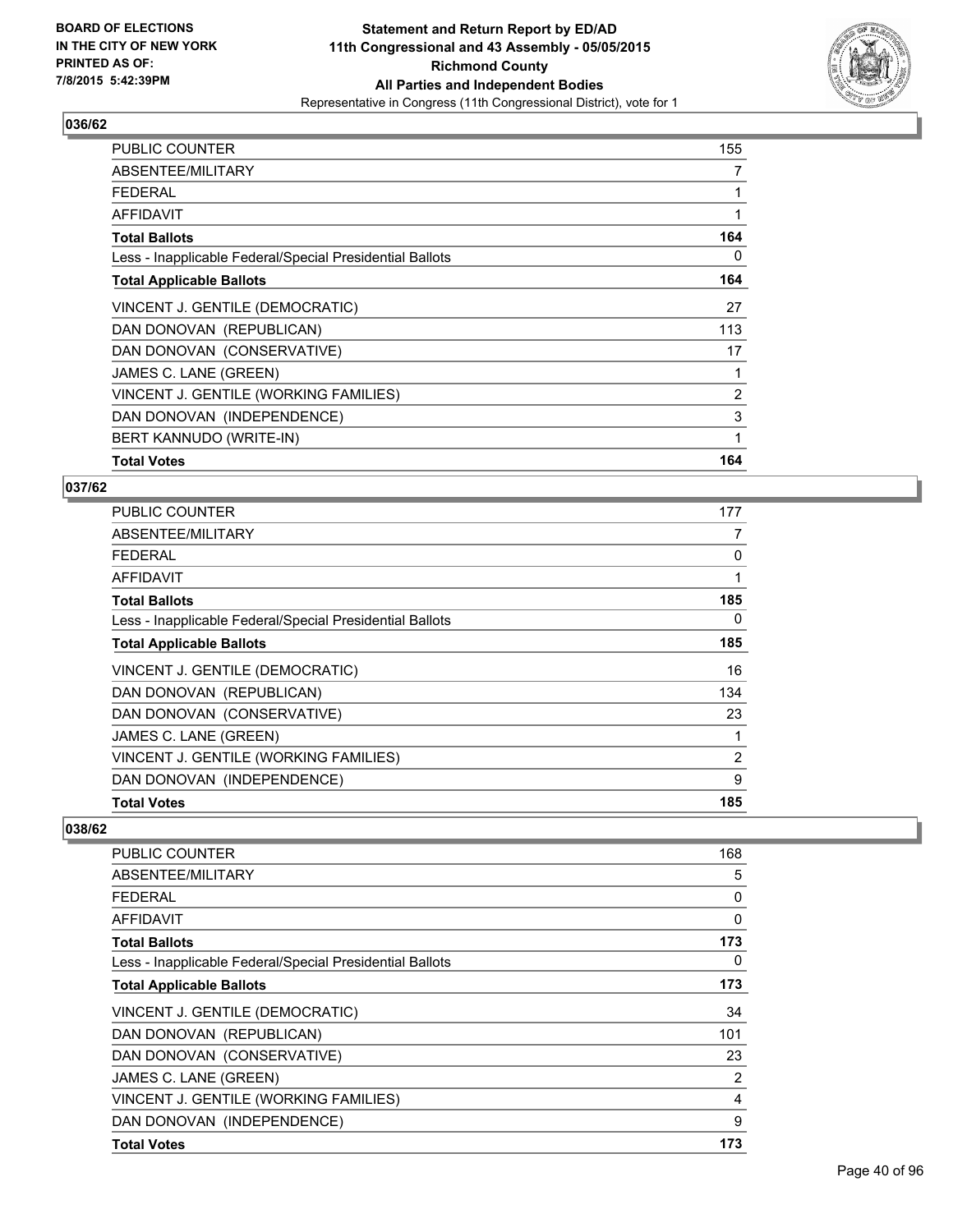**Statement and Return Report by ED/AD**
**11th Congressional and 43 Assembly - 05/05/2015**
**Richmond County**
**All Parties and Independent Bodies**
Representative in Congress (11th Congressional District), vote for 1

BOARD OF ELECTIONS
IN THE CITY OF NEW YORK
PRINTED AS OF:
7/8/2015 5:42:39PM

## 036/62

| | |
|---|---|
| PUBLIC COUNTER | 155 |
| ABSENTEE/MILITARY | 7 |
| FEDERAL | 1 |
| AFFIDAVIT | 1 |
| **Total Ballots** | **164** |
| Less - Inapplicable Federal/Special Presidential Ballots | 0 |
| **Total Applicable Ballots** | **164** |
| VINCENT J. GENTILE (DEMOCRATIC) | 27 |
| DAN DONOVAN (REPUBLICAN) | 113 |
| DAN DONOVAN (CONSERVATIVE) | 17 |
| JAMES C. LANE (GREEN) | 1 |
| VINCENT J. GENTILE (WORKING FAMILIES) | 2 |
| DAN DONOVAN (INDEPENDENCE) | 3 |
| BERT KANNUDO (WRITE-IN) | 1 |
| **Total Votes** | **164** |

## 037/62

| | |
|---|---|
| PUBLIC COUNTER | 177 |
| ABSENTEE/MILITARY | 7 |
| FEDERAL | 0 |
| AFFIDAVIT | 1 |
| **Total Ballots** | **185** |
| Less - Inapplicable Federal/Special Presidential Ballots | 0 |
| **Total Applicable Ballots** | **185** |
| VINCENT J. GENTILE (DEMOCRATIC) | 16 |
| DAN DONOVAN (REPUBLICAN) | 134 |
| DAN DONOVAN (CONSERVATIVE) | 23 |
| JAMES C. LANE (GREEN) | 1 |
| VINCENT J. GENTILE (WORKING FAMILIES) | 2 |
| DAN DONOVAN (INDEPENDENCE) | 9 |
| **Total Votes** | **185** |

## 038/62

| | |
|---|---|
| PUBLIC COUNTER | 168 |
| ABSENTEE/MILITARY | 5 |
| FEDERAL | 0 |
| AFFIDAVIT | 0 |
| **Total Ballots** | **173** |
| Less - Inapplicable Federal/Special Presidential Ballots | 0 |
| **Total Applicable Ballots** | **173** |
| VINCENT J. GENTILE (DEMOCRATIC) | 34 |
| DAN DONOVAN (REPUBLICAN) | 101 |
| DAN DONOVAN (CONSERVATIVE) | 23 |
| JAMES C. LANE (GREEN) | 2 |
| VINCENT J. GENTILE (WORKING FAMILIES) | 4 |
| DAN DONOVAN (INDEPENDENCE) | 9 |
| **Total Votes** | **173** |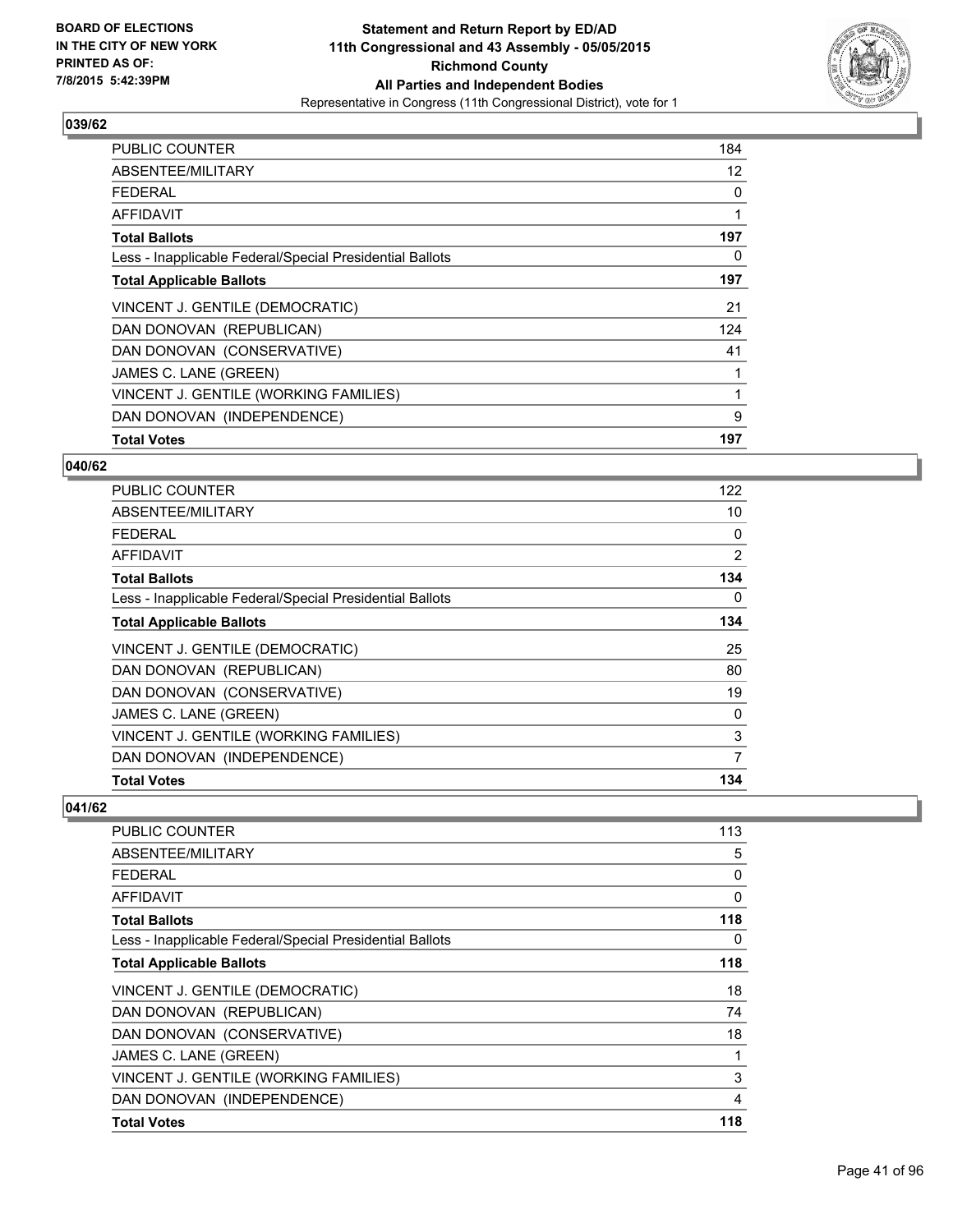BOARD OF ELECTIONS
IN THE CITY OF NEW YORK
PRINTED AS OF:
7/8/2015 5:42:39PM

**Statement and Return Report by ED/AD**
**11th Congressional and 43 Assembly - 05/05/2015**
**Richmond County**
**All Parties and Independent Bodies**
Representative in Congress (11th Congressional District), vote for 1

### 039/62

| | |
|---|---|
| PUBLIC COUNTER | 184 |
| ABSENTEE/MILITARY | 12 |
| FEDERAL | 0 |
| AFFIDAVIT | 1 |
| **Total Ballots** | **197** |
| Less - Inapplicable Federal/Special Presidential Ballots | 0 |
| **Total Applicable Ballots** | **197** |
| VINCENT J. GENTILE (DEMOCRATIC) | 21 |
| DAN DONOVAN (REPUBLICAN) | 124 |
| DAN DONOVAN (CONSERVATIVE) | 41 |
| JAMES C. LANE (GREEN) | 1 |
| VINCENT J. GENTILE (WORKING FAMILIES) | 1 |
| DAN DONOVAN (INDEPENDENCE) | 9 |
| **Total Votes** | **197** |

### 040/62

| | |
|---|---|
| PUBLIC COUNTER | 122 |
| ABSENTEE/MILITARY | 10 |
| FEDERAL | 0 |
| AFFIDAVIT | 2 |
| **Total Ballots** | **134** |
| Less - Inapplicable Federal/Special Presidential Ballots | 0 |
| **Total Applicable Ballots** | **134** |
| VINCENT J. GENTILE (DEMOCRATIC) | 25 |
| DAN DONOVAN (REPUBLICAN) | 80 |
| DAN DONOVAN (CONSERVATIVE) | 19 |
| JAMES C. LANE (GREEN) | 0 |
| VINCENT J. GENTILE (WORKING FAMILIES) | 3 |
| DAN DONOVAN (INDEPENDENCE) | 7 |
| **Total Votes** | **134** |

### 041/62

| | |
|---|---|
| PUBLIC COUNTER | 113 |
| ABSENTEE/MILITARY | 5 |
| FEDERAL | 0 |
| AFFIDAVIT | 0 |
| **Total Ballots** | **118** |
| Less - Inapplicable Federal/Special Presidential Ballots | 0 |
| **Total Applicable Ballots** | **118** |
| VINCENT J. GENTILE (DEMOCRATIC) | 18 |
| DAN DONOVAN (REPUBLICAN) | 74 |
| DAN DONOVAN (CONSERVATIVE) | 18 |
| JAMES C. LANE (GREEN) | 1 |
| VINCENT J. GENTILE (WORKING FAMILIES) | 3 |
| DAN DONOVAN (INDEPENDENCE) | 4 |
| **Total Votes** | **118** |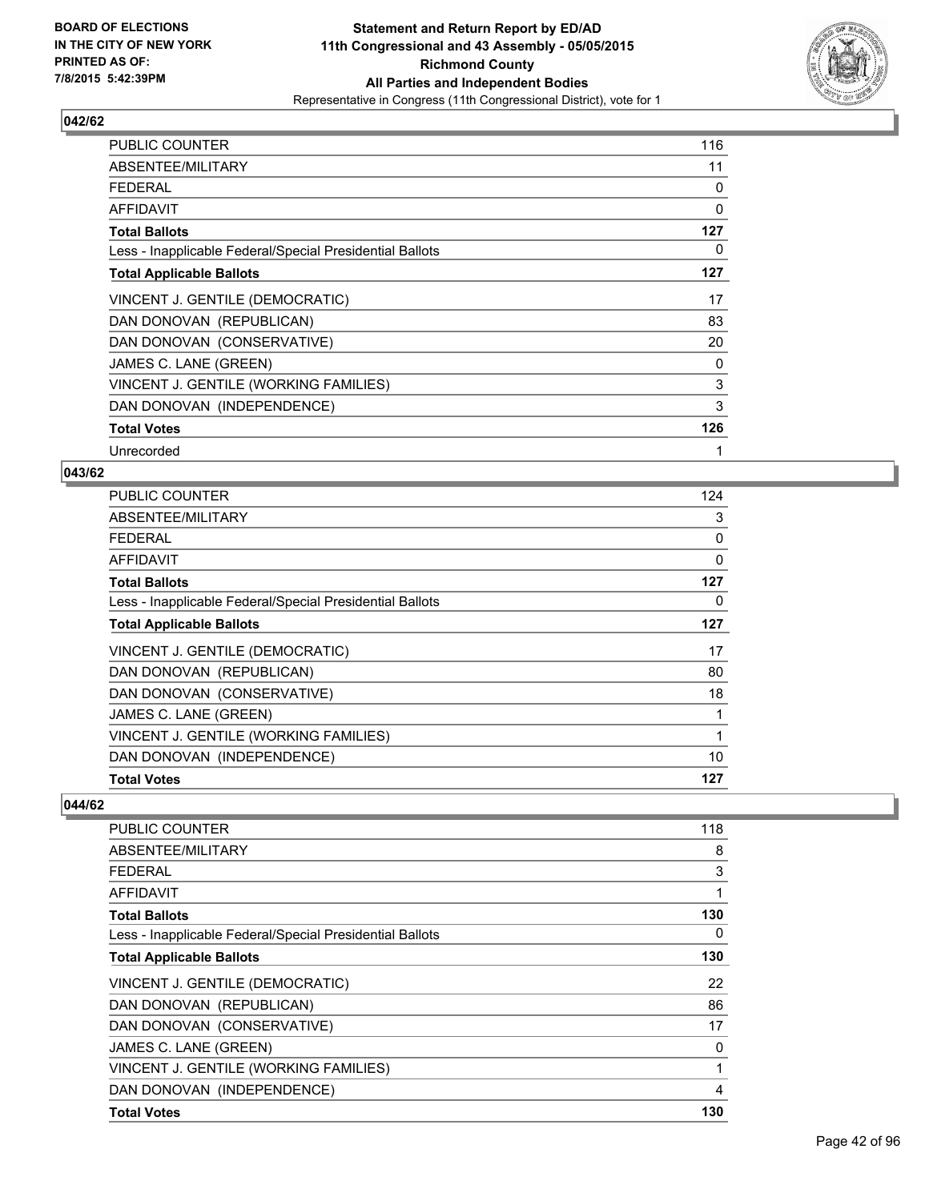**BOARD OF ELECTIONS IN THE CITY OF NEW YORK PRINTED AS OF: 7/8/2015 5:42:39PM**

**Statement and Return Report by ED/AD 11th Congressional and 43 Assembly - 05/05/2015 Richmond County All Parties and Independent Bodies**

Representative in Congress (11th Congressional District), vote for 1

### 042/62

| | |
|---|---|
| PUBLIC COUNTER | 116 |
| ABSENTEE/MILITARY | 11 |
| FEDERAL | 0 |
| AFFIDAVIT | 0 |
| **Total Ballots** | **127** |
| Less - Inapplicable Federal/Special Presidential Ballots | 0 |
| **Total Applicable Ballots** | **127** |
| VINCENT J. GENTILE (DEMOCRATIC) | 17 |
| DAN DONOVAN (REPUBLICAN) | 83 |
| DAN DONOVAN (CONSERVATIVE) | 20 |
| JAMES C. LANE (GREEN) | 0 |
| VINCENT J. GENTILE (WORKING FAMILIES) | 3 |
| DAN DONOVAN (INDEPENDENCE) | 3 |
| **Total Votes** | **126** |
| Unrecorded | 1 |

### 043/62

| | |
|---|---|
| PUBLIC COUNTER | 124 |
| ABSENTEE/MILITARY | 3 |
| FEDERAL | 0 |
| AFFIDAVIT | 0 |
| **Total Ballots** | **127** |
| Less - Inapplicable Federal/Special Presidential Ballots | 0 |
| **Total Applicable Ballots** | **127** |
| VINCENT J. GENTILE (DEMOCRATIC) | 17 |
| DAN DONOVAN (REPUBLICAN) | 80 |
| DAN DONOVAN (CONSERVATIVE) | 18 |
| JAMES C. LANE (GREEN) | 1 |
| VINCENT J. GENTILE (WORKING FAMILIES) | 1 |
| DAN DONOVAN (INDEPENDENCE) | 10 |
| **Total Votes** | **127** |

### 044/62

| | |
|---|---|
| PUBLIC COUNTER | 118 |
| ABSENTEE/MILITARY | 8 |
| FEDERAL | 3 |
| AFFIDAVIT | 1 |
| **Total Ballots** | **130** |
| Less - Inapplicable Federal/Special Presidential Ballots | 0 |
| **Total Applicable Ballots** | **130** |
| VINCENT J. GENTILE (DEMOCRATIC) | 22 |
| DAN DONOVAN (REPUBLICAN) | 86 |
| DAN DONOVAN (CONSERVATIVE) | 17 |
| JAMES C. LANE (GREEN) | 0 |
| VINCENT J. GENTILE (WORKING FAMILIES) | 1 |
| DAN DONOVAN (INDEPENDENCE) | 4 |
| **Total Votes** | **130** |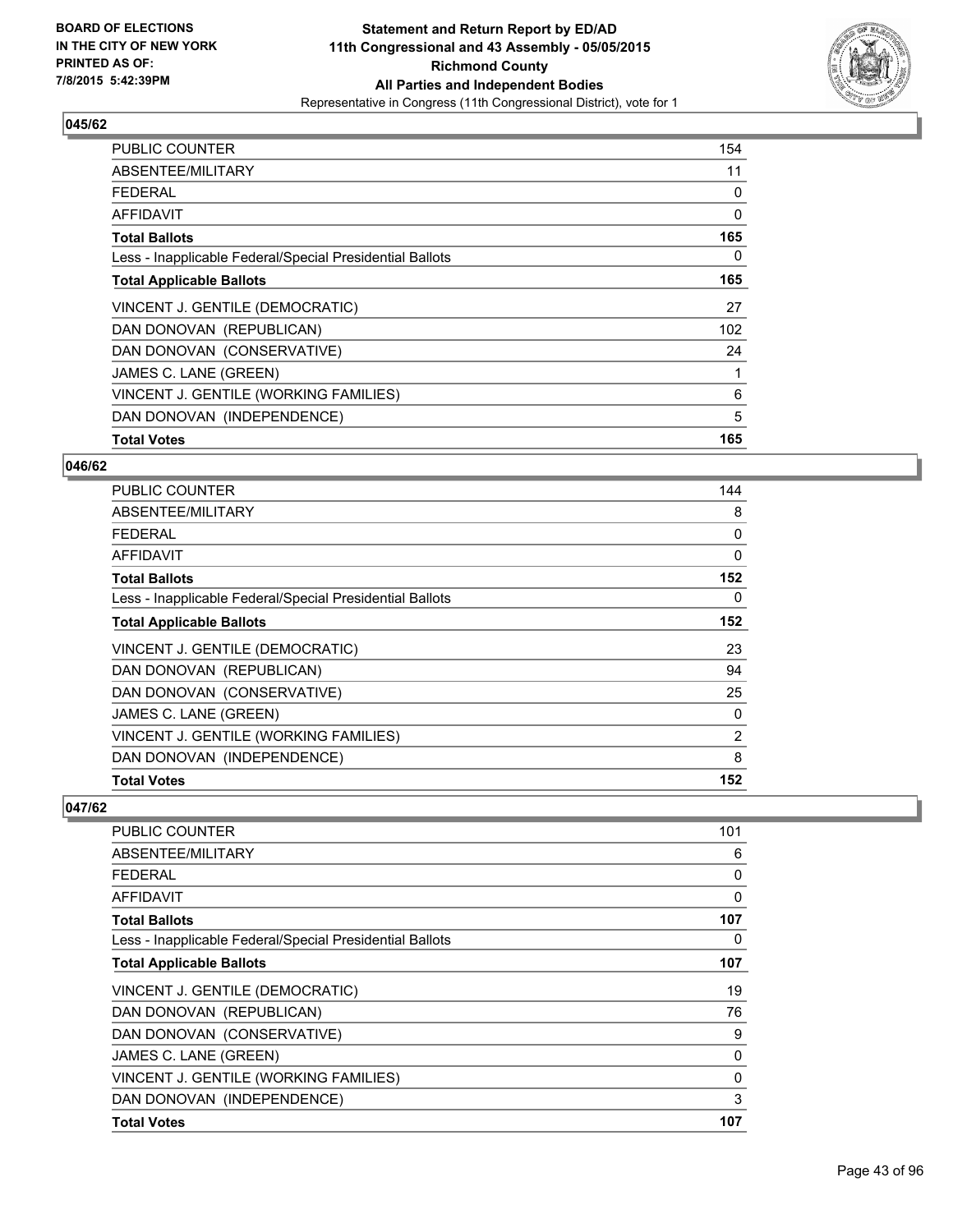**BOARD OF ELECTIONS IN THE CITY OF NEW YORK PRINTED AS OF: 7/8/2015 5:42:39PM**

**Statement and Return Report by ED/AD 11th Congressional and 43 Assembly - 05/05/2015 Richmond County All Parties and Independent Bodies**

Representative in Congress (11th Congressional District), vote for 1

### 045/62

| | |
|---|---|
| PUBLIC COUNTER | 154 |
| ABSENTEE/MILITARY | 11 |
| FEDERAL | 0 |
| AFFIDAVIT | 0 |
| **Total Ballots** | **165** |
| Less - Inapplicable Federal/Special Presidential Ballots | 0 |
| **Total Applicable Ballots** | **165** |
| VINCENT J. GENTILE (DEMOCRATIC) | 27 |
| DAN DONOVAN (REPUBLICAN) | 102 |
| DAN DONOVAN (CONSERVATIVE) | 24 |
| JAMES C. LANE (GREEN) | 1 |
| VINCENT J. GENTILE (WORKING FAMILIES) | 6 |
| DAN DONOVAN (INDEPENDENCE) | 5 |
| **Total Votes** | **165** |

### 046/62

| | |
|---|---|
| PUBLIC COUNTER | 144 |
| ABSENTEE/MILITARY | 8 |
| FEDERAL | 0 |
| AFFIDAVIT | 0 |
| **Total Ballots** | **152** |
| Less - Inapplicable Federal/Special Presidential Ballots | 0 |
| **Total Applicable Ballots** | **152** |
| VINCENT J. GENTILE (DEMOCRATIC) | 23 |
| DAN DONOVAN (REPUBLICAN) | 94 |
| DAN DONOVAN (CONSERVATIVE) | 25 |
| JAMES C. LANE (GREEN) | 0 |
| VINCENT J. GENTILE (WORKING FAMILIES) | 2 |
| DAN DONOVAN (INDEPENDENCE) | 8 |
| **Total Votes** | **152** |

### 047/62

| | |
|---|---|
| PUBLIC COUNTER | 101 |
| ABSENTEE/MILITARY | 6 |
| FEDERAL | 0 |
| AFFIDAVIT | 0 |
| **Total Ballots** | **107** |
| Less - Inapplicable Federal/Special Presidential Ballots | 0 |
| **Total Applicable Ballots** | **107** |
| VINCENT J. GENTILE (DEMOCRATIC) | 19 |
| DAN DONOVAN (REPUBLICAN) | 76 |
| DAN DONOVAN (CONSERVATIVE) | 9 |
| JAMES C. LANE (GREEN) | 0 |
| VINCENT J. GENTILE (WORKING FAMILIES) | 0 |
| DAN DONOVAN (INDEPENDENCE) | 3 |
| **Total Votes** | **107** |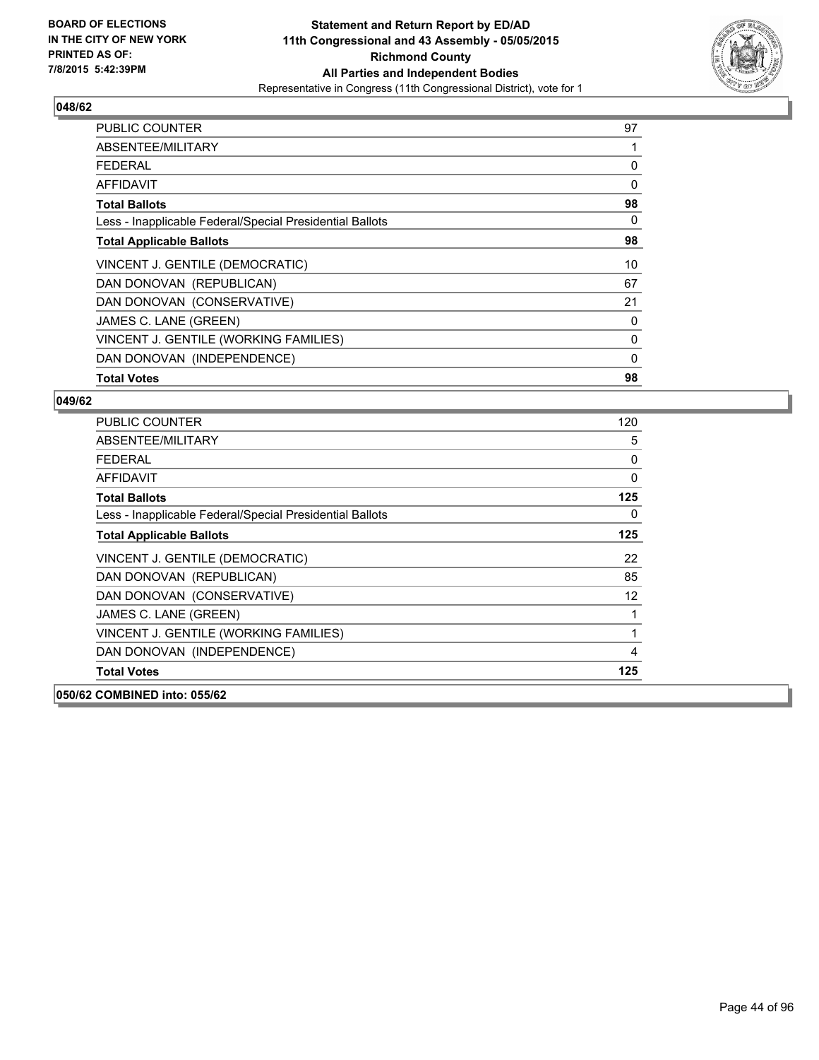**BOARD OF ELECTIONS IN THE CITY OF NEW YORK PRINTED AS OF: 7/8/2015 5:42:39PM**

**Statement and Return Report by ED/AD 11th Congressional and 43 Assembly - 05/05/2015 Richmond County All Parties and Independent Bodies**

Representative in Congress (11th Congressional District), vote for 1

## 048/62

| | |
|---|---|
| PUBLIC COUNTER | 97 |
| ABSENTEE/MILITARY | 1 |
| FEDERAL | 0 |
| AFFIDAVIT | 0 |
| **Total Ballots** | **98** |
| Less - Inapplicable Federal/Special Presidential Ballots | 0 |
| **Total Applicable Ballots** | **98** |
| VINCENT J. GENTILE (DEMOCRATIC) | 10 |
| DAN DONOVAN (REPUBLICAN) | 67 |
| DAN DONOVAN (CONSERVATIVE) | 21 |
| JAMES C. LANE (GREEN) | 0 |
| VINCENT J. GENTILE (WORKING FAMILIES) | 0 |
| DAN DONOVAN (INDEPENDENCE) | 0 |
| **Total Votes** | **98** |

## 049/62

| | |
|---|---|
| PUBLIC COUNTER | 120 |
| ABSENTEE/MILITARY | 5 |
| FEDERAL | 0 |
| AFFIDAVIT | 0 |
| **Total Ballots** | **125** |
| Less - Inapplicable Federal/Special Presidential Ballots | 0 |
| **Total Applicable Ballots** | **125** |
| VINCENT J. GENTILE (DEMOCRATIC) | 22 |
| DAN DONOVAN (REPUBLICAN) | 85 |
| DAN DONOVAN (CONSERVATIVE) | 12 |
| JAMES C. LANE (GREEN) | 1 |
| VINCENT J. GENTILE (WORKING FAMILIES) | 1 |
| DAN DONOVAN (INDEPENDENCE) | 4 |
| **Total Votes** | **125** |

**050/62 COMBINED into: 055/62**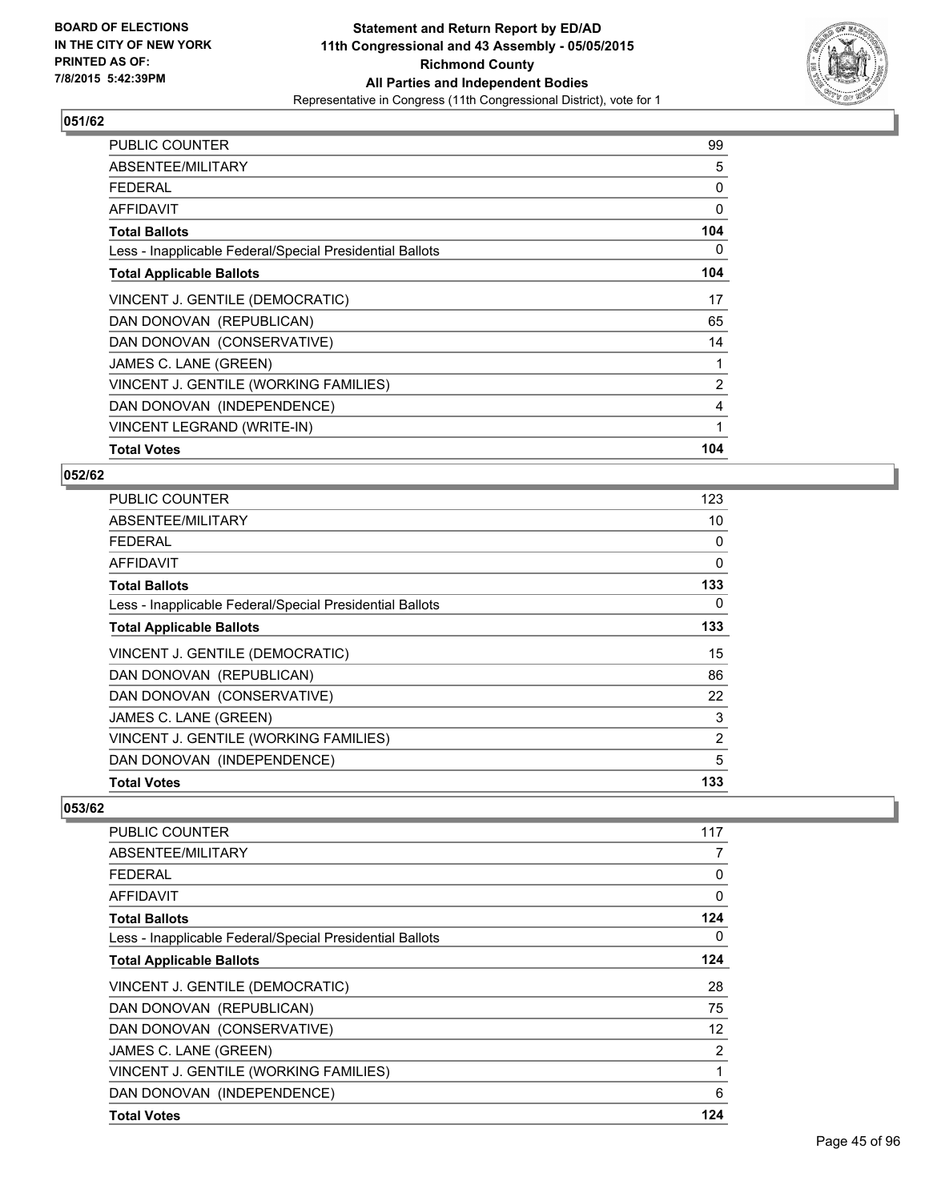**Statement and Return Report by ED/AD**
**11th Congressional and 43 Assembly - 05/05/2015**
**Richmond County**
**All Parties and Independent Bodies**
Representative in Congress (11th Congressional District), vote for 1

BOARD OF ELECTIONS
IN THE CITY OF NEW YORK
PRINTED AS OF:
7/8/2015 5:42:39PM

### 051/62

| | |
|---|---|
| PUBLIC COUNTER | 99 |
| ABSENTEE/MILITARY | 5 |
| FEDERAL | 0 |
| AFFIDAVIT | 0 |
| **Total Ballots** | **104** |
| Less - Inapplicable Federal/Special Presidential Ballots | 0 |
| **Total Applicable Ballots** | **104** |
| VINCENT J. GENTILE (DEMOCRATIC) | 17 |
| DAN DONOVAN (REPUBLICAN) | 65 |
| DAN DONOVAN (CONSERVATIVE) | 14 |
| JAMES C. LANE (GREEN) | 1 |
| VINCENT J. GENTILE (WORKING FAMILIES) | 2 |
| DAN DONOVAN (INDEPENDENCE) | 4 |
| VINCENT LEGRAND (WRITE-IN) | 1 |
| **Total Votes** | **104** |

### 052/62

| | |
|---|---|
| PUBLIC COUNTER | 123 |
| ABSENTEE/MILITARY | 10 |
| FEDERAL | 0 |
| AFFIDAVIT | 0 |
| **Total Ballots** | **133** |
| Less - Inapplicable Federal/Special Presidential Ballots | 0 |
| **Total Applicable Ballots** | **133** |
| VINCENT J. GENTILE (DEMOCRATIC) | 15 |
| DAN DONOVAN (REPUBLICAN) | 86 |
| DAN DONOVAN (CONSERVATIVE) | 22 |
| JAMES C. LANE (GREEN) | 3 |
| VINCENT J. GENTILE (WORKING FAMILIES) | 2 |
| DAN DONOVAN (INDEPENDENCE) | 5 |
| **Total Votes** | **133** |

### 053/62

| | |
|---|---|
| PUBLIC COUNTER | 117 |
| ABSENTEE/MILITARY | 7 |
| FEDERAL | 0 |
| AFFIDAVIT | 0 |
| **Total Ballots** | **124** |
| Less - Inapplicable Federal/Special Presidential Ballots | 0 |
| **Total Applicable Ballots** | **124** |
| VINCENT J. GENTILE (DEMOCRATIC) | 28 |
| DAN DONOVAN (REPUBLICAN) | 75 |
| DAN DONOVAN (CONSERVATIVE) | 12 |
| JAMES C. LANE (GREEN) | 2 |
| VINCENT J. GENTILE (WORKING FAMILIES) | 1 |
| DAN DONOVAN (INDEPENDENCE) | 6 |
| **Total Votes** | **124** |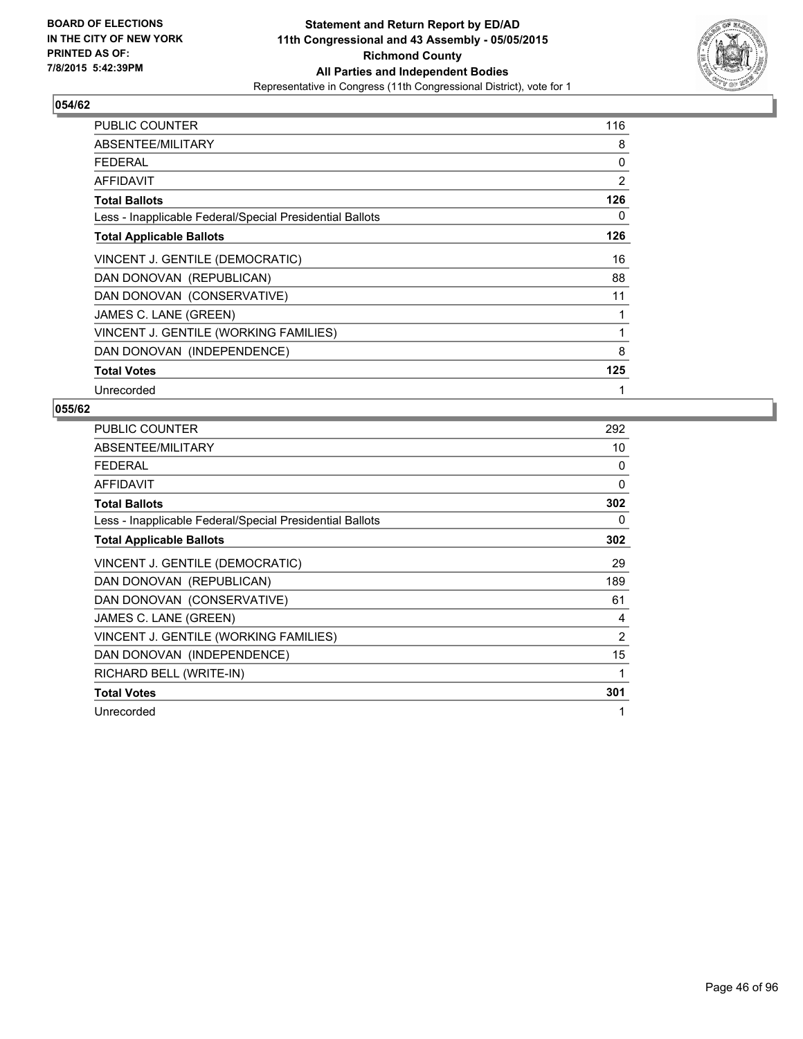**BOARD OF ELECTIONS IN THE CITY OF NEW YORK PRINTED AS OF: 7/8/2015 5:42:39PM**

# Statement and Return Report by ED/AD
## 11th Congressional and 43 Assembly - 05/05/2015
## Richmond County
## All Parties and Independent Bodies
Representative in Congress (11th Congressional District), vote for 1

### 054/62

| | |
|---|---|
| PUBLIC COUNTER | 116 |
| ABSENTEE/MILITARY | 8 |
| FEDERAL | 0 |
| AFFIDAVIT | 2 |
| **Total Ballots** | **126** |
| Less - Inapplicable Federal/Special Presidential Ballots | 0 |
| **Total Applicable Ballots** | **126** |
| VINCENT J. GENTILE (DEMOCRATIC) | 16 |
| DAN DONOVAN (REPUBLICAN) | 88 |
| DAN DONOVAN (CONSERVATIVE) | 11 |
| JAMES C. LANE (GREEN) | 1 |
| VINCENT J. GENTILE (WORKING FAMILIES) | 1 |
| DAN DONOVAN (INDEPENDENCE) | 8 |
| **Total Votes** | **125** |
| Unrecorded | 1 |

### 055/62

| | |
|---|---|
| PUBLIC COUNTER | 292 |
| ABSENTEE/MILITARY | 10 |
| FEDERAL | 0 |
| AFFIDAVIT | 0 |
| **Total Ballots** | **302** |
| Less - Inapplicable Federal/Special Presidential Ballots | 0 |
| **Total Applicable Ballots** | **302** |
| VINCENT J. GENTILE (DEMOCRATIC) | 29 |
| DAN DONOVAN (REPUBLICAN) | 189 |
| DAN DONOVAN (CONSERVATIVE) | 61 |
| JAMES C. LANE (GREEN) | 4 |
| VINCENT J. GENTILE (WORKING FAMILIES) | 2 |
| DAN DONOVAN (INDEPENDENCE) | 15 |
| RICHARD BELL (WRITE-IN) | 1 |
| **Total Votes** | **301** |
| Unrecorded | 1 |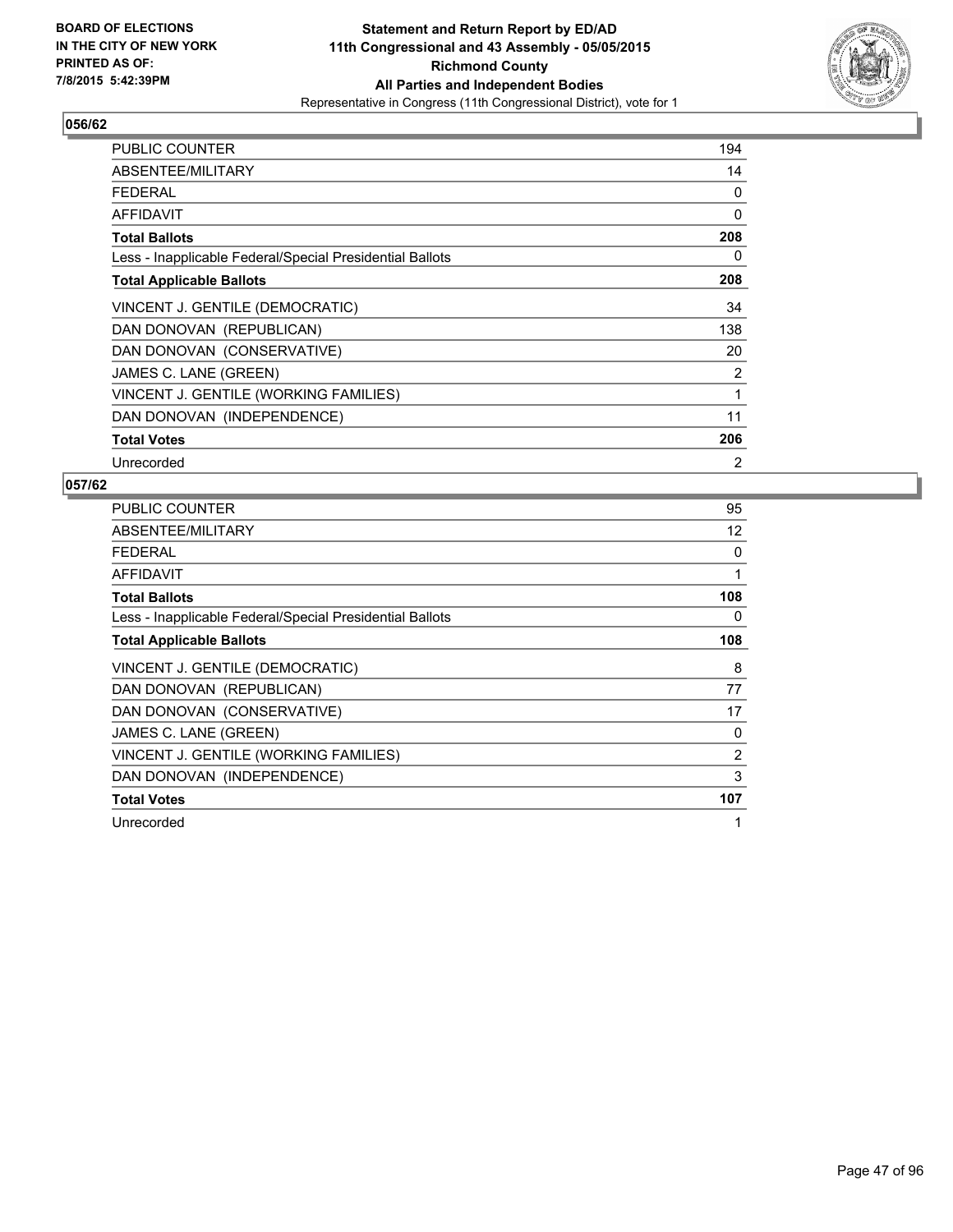**BOARD OF ELECTIONS IN THE CITY OF NEW YORK PRINTED AS OF: 7/8/2015 5:42:39PM**

**Statement and Return Report by ED/AD 11th Congressional and 43 Assembly - 05/05/2015 Richmond County All Parties and Independent Bodies**

Representative in Congress (11th Congressional District), vote for 1

## 056/62

| | |
|---|---|
| PUBLIC COUNTER | 194 |
| ABSENTEE/MILITARY | 14 |
| FEDERAL | 0 |
| AFFIDAVIT | 0 |
| **Total Ballots** | **208** |
| Less - Inapplicable Federal/Special Presidential Ballots | 0 |
| **Total Applicable Ballots** | **208** |
| VINCENT J. GENTILE (DEMOCRATIC) | 34 |
| DAN DONOVAN (REPUBLICAN) | 138 |
| DAN DONOVAN (CONSERVATIVE) | 20 |
| JAMES C. LANE (GREEN) | 2 |
| VINCENT J. GENTILE (WORKING FAMILIES) | 1 |
| DAN DONOVAN (INDEPENDENCE) | 11 |
| **Total Votes** | **206** |
| Unrecorded | 2 |

## 057/62

| | |
|---|---|
| PUBLIC COUNTER | 95 |
| ABSENTEE/MILITARY | 12 |
| FEDERAL | 0 |
| AFFIDAVIT | 1 |
| **Total Ballots** | **108** |
| Less - Inapplicable Federal/Special Presidential Ballots | 0 |
| **Total Applicable Ballots** | **108** |
| VINCENT J. GENTILE (DEMOCRATIC) | 8 |
| DAN DONOVAN (REPUBLICAN) | 77 |
| DAN DONOVAN (CONSERVATIVE) | 17 |
| JAMES C. LANE (GREEN) | 0 |
| VINCENT J. GENTILE (WORKING FAMILIES) | 2 |
| DAN DONOVAN (INDEPENDENCE) | 3 |
| **Total Votes** | **107** |
| Unrecorded | 1 |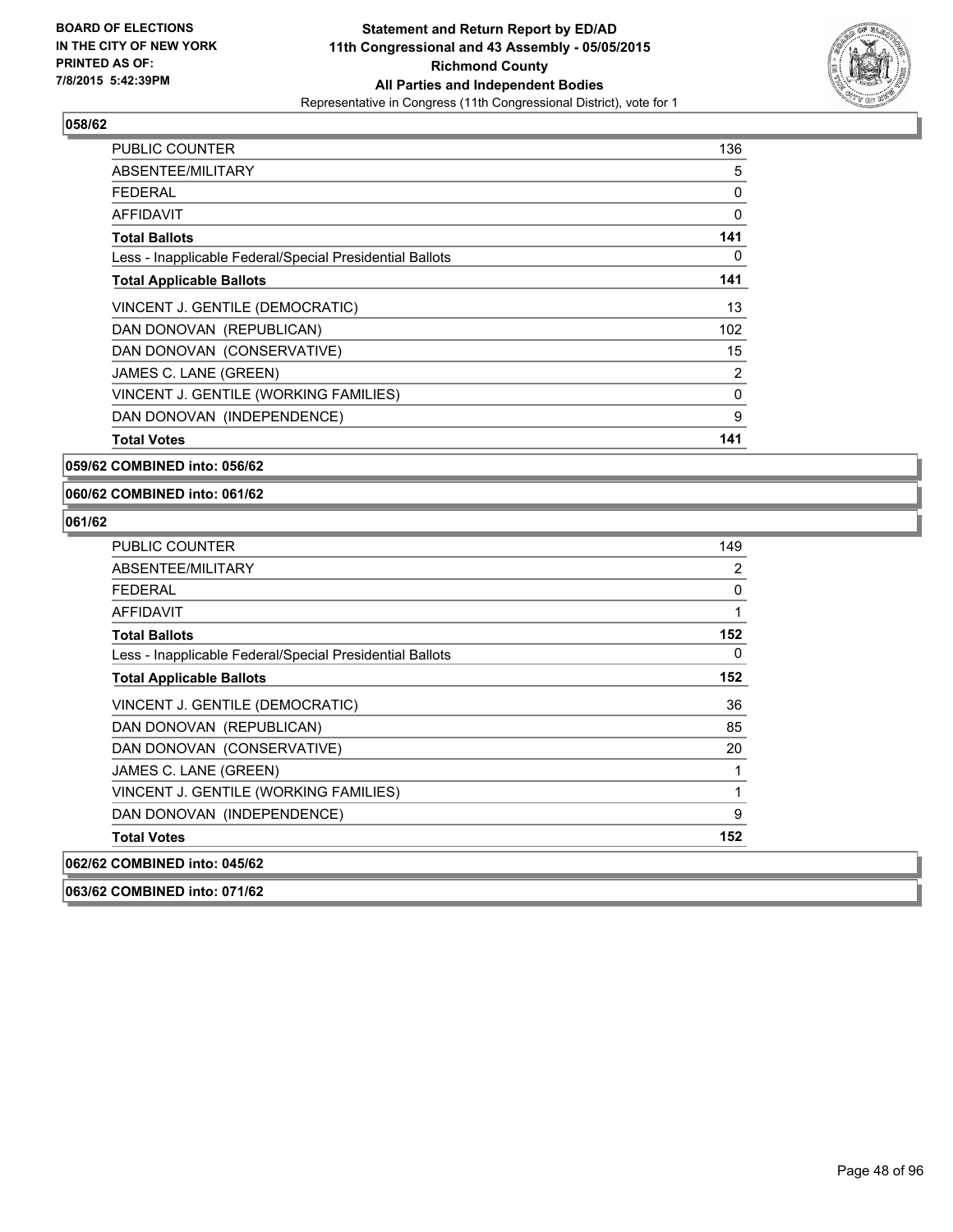**Statement and Return Report by ED/AD**
**11th Congressional and 43 Assembly - 05/05/2015**
**Richmond County**
**All Parties and Independent Bodies**
Representative in Congress (11th Congressional District), vote for 1

BOARD OF ELECTIONS IN THE CITY OF NEW YORK
PRINTED AS OF: 7/8/2015 5:42:39PM

**058/62**

| | |
|---|---|
| PUBLIC COUNTER | 136 |
| ABSENTEE/MILITARY | 5 |
| FEDERAL | 0 |
| AFFIDAVIT | 0 |
| **Total Ballots** | **141** |
| Less - Inapplicable Federal/Special Presidential Ballots | 0 |
| **Total Applicable Ballots** | **141** |
| VINCENT J. GENTILE (DEMOCRATIC) | 13 |
| DAN DONOVAN (REPUBLICAN) | 102 |
| DAN DONOVAN (CONSERVATIVE) | 15 |
| JAMES C. LANE (GREEN) | 2 |
| VINCENT J. GENTILE (WORKING FAMILIES) | 0 |
| DAN DONOVAN (INDEPENDENCE) | 9 |
| **Total Votes** | **141** |

**059/62 COMBINED into: 056/62**

**060/62 COMBINED into: 061/62**

**061/62**

| | |
|---|---|
| PUBLIC COUNTER | 149 |
| ABSENTEE/MILITARY | 2 |
| FEDERAL | 0 |
| AFFIDAVIT | 1 |
| **Total Ballots** | **152** |
| Less - Inapplicable Federal/Special Presidential Ballots | 0 |
| **Total Applicable Ballots** | **152** |
| VINCENT J. GENTILE (DEMOCRATIC) | 36 |
| DAN DONOVAN (REPUBLICAN) | 85 |
| DAN DONOVAN (CONSERVATIVE) | 20 |
| JAMES C. LANE (GREEN) | 1 |
| VINCENT J. GENTILE (WORKING FAMILIES) | 1 |
| DAN DONOVAN (INDEPENDENCE) | 9 |
| **Total Votes** | **152** |

**062/62 COMBINED into: 045/62**

**063/62 COMBINED into: 071/62**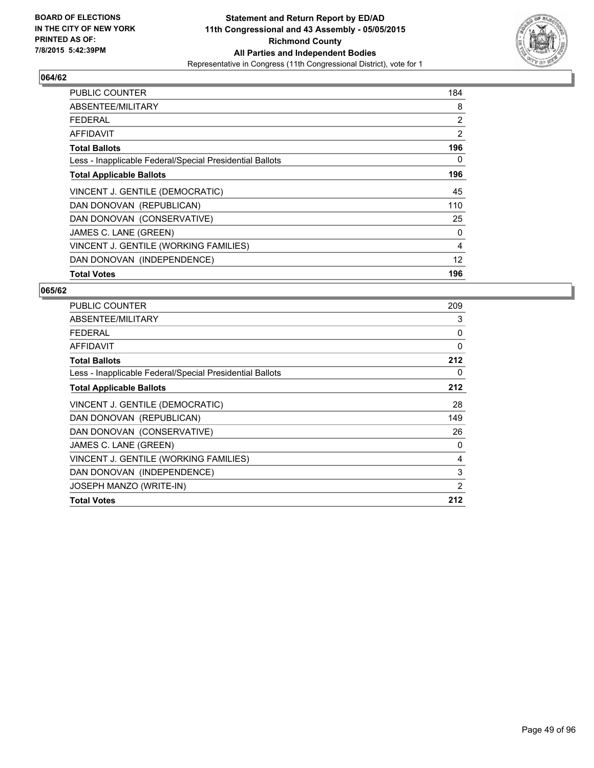**BOARD OF ELECTIONS IN THE CITY OF NEW YORK PRINTED AS OF: 7/8/2015 5:42:39PM**

**Statement and Return Report by ED/AD**
**11th Congressional and 43 Assembly - 05/05/2015**
**Richmond County**
**All Parties and Independent Bodies**
Representative in Congress (11th Congressional District), vote for 1

### 064/62

| | |
|---|---|
| PUBLIC COUNTER | 184 |
| ABSENTEE/MILITARY | 8 |
| FEDERAL | 2 |
| AFFIDAVIT | 2 |
| **Total Ballots** | **196** |
| Less - Inapplicable Federal/Special Presidential Ballots | 0 |
| **Total Applicable Ballots** | **196** |
| VINCENT J. GENTILE (DEMOCRATIC) | 45 |
| DAN DONOVAN (REPUBLICAN) | 110 |
| DAN DONOVAN (CONSERVATIVE) | 25 |
| JAMES C. LANE (GREEN) | 0 |
| VINCENT J. GENTILE (WORKING FAMILIES) | 4 |
| DAN DONOVAN (INDEPENDENCE) | 12 |
| **Total Votes** | **196** |

### 065/62

| | |
|---|---|
| PUBLIC COUNTER | 209 |
| ABSENTEE/MILITARY | 3 |
| FEDERAL | 0 |
| AFFIDAVIT | 0 |
| **Total Ballots** | **212** |
| Less - Inapplicable Federal/Special Presidential Ballots | 0 |
| **Total Applicable Ballots** | **212** |
| VINCENT J. GENTILE (DEMOCRATIC) | 28 |
| DAN DONOVAN (REPUBLICAN) | 149 |
| DAN DONOVAN (CONSERVATIVE) | 26 |
| JAMES C. LANE (GREEN) | 0 |
| VINCENT J. GENTILE (WORKING FAMILIES) | 4 |
| DAN DONOVAN (INDEPENDENCE) | 3 |
| JOSEPH MANZO (WRITE-IN) | 2 |
| **Total Votes** | **212** |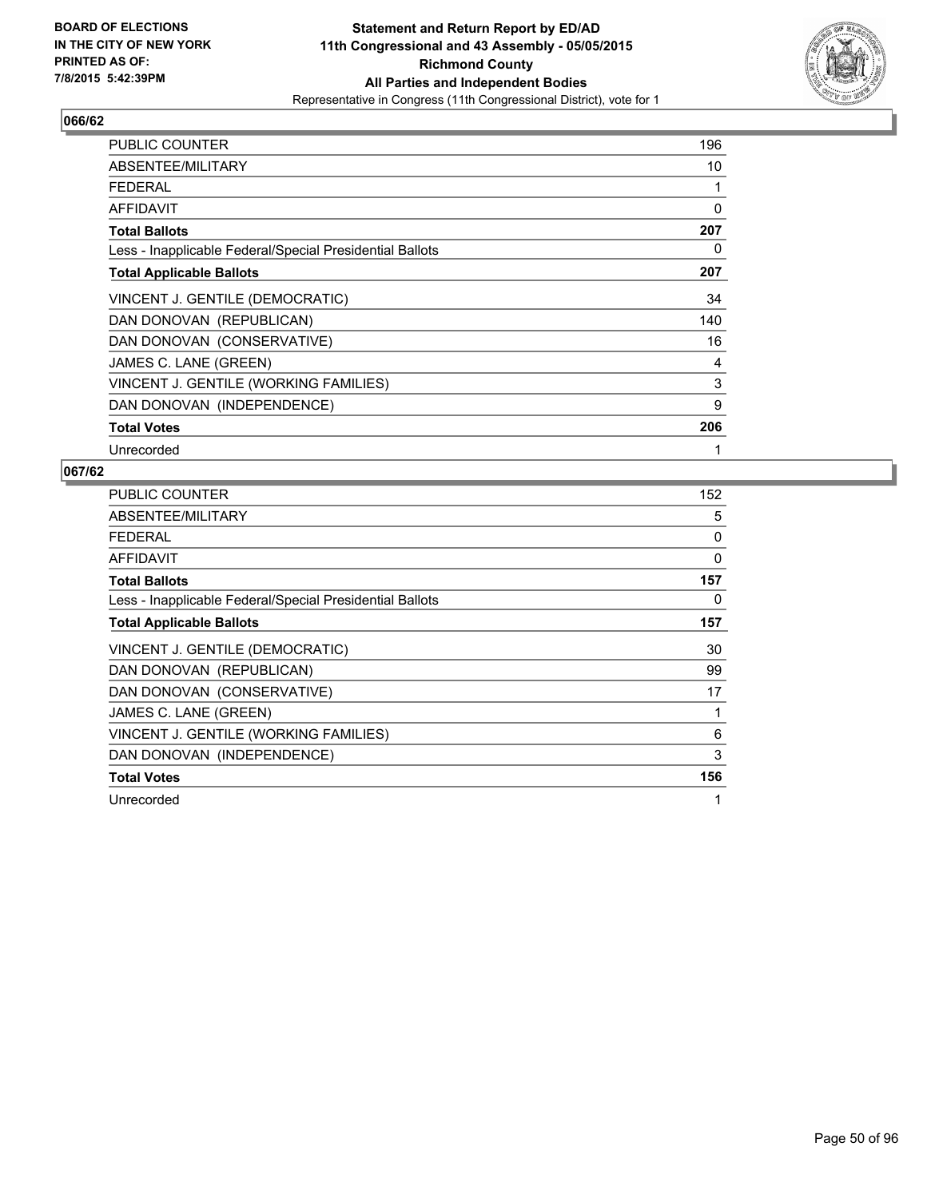**BOARD OF ELECTIONS IN THE CITY OF NEW YORK PRINTED AS OF: 7/8/2015 5:42:39PM**

**Statement and Return Report by ED/AD**
**11th Congressional and 43 Assembly - 05/05/2015**
**Richmond County**
**All Parties and Independent Bodies**
Representative in Congress (11th Congressional District), vote for 1

## 066/62

| | |
|---|---|
| PUBLIC COUNTER | 196 |
| ABSENTEE/MILITARY | 10 |
| FEDERAL | 1 |
| AFFIDAVIT | 0 |
| **Total Ballots** | **207** |
| Less - Inapplicable Federal/Special Presidential Ballots | 0 |
| **Total Applicable Ballots** | **207** |
| VINCENT J. GENTILE (DEMOCRATIC) | 34 |
| DAN DONOVAN (REPUBLICAN) | 140 |
| DAN DONOVAN (CONSERVATIVE) | 16 |
| JAMES C. LANE (GREEN) | 4 |
| VINCENT J. GENTILE (WORKING FAMILIES) | 3 |
| DAN DONOVAN (INDEPENDENCE) | 9 |
| **Total Votes** | **206** |
| Unrecorded | 1 |

## 067/62

| | |
|---|---|
| PUBLIC COUNTER | 152 |
| ABSENTEE/MILITARY | 5 |
| FEDERAL | 0 |
| AFFIDAVIT | 0 |
| **Total Ballots** | **157** |
| Less - Inapplicable Federal/Special Presidential Ballots | 0 |
| **Total Applicable Ballots** | **157** |
| VINCENT J. GENTILE (DEMOCRATIC) | 30 |
| DAN DONOVAN (REPUBLICAN) | 99 |
| DAN DONOVAN (CONSERVATIVE) | 17 |
| JAMES C. LANE (GREEN) | 1 |
| VINCENT J. GENTILE (WORKING FAMILIES) | 6 |
| DAN DONOVAN (INDEPENDENCE) | 3 |
| **Total Votes** | **156** |
| Unrecorded | 1 |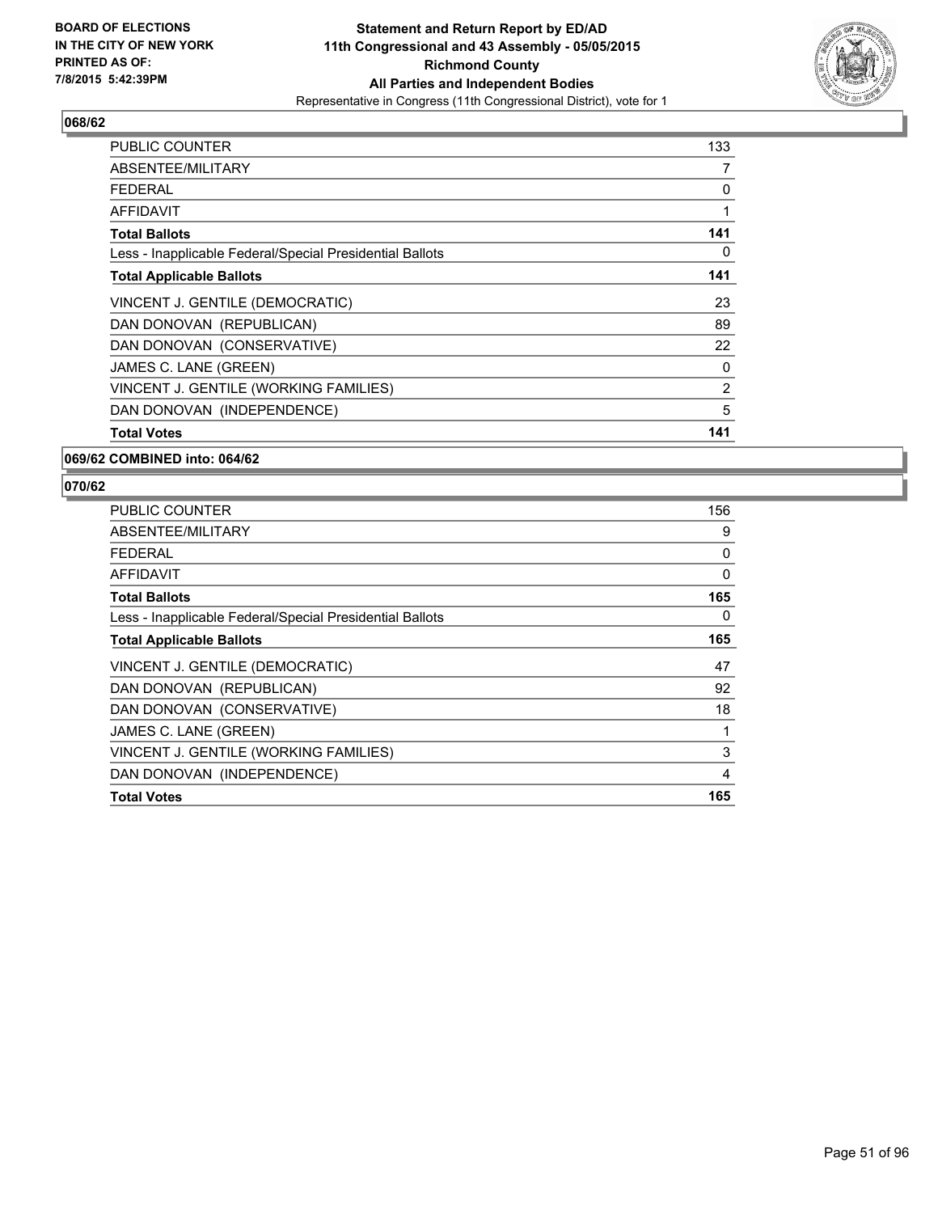BOARD OF ELECTIONS
IN THE CITY OF NEW YORK
PRINTED AS OF:
7/8/2015 5:42:39PM

**Statement and Return Report by ED/AD**
**11th Congressional and 43 Assembly - 05/05/2015**
**Richmond County**
**All Parties and Independent Bodies**
Representative in Congress (11th Congressional District), vote for 1

### 068/62

| | |
|---|---|
| PUBLIC COUNTER | 133 |
| ABSENTEE/MILITARY | 7 |
| FEDERAL | 0 |
| AFFIDAVIT | 1 |
| **Total Ballots** | **141** |
| Less - Inapplicable Federal/Special Presidential Ballots | 0 |
| **Total Applicable Ballots** | **141** |
| VINCENT J. GENTILE (DEMOCRATIC) | 23 |
| DAN DONOVAN (REPUBLICAN) | 89 |
| DAN DONOVAN (CONSERVATIVE) | 22 |
| JAMES C. LANE (GREEN) | 0 |
| VINCENT J. GENTILE (WORKING FAMILIES) | 2 |
| DAN DONOVAN (INDEPENDENCE) | 5 |
| **Total Votes** | **141** |

### 069/62 COMBINED into: 064/62

### 070/62

| | |
|---|---|
| PUBLIC COUNTER | 156 |
| ABSENTEE/MILITARY | 9 |
| FEDERAL | 0 |
| AFFIDAVIT | 0 |
| **Total Ballots** | **165** |
| Less - Inapplicable Federal/Special Presidential Ballots | 0 |
| **Total Applicable Ballots** | **165** |
| VINCENT J. GENTILE (DEMOCRATIC) | 47 |
| DAN DONOVAN (REPUBLICAN) | 92 |
| DAN DONOVAN (CONSERVATIVE) | 18 |
| JAMES C. LANE (GREEN) | 1 |
| VINCENT J. GENTILE (WORKING FAMILIES) | 3 |
| DAN DONOVAN (INDEPENDENCE) | 4 |
| **Total Votes** | **165** |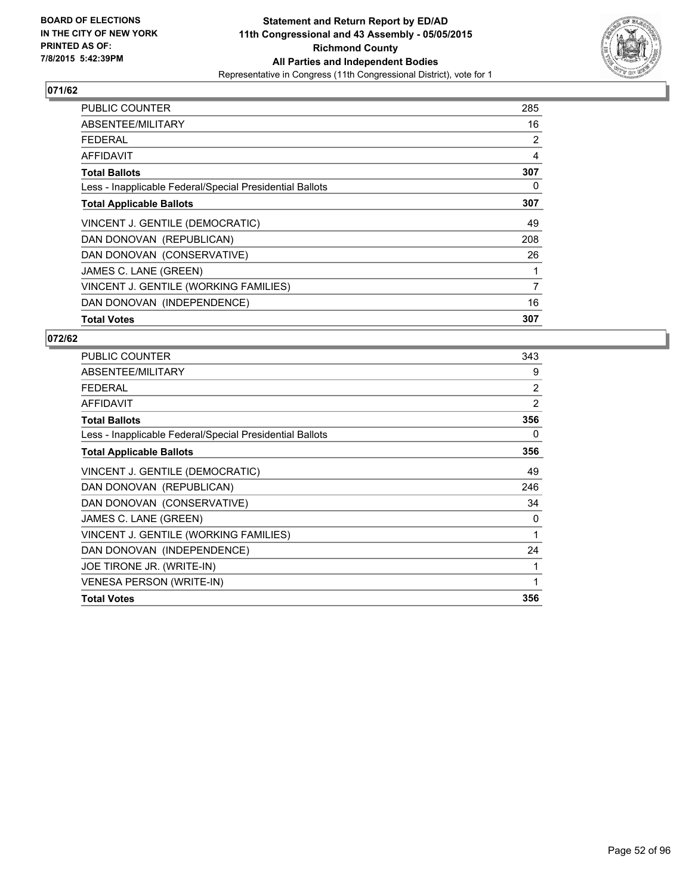**BOARD OF ELECTIONS IN THE CITY OF NEW YORK PRINTED AS OF: 7/8/2015 5:42:39PM**

# Statement and Return Report by ED/AD
## 11th Congressional and 43 Assembly - 05/05/2015
## Richmond County
## All Parties and Independent Bodies
### Representative in Congress (11th Congressional District), vote for 1

**071/62**

| | |
|---|---|
| PUBLIC COUNTER | 285 |
| ABSENTEE/MILITARY | 16 |
| FEDERAL | 2 |
| AFFIDAVIT | 4 |
| **Total Ballots** | **307** |
| Less - Inapplicable Federal/Special Presidential Ballots | 0 |
| **Total Applicable Ballots** | **307** |
| VINCENT J. GENTILE (DEMOCRATIC) | 49 |
| DAN DONOVAN (REPUBLICAN) | 208 |
| DAN DONOVAN (CONSERVATIVE) | 26 |
| JAMES C. LANE (GREEN) | 1 |
| VINCENT J. GENTILE (WORKING FAMILIES) | 7 |
| DAN DONOVAN (INDEPENDENCE) | 16 |
| **Total Votes** | **307** |

**072/62**

| | |
|---|---|
| PUBLIC COUNTER | 343 |
| ABSENTEE/MILITARY | 9 |
| FEDERAL | 2 |
| AFFIDAVIT | 2 |
| **Total Ballots** | **356** |
| Less - Inapplicable Federal/Special Presidential Ballots | 0 |
| **Total Applicable Ballots** | **356** |
| VINCENT J. GENTILE (DEMOCRATIC) | 49 |
| DAN DONOVAN (REPUBLICAN) | 246 |
| DAN DONOVAN (CONSERVATIVE) | 34 |
| JAMES C. LANE (GREEN) | 0 |
| VINCENT J. GENTILE (WORKING FAMILIES) | 1 |
| DAN DONOVAN (INDEPENDENCE) | 24 |
| JOE TIRONE JR. (WRITE-IN) | 1 |
| VENESA PERSON (WRITE-IN) | 1 |
| **Total Votes** | **356** |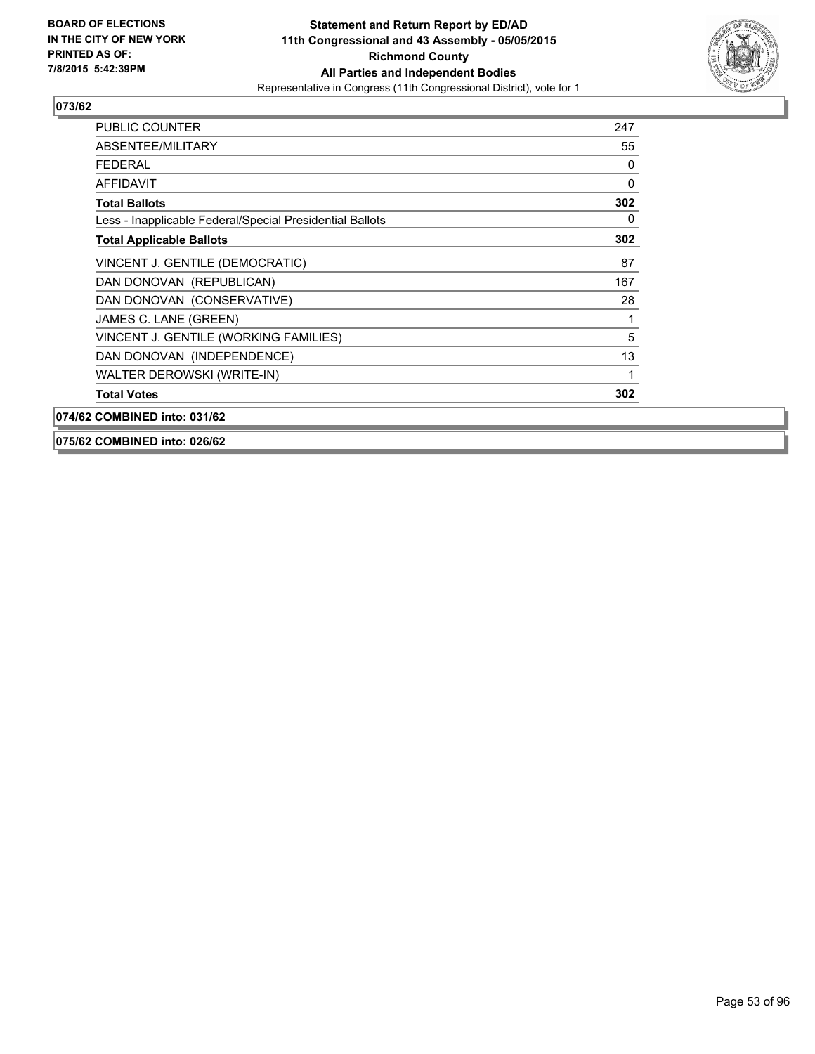**BOARD OF ELECTIONS IN THE CITY OF NEW YORK PRINTED AS OF: 7/8/2015 5:42:39PM**

**Statement and Return Report by ED/AD**
**11th Congressional and 43 Assembly - 05/05/2015**
**Richmond County**
**All Parties and Independent Bodies**
Representative in Congress (11th Congressional District), vote for 1

## 073/62

| | |
|---|---|
| PUBLIC COUNTER | 247 |
| ABSENTEE/MILITARY | 55 |
| FEDERAL | 0 |
| AFFIDAVIT | 0 |
| **Total Ballots** | **302** |
| Less - Inapplicable Federal/Special Presidential Ballots | 0 |
| **Total Applicable Ballots** | **302** |
| VINCENT J. GENTILE (DEMOCRATIC) | 87 |
| DAN DONOVAN (REPUBLICAN) | 167 |
| DAN DONOVAN (CONSERVATIVE) | 28 |
| JAMES C. LANE (GREEN) | 1 |
| VINCENT J. GENTILE (WORKING FAMILIES) | 5 |
| DAN DONOVAN (INDEPENDENCE) | 13 |
| WALTER DEROWSKI (WRITE-IN) | 1 |
| **Total Votes** | **302** |

## 074/62 COMBINED into: 031/62

## 075/62 COMBINED into: 026/62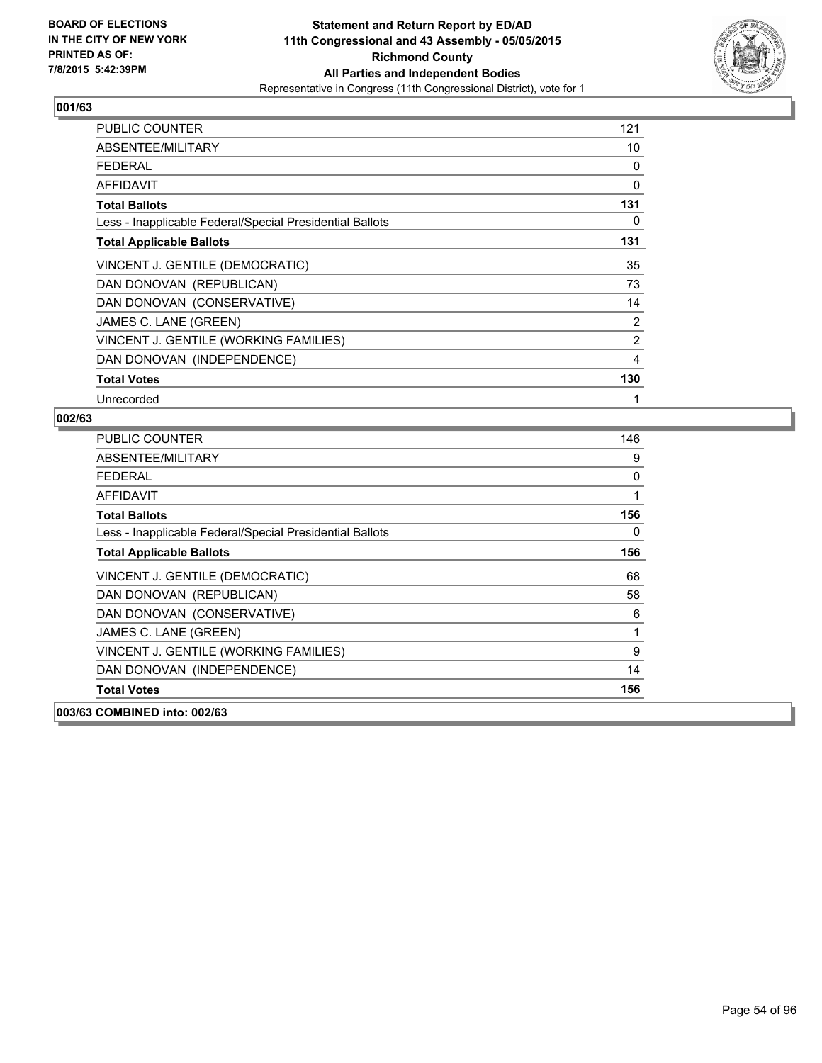**BOARD OF ELECTIONS IN THE CITY OF NEW YORK PRINTED AS OF: 7/8/2015 5:42:39PM**

**Statement and Return Report by ED/AD**
**11th Congressional and 43 Assembly - 05/05/2015**
**Richmond County**
**All Parties and Independent Bodies**
Representative in Congress (11th Congressional District), vote for 1

**001/63**

| | |
|---|---|
| PUBLIC COUNTER | 121 |
| ABSENTEE/MILITARY | 10 |
| FEDERAL | 0 |
| AFFIDAVIT | 0 |
| **Total Ballots** | **131** |
| Less - Inapplicable Federal/Special Presidential Ballots | 0 |
| **Total Applicable Ballots** | **131** |
| VINCENT J. GENTILE (DEMOCRATIC) | 35 |
| DAN DONOVAN (REPUBLICAN) | 73 |
| DAN DONOVAN (CONSERVATIVE) | 14 |
| JAMES C. LANE (GREEN) | 2 |
| VINCENT J. GENTILE (WORKING FAMILIES) | 2 |
| DAN DONOVAN (INDEPENDENCE) | 4 |
| **Total Votes** | **130** |
| Unrecorded | 1 |

**002/63**

| | |
|---|---|
| PUBLIC COUNTER | 146 |
| ABSENTEE/MILITARY | 9 |
| FEDERAL | 0 |
| AFFIDAVIT | 1 |
| **Total Ballots** | **156** |
| Less - Inapplicable Federal/Special Presidential Ballots | 0 |
| **Total Applicable Ballots** | **156** |
| VINCENT J. GENTILE (DEMOCRATIC) | 68 |
| DAN DONOVAN (REPUBLICAN) | 58 |
| DAN DONOVAN (CONSERVATIVE) | 6 |
| JAMES C. LANE (GREEN) | 1 |
| VINCENT J. GENTILE (WORKING FAMILIES) | 9 |
| DAN DONOVAN (INDEPENDENCE) | 14 |
| **Total Votes** | **156** |

**003/63 COMBINED into: 002/63**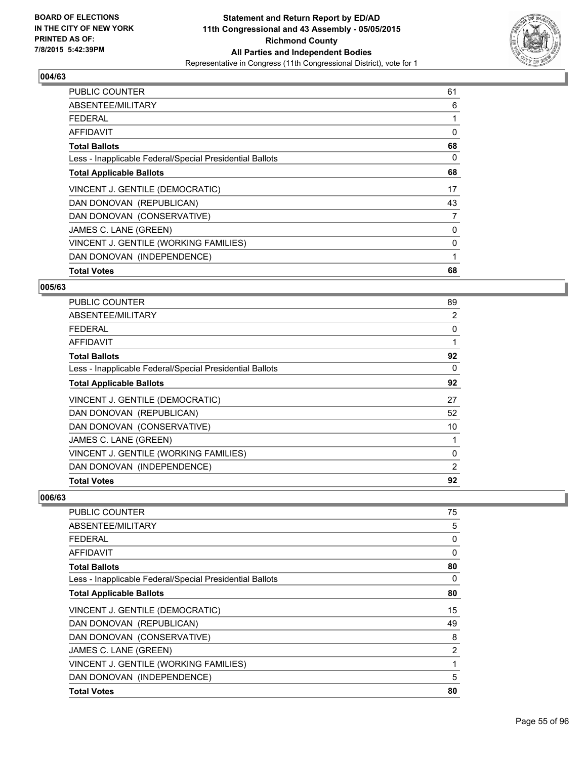## 004/63

| | |
|---|---|
| PUBLIC COUNTER | 61 |
| ABSENTEE/MILITARY | 6 |
| FEDERAL | 1 |
| AFFIDAVIT | 0 |
| **Total Ballots** | **68** |
| Less - Inapplicable Federal/Special Presidential Ballots | 0 |
| **Total Applicable Ballots** | **68** |
| VINCENT J. GENTILE (DEMOCRATIC) | 17 |
| DAN DONOVAN (REPUBLICAN) | 43 |
| DAN DONOVAN (CONSERVATIVE) | 7 |
| JAMES C. LANE (GREEN) | 0 |
| VINCENT J. GENTILE (WORKING FAMILIES) | 0 |
| DAN DONOVAN (INDEPENDENCE) | 1 |
| **Total Votes** | **68** |

## 005/63

| | |
|---|---|
| PUBLIC COUNTER | 89 |
| ABSENTEE/MILITARY | 2 |
| FEDERAL | 0 |
| AFFIDAVIT | 1 |
| **Total Ballots** | **92** |
| Less - Inapplicable Federal/Special Presidential Ballots | 0 |
| **Total Applicable Ballots** | **92** |
| VINCENT J. GENTILE (DEMOCRATIC) | 27 |
| DAN DONOVAN (REPUBLICAN) | 52 |
| DAN DONOVAN (CONSERVATIVE) | 10 |
| JAMES C. LANE (GREEN) | 1 |
| VINCENT J. GENTILE (WORKING FAMILIES) | 0 |
| DAN DONOVAN (INDEPENDENCE) | 2 |
| **Total Votes** | **92** |

## 006/63

| | |
|---|---|
| PUBLIC COUNTER | 75 |
| ABSENTEE/MILITARY | 5 |
| FEDERAL | 0 |
| AFFIDAVIT | 0 |
| **Total Ballots** | **80** |
| Less - Inapplicable Federal/Special Presidential Ballots | 0 |
| **Total Applicable Ballots** | **80** |
| VINCENT J. GENTILE (DEMOCRATIC) | 15 |
| DAN DONOVAN (REPUBLICAN) | 49 |
| DAN DONOVAN (CONSERVATIVE) | 8 |
| JAMES C. LANE (GREEN) | 2 |
| VINCENT J. GENTILE (WORKING FAMILIES) | 1 |
| DAN DONOVAN (INDEPENDENCE) | 5 |
| **Total Votes** | **80** |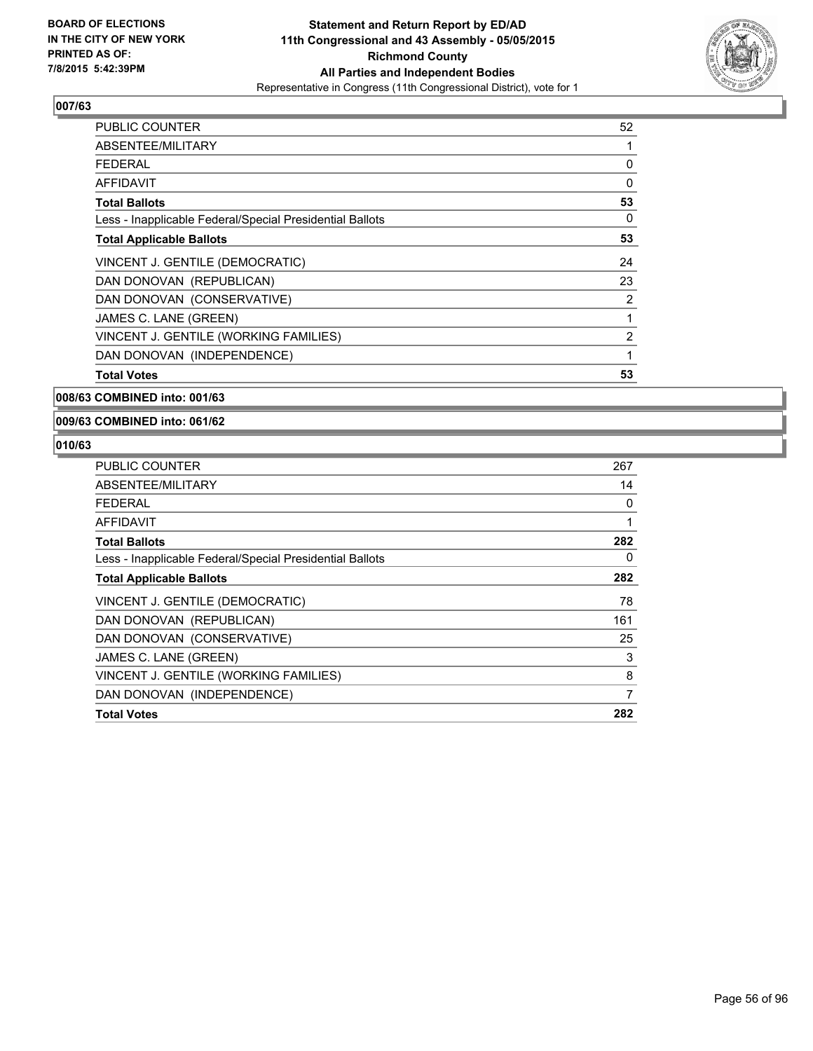**Statement and Return Report by ED/AD**
**11th Congressional and 43 Assembly - 05/05/2015**
**Richmond County**
**All Parties and Independent Bodies**
Representative in Congress (11th Congressional District), vote for 1

BOARD OF ELECTIONS
IN THE CITY OF NEW YORK
PRINTED AS OF:
7/8/2015 5:42:39PM

### 007/63

| | |
|---|---|
| PUBLIC COUNTER | 52 |
| ABSENTEE/MILITARY | 1 |
| FEDERAL | 0 |
| AFFIDAVIT | 0 |
| **Total Ballots** | **53** |
| Less - Inapplicable Federal/Special Presidential Ballots | 0 |
| **Total Applicable Ballots** | **53** |
| VINCENT J. GENTILE (DEMOCRATIC) | 24 |
| DAN DONOVAN (REPUBLICAN) | 23 |
| DAN DONOVAN (CONSERVATIVE) | 2 |
| JAMES C. LANE (GREEN) | 1 |
| VINCENT J. GENTILE (WORKING FAMILIES) | 2 |
| DAN DONOVAN (INDEPENDENCE) | 1 |
| **Total Votes** | **53** |

### 008/63 COMBINED into: 001/63

### 009/63 COMBINED into: 061/62

### 010/63

| | |
|---|---|
| PUBLIC COUNTER | 267 |
| ABSENTEE/MILITARY | 14 |
| FEDERAL | 0 |
| AFFIDAVIT | 1 |
| **Total Ballots** | **282** |
| Less - Inapplicable Federal/Special Presidential Ballots | 0 |
| **Total Applicable Ballots** | **282** |
| VINCENT J. GENTILE (DEMOCRATIC) | 78 |
| DAN DONOVAN (REPUBLICAN) | 161 |
| DAN DONOVAN (CONSERVATIVE) | 25 |
| JAMES C. LANE (GREEN) | 3 |
| VINCENT J. GENTILE (WORKING FAMILIES) | 8 |
| DAN DONOVAN (INDEPENDENCE) | 7 |
| **Total Votes** | **282** |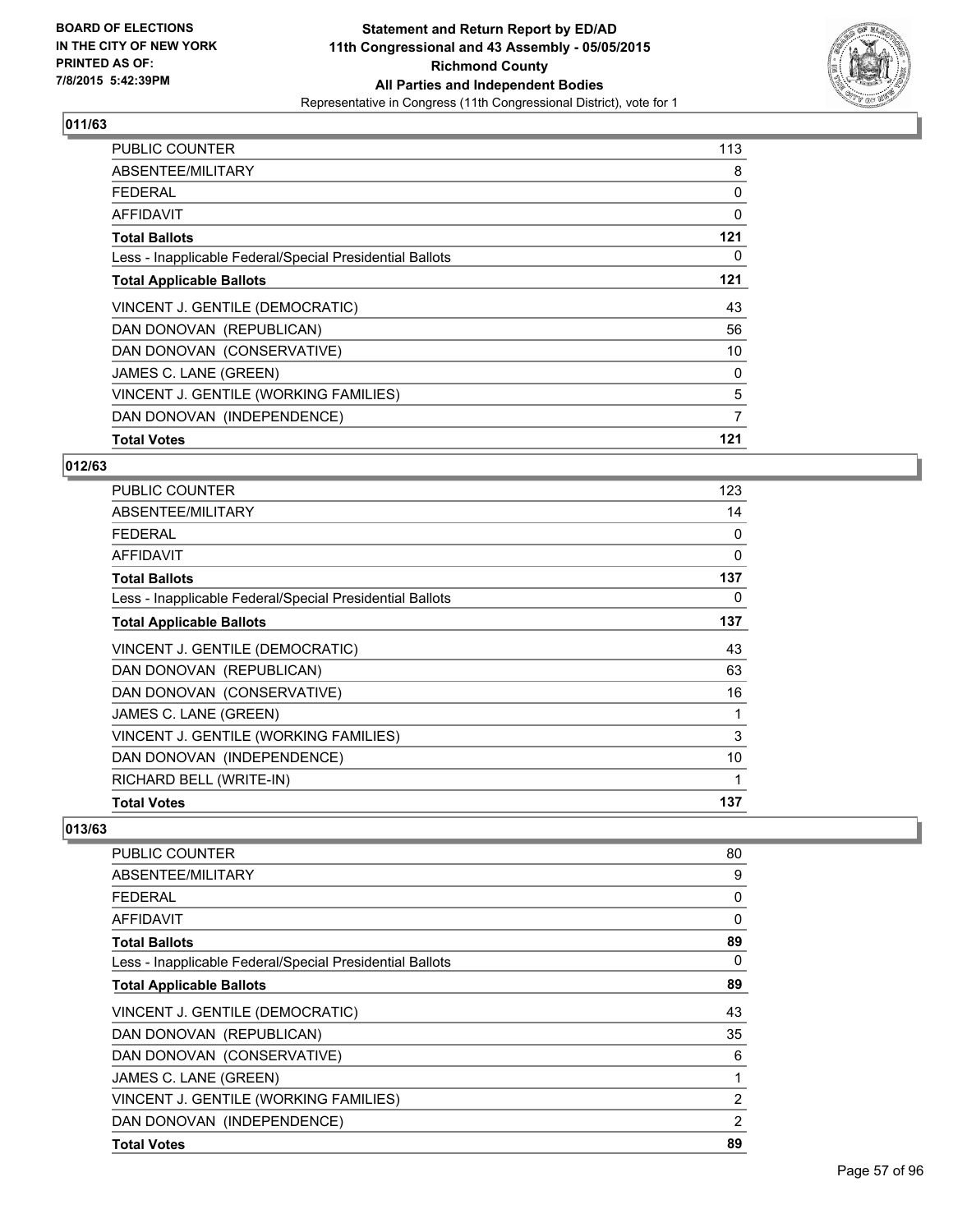**BOARD OF ELECTIONS IN THE CITY OF NEW YORK**
**PRINTED AS OF: 7/8/2015 5:42:39PM**

**Statement and Return Report by ED/AD**
**11th Congressional and 43 Assembly - 05/05/2015**
**Richmond County**
**All Parties and Independent Bodies**
Representative in Congress (11th Congressional District), vote for 1

### 011/63

| | |
|---|---|
| PUBLIC COUNTER | 113 |
| ABSENTEE/MILITARY | 8 |
| FEDERAL | 0 |
| AFFIDAVIT | 0 |
| **Total Ballots** | **121** |
| Less - Inapplicable Federal/Special Presidential Ballots | 0 |
| **Total Applicable Ballots** | **121** |
| VINCENT J. GENTILE (DEMOCRATIC) | 43 |
| DAN DONOVAN (REPUBLICAN) | 56 |
| DAN DONOVAN (CONSERVATIVE) | 10 |
| JAMES C. LANE (GREEN) | 0 |
| VINCENT J. GENTILE (WORKING FAMILIES) | 5 |
| DAN DONOVAN (INDEPENDENCE) | 7 |
| **Total Votes** | **121** |

### 012/63

| | |
|---|---|
| PUBLIC COUNTER | 123 |
| ABSENTEE/MILITARY | 14 |
| FEDERAL | 0 |
| AFFIDAVIT | 0 |
| **Total Ballots** | **137** |
| Less - Inapplicable Federal/Special Presidential Ballots | 0 |
| **Total Applicable Ballots** | **137** |
| VINCENT J. GENTILE (DEMOCRATIC) | 43 |
| DAN DONOVAN (REPUBLICAN) | 63 |
| DAN DONOVAN (CONSERVATIVE) | 16 |
| JAMES C. LANE (GREEN) | 1 |
| VINCENT J. GENTILE (WORKING FAMILIES) | 3 |
| DAN DONOVAN (INDEPENDENCE) | 10 |
| RICHARD BELL (WRITE-IN) | 1 |
| **Total Votes** | **137** |

### 013/63

| | |
|---|---|
| PUBLIC COUNTER | 80 |
| ABSENTEE/MILITARY | 9 |
| FEDERAL | 0 |
| AFFIDAVIT | 0 |
| **Total Ballots** | **89** |
| Less - Inapplicable Federal/Special Presidential Ballots | 0 |
| **Total Applicable Ballots** | **89** |
| VINCENT J. GENTILE (DEMOCRATIC) | 43 |
| DAN DONOVAN (REPUBLICAN) | 35 |
| DAN DONOVAN (CONSERVATIVE) | 6 |
| JAMES C. LANE (GREEN) | 1 |
| VINCENT J. GENTILE (WORKING FAMILIES) | 2 |
| DAN DONOVAN (INDEPENDENCE) | 2 |
| **Total Votes** | **89** |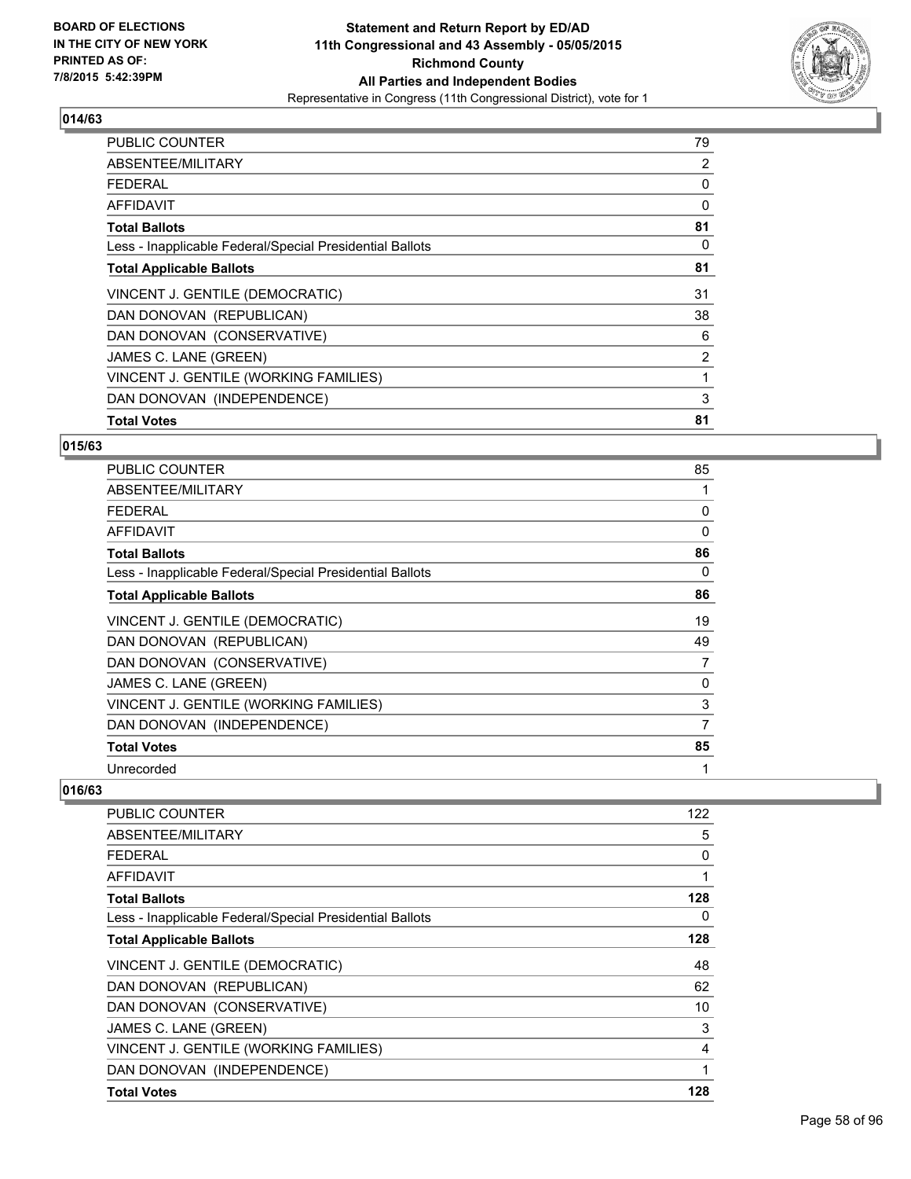**BOARD OF ELECTIONS IN THE CITY OF NEW YORK PRINTED AS OF: 7/8/2015 5:42:39PM**

**Statement and Return Report by ED/AD 11th Congressional and 43 Assembly - 05/05/2015 Richmond County All Parties and Independent Bodies**
Representative in Congress (11th Congressional District), vote for 1

## 014/63

| | |
|---|---|
| PUBLIC COUNTER | 79 |
| ABSENTEE/MILITARY | 2 |
| FEDERAL | 0 |
| AFFIDAVIT | 0 |
| **Total Ballots** | **81** |
| Less - Inapplicable Federal/Special Presidential Ballots | 0 |
| **Total Applicable Ballots** | **81** |
| VINCENT J. GENTILE (DEMOCRATIC) | 31 |
| DAN DONOVAN (REPUBLICAN) | 38 |
| DAN DONOVAN (CONSERVATIVE) | 6 |
| JAMES C. LANE (GREEN) | 2 |
| VINCENT J. GENTILE (WORKING FAMILIES) | 1 |
| DAN DONOVAN (INDEPENDENCE) | 3 |
| **Total Votes** | **81** |

## 015/63

| | |
|---|---|
| PUBLIC COUNTER | 85 |
| ABSENTEE/MILITARY | 1 |
| FEDERAL | 0 |
| AFFIDAVIT | 0 |
| **Total Ballots** | **86** |
| Less - Inapplicable Federal/Special Presidential Ballots | 0 |
| **Total Applicable Ballots** | **86** |
| VINCENT J. GENTILE (DEMOCRATIC) | 19 |
| DAN DONOVAN (REPUBLICAN) | 49 |
| DAN DONOVAN (CONSERVATIVE) | 7 |
| JAMES C. LANE (GREEN) | 0 |
| VINCENT J. GENTILE (WORKING FAMILIES) | 3 |
| DAN DONOVAN (INDEPENDENCE) | 7 |
| **Total Votes** | **85** |
| Unrecorded | 1 |

## 016/63

| | |
|---|---|
| PUBLIC COUNTER | 122 |
| ABSENTEE/MILITARY | 5 |
| FEDERAL | 0 |
| AFFIDAVIT | 1 |
| **Total Ballots** | **128** |
| Less - Inapplicable Federal/Special Presidential Ballots | 0 |
| **Total Applicable Ballots** | **128** |
| VINCENT J. GENTILE (DEMOCRATIC) | 48 |
| DAN DONOVAN (REPUBLICAN) | 62 |
| DAN DONOVAN (CONSERVATIVE) | 10 |
| JAMES C. LANE (GREEN) | 3 |
| VINCENT J. GENTILE (WORKING FAMILIES) | 4 |
| DAN DONOVAN (INDEPENDENCE) | 1 |
| **Total Votes** | **128** |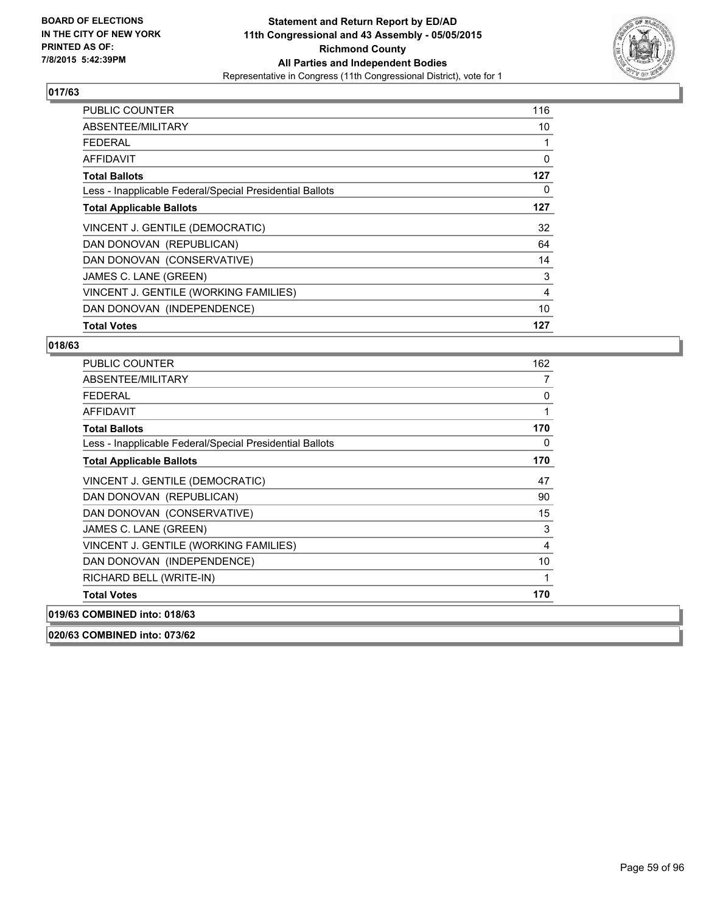**Statement and Return Report by ED/AD**
**11th Congressional and 43 Assembly - 05/05/2015**
**Richmond County**
**All Parties and Independent Bodies**
Representative in Congress (11th Congressional District), vote for 1

BOARD OF ELECTIONS IN THE CITY OF NEW YORK PRINTED AS OF: 7/8/2015 5:42:39PM

### 017/63

| | |
|---|---|
| PUBLIC COUNTER | 116 |
| ABSENTEE/MILITARY | 10 |
| FEDERAL | 1 |
| AFFIDAVIT | 0 |
| **Total Ballots** | **127** |
| Less - Inapplicable Federal/Special Presidential Ballots | 0 |
| **Total Applicable Ballots** | **127** |
| VINCENT J. GENTILE (DEMOCRATIC) | 32 |
| DAN DONOVAN (REPUBLICAN) | 64 |
| DAN DONOVAN (CONSERVATIVE) | 14 |
| JAMES C. LANE (GREEN) | 3 |
| VINCENT J. GENTILE (WORKING FAMILIES) | 4 |
| DAN DONOVAN (INDEPENDENCE) | 10 |
| **Total Votes** | **127** |

### 018/63

| | |
|---|---|
| PUBLIC COUNTER | 162 |
| ABSENTEE/MILITARY | 7 |
| FEDERAL | 0 |
| AFFIDAVIT | 1 |
| **Total Ballots** | **170** |
| Less - Inapplicable Federal/Special Presidential Ballots | 0 |
| **Total Applicable Ballots** | **170** |
| VINCENT J. GENTILE (DEMOCRATIC) | 47 |
| DAN DONOVAN (REPUBLICAN) | 90 |
| DAN DONOVAN (CONSERVATIVE) | 15 |
| JAMES C. LANE (GREEN) | 3 |
| VINCENT J. GENTILE (WORKING FAMILIES) | 4 |
| DAN DONOVAN (INDEPENDENCE) | 10 |
| RICHARD BELL (WRITE-IN) | 1 |
| **Total Votes** | **170** |

### 019/63 COMBINED into: 018/63

### 020/63 COMBINED into: 073/62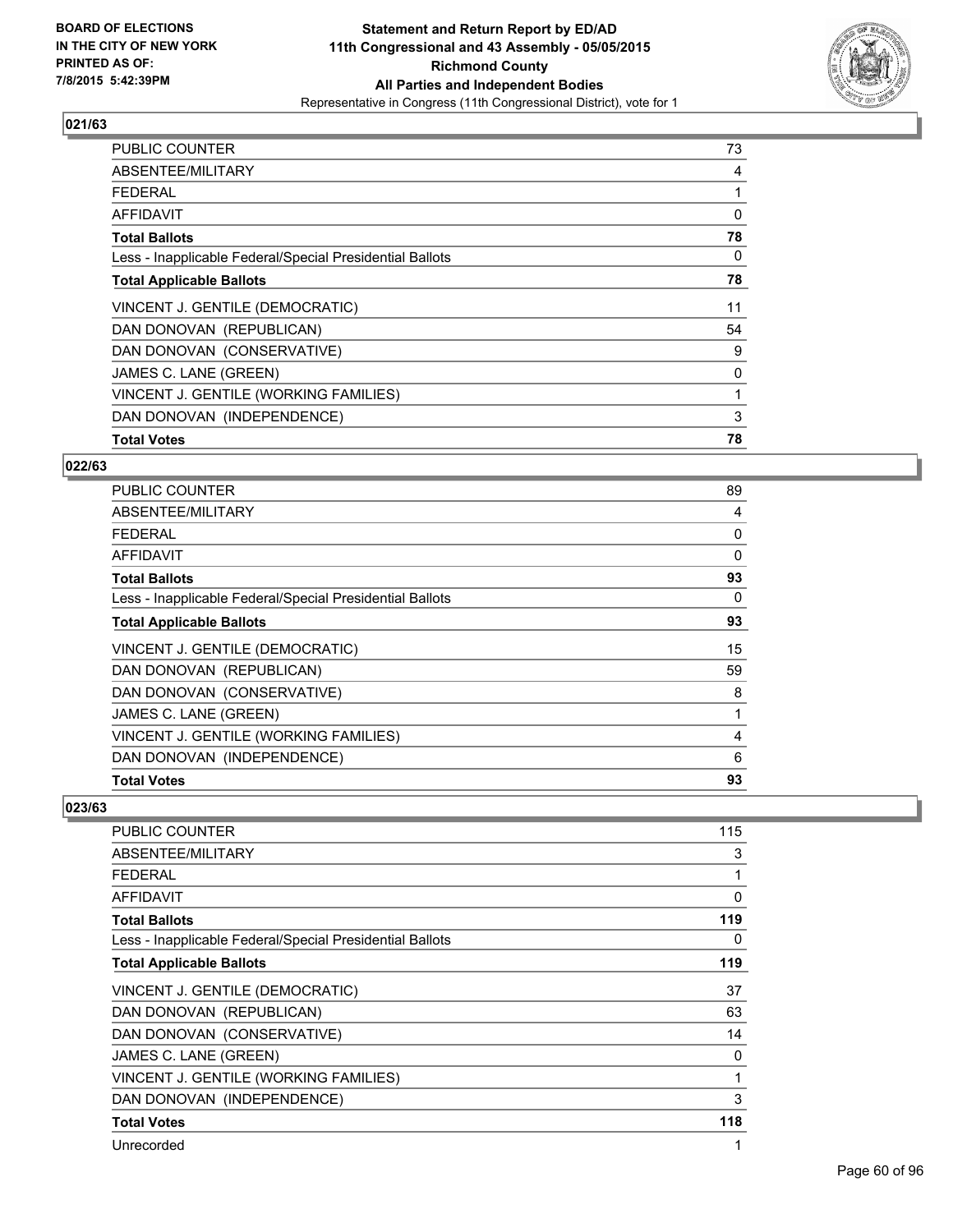**BOARD OF ELECTIONS IN THE CITY OF NEW YORK PRINTED AS OF: 7/8/2015 5:42:39PM**

**Statement and Return Report by ED/AD**
**11th Congressional and 43 Assembly - 05/05/2015**
**Richmond County**
**All Parties and Independent Bodies**
Representative in Congress (11th Congressional District), vote for 1

## 021/63

| | |
|---|---|
| PUBLIC COUNTER | 73 |
| ABSENTEE/MILITARY | 4 |
| FEDERAL | 1 |
| AFFIDAVIT | 0 |
| **Total Ballots** | **78** |
| Less - Inapplicable Federal/Special Presidential Ballots | 0 |
| **Total Applicable Ballots** | **78** |
| VINCENT J. GENTILE (DEMOCRATIC) | 11 |
| DAN DONOVAN (REPUBLICAN) | 54 |
| DAN DONOVAN (CONSERVATIVE) | 9 |
| JAMES C. LANE (GREEN) | 0 |
| VINCENT J. GENTILE (WORKING FAMILIES) | 1 |
| DAN DONOVAN (INDEPENDENCE) | 3 |
| **Total Votes** | **78** |

## 022/63

| | |
|---|---|
| PUBLIC COUNTER | 89 |
| ABSENTEE/MILITARY | 4 |
| FEDERAL | 0 |
| AFFIDAVIT | 0 |
| **Total Ballots** | **93** |
| Less - Inapplicable Federal/Special Presidential Ballots | 0 |
| **Total Applicable Ballots** | **93** |
| VINCENT J. GENTILE (DEMOCRATIC) | 15 |
| DAN DONOVAN (REPUBLICAN) | 59 |
| DAN DONOVAN (CONSERVATIVE) | 8 |
| JAMES C. LANE (GREEN) | 1 |
| VINCENT J. GENTILE (WORKING FAMILIES) | 4 |
| DAN DONOVAN (INDEPENDENCE) | 6 |
| **Total Votes** | **93** |

## 023/63

| | |
|---|---|
| PUBLIC COUNTER | 115 |
| ABSENTEE/MILITARY | 3 |
| FEDERAL | 1 |
| AFFIDAVIT | 0 |
| **Total Ballots** | **119** |
| Less - Inapplicable Federal/Special Presidential Ballots | 0 |
| **Total Applicable Ballots** | **119** |
| VINCENT J. GENTILE (DEMOCRATIC) | 37 |
| DAN DONOVAN (REPUBLICAN) | 63 |
| DAN DONOVAN (CONSERVATIVE) | 14 |
| JAMES C. LANE (GREEN) | 0 |
| VINCENT J. GENTILE (WORKING FAMILIES) | 1 |
| DAN DONOVAN (INDEPENDENCE) | 3 |
| **Total Votes** | **118** |
| Unrecorded | 1 |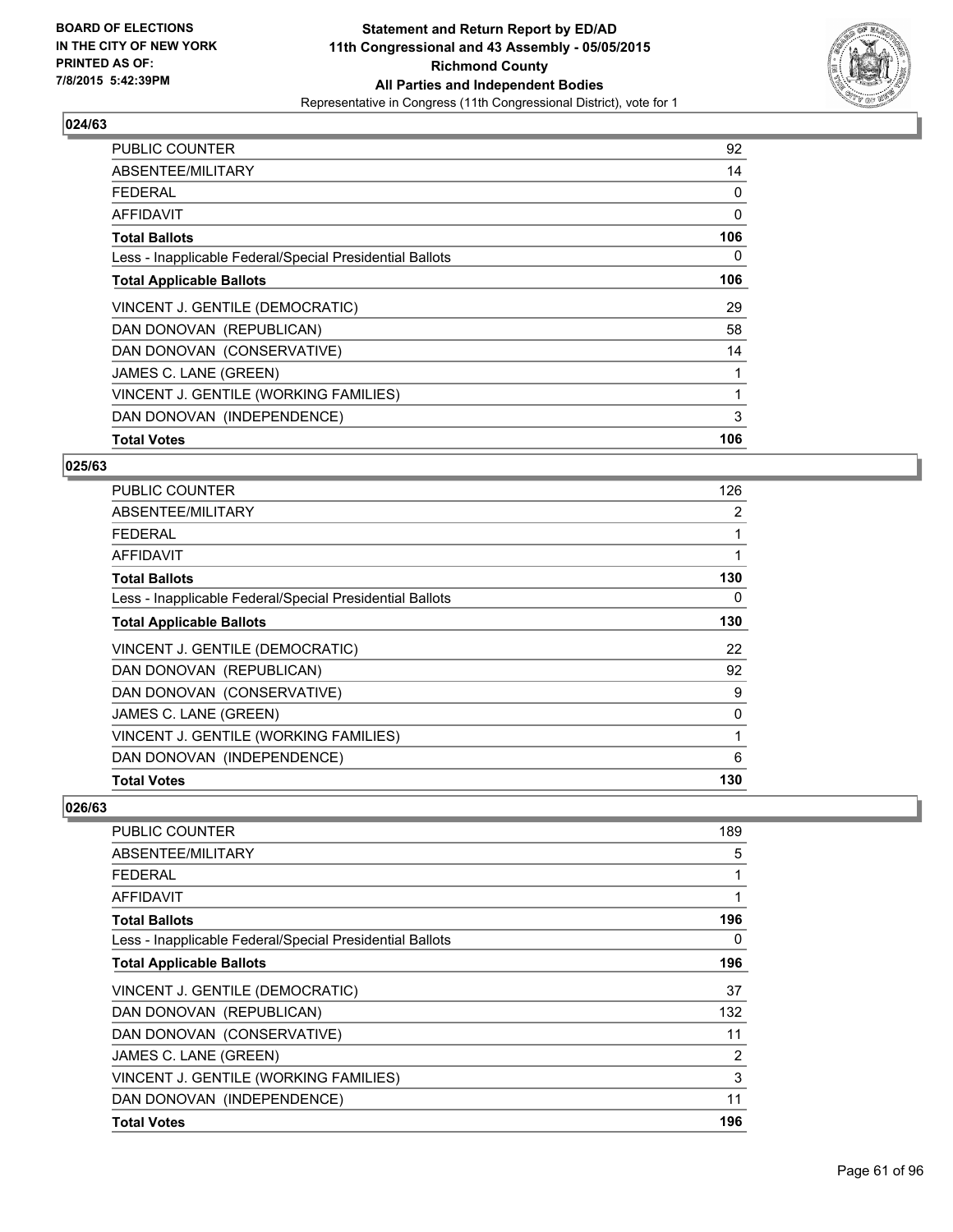## 024/63

| | |
|---|---|
| PUBLIC COUNTER | 92 |
| ABSENTEE/MILITARY | 14 |
| FEDERAL | 0 |
| AFFIDAVIT | 0 |
| **Total Ballots** | **106** |
| Less - Inapplicable Federal/Special Presidential Ballots | 0 |
| **Total Applicable Ballots** | **106** |
| VINCENT J. GENTILE (DEMOCRATIC) | 29 |
| DAN DONOVAN (REPUBLICAN) | 58 |
| DAN DONOVAN (CONSERVATIVE) | 14 |
| JAMES C. LANE (GREEN) | 1 |
| VINCENT J. GENTILE (WORKING FAMILIES) | 1 |
| DAN DONOVAN (INDEPENDENCE) | 3 |
| **Total Votes** | **106** |

## 025/63

| | |
|---|---|
| PUBLIC COUNTER | 126 |
| ABSENTEE/MILITARY | 2 |
| FEDERAL | 1 |
| AFFIDAVIT | 1 |
| **Total Ballots** | **130** |
| Less - Inapplicable Federal/Special Presidential Ballots | 0 |
| **Total Applicable Ballots** | **130** |
| VINCENT J. GENTILE (DEMOCRATIC) | 22 |
| DAN DONOVAN (REPUBLICAN) | 92 |
| DAN DONOVAN (CONSERVATIVE) | 9 |
| JAMES C. LANE (GREEN) | 0 |
| VINCENT J. GENTILE (WORKING FAMILIES) | 1 |
| DAN DONOVAN (INDEPENDENCE) | 6 |
| **Total Votes** | **130** |

## 026/63

| | |
|---|---|
| PUBLIC COUNTER | 189 |
| ABSENTEE/MILITARY | 5 |
| FEDERAL | 1 |
| AFFIDAVIT | 1 |
| **Total Ballots** | **196** |
| Less - Inapplicable Federal/Special Presidential Ballots | 0 |
| **Total Applicable Ballots** | **196** |
| VINCENT J. GENTILE (DEMOCRATIC) | 37 |
| DAN DONOVAN (REPUBLICAN) | 132 |
| DAN DONOVAN (CONSERVATIVE) | 11 |
| JAMES C. LANE (GREEN) | 2 |
| VINCENT J. GENTILE (WORKING FAMILIES) | 3 |
| DAN DONOVAN (INDEPENDENCE) | 11 |
| **Total Votes** | **196** |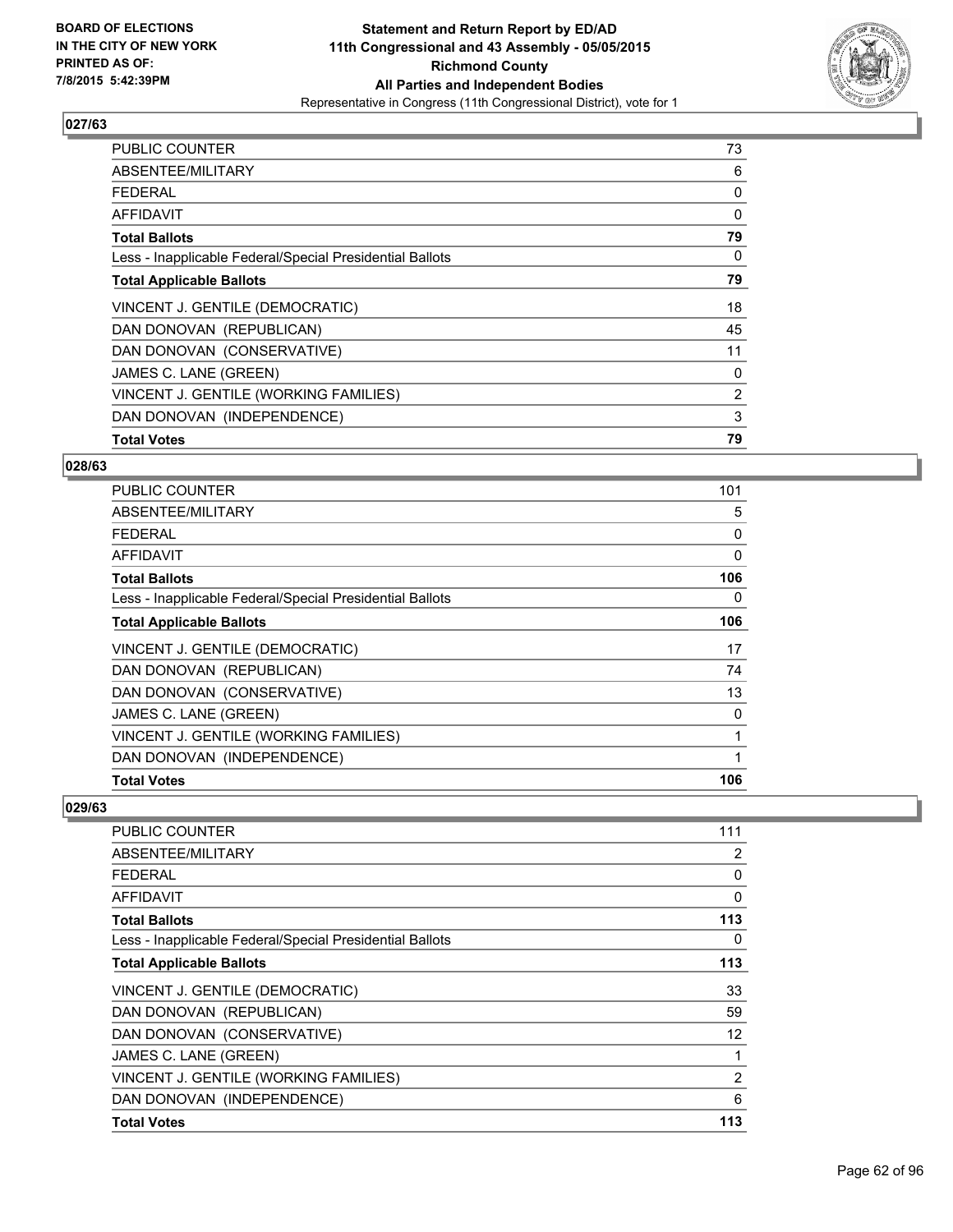**BOARD OF ELECTIONS IN THE CITY OF NEW YORK PRINTED AS OF: 7/8/2015 5:42:39PM**

# Statement and Return Report by ED/AD
## 11th Congressional and 43 Assembly - 05/05/2015
## Richmond County
## All Parties and Independent Bodies
Representative in Congress (11th Congressional District), vote for 1

### 027/63

| | |
|---|---|
| PUBLIC COUNTER | 73 |
| ABSENTEE/MILITARY | 6 |
| FEDERAL | 0 |
| AFFIDAVIT | 0 |
| **Total Ballots** | **79** |
| Less - Inapplicable Federal/Special Presidential Ballots | 0 |
| **Total Applicable Ballots** | **79** |
| VINCENT J. GENTILE (DEMOCRATIC) | 18 |
| DAN DONOVAN (REPUBLICAN) | 45 |
| DAN DONOVAN (CONSERVATIVE) | 11 |
| JAMES C. LANE (GREEN) | 0 |
| VINCENT J. GENTILE (WORKING FAMILIES) | 2 |
| DAN DONOVAN (INDEPENDENCE) | 3 |
| **Total Votes** | **79** |

### 028/63

| | |
|---|---|
| PUBLIC COUNTER | 101 |
| ABSENTEE/MILITARY | 5 |
| FEDERAL | 0 |
| AFFIDAVIT | 0 |
| **Total Ballots** | **106** |
| Less - Inapplicable Federal/Special Presidential Ballots | 0 |
| **Total Applicable Ballots** | **106** |
| VINCENT J. GENTILE (DEMOCRATIC) | 17 |
| DAN DONOVAN (REPUBLICAN) | 74 |
| DAN DONOVAN (CONSERVATIVE) | 13 |
| JAMES C. LANE (GREEN) | 0 |
| VINCENT J. GENTILE (WORKING FAMILIES) | 1 |
| DAN DONOVAN (INDEPENDENCE) | 1 |
| **Total Votes** | **106** |

### 029/63

| | |
|---|---|
| PUBLIC COUNTER | 111 |
| ABSENTEE/MILITARY | 2 |
| FEDERAL | 0 |
| AFFIDAVIT | 0 |
| **Total Ballots** | **113** |
| Less - Inapplicable Federal/Special Presidential Ballots | 0 |
| **Total Applicable Ballots** | **113** |
| VINCENT J. GENTILE (DEMOCRATIC) | 33 |
| DAN DONOVAN (REPUBLICAN) | 59 |
| DAN DONOVAN (CONSERVATIVE) | 12 |
| JAMES C. LANE (GREEN) | 1 |
| VINCENT J. GENTILE (WORKING FAMILIES) | 2 |
| DAN DONOVAN (INDEPENDENCE) | 6 |
| **Total Votes** | **113** |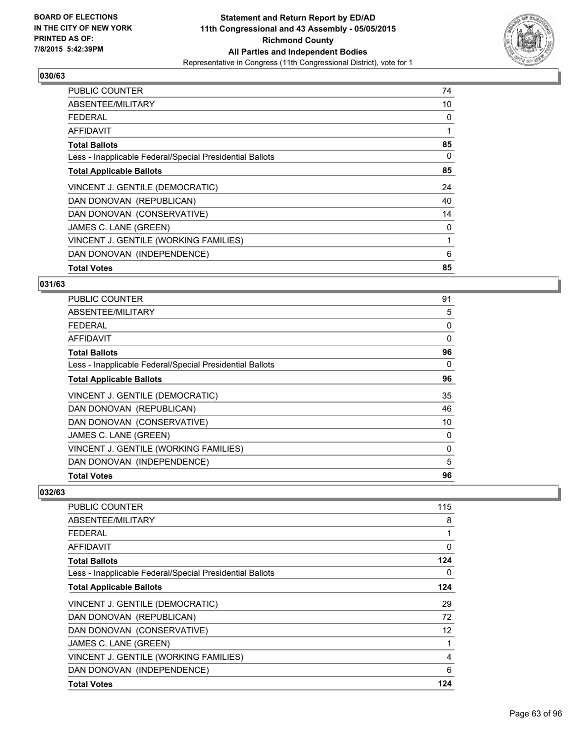**BOARD OF ELECTIONS IN THE CITY OF NEW YORK PRINTED AS OF: 7/8/2015 5:42:39PM**

**Statement and Return Report by ED/AD**
**11th Congressional and 43 Assembly - 05/05/2015**
**Richmond County**
**All Parties and Independent Bodies**
Representative in Congress (11th Congressional District), vote for 1

### 030/63

| | |
|---|---|
| PUBLIC COUNTER | 74 |
| ABSENTEE/MILITARY | 10 |
| FEDERAL | 0 |
| AFFIDAVIT | 1 |
| **Total Ballots** | **85** |
| Less - Inapplicable Federal/Special Presidential Ballots | 0 |
| **Total Applicable Ballots** | **85** |
| VINCENT J. GENTILE (DEMOCRATIC) | 24 |
| DAN DONOVAN (REPUBLICAN) | 40 |
| DAN DONOVAN (CONSERVATIVE) | 14 |
| JAMES C. LANE (GREEN) | 0 |
| VINCENT J. GENTILE (WORKING FAMILIES) | 1 |
| DAN DONOVAN (INDEPENDENCE) | 6 |
| **Total Votes** | **85** |

### 031/63

| | |
|---|---|
| PUBLIC COUNTER | 91 |
| ABSENTEE/MILITARY | 5 |
| FEDERAL | 0 |
| AFFIDAVIT | 0 |
| **Total Ballots** | **96** |
| Less - Inapplicable Federal/Special Presidential Ballots | 0 |
| **Total Applicable Ballots** | **96** |
| VINCENT J. GENTILE (DEMOCRATIC) | 35 |
| DAN DONOVAN (REPUBLICAN) | 46 |
| DAN DONOVAN (CONSERVATIVE) | 10 |
| JAMES C. LANE (GREEN) | 0 |
| VINCENT J. GENTILE (WORKING FAMILIES) | 0 |
| DAN DONOVAN (INDEPENDENCE) | 5 |
| **Total Votes** | **96** |

### 032/63

| | |
|---|---|
| PUBLIC COUNTER | 115 |
| ABSENTEE/MILITARY | 8 |
| FEDERAL | 1 |
| AFFIDAVIT | 0 |
| **Total Ballots** | **124** |
| Less - Inapplicable Federal/Special Presidential Ballots | 0 |
| **Total Applicable Ballots** | **124** |
| VINCENT J. GENTILE (DEMOCRATIC) | 29 |
| DAN DONOVAN (REPUBLICAN) | 72 |
| DAN DONOVAN (CONSERVATIVE) | 12 |
| JAMES C. LANE (GREEN) | 1 |
| VINCENT J. GENTILE (WORKING FAMILIES) | 4 |
| DAN DONOVAN (INDEPENDENCE) | 6 |
| **Total Votes** | **124** |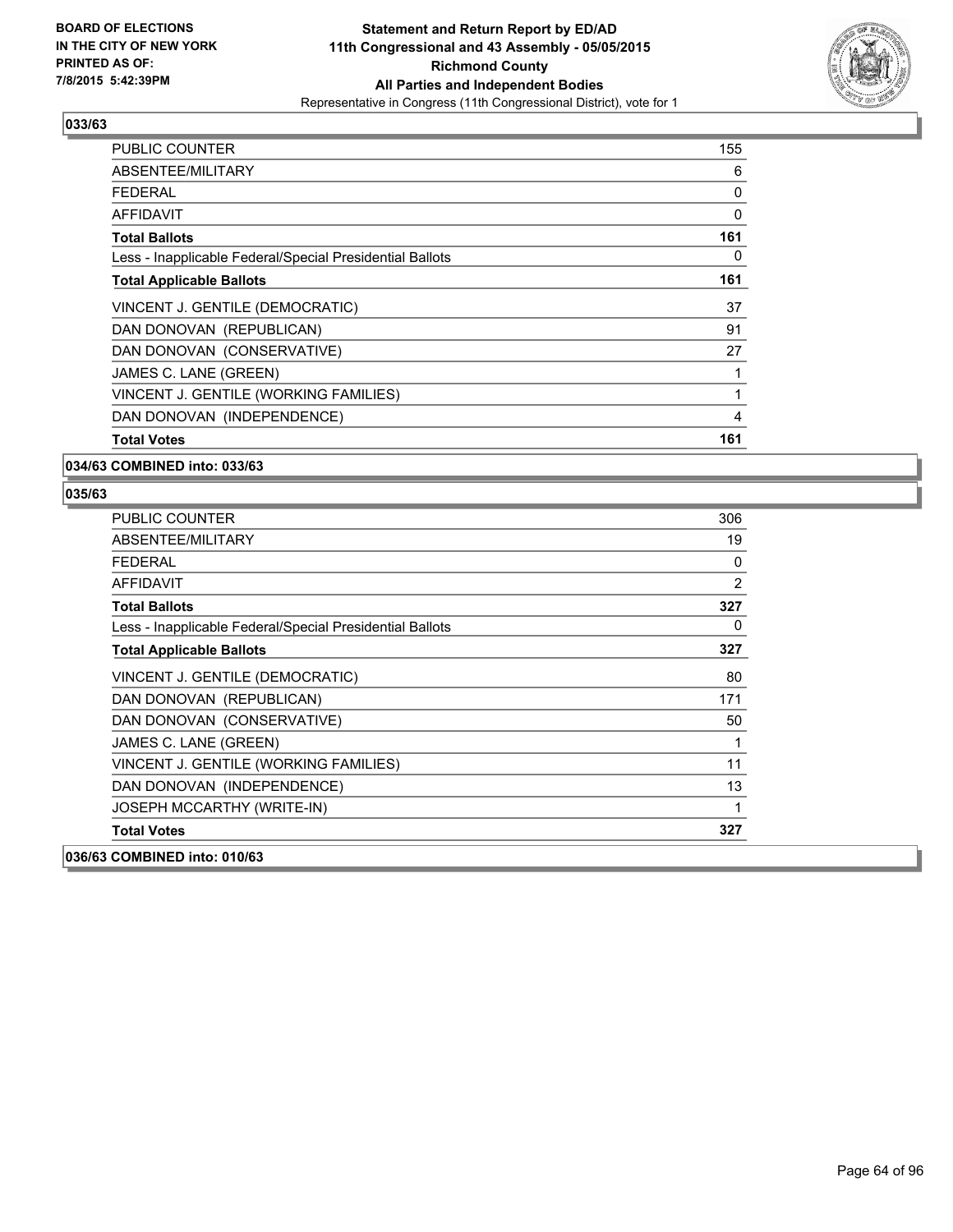**BOARD OF ELECTIONS IN THE CITY OF NEW YORK PRINTED AS OF: 7/8/2015 5:42:39PM**

**Statement and Return Report by ED/AD 11th Congressional and 43 Assembly - 05/05/2015 Richmond County All Parties and Independent Bodies**

Representative in Congress (11th Congressional District), vote for 1

### 033/63

| | |
|---|---|
| PUBLIC COUNTER | 155 |
| ABSENTEE/MILITARY | 6 |
| FEDERAL | 0 |
| AFFIDAVIT | 0 |
| **Total Ballots** | **161** |
| Less - Inapplicable Federal/Special Presidential Ballots | 0 |
| **Total Applicable Ballots** | **161** |
| VINCENT J. GENTILE (DEMOCRATIC) | 37 |
| DAN DONOVAN (REPUBLICAN) | 91 |
| DAN DONOVAN (CONSERVATIVE) | 27 |
| JAMES C. LANE (GREEN) | 1 |
| VINCENT J. GENTILE (WORKING FAMILIES) | 1 |
| DAN DONOVAN (INDEPENDENCE) | 4 |
| **Total Votes** | **161** |

### 034/63 COMBINED into: 033/63

### 035/63

| | |
|---|---|
| PUBLIC COUNTER | 306 |
| ABSENTEE/MILITARY | 19 |
| FEDERAL | 0 |
| AFFIDAVIT | 2 |
| **Total Ballots** | **327** |
| Less - Inapplicable Federal/Special Presidential Ballots | 0 |
| **Total Applicable Ballots** | **327** |
| VINCENT J. GENTILE (DEMOCRATIC) | 80 |
| DAN DONOVAN (REPUBLICAN) | 171 |
| DAN DONOVAN (CONSERVATIVE) | 50 |
| JAMES C. LANE (GREEN) | 1 |
| VINCENT J. GENTILE (WORKING FAMILIES) | 11 |
| DAN DONOVAN (INDEPENDENCE) | 13 |
| JOSEPH MCCARTHY (WRITE-IN) | 1 |
| **Total Votes** | **327** |

### 036/63 COMBINED into: 010/63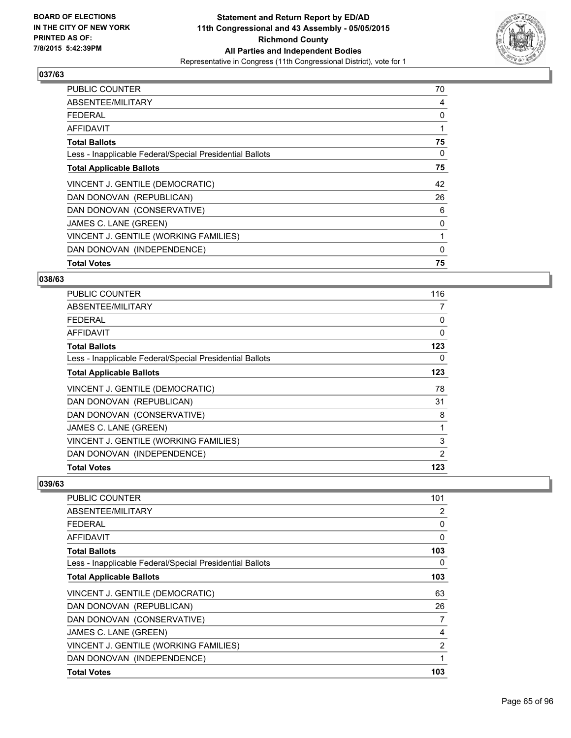BOARD OF ELECTIONS
IN THE CITY OF NEW YORK
PRINTED AS OF:
7/8/2015 5:42:39PM

**Statement and Return Report by ED/AD**
**11th Congressional and 43 Assembly - 05/05/2015**
**Richmond County**
**All Parties and Independent Bodies**
Representative in Congress (11th Congressional District), vote for 1

### 037/63

| | |
|---|---|
| PUBLIC COUNTER | 70 |
| ABSENTEE/MILITARY | 4 |
| FEDERAL | 0 |
| AFFIDAVIT | 1 |
| **Total Ballots** | **75** |
| Less - Inapplicable Federal/Special Presidential Ballots | 0 |
| **Total Applicable Ballots** | **75** |
| VINCENT J. GENTILE (DEMOCRATIC) | 42 |
| DAN DONOVAN (REPUBLICAN) | 26 |
| DAN DONOVAN (CONSERVATIVE) | 6 |
| JAMES C. LANE (GREEN) | 0 |
| VINCENT J. GENTILE (WORKING FAMILIES) | 1 |
| DAN DONOVAN (INDEPENDENCE) | 0 |
| **Total Votes** | **75** |

### 038/63

| | |
|---|---|
| PUBLIC COUNTER | 116 |
| ABSENTEE/MILITARY | 7 |
| FEDERAL | 0 |
| AFFIDAVIT | 0 |
| **Total Ballots** | **123** |
| Less - Inapplicable Federal/Special Presidential Ballots | 0 |
| **Total Applicable Ballots** | **123** |
| VINCENT J. GENTILE (DEMOCRATIC) | 78 |
| DAN DONOVAN (REPUBLICAN) | 31 |
| DAN DONOVAN (CONSERVATIVE) | 8 |
| JAMES C. LANE (GREEN) | 1 |
| VINCENT J. GENTILE (WORKING FAMILIES) | 3 |
| DAN DONOVAN (INDEPENDENCE) | 2 |
| **Total Votes** | **123** |

### 039/63

| | |
|---|---|
| PUBLIC COUNTER | 101 |
| ABSENTEE/MILITARY | 2 |
| FEDERAL | 0 |
| AFFIDAVIT | 0 |
| **Total Ballots** | **103** |
| Less - Inapplicable Federal/Special Presidential Ballots | 0 |
| **Total Applicable Ballots** | **103** |
| VINCENT J. GENTILE (DEMOCRATIC) | 63 |
| DAN DONOVAN (REPUBLICAN) | 26 |
| DAN DONOVAN (CONSERVATIVE) | 7 |
| JAMES C. LANE (GREEN) | 4 |
| VINCENT J. GENTILE (WORKING FAMILIES) | 2 |
| DAN DONOVAN (INDEPENDENCE) | 1 |
| **Total Votes** | **103** |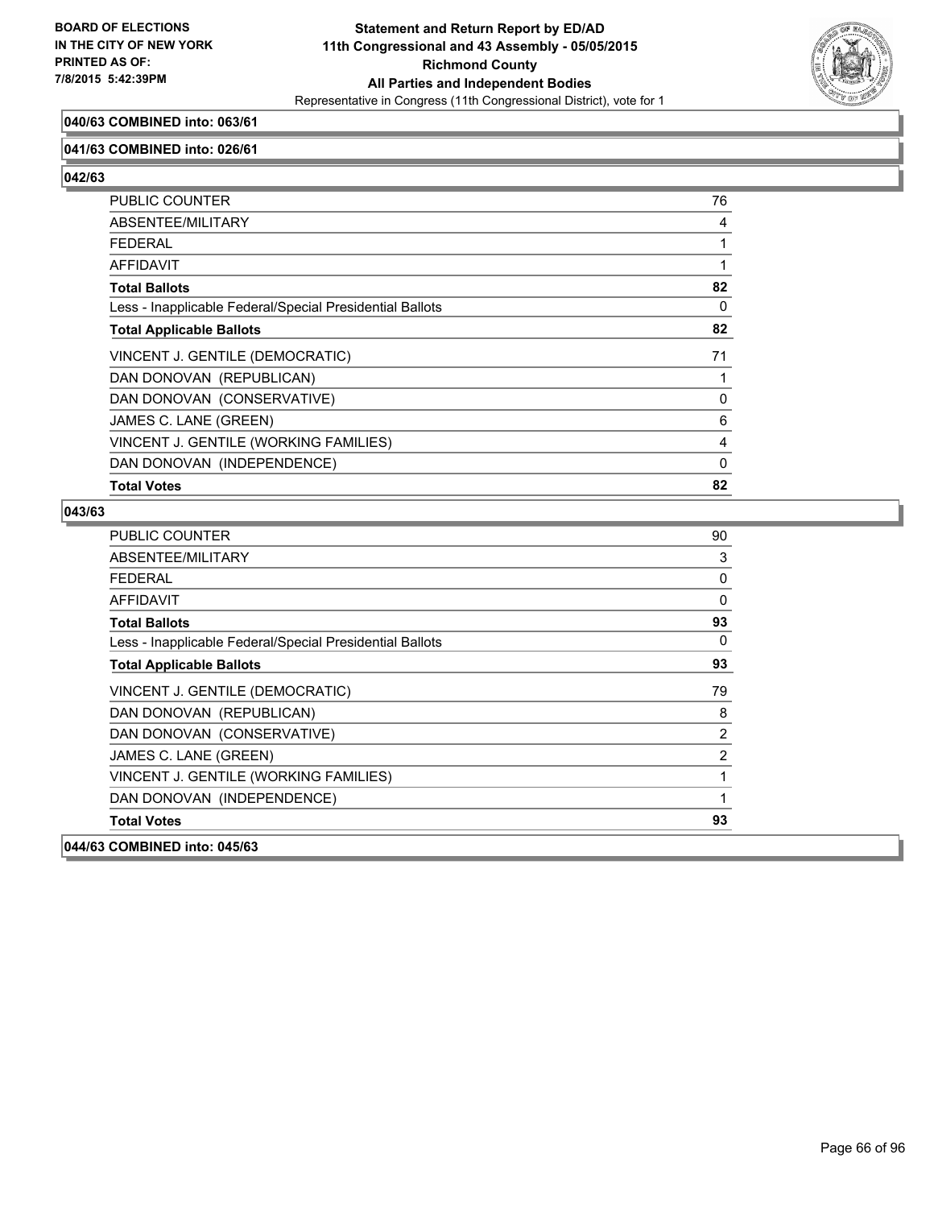**040/63 COMBINED into: 063/61**

**041/63 COMBINED into: 026/61**

**042/63**

| | |
|---|---|
| PUBLIC COUNTER | 76 |
| ABSENTEE/MILITARY | 4 |
| FEDERAL | 1 |
| AFFIDAVIT | 1 |
| **Total Ballots** | **82** |
| Less - Inapplicable Federal/Special Presidential Ballots | 0 |
| **Total Applicable Ballots** | **82** |
| VINCENT J. GENTILE (DEMOCRATIC) | 71 |
| DAN DONOVAN (REPUBLICAN) | 1 |
| DAN DONOVAN (CONSERVATIVE) | 0 |
| JAMES C. LANE (GREEN) | 6 |
| VINCENT J. GENTILE (WORKING FAMILIES) | 4 |
| DAN DONOVAN (INDEPENDENCE) | 0 |
| **Total Votes** | **82** |

**043/63**

| | |
|---|---|
| PUBLIC COUNTER | 90 |
| ABSENTEE/MILITARY | 3 |
| FEDERAL | 0 |
| AFFIDAVIT | 0 |
| **Total Ballots** | **93** |
| Less - Inapplicable Federal/Special Presidential Ballots | 0 |
| **Total Applicable Ballots** | **93** |
| VINCENT J. GENTILE (DEMOCRATIC) | 79 |
| DAN DONOVAN (REPUBLICAN) | 8 |
| DAN DONOVAN (CONSERVATIVE) | 2 |
| JAMES C. LANE (GREEN) | 2 |
| VINCENT J. GENTILE (WORKING FAMILIES) | 1 |
| DAN DONOVAN (INDEPENDENCE) | 1 |
| **Total Votes** | **93** |

**044/63 COMBINED into: 045/63**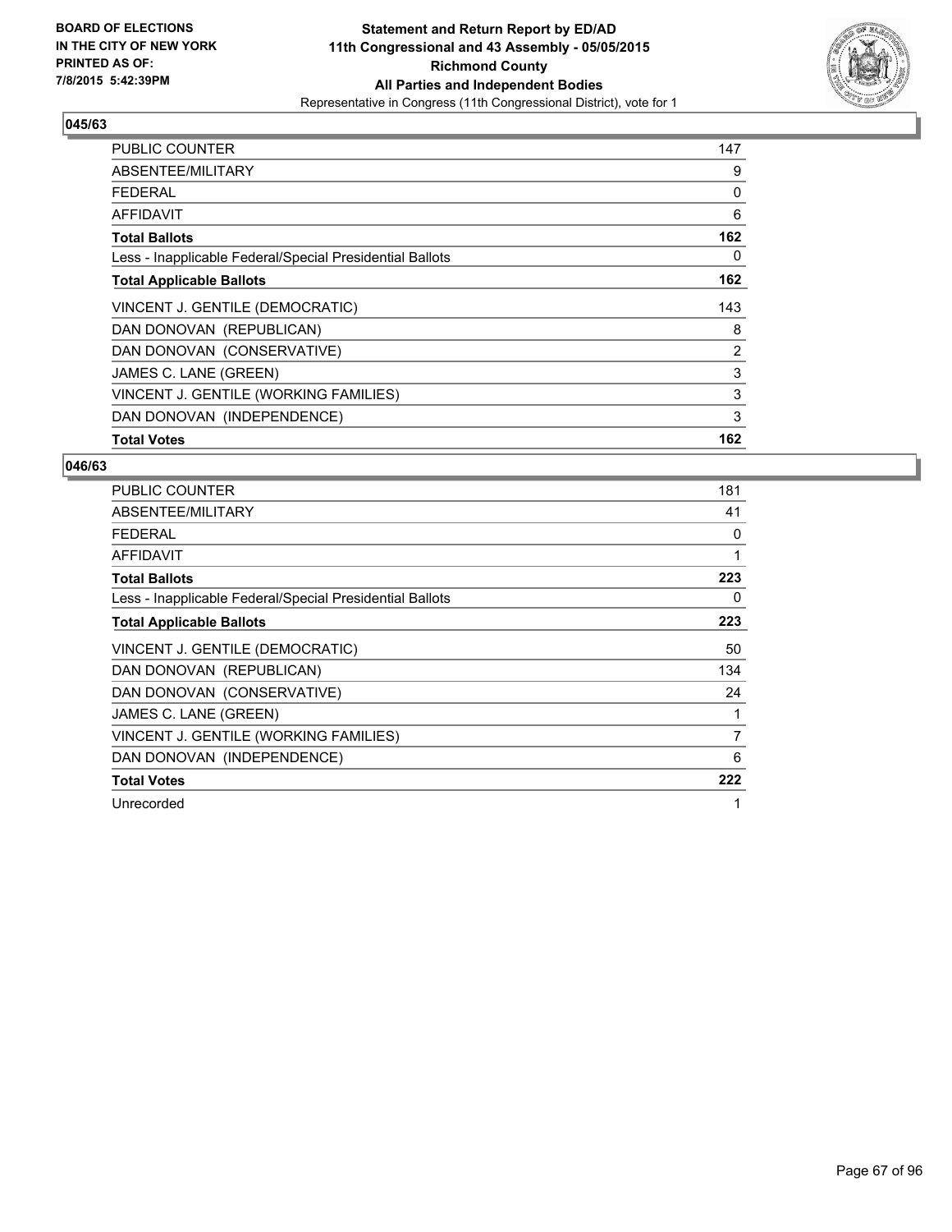**BOARD OF ELECTIONS IN THE CITY OF NEW YORK PRINTED AS OF: 7/8/2015 5:42:39PM**

**Statement and Return Report by ED/AD**
**11th Congressional and 43 Assembly - 05/05/2015**
**Richmond County**
**All Parties and Independent Bodies**
Representative in Congress (11th Congressional District), vote for 1

### 045/63

| | |
|---|---|
| PUBLIC COUNTER | 147 |
| ABSENTEE/MILITARY | 9 |
| FEDERAL | 0 |
| AFFIDAVIT | 6 |
| **Total Ballots** | **162** |
| Less - Inapplicable Federal/Special Presidential Ballots | 0 |
| **Total Applicable Ballots** | **162** |
| VINCENT J. GENTILE (DEMOCRATIC) | 143 |
| DAN DONOVAN (REPUBLICAN) | 8 |
| DAN DONOVAN (CONSERVATIVE) | 2 |
| JAMES C. LANE (GREEN) | 3 |
| VINCENT J. GENTILE (WORKING FAMILIES) | 3 |
| DAN DONOVAN (INDEPENDENCE) | 3 |
| **Total Votes** | **162** |

### 046/63

| | |
|---|---|
| PUBLIC COUNTER | 181 |
| ABSENTEE/MILITARY | 41 |
| FEDERAL | 0 |
| AFFIDAVIT | 1 |
| **Total Ballots** | **223** |
| Less - Inapplicable Federal/Special Presidential Ballots | 0 |
| **Total Applicable Ballots** | **223** |
| VINCENT J. GENTILE (DEMOCRATIC) | 50 |
| DAN DONOVAN (REPUBLICAN) | 134 |
| DAN DONOVAN (CONSERVATIVE) | 24 |
| JAMES C. LANE (GREEN) | 1 |
| VINCENT J. GENTILE (WORKING FAMILIES) | 7 |
| DAN DONOVAN (INDEPENDENCE) | 6 |
| **Total Votes** | **222** |
| Unrecorded | 1 |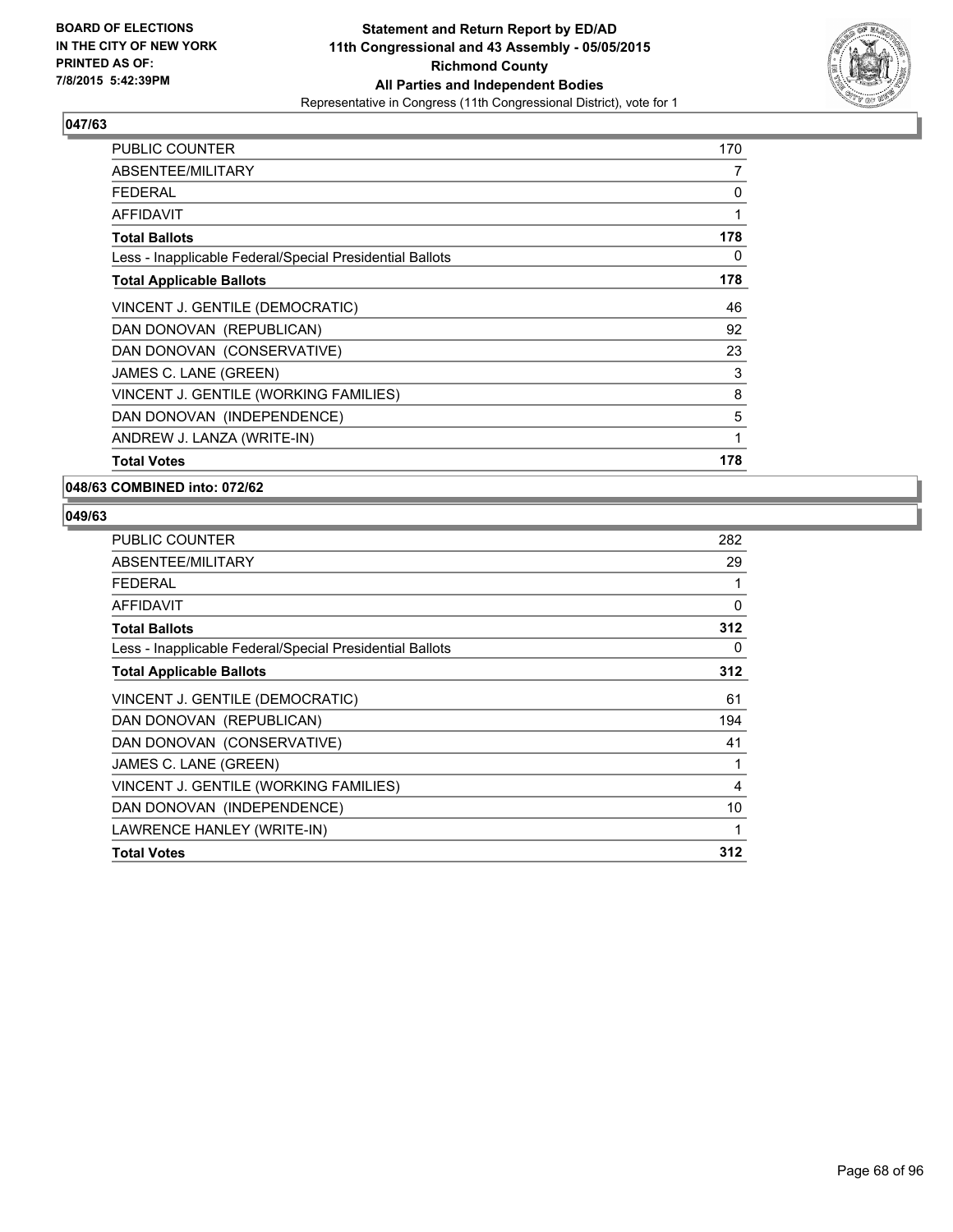BOARD OF ELECTIONS
IN THE CITY OF NEW YORK
PRINTED AS OF:
7/8/2015 5:42:39PM

**Statement and Return Report by ED/AD**
**11th Congressional and 43 Assembly - 05/05/2015**
**Richmond County**
**All Parties and Independent Bodies**
Representative in Congress (11th Congressional District), vote for 1

### 047/63

| | |
|---|---|
| PUBLIC COUNTER | 170 |
| ABSENTEE/MILITARY | 7 |
| FEDERAL | 0 |
| AFFIDAVIT | 1 |
| **Total Ballots** | **178** |
| Less - Inapplicable Federal/Special Presidential Ballots | 0 |
| **Total Applicable Ballots** | **178** |
| VINCENT J. GENTILE (DEMOCRATIC) | 46 |
| DAN DONOVAN (REPUBLICAN) | 92 |
| DAN DONOVAN (CONSERVATIVE) | 23 |
| JAMES C. LANE (GREEN) | 3 |
| VINCENT J. GENTILE (WORKING FAMILIES) | 8 |
| DAN DONOVAN (INDEPENDENCE) | 5 |
| ANDREW J. LANZA (WRITE-IN) | 1 |
| **Total Votes** | **178** |

### 048/63 COMBINED into: 072/62

### 049/63

| | |
|---|---|
| PUBLIC COUNTER | 282 |
| ABSENTEE/MILITARY | 29 |
| FEDERAL | 1 |
| AFFIDAVIT | 0 |
| **Total Ballots** | **312** |
| Less - Inapplicable Federal/Special Presidential Ballots | 0 |
| **Total Applicable Ballots** | **312** |
| VINCENT J. GENTILE (DEMOCRATIC) | 61 |
| DAN DONOVAN (REPUBLICAN) | 194 |
| DAN DONOVAN (CONSERVATIVE) | 41 |
| JAMES C. LANE (GREEN) | 1 |
| VINCENT J. GENTILE (WORKING FAMILIES) | 4 |
| DAN DONOVAN (INDEPENDENCE) | 10 |
| LAWRENCE HANLEY (WRITE-IN) | 1 |
| **Total Votes** | **312** |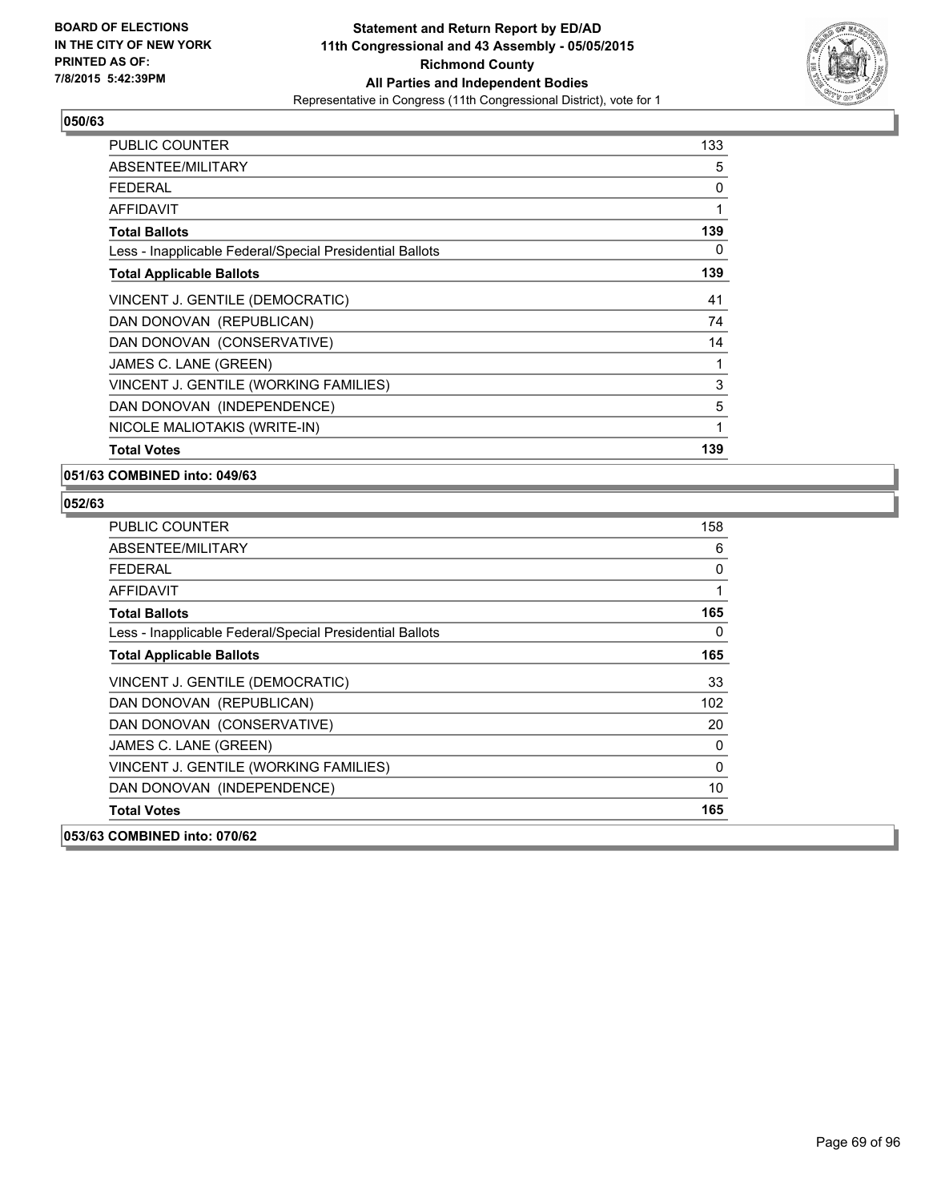BOARD OF ELECTIONS
IN THE CITY OF NEW YORK
PRINTED AS OF:
7/8/2015 5:42:39PM

**Statement and Return Report by ED/AD**
**11th Congressional and 43 Assembly - 05/05/2015**
**Richmond County**
**All Parties and Independent Bodies**
Representative in Congress (11th Congressional District), vote for 1

### 050/63

| | |
|---|---|
| PUBLIC COUNTER | 133 |
| ABSENTEE/MILITARY | 5 |
| FEDERAL | 0 |
| AFFIDAVIT | 1 |
| **Total Ballots** | **139** |
| Less - Inapplicable Federal/Special Presidential Ballots | 0 |
| **Total Applicable Ballots** | **139** |
| VINCENT J. GENTILE (DEMOCRATIC) | 41 |
| DAN DONOVAN (REPUBLICAN) | 74 |
| DAN DONOVAN (CONSERVATIVE) | 14 |
| JAMES C. LANE (GREEN) | 1 |
| VINCENT J. GENTILE (WORKING FAMILIES) | 3 |
| DAN DONOVAN (INDEPENDENCE) | 5 |
| NICOLE MALIOTAKIS (WRITE-IN) | 1 |
| **Total Votes** | **139** |

### 051/63 COMBINED into: 049/63

### 052/63

| | |
|---|---|
| PUBLIC COUNTER | 158 |
| ABSENTEE/MILITARY | 6 |
| FEDERAL | 0 |
| AFFIDAVIT | 1 |
| **Total Ballots** | **165** |
| Less - Inapplicable Federal/Special Presidential Ballots | 0 |
| **Total Applicable Ballots** | **165** |
| VINCENT J. GENTILE (DEMOCRATIC) | 33 |
| DAN DONOVAN (REPUBLICAN) | 102 |
| DAN DONOVAN (CONSERVATIVE) | 20 |
| JAMES C. LANE (GREEN) | 0 |
| VINCENT J. GENTILE (WORKING FAMILIES) | 0 |
| DAN DONOVAN (INDEPENDENCE) | 10 |
| **Total Votes** | **165** |

### 053/63 COMBINED into: 070/62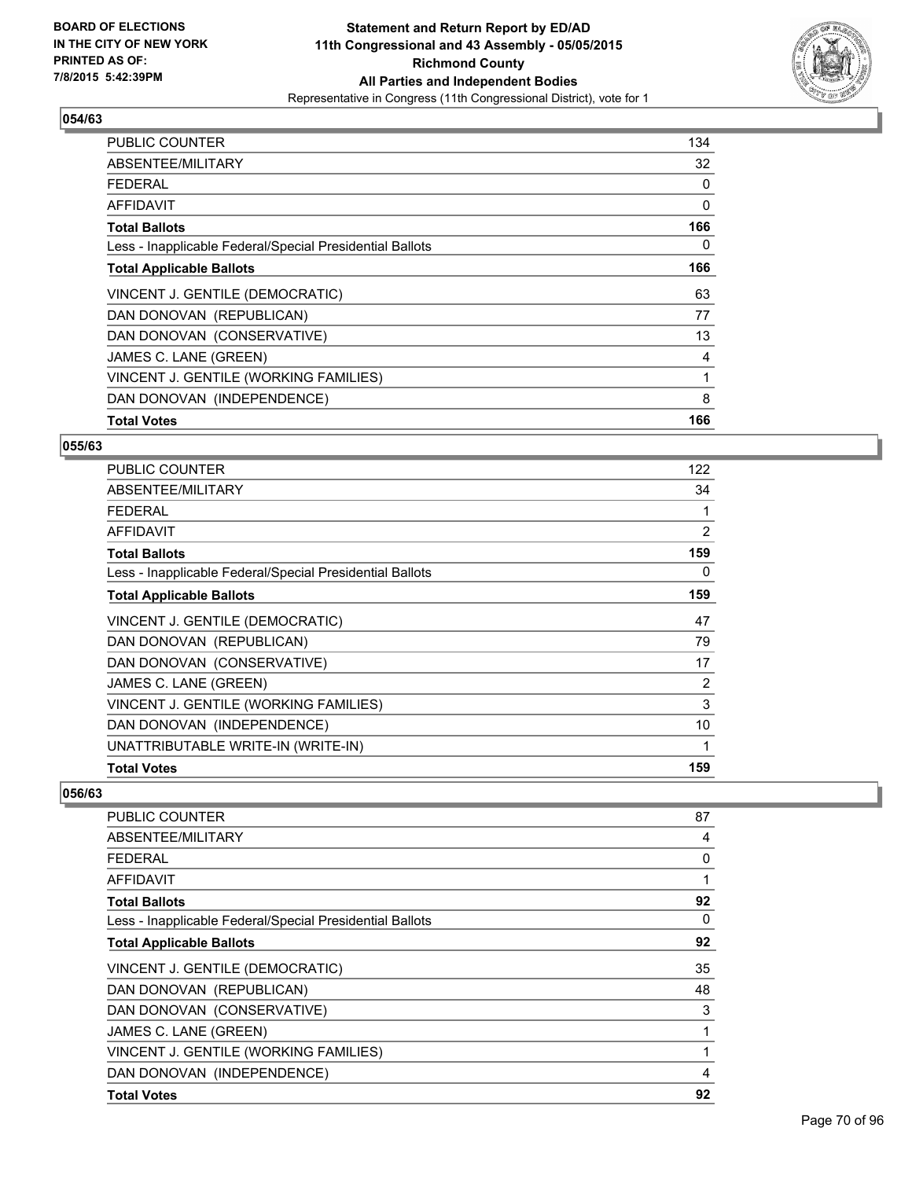**BOARD OF ELECTIONS IN THE CITY OF NEW YORK PRINTED AS OF: 7/8/2015 5:42:39PM**

**Statement and Return Report by ED/AD 11th Congressional and 43 Assembly - 05/05/2015 Richmond County All Parties and Independent Bodies**

Representative in Congress (11th Congressional District), vote for 1

### 054/63

| | |
|---|---|
| PUBLIC COUNTER | 134 |
| ABSENTEE/MILITARY | 32 |
| FEDERAL | 0 |
| AFFIDAVIT | 0 |
| **Total Ballots** | **166** |
| Less - Inapplicable Federal/Special Presidential Ballots | 0 |
| **Total Applicable Ballots** | **166** |
| VINCENT J. GENTILE (DEMOCRATIC) | 63 |
| DAN DONOVAN (REPUBLICAN) | 77 |
| DAN DONOVAN (CONSERVATIVE) | 13 |
| JAMES C. LANE (GREEN) | 4 |
| VINCENT J. GENTILE (WORKING FAMILIES) | 1 |
| DAN DONOVAN (INDEPENDENCE) | 8 |
| **Total Votes** | **166** |

### 055/63

| | |
|---|---|
| PUBLIC COUNTER | 122 |
| ABSENTEE/MILITARY | 34 |
| FEDERAL | 1 |
| AFFIDAVIT | 2 |
| **Total Ballots** | **159** |
| Less - Inapplicable Federal/Special Presidential Ballots | 0 |
| **Total Applicable Ballots** | **159** |
| VINCENT J. GENTILE (DEMOCRATIC) | 47 |
| DAN DONOVAN (REPUBLICAN) | 79 |
| DAN DONOVAN (CONSERVATIVE) | 17 |
| JAMES C. LANE (GREEN) | 2 |
| VINCENT J. GENTILE (WORKING FAMILIES) | 3 |
| DAN DONOVAN (INDEPENDENCE) | 10 |
| UNATTRIBUTABLE WRITE-IN (WRITE-IN) | 1 |
| **Total Votes** | **159** |

### 056/63

| | |
|---|---|
| PUBLIC COUNTER | 87 |
| ABSENTEE/MILITARY | 4 |
| FEDERAL | 0 |
| AFFIDAVIT | 1 |
| **Total Ballots** | **92** |
| Less - Inapplicable Federal/Special Presidential Ballots | 0 |
| **Total Applicable Ballots** | **92** |
| VINCENT J. GENTILE (DEMOCRATIC) | 35 |
| DAN DONOVAN (REPUBLICAN) | 48 |
| DAN DONOVAN (CONSERVATIVE) | 3 |
| JAMES C. LANE (GREEN) | 1 |
| VINCENT J. GENTILE (WORKING FAMILIES) | 1 |
| DAN DONOVAN (INDEPENDENCE) | 4 |
| **Total Votes** | **92** |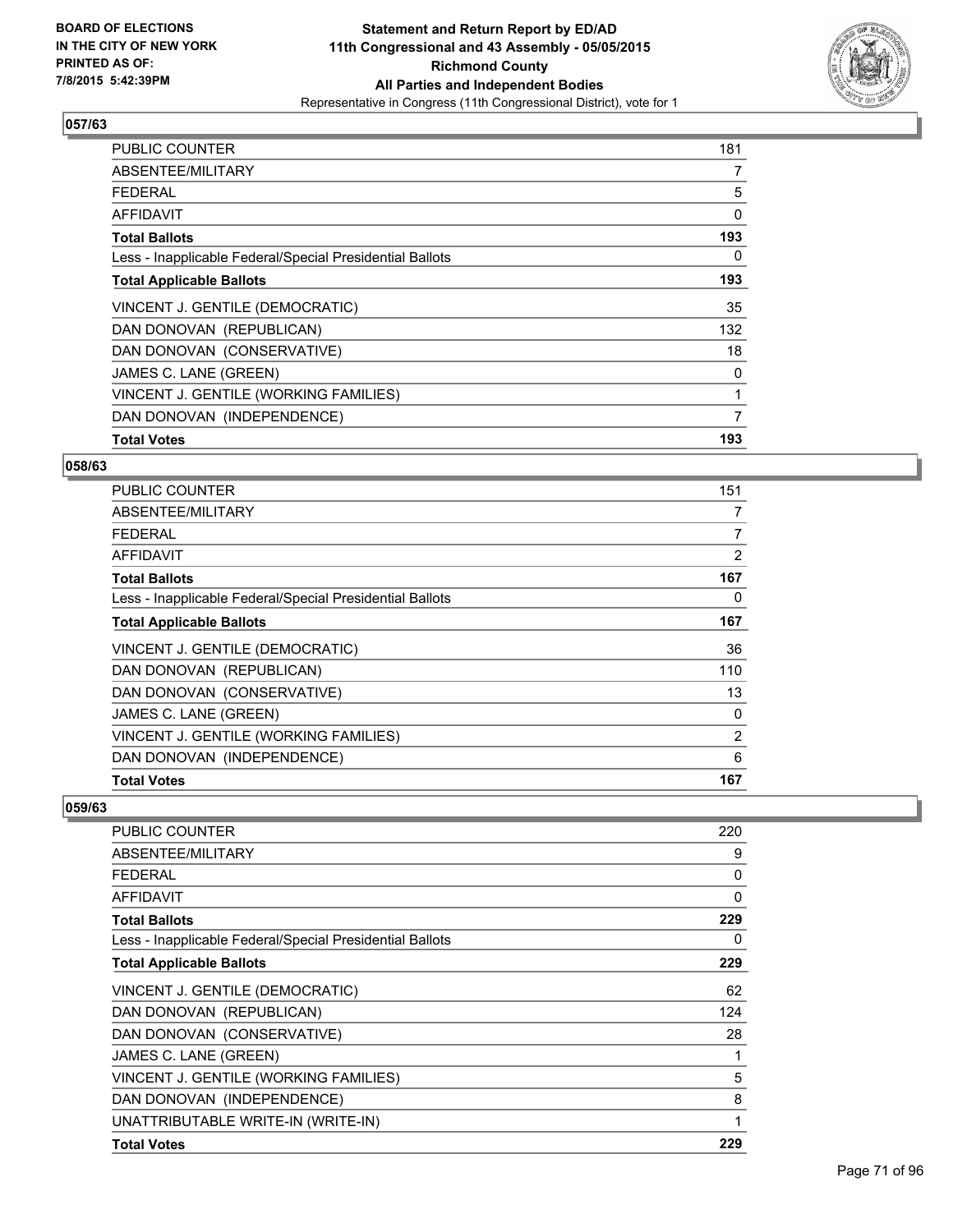BOARD OF ELECTIONS
IN THE CITY OF NEW YORK
PRINTED AS OF:
7/8/2015 5:42:39PM

**Statement and Return Report by ED/AD**
**11th Congressional and 43 Assembly - 05/05/2015**
**Richmond County**
**All Parties and Independent Bodies**
Representative in Congress (11th Congressional District), vote for 1

### 057/63

| | |
|---|---|
| PUBLIC COUNTER | 181 |
| ABSENTEE/MILITARY | 7 |
| FEDERAL | 5 |
| AFFIDAVIT | 0 |
| **Total Ballots** | **193** |
| Less - Inapplicable Federal/Special Presidential Ballots | 0 |
| **Total Applicable Ballots** | **193** |
| VINCENT J. GENTILE (DEMOCRATIC) | 35 |
| DAN DONOVAN (REPUBLICAN) | 132 |
| DAN DONOVAN (CONSERVATIVE) | 18 |
| JAMES C. LANE (GREEN) | 0 |
| VINCENT J. GENTILE (WORKING FAMILIES) | 1 |
| DAN DONOVAN (INDEPENDENCE) | 7 |
| **Total Votes** | **193** |

### 058/63

| | |
|---|---|
| PUBLIC COUNTER | 151 |
| ABSENTEE/MILITARY | 7 |
| FEDERAL | 7 |
| AFFIDAVIT | 2 |
| **Total Ballots** | **167** |
| Less - Inapplicable Federal/Special Presidential Ballots | 0 |
| **Total Applicable Ballots** | **167** |
| VINCENT J. GENTILE (DEMOCRATIC) | 36 |
| DAN DONOVAN (REPUBLICAN) | 110 |
| DAN DONOVAN (CONSERVATIVE) | 13 |
| JAMES C. LANE (GREEN) | 0 |
| VINCENT J. GENTILE (WORKING FAMILIES) | 2 |
| DAN DONOVAN (INDEPENDENCE) | 6 |
| **Total Votes** | **167** |

### 059/63

| | |
|---|---|
| PUBLIC COUNTER | 220 |
| ABSENTEE/MILITARY | 9 |
| FEDERAL | 0 |
| AFFIDAVIT | 0 |
| **Total Ballots** | **229** |
| Less - Inapplicable Federal/Special Presidential Ballots | 0 |
| **Total Applicable Ballots** | **229** |
| VINCENT J. GENTILE (DEMOCRATIC) | 62 |
| DAN DONOVAN (REPUBLICAN) | 124 |
| DAN DONOVAN (CONSERVATIVE) | 28 |
| JAMES C. LANE (GREEN) | 1 |
| VINCENT J. GENTILE (WORKING FAMILIES) | 5 |
| DAN DONOVAN (INDEPENDENCE) | 8 |
| UNATTRIBUTABLE WRITE-IN (WRITE-IN) | 1 |
| **Total Votes** | **229** |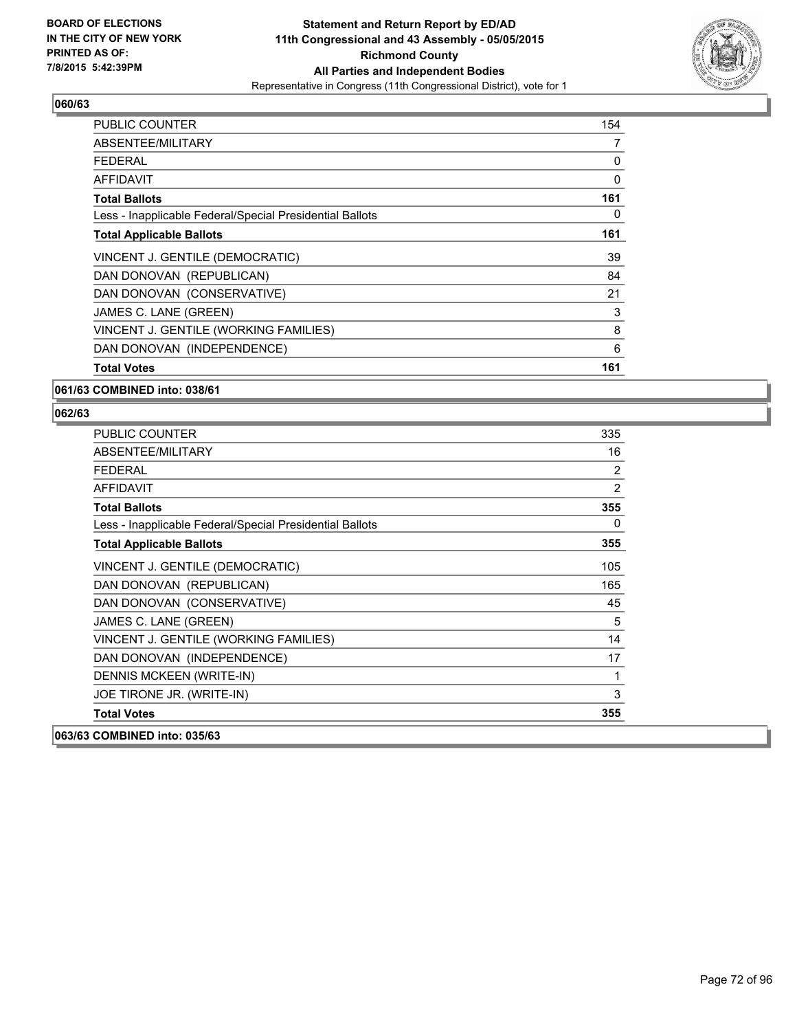BOARD OF ELECTIONS
IN THE CITY OF NEW YORK
PRINTED AS OF:
7/8/2015 5:42:39PM

**Statement and Return Report by ED/AD**
**11th Congressional and 43 Assembly - 05/05/2015**
**Richmond County**
**All Parties and Independent Bodies**
Representative in Congress (11th Congressional District), vote for 1

## 060/63

| | |
|---|---|
| PUBLIC COUNTER | 154 |
| ABSENTEE/MILITARY | 7 |
| FEDERAL | 0 |
| AFFIDAVIT | 0 |
| **Total Ballots** | **161** |
| Less - Inapplicable Federal/Special Presidential Ballots | 0 |
| **Total Applicable Ballots** | **161** |
| VINCENT J. GENTILE (DEMOCRATIC) | 39 |
| DAN DONOVAN (REPUBLICAN) | 84 |
| DAN DONOVAN (CONSERVATIVE) | 21 |
| JAMES C. LANE (GREEN) | 3 |
| VINCENT J. GENTILE (WORKING FAMILIES) | 8 |
| DAN DONOVAN (INDEPENDENCE) | 6 |
| **Total Votes** | **161** |

## 061/63 COMBINED into: 038/61

## 062/63

| | |
|---|---|
| PUBLIC COUNTER | 335 |
| ABSENTEE/MILITARY | 16 |
| FEDERAL | 2 |
| AFFIDAVIT | 2 |
| **Total Ballots** | **355** |
| Less - Inapplicable Federal/Special Presidential Ballots | 0 |
| **Total Applicable Ballots** | **355** |
| VINCENT J. GENTILE (DEMOCRATIC) | 105 |
| DAN DONOVAN (REPUBLICAN) | 165 |
| DAN DONOVAN (CONSERVATIVE) | 45 |
| JAMES C. LANE (GREEN) | 5 |
| VINCENT J. GENTILE (WORKING FAMILIES) | 14 |
| DAN DONOVAN (INDEPENDENCE) | 17 |
| DENNIS MCKEEN (WRITE-IN) | 1 |
| JOE TIRONE JR. (WRITE-IN) | 3 |
| **Total Votes** | **355** |

## 063/63 COMBINED into: 035/63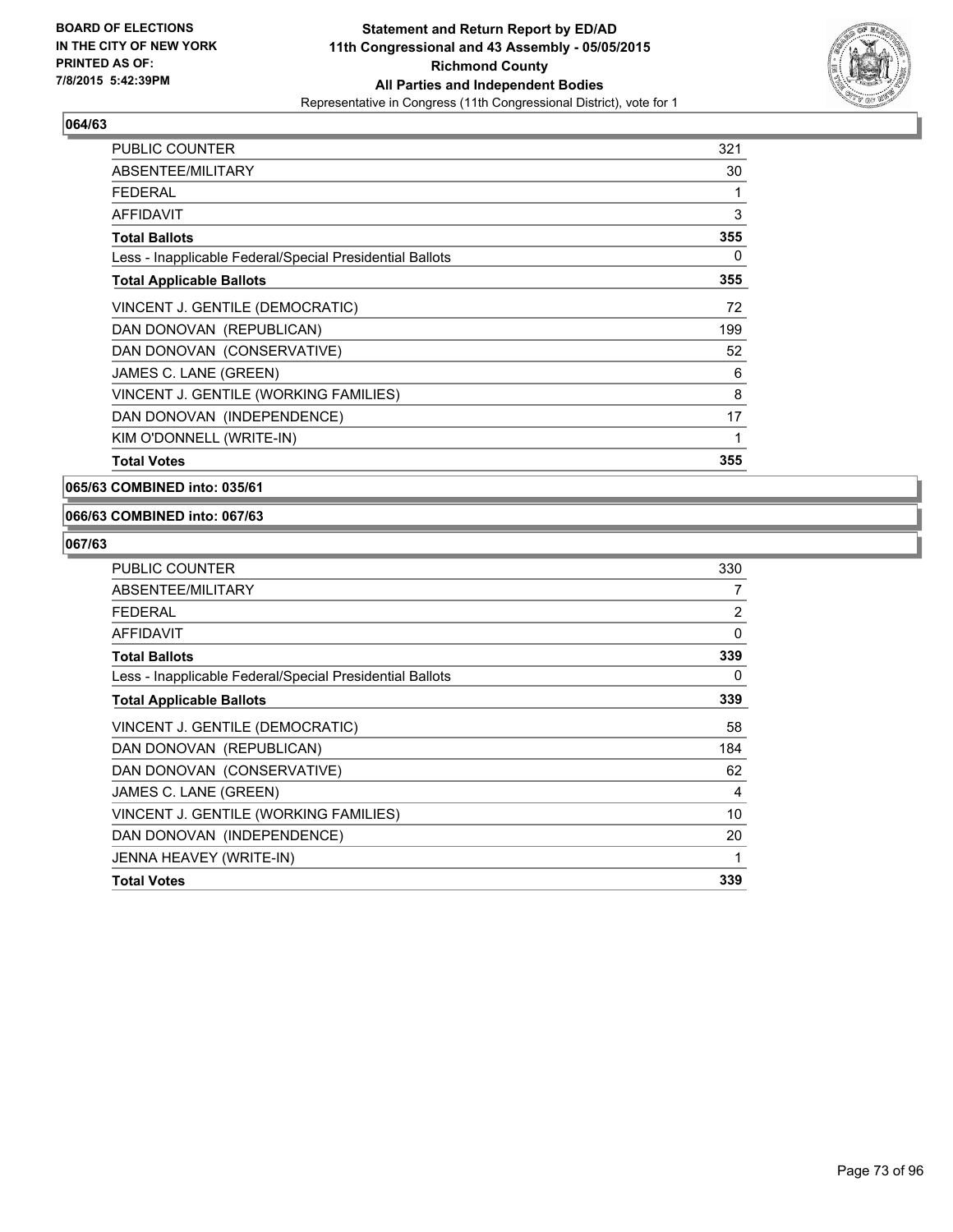**BOARD OF ELECTIONS IN THE CITY OF NEW YORK PRINTED AS OF: 7/8/2015 5:42:39PM**

**Statement and Return Report by ED/AD**
**11th Congressional and 43 Assembly - 05/05/2015**
**Richmond County**
**All Parties and Independent Bodies**
Representative in Congress (11th Congressional District), vote for 1

**064/63**

| | |
|---|---|
| PUBLIC COUNTER | 321 |
| ABSENTEE/MILITARY | 30 |
| FEDERAL | 1 |
| AFFIDAVIT | 3 |
| **Total Ballots** | **355** |
| Less - Inapplicable Federal/Special Presidential Ballots | 0 |
| **Total Applicable Ballots** | **355** |
| VINCENT J. GENTILE (DEMOCRATIC) | 72 |
| DAN DONOVAN (REPUBLICAN) | 199 |
| DAN DONOVAN (CONSERVATIVE) | 52 |
| JAMES C. LANE (GREEN) | 6 |
| VINCENT J. GENTILE (WORKING FAMILIES) | 8 |
| DAN DONOVAN (INDEPENDENCE) | 17 |
| KIM O'DONNELL (WRITE-IN) | 1 |
| **Total Votes** | **355** |

**065/63 COMBINED into: 035/61**

**066/63 COMBINED into: 067/63**

**067/63**

| | |
|---|---|
| PUBLIC COUNTER | 330 |
| ABSENTEE/MILITARY | 7 |
| FEDERAL | 2 |
| AFFIDAVIT | 0 |
| **Total Ballots** | **339** |
| Less - Inapplicable Federal/Special Presidential Ballots | 0 |
| **Total Applicable Ballots** | **339** |
| VINCENT J. GENTILE (DEMOCRATIC) | 58 |
| DAN DONOVAN (REPUBLICAN) | 184 |
| DAN DONOVAN (CONSERVATIVE) | 62 |
| JAMES C. LANE (GREEN) | 4 |
| VINCENT J. GENTILE (WORKING FAMILIES) | 10 |
| DAN DONOVAN (INDEPENDENCE) | 20 |
| JENNA HEAVEY (WRITE-IN) | 1 |
| **Total Votes** | **339** |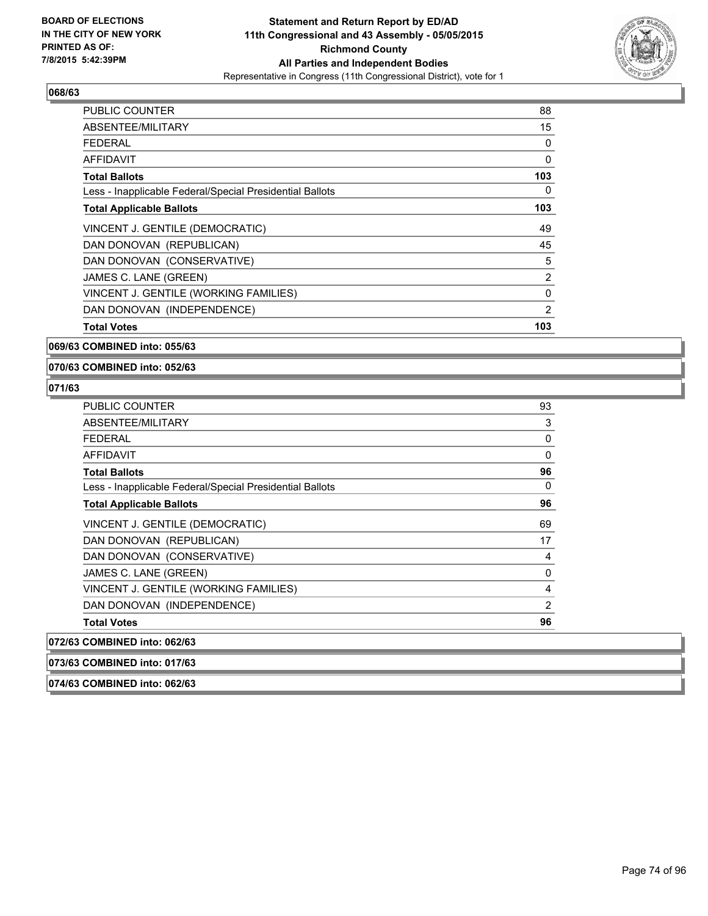**BOARD OF ELECTIONS IN THE CITY OF NEW YORK PRINTED AS OF: 7/8/2015 5:42:39PM**

**Statement and Return Report by ED/AD**
**11th Congressional and 43 Assembly - 05/05/2015**
**Richmond County**
**All Parties and Independent Bodies**
Representative in Congress (11th Congressional District), vote for 1

**068/63**

| | |
|---|---|
| PUBLIC COUNTER | 88 |
| ABSENTEE/MILITARY | 15 |
| FEDERAL | 0 |
| AFFIDAVIT | 0 |
| **Total Ballots** | **103** |
| Less - Inapplicable Federal/Special Presidential Ballots | 0 |
| **Total Applicable Ballots** | **103** |
| VINCENT J. GENTILE (DEMOCRATIC) | 49 |
| DAN DONOVAN (REPUBLICAN) | 45 |
| DAN DONOVAN (CONSERVATIVE) | 5 |
| JAMES C. LANE (GREEN) | 2 |
| VINCENT J. GENTILE (WORKING FAMILIES) | 0 |
| DAN DONOVAN (INDEPENDENCE) | 2 |
| **Total Votes** | **103** |

**069/63 COMBINED into: 055/63**

**070/63 COMBINED into: 052/63**

**071/63**

| | |
|---|---|
| PUBLIC COUNTER | 93 |
| ABSENTEE/MILITARY | 3 |
| FEDERAL | 0 |
| AFFIDAVIT | 0 |
| **Total Ballots** | **96** |
| Less - Inapplicable Federal/Special Presidential Ballots | 0 |
| **Total Applicable Ballots** | **96** |
| VINCENT J. GENTILE (DEMOCRATIC) | 69 |
| DAN DONOVAN (REPUBLICAN) | 17 |
| DAN DONOVAN (CONSERVATIVE) | 4 |
| JAMES C. LANE (GREEN) | 0 |
| VINCENT J. GENTILE (WORKING FAMILIES) | 4 |
| DAN DONOVAN (INDEPENDENCE) | 2 |
| **Total Votes** | **96** |

**072/63 COMBINED into: 062/63**

**073/63 COMBINED into: 017/63**

**074/63 COMBINED into: 062/63**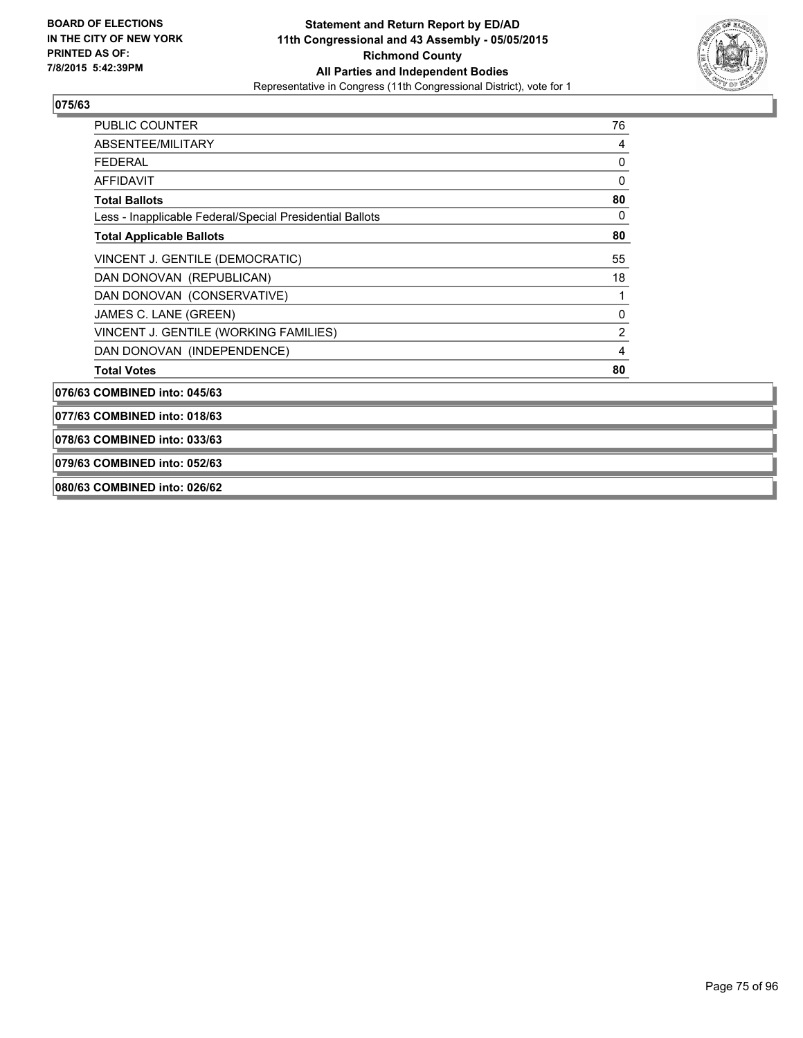**BOARD OF ELECTIONS IN THE CITY OF NEW YORK PRINTED AS OF: 7/8/2015 5:42:39PM**

**Statement and Return Report by ED/AD**
**11th Congressional and 43 Assembly - 05/05/2015**
**Richmond County**
**All Parties and Independent Bodies**
Representative in Congress (11th Congressional District), vote for 1

**075/63**

| | |
|---|---|
| PUBLIC COUNTER | 76 |
| ABSENTEE/MILITARY | 4 |
| FEDERAL | 0 |
| AFFIDAVIT | 0 |
| **Total Ballots** | **80** |
| Less - Inapplicable Federal/Special Presidential Ballots | 0 |
| **Total Applicable Ballots** | **80** |
| VINCENT J. GENTILE (DEMOCRATIC) | 55 |
| DAN DONOVAN (REPUBLICAN) | 18 |
| DAN DONOVAN (CONSERVATIVE) | 1 |
| JAMES C. LANE (GREEN) | 0 |
| VINCENT J. GENTILE (WORKING FAMILIES) | 2 |
| DAN DONOVAN (INDEPENDENCE) | 4 |
| **Total Votes** | **80** |

**076/63 COMBINED into: 045/63**

**077/63 COMBINED into: 018/63**

**078/63 COMBINED into: 033/63**

**079/63 COMBINED into: 052/63**

**080/63 COMBINED into: 026/62**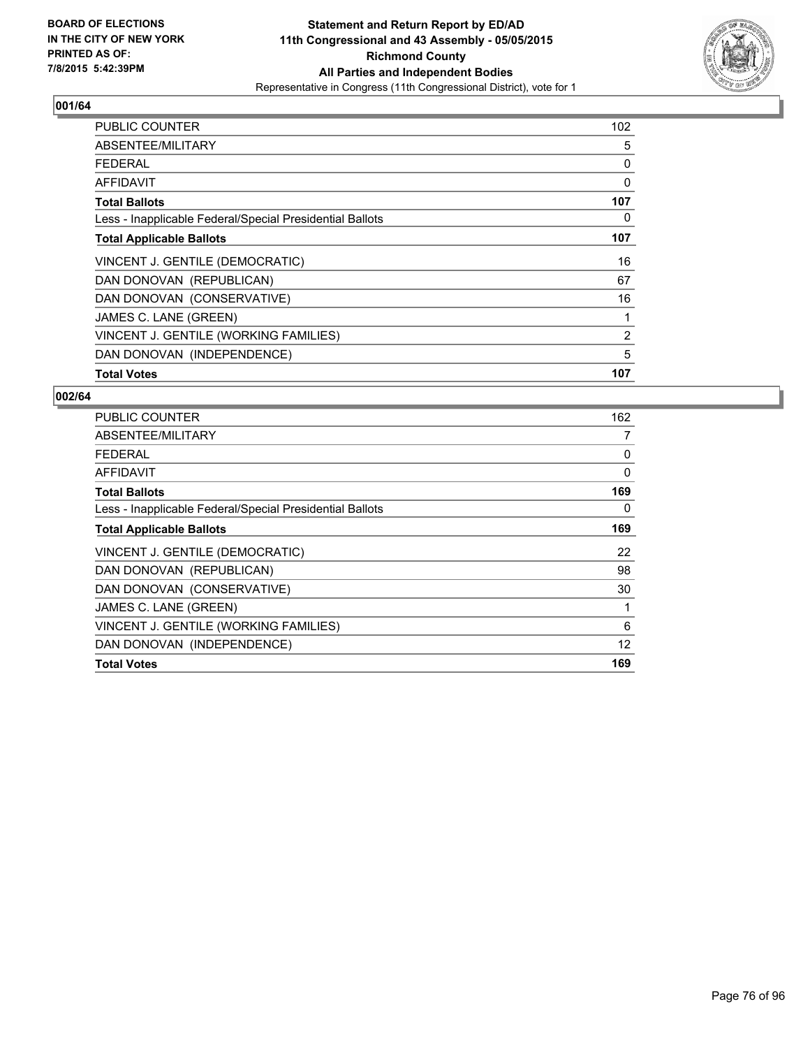**BOARD OF ELECTIONS IN THE CITY OF NEW YORK PRINTED AS OF: 7/8/2015 5:42:39PM**

**Statement and Return Report by ED/AD**
**11th Congressional and 43 Assembly - 05/05/2015**
**Richmond County**
**All Parties and Independent Bodies**
Representative in Congress (11th Congressional District), vote for 1

## 001/64

| | |
|---|---|
| PUBLIC COUNTER | 102 |
| ABSENTEE/MILITARY | 5 |
| FEDERAL | 0 |
| AFFIDAVIT | 0 |
| **Total Ballots** | **107** |
| Less - Inapplicable Federal/Special Presidential Ballots | 0 |
| **Total Applicable Ballots** | **107** |
| VINCENT J. GENTILE (DEMOCRATIC) | 16 |
| DAN DONOVAN (REPUBLICAN) | 67 |
| DAN DONOVAN (CONSERVATIVE) | 16 |
| JAMES C. LANE (GREEN) | 1 |
| VINCENT J. GENTILE (WORKING FAMILIES) | 2 |
| DAN DONOVAN (INDEPENDENCE) | 5 |
| **Total Votes** | **107** |

## 002/64

| | |
|---|---|
| PUBLIC COUNTER | 162 |
| ABSENTEE/MILITARY | 7 |
| FEDERAL | 0 |
| AFFIDAVIT | 0 |
| **Total Ballots** | **169** |
| Less - Inapplicable Federal/Special Presidential Ballots | 0 |
| **Total Applicable Ballots** | **169** |
| VINCENT J. GENTILE (DEMOCRATIC) | 22 |
| DAN DONOVAN (REPUBLICAN) | 98 |
| DAN DONOVAN (CONSERVATIVE) | 30 |
| JAMES C. LANE (GREEN) | 1 |
| VINCENT J. GENTILE (WORKING FAMILIES) | 6 |
| DAN DONOVAN (INDEPENDENCE) | 12 |
| **Total Votes** | **169** |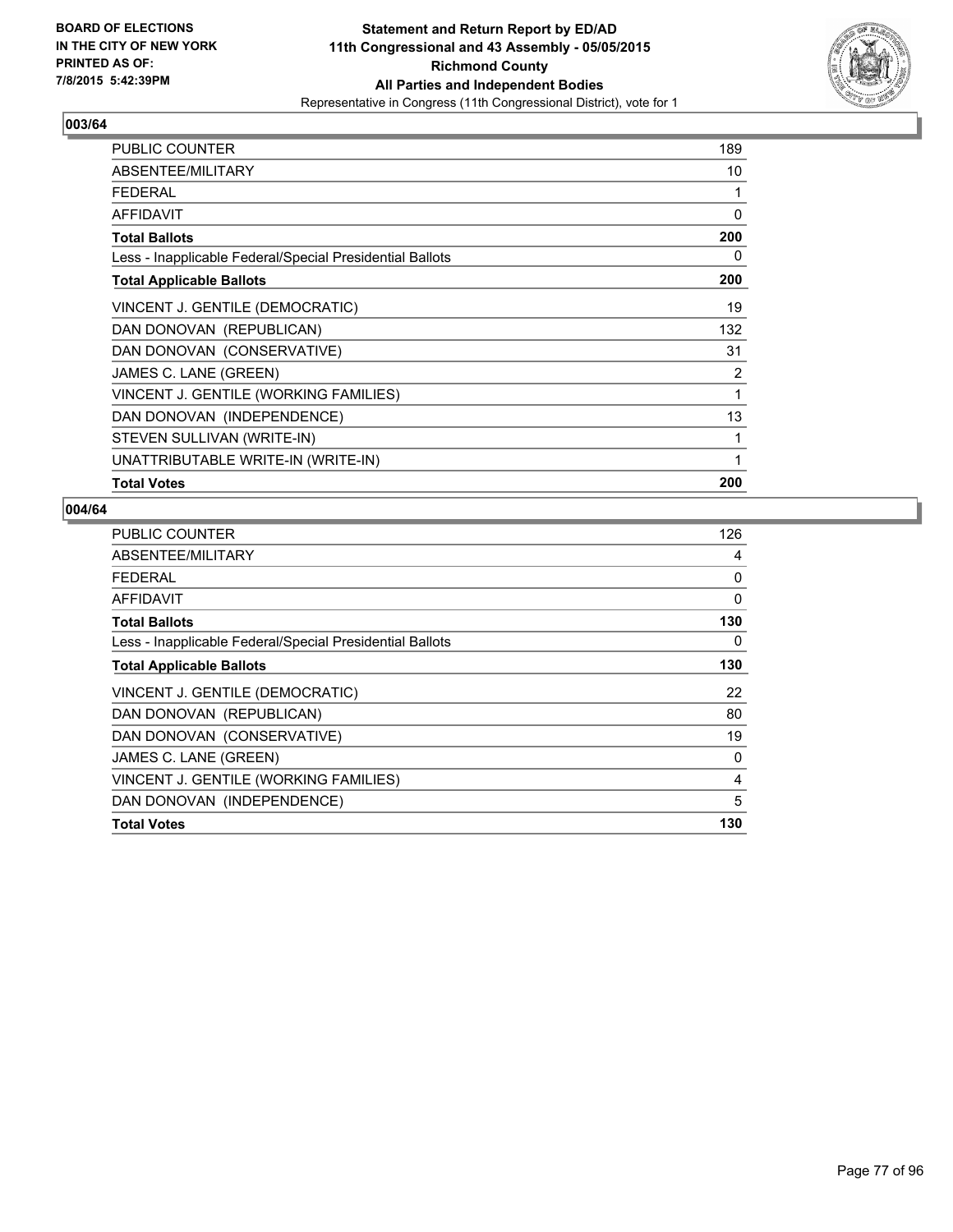BOARD OF ELECTIONS
IN THE CITY OF NEW YORK
PRINTED AS OF:
7/8/2015 5:42:39PM

**Statement and Return Report by ED/AD**
**11th Congressional and 43 Assembly - 05/05/2015**
**Richmond County**
**All Parties and Independent Bodies**
Representative in Congress (11th Congressional District), vote for 1

### 003/64

| | |
|---|---|
| PUBLIC COUNTER | 189 |
| ABSENTEE/MILITARY | 10 |
| FEDERAL | 1 |
| AFFIDAVIT | 0 |
| **Total Ballots** | **200** |
| Less - Inapplicable Federal/Special Presidential Ballots | 0 |
| **Total Applicable Ballots** | **200** |
| VINCENT J. GENTILE (DEMOCRATIC) | 19 |
| DAN DONOVAN (REPUBLICAN) | 132 |
| DAN DONOVAN (CONSERVATIVE) | 31 |
| JAMES C. LANE (GREEN) | 2 |
| VINCENT J. GENTILE (WORKING FAMILIES) | 1 |
| DAN DONOVAN (INDEPENDENCE) | 13 |
| STEVEN SULLIVAN (WRITE-IN) | 1 |
| UNATTRIBUTABLE WRITE-IN (WRITE-IN) | 1 |
| **Total Votes** | **200** |

### 004/64

| | |
|---|---|
| PUBLIC COUNTER | 126 |
| ABSENTEE/MILITARY | 4 |
| FEDERAL | 0 |
| AFFIDAVIT | 0 |
| **Total Ballots** | **130** |
| Less - Inapplicable Federal/Special Presidential Ballots | 0 |
| **Total Applicable Ballots** | **130** |
| VINCENT J. GENTILE (DEMOCRATIC) | 22 |
| DAN DONOVAN (REPUBLICAN) | 80 |
| DAN DONOVAN (CONSERVATIVE) | 19 |
| JAMES C. LANE (GREEN) | 0 |
| VINCENT J. GENTILE (WORKING FAMILIES) | 4 |
| DAN DONOVAN (INDEPENDENCE) | 5 |
| **Total Votes** | **130** |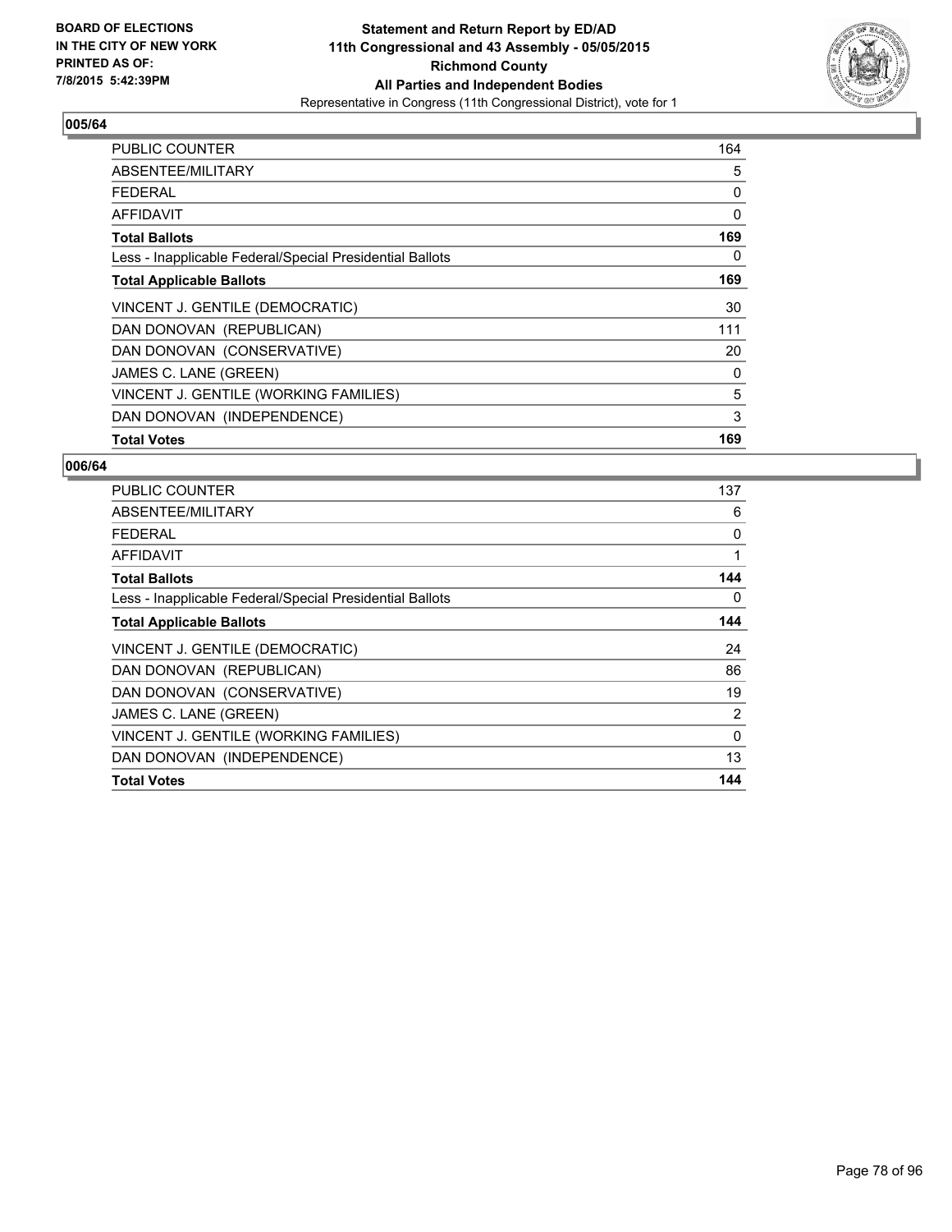**BOARD OF ELECTIONS IN THE CITY OF NEW YORK PRINTED AS OF: 7/8/2015 5:42:39PM**

# Statement and Return Report by ED/AD
## 11th Congressional and 43 Assembly - 05/05/2015
## Richmond County
## All Parties and Independent Bodies
### Representative in Congress (11th Congressional District), vote for 1

### 005/64

| | |
|---|---|
| PUBLIC COUNTER | 164 |
| ABSENTEE/MILITARY | 5 |
| FEDERAL | 0 |
| AFFIDAVIT | 0 |
| **Total Ballots** | **169** |
| Less - Inapplicable Federal/Special Presidential Ballots | 0 |
| **Total Applicable Ballots** | **169** |
| VINCENT J. GENTILE (DEMOCRATIC) | 30 |
| DAN DONOVAN (REPUBLICAN) | 111 |
| DAN DONOVAN (CONSERVATIVE) | 20 |
| JAMES C. LANE (GREEN) | 0 |
| VINCENT J. GENTILE (WORKING FAMILIES) | 5 |
| DAN DONOVAN (INDEPENDENCE) | 3 |
| **Total Votes** | **169** |

### 006/64

| | |
|---|---|
| PUBLIC COUNTER | 137 |
| ABSENTEE/MILITARY | 6 |
| FEDERAL | 0 |
| AFFIDAVIT | 1 |
| **Total Ballots** | **144** |
| Less - Inapplicable Federal/Special Presidential Ballots | 0 |
| **Total Applicable Ballots** | **144** |
| VINCENT J. GENTILE (DEMOCRATIC) | 24 |
| DAN DONOVAN (REPUBLICAN) | 86 |
| DAN DONOVAN (CONSERVATIVE) | 19 |
| JAMES C. LANE (GREEN) | 2 |
| VINCENT J. GENTILE (WORKING FAMILIES) | 0 |
| DAN DONOVAN (INDEPENDENCE) | 13 |
| **Total Votes** | **144** |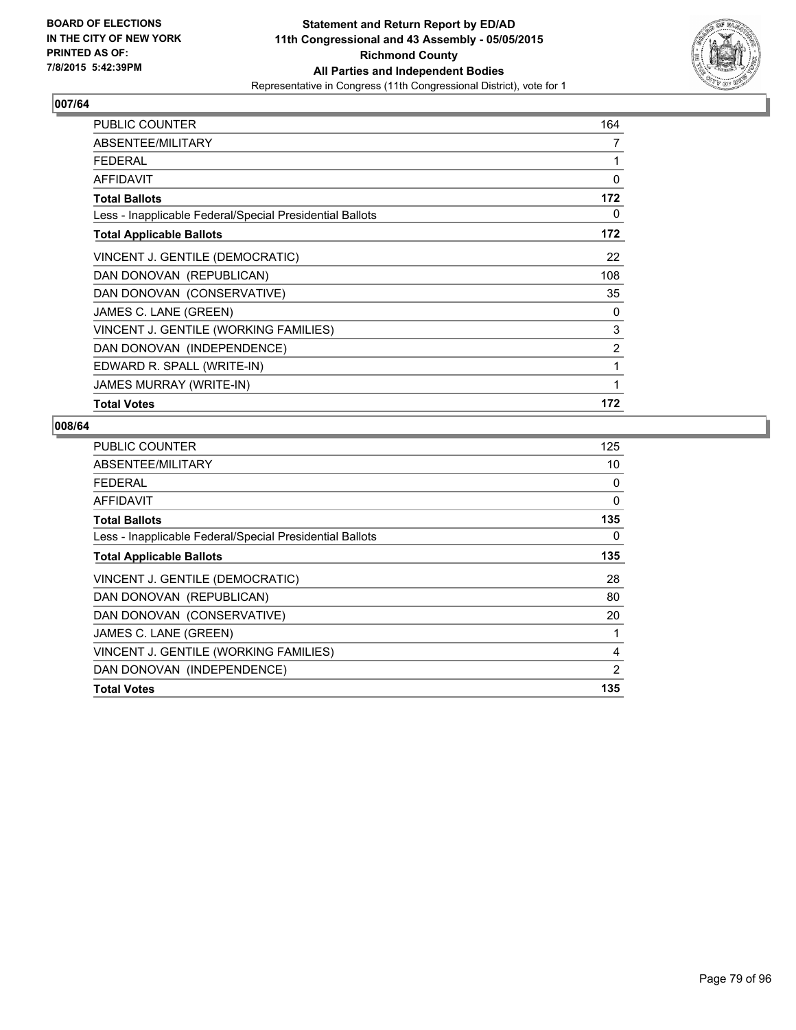BOARD OF ELECTIONS
IN THE CITY OF NEW YORK
PRINTED AS OF:
7/8/2015 5:42:39PM

**Statement and Return Report by ED/AD**
**11th Congressional and 43 Assembly - 05/05/2015**
**Richmond County**
**All Parties and Independent Bodies**
Representative in Congress (11th Congressional District), vote for 1

### 007/64

| | |
|---|---|
| PUBLIC COUNTER | 164 |
| ABSENTEE/MILITARY | 7 |
| FEDERAL | 1 |
| AFFIDAVIT | 0 |
| **Total Ballots** | **172** |
| Less - Inapplicable Federal/Special Presidential Ballots | 0 |
| **Total Applicable Ballots** | **172** |
| VINCENT J. GENTILE (DEMOCRATIC) | 22 |
| DAN DONOVAN (REPUBLICAN) | 108 |
| DAN DONOVAN (CONSERVATIVE) | 35 |
| JAMES C. LANE (GREEN) | 0 |
| VINCENT J. GENTILE (WORKING FAMILIES) | 3 |
| DAN DONOVAN (INDEPENDENCE) | 2 |
| EDWARD R. SPALL (WRITE-IN) | 1 |
| JAMES MURRAY (WRITE-IN) | 1 |
| **Total Votes** | **172** |

### 008/64

| | |
|---|---|
| PUBLIC COUNTER | 125 |
| ABSENTEE/MILITARY | 10 |
| FEDERAL | 0 |
| AFFIDAVIT | 0 |
| **Total Ballots** | **135** |
| Less - Inapplicable Federal/Special Presidential Ballots | 0 |
| **Total Applicable Ballots** | **135** |
| VINCENT J. GENTILE (DEMOCRATIC) | 28 |
| DAN DONOVAN (REPUBLICAN) | 80 |
| DAN DONOVAN (CONSERVATIVE) | 20 |
| JAMES C. LANE (GREEN) | 1 |
| VINCENT J. GENTILE (WORKING FAMILIES) | 4 |
| DAN DONOVAN (INDEPENDENCE) | 2 |
| **Total Votes** | **135** |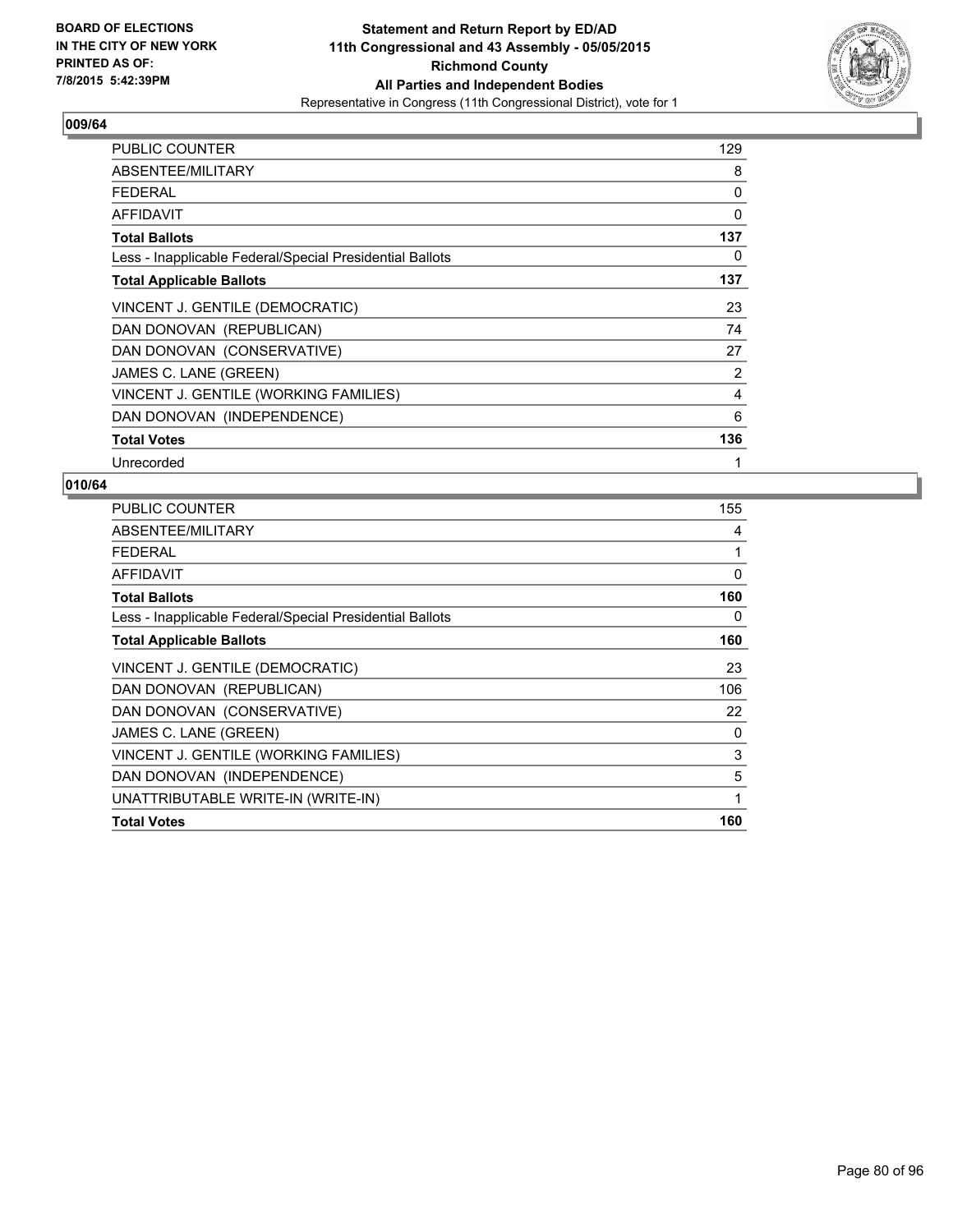**BOARD OF ELECTIONS IN THE CITY OF NEW YORK PRINTED AS OF: 7/8/2015 5:42:39PM**

**Statement and Return Report by ED/AD**
**11th Congressional and 43 Assembly - 05/05/2015**
**Richmond County**
**All Parties and Independent Bodies**
Representative in Congress (11th Congressional District), vote for 1

### 009/64

| | |
|---|---|
| PUBLIC COUNTER | 129 |
| ABSENTEE/MILITARY | 8 |
| FEDERAL | 0 |
| AFFIDAVIT | 0 |
| **Total Ballots** | **137** |
| Less - Inapplicable Federal/Special Presidential Ballots | 0 |
| **Total Applicable Ballots** | **137** |
| VINCENT J. GENTILE (DEMOCRATIC) | 23 |
| DAN DONOVAN (REPUBLICAN) | 74 |
| DAN DONOVAN (CONSERVATIVE) | 27 |
| JAMES C. LANE (GREEN) | 2 |
| VINCENT J. GENTILE (WORKING FAMILIES) | 4 |
| DAN DONOVAN (INDEPENDENCE) | 6 |
| **Total Votes** | **136** |
| Unrecorded | 1 |

### 010/64

| | |
|---|---|
| PUBLIC COUNTER | 155 |
| ABSENTEE/MILITARY | 4 |
| FEDERAL | 1 |
| AFFIDAVIT | 0 |
| **Total Ballots** | **160** |
| Less - Inapplicable Federal/Special Presidential Ballots | 0 |
| **Total Applicable Ballots** | **160** |
| VINCENT J. GENTILE (DEMOCRATIC) | 23 |
| DAN DONOVAN (REPUBLICAN) | 106 |
| DAN DONOVAN (CONSERVATIVE) | 22 |
| JAMES C. LANE (GREEN) | 0 |
| VINCENT J. GENTILE (WORKING FAMILIES) | 3 |
| DAN DONOVAN (INDEPENDENCE) | 5 |
| UNATTRIBUTABLE WRITE-IN (WRITE-IN) | 1 |
| **Total Votes** | **160** |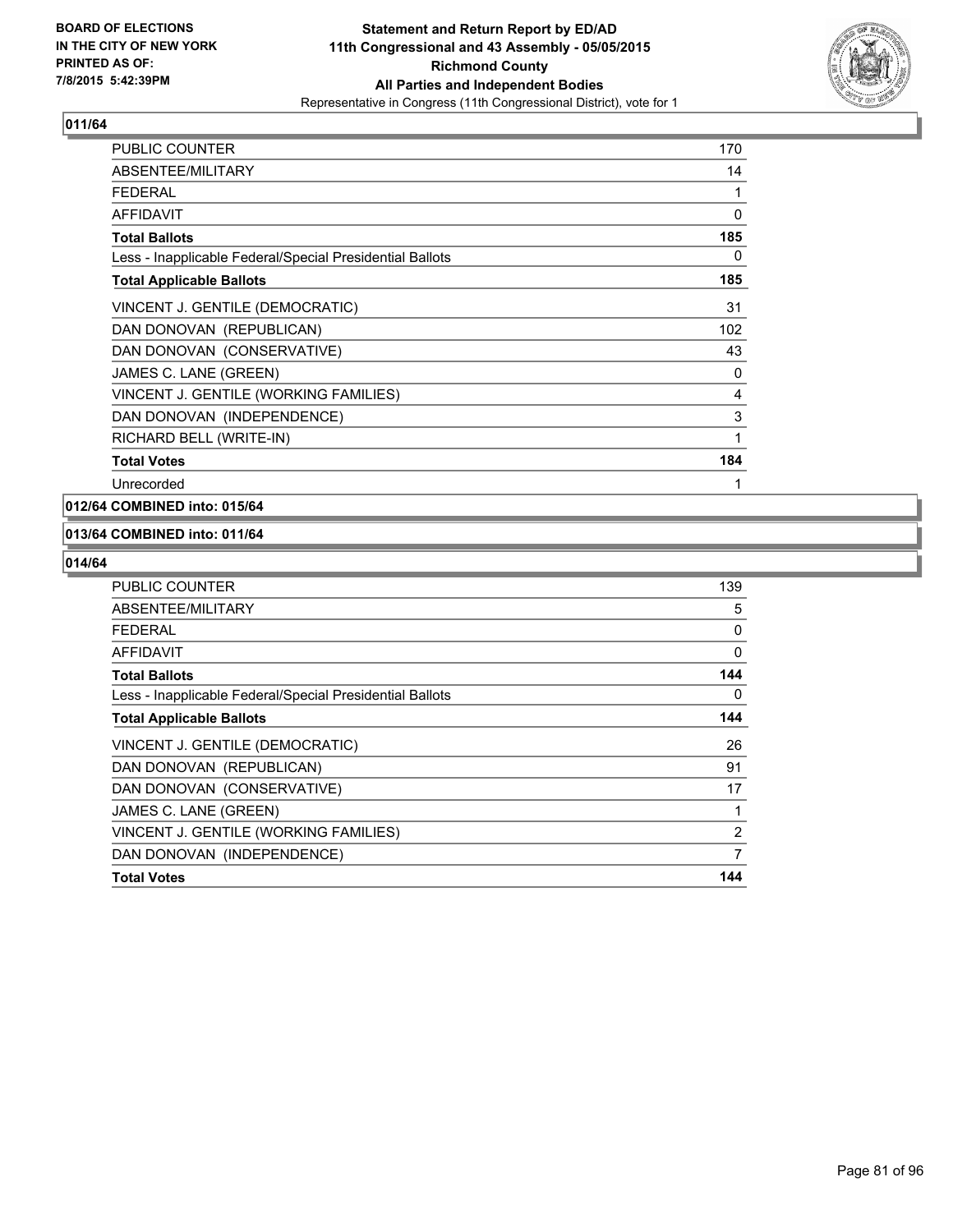**BOARD OF ELECTIONS IN THE CITY OF NEW YORK PRINTED AS OF: 7/8/2015 5:42:39PM**

**Statement and Return Report by ED/AD 11th Congressional and 43 Assembly - 05/05/2015 Richmond County All Parties and Independent Bodies**

Representative in Congress (11th Congressional District), vote for 1

**011/64**

| | |
|---|---|
| PUBLIC COUNTER | 170 |
| ABSENTEE/MILITARY | 14 |
| FEDERAL | 1 |
| AFFIDAVIT | 0 |
| **Total Ballots** | **185** |
| Less - Inapplicable Federal/Special Presidential Ballots | 0 |
| **Total Applicable Ballots** | **185** |
| VINCENT J. GENTILE (DEMOCRATIC) | 31 |
| DAN DONOVAN (REPUBLICAN) | 102 |
| DAN DONOVAN (CONSERVATIVE) | 43 |
| JAMES C. LANE (GREEN) | 0 |
| VINCENT J. GENTILE (WORKING FAMILIES) | 4 |
| DAN DONOVAN (INDEPENDENCE) | 3 |
| RICHARD BELL (WRITE-IN) | 1 |
| **Total Votes** | **184** |
| Unrecorded | 1 |

**012/64 COMBINED into: 015/64**

**013/64 COMBINED into: 011/64**

**014/64**

| | |
|---|---|
| PUBLIC COUNTER | 139 |
| ABSENTEE/MILITARY | 5 |
| FEDERAL | 0 |
| AFFIDAVIT | 0 |
| **Total Ballots** | **144** |
| Less - Inapplicable Federal/Special Presidential Ballots | 0 |
| **Total Applicable Ballots** | **144** |
| VINCENT J. GENTILE (DEMOCRATIC) | 26 |
| DAN DONOVAN (REPUBLICAN) | 91 |
| DAN DONOVAN (CONSERVATIVE) | 17 |
| JAMES C. LANE (GREEN) | 1 |
| VINCENT J. GENTILE (WORKING FAMILIES) | 2 |
| DAN DONOVAN (INDEPENDENCE) | 7 |
| **Total Votes** | **144** |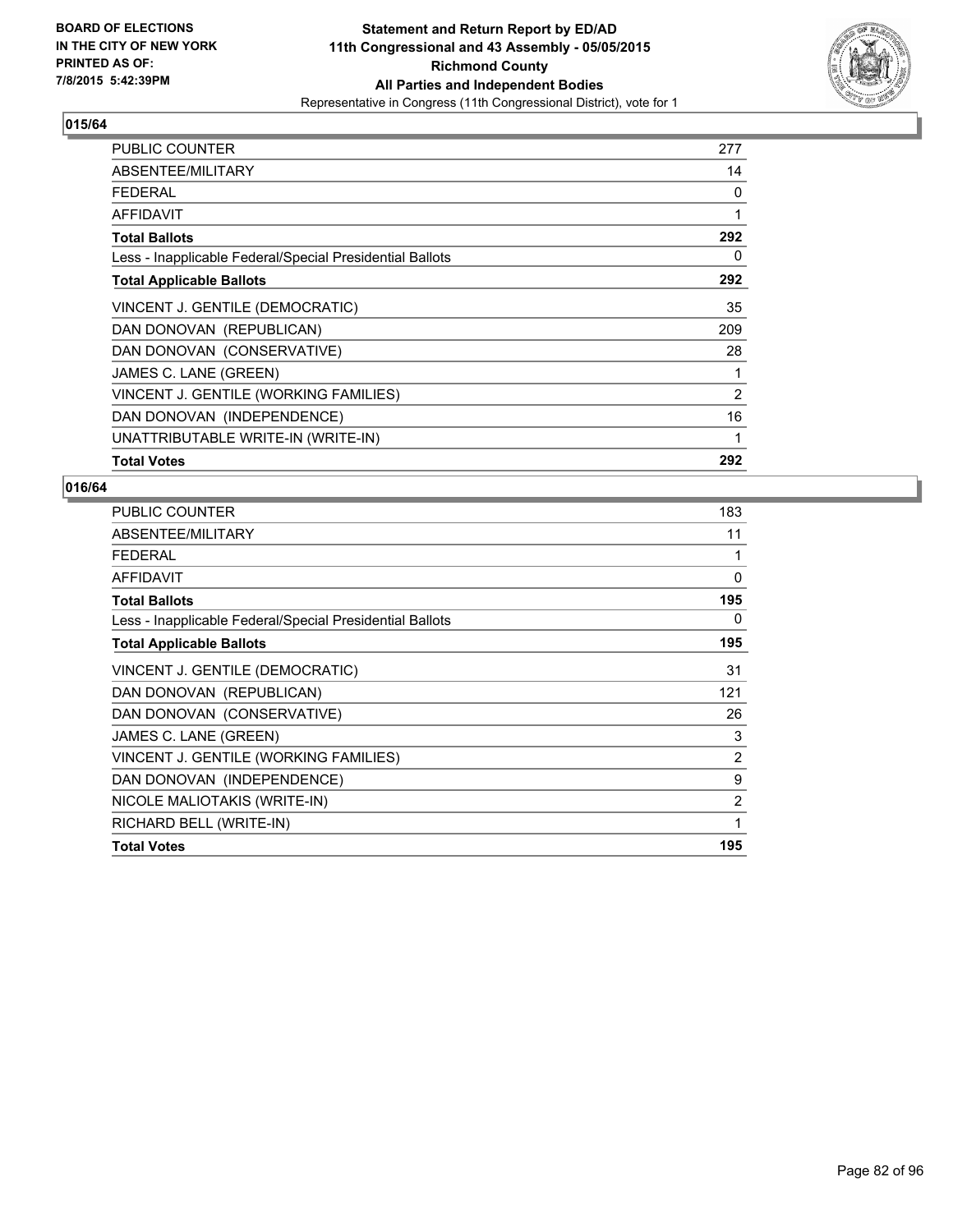**BOARD OF ELECTIONS IN THE CITY OF NEW YORK PRINTED AS OF: 7/8/2015 5:42:39PM**

**Statement and Return Report by ED/AD**
**11th Congressional and 43 Assembly - 05/05/2015**
**Richmond County**
**All Parties and Independent Bodies**
Representative in Congress (11th Congressional District), vote for 1

## 015/64

| | |
|---|---|
| PUBLIC COUNTER | 277 |
| ABSENTEE/MILITARY | 14 |
| FEDERAL | 0 |
| AFFIDAVIT | 1 |
| **Total Ballots** | **292** |
| Less - Inapplicable Federal/Special Presidential Ballots | 0 |
| **Total Applicable Ballots** | **292** |
| VINCENT J. GENTILE (DEMOCRATIC) | 35 |
| DAN DONOVAN (REPUBLICAN) | 209 |
| DAN DONOVAN (CONSERVATIVE) | 28 |
| JAMES C. LANE (GREEN) | 1 |
| VINCENT J. GENTILE (WORKING FAMILIES) | 2 |
| DAN DONOVAN (INDEPENDENCE) | 16 |
| UNATTRIBUTABLE WRITE-IN (WRITE-IN) | 1 |
| **Total Votes** | **292** |

## 016/64

| | |
|---|---|
| PUBLIC COUNTER | 183 |
| ABSENTEE/MILITARY | 11 |
| FEDERAL | 1 |
| AFFIDAVIT | 0 |
| **Total Ballots** | **195** |
| Less - Inapplicable Federal/Special Presidential Ballots | 0 |
| **Total Applicable Ballots** | **195** |
| VINCENT J. GENTILE (DEMOCRATIC) | 31 |
| DAN DONOVAN (REPUBLICAN) | 121 |
| DAN DONOVAN (CONSERVATIVE) | 26 |
| JAMES C. LANE (GREEN) | 3 |
| VINCENT J. GENTILE (WORKING FAMILIES) | 2 |
| DAN DONOVAN (INDEPENDENCE) | 9 |
| NICOLE MALIOTAKIS (WRITE-IN) | 2 |
| RICHARD BELL (WRITE-IN) | 1 |
| **Total Votes** | **195** |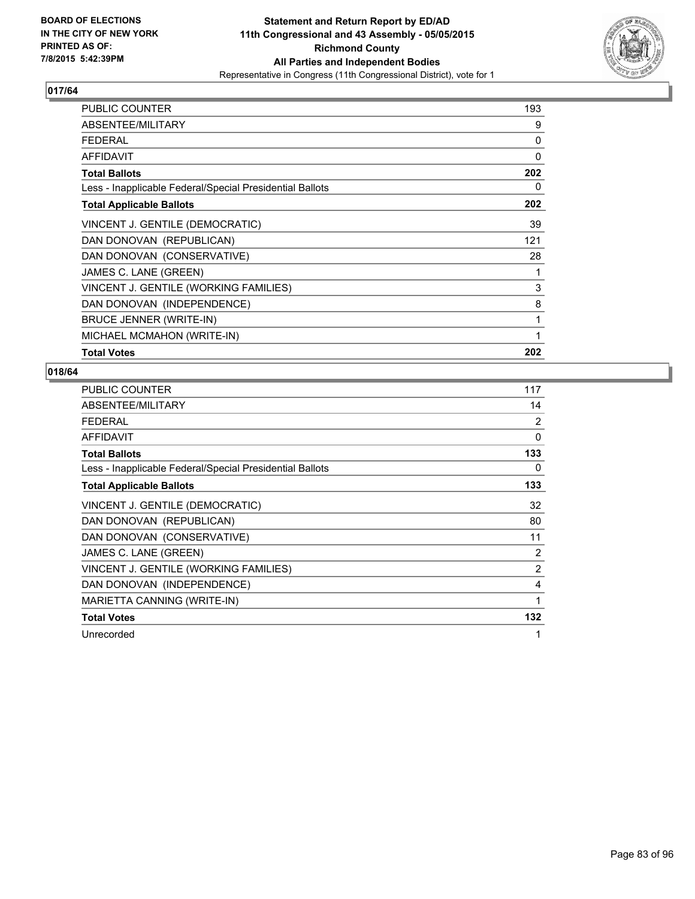**BOARD OF ELECTIONS IN THE CITY OF NEW YORK PRINTED AS OF: 7/8/2015 5:42:39PM**

**Statement and Return Report by ED/AD**
**11th Congressional and 43 Assembly - 05/05/2015**
**Richmond County**
**All Parties and Independent Bodies**
Representative in Congress (11th Congressional District), vote for 1

## 017/64

| | |
|---|---|
| PUBLIC COUNTER | 193 |
| ABSENTEE/MILITARY | 9 |
| FEDERAL | 0 |
| AFFIDAVIT | 0 |
| **Total Ballots** | **202** |
| Less - Inapplicable Federal/Special Presidential Ballots | 0 |
| **Total Applicable Ballots** | **202** |
| VINCENT J. GENTILE (DEMOCRATIC) | 39 |
| DAN DONOVAN (REPUBLICAN) | 121 |
| DAN DONOVAN (CONSERVATIVE) | 28 |
| JAMES C. LANE (GREEN) | 1 |
| VINCENT J. GENTILE (WORKING FAMILIES) | 3 |
| DAN DONOVAN (INDEPENDENCE) | 8 |
| BRUCE JENNER (WRITE-IN) | 1 |
| MICHAEL MCMAHON (WRITE-IN) | 1 |
| **Total Votes** | **202** |

## 018/64

| | |
|---|---|
| PUBLIC COUNTER | 117 |
| ABSENTEE/MILITARY | 14 |
| FEDERAL | 2 |
| AFFIDAVIT | 0 |
| **Total Ballots** | **133** |
| Less - Inapplicable Federal/Special Presidential Ballots | 0 |
| **Total Applicable Ballots** | **133** |
| VINCENT J. GENTILE (DEMOCRATIC) | 32 |
| DAN DONOVAN (REPUBLICAN) | 80 |
| DAN DONOVAN (CONSERVATIVE) | 11 |
| JAMES C. LANE (GREEN) | 2 |
| VINCENT J. GENTILE (WORKING FAMILIES) | 2 |
| DAN DONOVAN (INDEPENDENCE) | 4 |
| MARIETTA CANNING (WRITE-IN) | 1 |
| **Total Votes** | **132** |
| Unrecorded | 1 |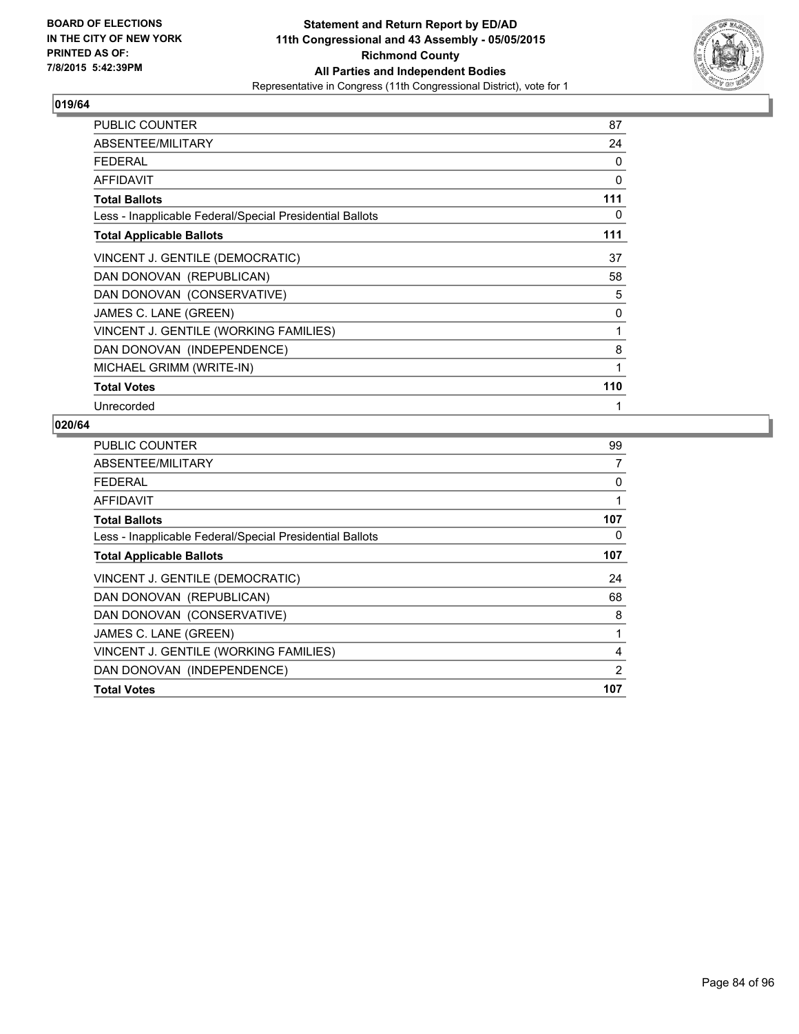BOARD OF ELECTIONS
IN THE CITY OF NEW YORK
PRINTED AS OF:
7/8/2015 5:42:39PM

**Statement and Return Report by ED/AD**
**11th Congressional and 43 Assembly - 05/05/2015**
**Richmond County**
**All Parties and Independent Bodies**
Representative in Congress (11th Congressional District), vote for 1

### 019/64

| | |
|---|---|
| PUBLIC COUNTER | 87 |
| ABSENTEE/MILITARY | 24 |
| FEDERAL | 0 |
| AFFIDAVIT | 0 |
| **Total Ballots** | **111** |
| Less - Inapplicable Federal/Special Presidential Ballots | 0 |
| **Total Applicable Ballots** | **111** |
| VINCENT J. GENTILE (DEMOCRATIC) | 37 |
| DAN DONOVAN (REPUBLICAN) | 58 |
| DAN DONOVAN (CONSERVATIVE) | 5 |
| JAMES C. LANE (GREEN) | 0 |
| VINCENT J. GENTILE (WORKING FAMILIES) | 1 |
| DAN DONOVAN (INDEPENDENCE) | 8 |
| MICHAEL GRIMM (WRITE-IN) | 1 |
| **Total Votes** | **110** |
| Unrecorded | 1 |

### 020/64

| | |
|---|---|
| PUBLIC COUNTER | 99 |
| ABSENTEE/MILITARY | 7 |
| FEDERAL | 0 |
| AFFIDAVIT | 1 |
| **Total Ballots** | **107** |
| Less - Inapplicable Federal/Special Presidential Ballots | 0 |
| **Total Applicable Ballots** | **107** |
| VINCENT J. GENTILE (DEMOCRATIC) | 24 |
| DAN DONOVAN (REPUBLICAN) | 68 |
| DAN DONOVAN (CONSERVATIVE) | 8 |
| JAMES C. LANE (GREEN) | 1 |
| VINCENT J. GENTILE (WORKING FAMILIES) | 4 |
| DAN DONOVAN (INDEPENDENCE) | 2 |
| **Total Votes** | **107** |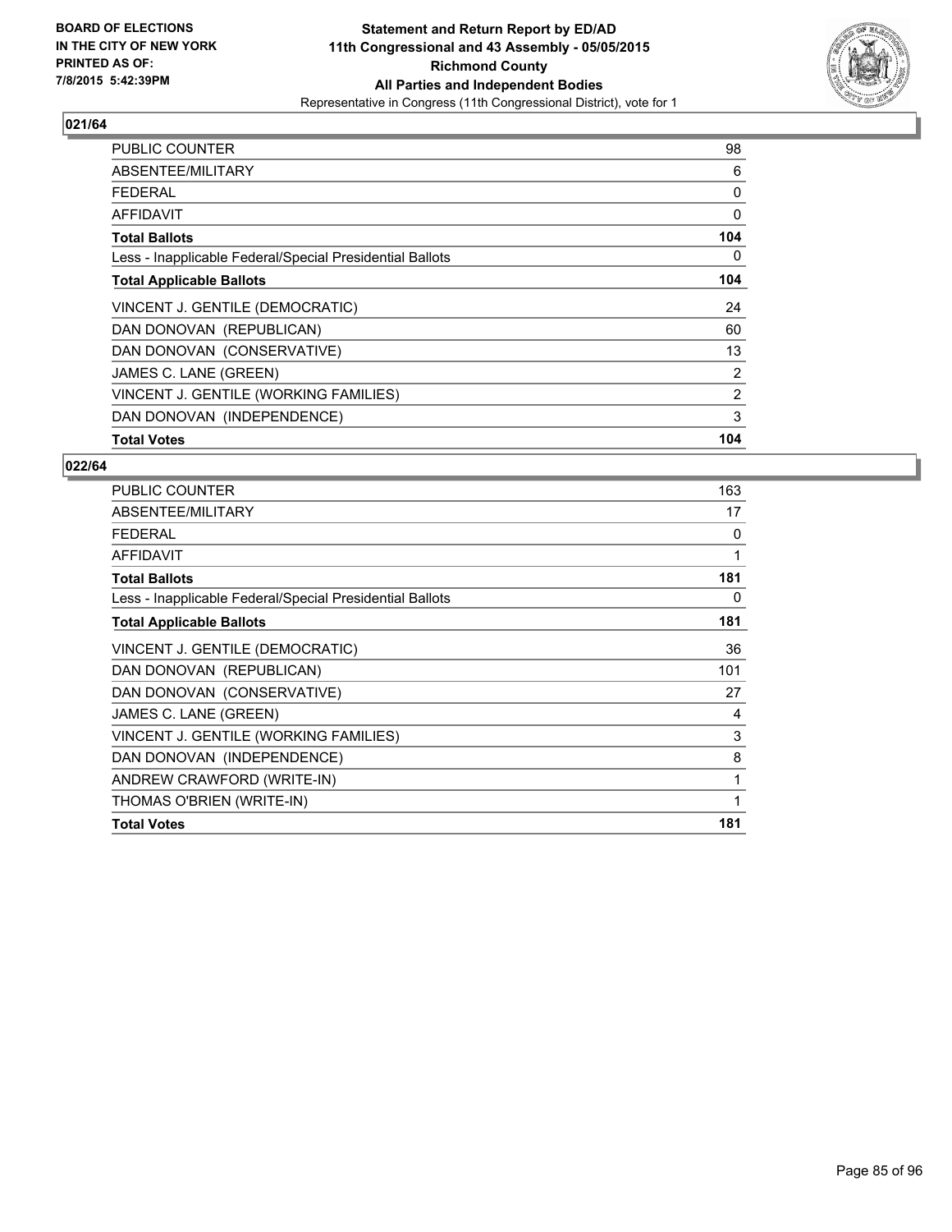**BOARD OF ELECTIONS IN THE CITY OF NEW YORK PRINTED AS OF: 7/8/2015 5:42:39PM**

**Statement and Return Report by ED/AD**
**11th Congressional and 43 Assembly - 05/05/2015**
**Richmond County**
**All Parties and Independent Bodies**
Representative in Congress (11th Congressional District), vote for 1

### 021/64

| | |
|---|---|
| PUBLIC COUNTER | 98 |
| ABSENTEE/MILITARY | 6 |
| FEDERAL | 0 |
| AFFIDAVIT | 0 |
| **Total Ballots** | **104** |
| Less - Inapplicable Federal/Special Presidential Ballots | 0 |
| **Total Applicable Ballots** | **104** |
| VINCENT J. GENTILE (DEMOCRATIC) | 24 |
| DAN DONOVAN (REPUBLICAN) | 60 |
| DAN DONOVAN (CONSERVATIVE) | 13 |
| JAMES C. LANE (GREEN) | 2 |
| VINCENT J. GENTILE (WORKING FAMILIES) | 2 |
| DAN DONOVAN (INDEPENDENCE) | 3 |
| **Total Votes** | **104** |

### 022/64

| | |
|---|---|
| PUBLIC COUNTER | 163 |
| ABSENTEE/MILITARY | 17 |
| FEDERAL | 0 |
| AFFIDAVIT | 1 |
| **Total Ballots** | **181** |
| Less - Inapplicable Federal/Special Presidential Ballots | 0 |
| **Total Applicable Ballots** | **181** |
| VINCENT J. GENTILE (DEMOCRATIC) | 36 |
| DAN DONOVAN (REPUBLICAN) | 101 |
| DAN DONOVAN (CONSERVATIVE) | 27 |
| JAMES C. LANE (GREEN) | 4 |
| VINCENT J. GENTILE (WORKING FAMILIES) | 3 |
| DAN DONOVAN (INDEPENDENCE) | 8 |
| ANDREW CRAWFORD (WRITE-IN) | 1 |
| THOMAS O'BRIEN (WRITE-IN) | 1 |
| **Total Votes** | **181** |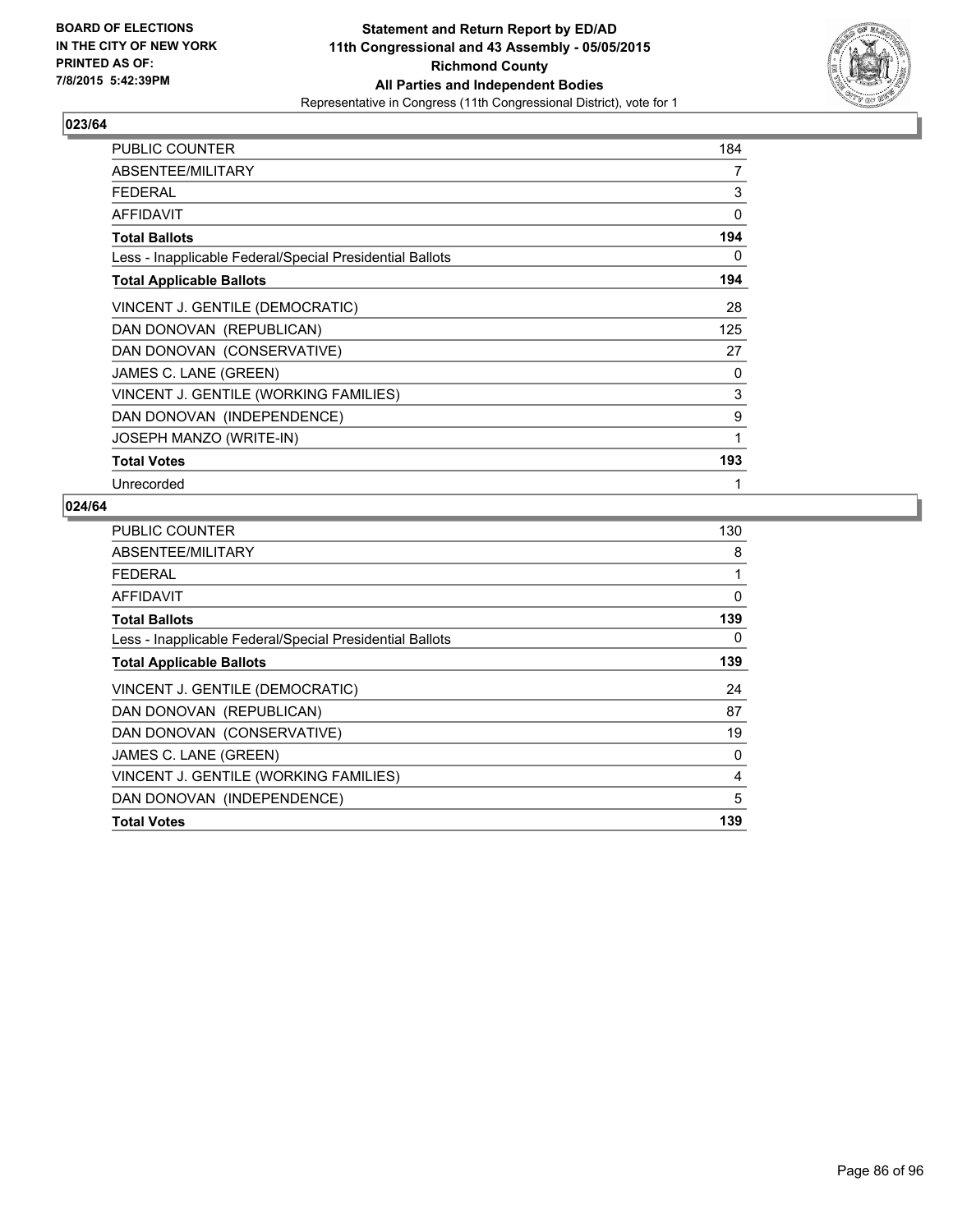**BOARD OF ELECTIONS IN THE CITY OF NEW YORK PRINTED AS OF: 7/8/2015 5:42:39PM**

**Statement and Return Report by ED/AD 11th Congressional and 43 Assembly - 05/05/2015 Richmond County All Parties and Independent Bodies**

Representative in Congress (11th Congressional District), vote for 1

### 023/64

| | |
|---|---|
| PUBLIC COUNTER | 184 |
| ABSENTEE/MILITARY | 7 |
| FEDERAL | 3 |
| AFFIDAVIT | 0 |
| **Total Ballots** | **194** |
| Less - Inapplicable Federal/Special Presidential Ballots | 0 |
| **Total Applicable Ballots** | **194** |
| VINCENT J. GENTILE (DEMOCRATIC) | 28 |
| DAN DONOVAN (REPUBLICAN) | 125 |
| DAN DONOVAN (CONSERVATIVE) | 27 |
| JAMES C. LANE (GREEN) | 0 |
| VINCENT J. GENTILE (WORKING FAMILIES) | 3 |
| DAN DONOVAN (INDEPENDENCE) | 9 |
| JOSEPH MANZO (WRITE-IN) | 1 |
| **Total Votes** | **193** |
| Unrecorded | 1 |

### 024/64

| | |
|---|---|
| PUBLIC COUNTER | 130 |
| ABSENTEE/MILITARY | 8 |
| FEDERAL | 1 |
| AFFIDAVIT | 0 |
| **Total Ballots** | **139** |
| Less - Inapplicable Federal/Special Presidential Ballots | 0 |
| **Total Applicable Ballots** | **139** |
| VINCENT J. GENTILE (DEMOCRATIC) | 24 |
| DAN DONOVAN (REPUBLICAN) | 87 |
| DAN DONOVAN (CONSERVATIVE) | 19 |
| JAMES C. LANE (GREEN) | 0 |
| VINCENT J. GENTILE (WORKING FAMILIES) | 4 |
| DAN DONOVAN (INDEPENDENCE) | 5 |
| **Total Votes** | **139** |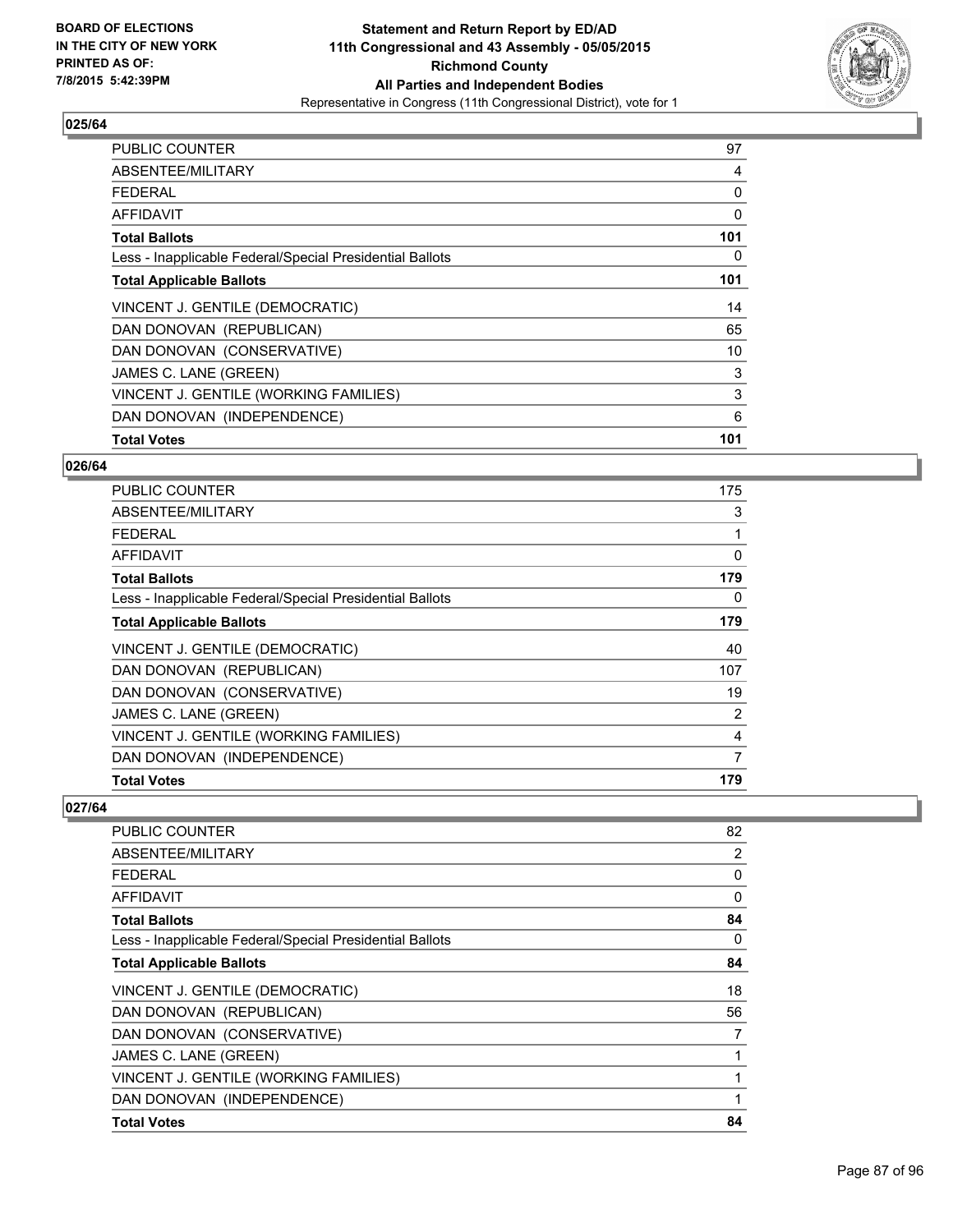**BOARD OF ELECTIONS IN THE CITY OF NEW YORK PRINTED AS OF: 7/8/2015 5:42:39PM**

**Statement and Return Report by ED/AD 11th Congressional and 43 Assembly - 05/05/2015 Richmond County All Parties and Independent Bodies**

Representative in Congress (11th Congressional District), vote for 1

**025/64**

| | |
|---|---|
| PUBLIC COUNTER | 97 |
| ABSENTEE/MILITARY | 4 |
| FEDERAL | 0 |
| AFFIDAVIT | 0 |
| **Total Ballots** | **101** |
| Less - Inapplicable Federal/Special Presidential Ballots | 0 |
| **Total Applicable Ballots** | **101** |
| VINCENT J. GENTILE (DEMOCRATIC) | 14 |
| DAN DONOVAN (REPUBLICAN) | 65 |
| DAN DONOVAN (CONSERVATIVE) | 10 |
| JAMES C. LANE (GREEN) | 3 |
| VINCENT J. GENTILE (WORKING FAMILIES) | 3 |
| DAN DONOVAN (INDEPENDENCE) | 6 |
| **Total Votes** | **101** |

**026/64**

| | |
|---|---|
| PUBLIC COUNTER | 175 |
| ABSENTEE/MILITARY | 3 |
| FEDERAL | 1 |
| AFFIDAVIT | 0 |
| **Total Ballots** | **179** |
| Less - Inapplicable Federal/Special Presidential Ballots | 0 |
| **Total Applicable Ballots** | **179** |
| VINCENT J. GENTILE (DEMOCRATIC) | 40 |
| DAN DONOVAN (REPUBLICAN) | 107 |
| DAN DONOVAN (CONSERVATIVE) | 19 |
| JAMES C. LANE (GREEN) | 2 |
| VINCENT J. GENTILE (WORKING FAMILIES) | 4 |
| DAN DONOVAN (INDEPENDENCE) | 7 |
| **Total Votes** | **179** |

**027/64**

| | |
|---|---|
| PUBLIC COUNTER | 82 |
| ABSENTEE/MILITARY | 2 |
| FEDERAL | 0 |
| AFFIDAVIT | 0 |
| **Total Ballots** | **84** |
| Less - Inapplicable Federal/Special Presidential Ballots | 0 |
| **Total Applicable Ballots** | **84** |
| VINCENT J. GENTILE (DEMOCRATIC) | 18 |
| DAN DONOVAN (REPUBLICAN) | 56 |
| DAN DONOVAN (CONSERVATIVE) | 7 |
| JAMES C. LANE (GREEN) | 1 |
| VINCENT J. GENTILE (WORKING FAMILIES) | 1 |
| DAN DONOVAN (INDEPENDENCE) | 1 |
| **Total Votes** | **84** |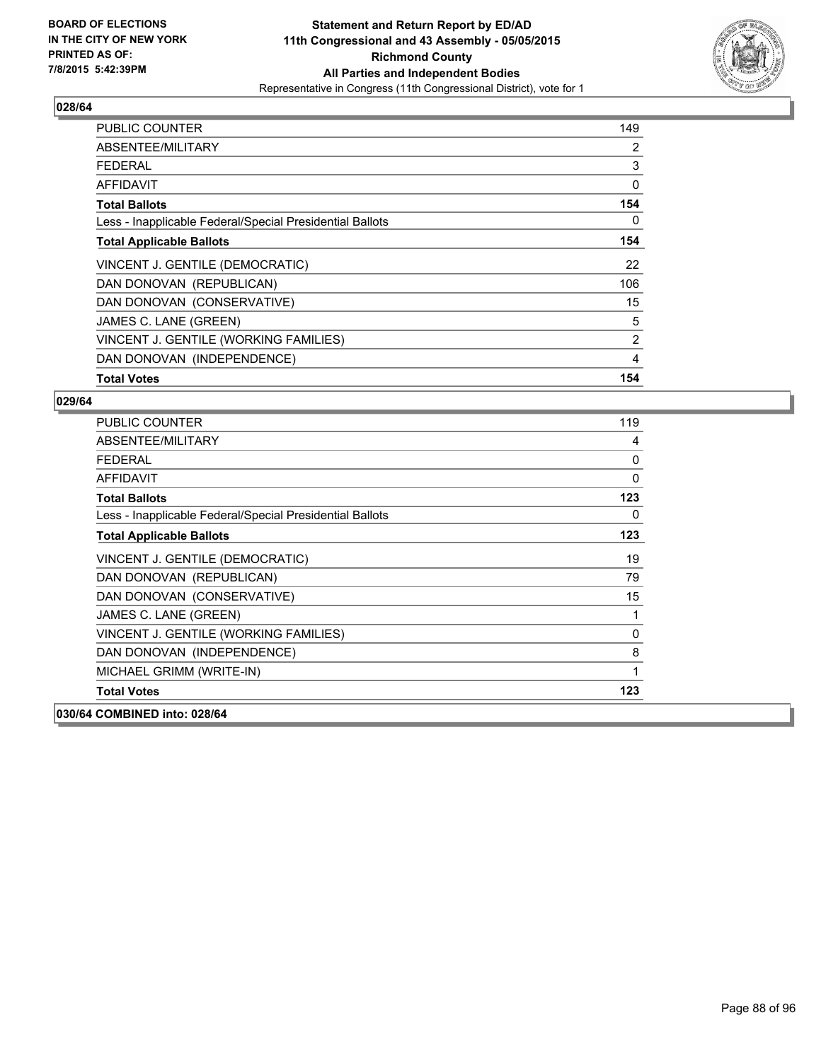**BOARD OF ELECTIONS IN THE CITY OF NEW YORK PRINTED AS OF: 7/8/2015 5:42:39PM**

**Statement and Return Report by ED/AD 11th Congressional and 43 Assembly - 05/05/2015 Richmond County All Parties and Independent Bodies**

Representative in Congress (11th Congressional District), vote for 1

## 028/64

| | |
|---|---|
| PUBLIC COUNTER | 149 |
| ABSENTEE/MILITARY | 2 |
| FEDERAL | 3 |
| AFFIDAVIT | 0 |
| **Total Ballots** | **154** |
| Less - Inapplicable Federal/Special Presidential Ballots | 0 |
| **Total Applicable Ballots** | **154** |
| VINCENT J. GENTILE (DEMOCRATIC) | 22 |
| DAN DONOVAN (REPUBLICAN) | 106 |
| DAN DONOVAN (CONSERVATIVE) | 15 |
| JAMES C. LANE (GREEN) | 5 |
| VINCENT J. GENTILE (WORKING FAMILIES) | 2 |
| DAN DONOVAN (INDEPENDENCE) | 4 |
| **Total Votes** | **154** |

## 029/64

| | |
|---|---|
| PUBLIC COUNTER | 119 |
| ABSENTEE/MILITARY | 4 |
| FEDERAL | 0 |
| AFFIDAVIT | 0 |
| **Total Ballots** | **123** |
| Less - Inapplicable Federal/Special Presidential Ballots | 0 |
| **Total Applicable Ballots** | **123** |
| VINCENT J. GENTILE (DEMOCRATIC) | 19 |
| DAN DONOVAN (REPUBLICAN) | 79 |
| DAN DONOVAN (CONSERVATIVE) | 15 |
| JAMES C. LANE (GREEN) | 1 |
| VINCENT J. GENTILE (WORKING FAMILIES) | 0 |
| DAN DONOVAN (INDEPENDENCE) | 8 |
| MICHAEL GRIMM (WRITE-IN) | 1 |
| **Total Votes** | **123** |

## 030/64 COMBINED into: 028/64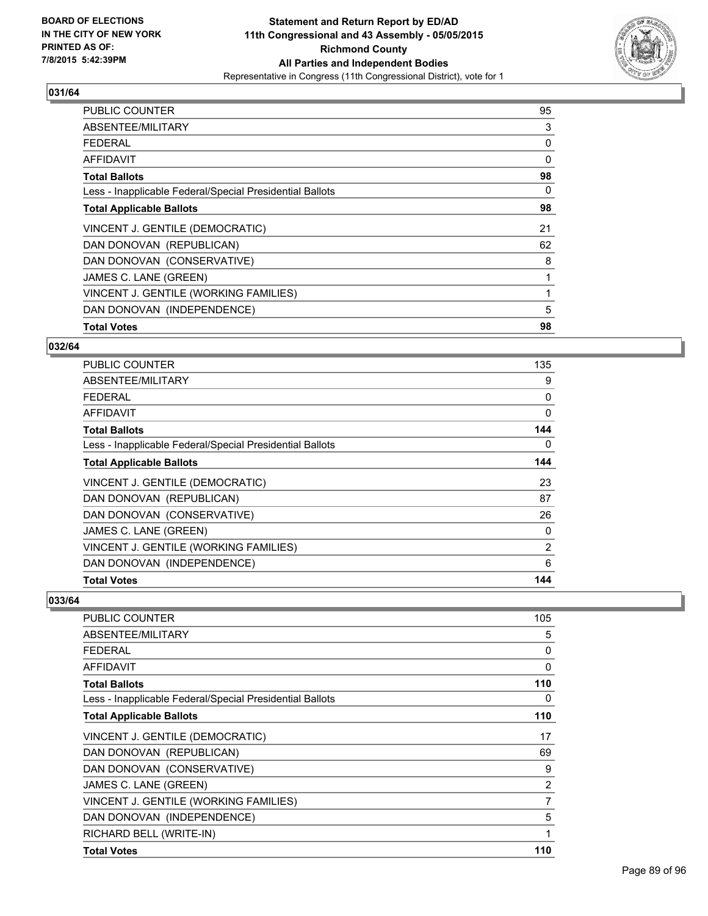BOARD OF ELECTIONS
IN THE CITY OF NEW YORK
PRINTED AS OF:
7/8/2015 5:42:39PM

**Statement and Return Report by ED/AD**
**11th Congressional and 43 Assembly - 05/05/2015**
**Richmond County**
**All Parties and Independent Bodies**
Representative in Congress (11th Congressional District), vote for 1

## 031/64

| | |
|---|---|
| PUBLIC COUNTER | 95 |
| ABSENTEE/MILITARY | 3 |
| FEDERAL | 0 |
| AFFIDAVIT | 0 |
| **Total Ballots** | **98** |
| Less - Inapplicable Federal/Special Presidential Ballots | 0 |
| **Total Applicable Ballots** | **98** |
| VINCENT J. GENTILE (DEMOCRATIC) | 21 |
| DAN DONOVAN (REPUBLICAN) | 62 |
| DAN DONOVAN (CONSERVATIVE) | 8 |
| JAMES C. LANE (GREEN) | 1 |
| VINCENT J. GENTILE (WORKING FAMILIES) | 1 |
| DAN DONOVAN (INDEPENDENCE) | 5 |
| **Total Votes** | **98** |

## 032/64

| | |
|---|---|
| PUBLIC COUNTER | 135 |
| ABSENTEE/MILITARY | 9 |
| FEDERAL | 0 |
| AFFIDAVIT | 0 |
| **Total Ballots** | **144** |
| Less - Inapplicable Federal/Special Presidential Ballots | 0 |
| **Total Applicable Ballots** | **144** |
| VINCENT J. GENTILE (DEMOCRATIC) | 23 |
| DAN DONOVAN (REPUBLICAN) | 87 |
| DAN DONOVAN (CONSERVATIVE) | 26 |
| JAMES C. LANE (GREEN) | 0 |
| VINCENT J. GENTILE (WORKING FAMILIES) | 2 |
| DAN DONOVAN (INDEPENDENCE) | 6 |
| **Total Votes** | **144** |

## 033/64

| | |
|---|---|
| PUBLIC COUNTER | 105 |
| ABSENTEE/MILITARY | 5 |
| FEDERAL | 0 |
| AFFIDAVIT | 0 |
| **Total Ballots** | **110** |
| Less - Inapplicable Federal/Special Presidential Ballots | 0 |
| **Total Applicable Ballots** | **110** |
| VINCENT J. GENTILE (DEMOCRATIC) | 17 |
| DAN DONOVAN (REPUBLICAN) | 69 |
| DAN DONOVAN (CONSERVATIVE) | 9 |
| JAMES C. LANE (GREEN) | 2 |
| VINCENT J. GENTILE (WORKING FAMILIES) | 7 |
| DAN DONOVAN (INDEPENDENCE) | 5 |
| RICHARD BELL (WRITE-IN) | 1 |
| **Total Votes** | **110** |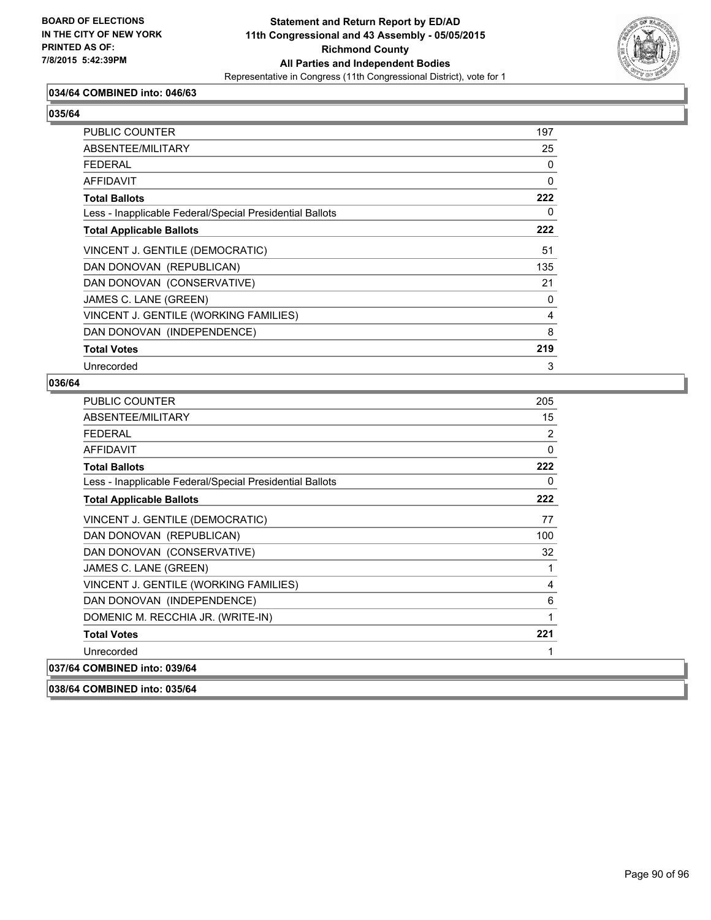**034/64 COMBINED into: 046/63**

**035/64**

| | |
|---|---|
| PUBLIC COUNTER | 197 |
| ABSENTEE/MILITARY | 25 |
| FEDERAL | 0 |
| AFFIDAVIT | 0 |
| **Total Ballots** | **222** |
| Less - Inapplicable Federal/Special Presidential Ballots | 0 |
| **Total Applicable Ballots** | **222** |
| VINCENT J. GENTILE (DEMOCRATIC) | 51 |
| DAN DONOVAN (REPUBLICAN) | 135 |
| DAN DONOVAN (CONSERVATIVE) | 21 |
| JAMES C. LANE (GREEN) | 0 |
| VINCENT J. GENTILE (WORKING FAMILIES) | 4 |
| DAN DONOVAN (INDEPENDENCE) | 8 |
| **Total Votes** | **219** |
| Unrecorded | 3 |

**036/64**

| | |
|---|---|
| PUBLIC COUNTER | 205 |
| ABSENTEE/MILITARY | 15 |
| FEDERAL | 2 |
| AFFIDAVIT | 0 |
| **Total Ballots** | **222** |
| Less - Inapplicable Federal/Special Presidential Ballots | 0 |
| **Total Applicable Ballots** | **222** |
| VINCENT J. GENTILE (DEMOCRATIC) | 77 |
| DAN DONOVAN (REPUBLICAN) | 100 |
| DAN DONOVAN (CONSERVATIVE) | 32 |
| JAMES C. LANE (GREEN) | 1 |
| VINCENT J. GENTILE (WORKING FAMILIES) | 4 |
| DAN DONOVAN (INDEPENDENCE) | 6 |
| DOMENIC M. RECCHIA JR. (WRITE-IN) | 1 |
| **Total Votes** | **221** |
| Unrecorded | 1 |

**037/64 COMBINED into: 039/64**

**038/64 COMBINED into: 035/64**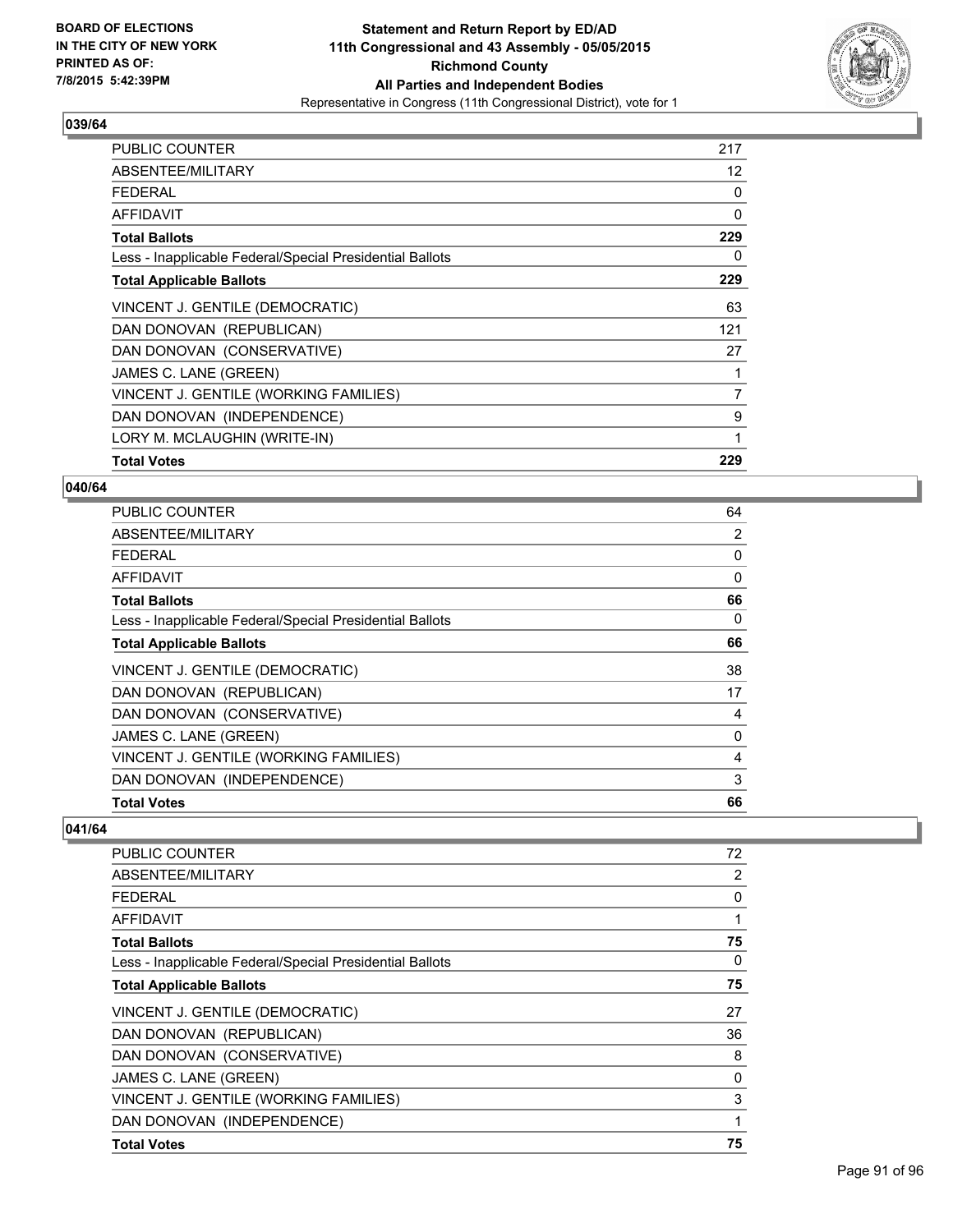**Statement and Return Report by ED/AD**
**11th Congressional and 43 Assembly - 05/05/2015**
**Richmond County**
**All Parties and Independent Bodies**
Representative in Congress (11th Congressional District), vote for 1

BOARD OF ELECTIONS
IN THE CITY OF NEW YORK
PRINTED AS OF:
7/8/2015 5:42:39PM

### 039/64

| | |
|---|---|
| PUBLIC COUNTER | 217 |
| ABSENTEE/MILITARY | 12 |
| FEDERAL | 0 |
| AFFIDAVIT | 0 |
| **Total Ballots** | **229** |
| Less - Inapplicable Federal/Special Presidential Ballots | 0 |
| **Total Applicable Ballots** | **229** |
| VINCENT J. GENTILE (DEMOCRATIC) | 63 |
| DAN DONOVAN (REPUBLICAN) | 121 |
| DAN DONOVAN (CONSERVATIVE) | 27 |
| JAMES C. LANE (GREEN) | 1 |
| VINCENT J. GENTILE (WORKING FAMILIES) | 7 |
| DAN DONOVAN (INDEPENDENCE) | 9 |
| LORY M. MCLAUGHIN (WRITE-IN) | 1 |
| **Total Votes** | **229** |

### 040/64

| | |
|---|---|
| PUBLIC COUNTER | 64 |
| ABSENTEE/MILITARY | 2 |
| FEDERAL | 0 |
| AFFIDAVIT | 0 |
| **Total Ballots** | **66** |
| Less - Inapplicable Federal/Special Presidential Ballots | 0 |
| **Total Applicable Ballots** | **66** |
| VINCENT J. GENTILE (DEMOCRATIC) | 38 |
| DAN DONOVAN (REPUBLICAN) | 17 |
| DAN DONOVAN (CONSERVATIVE) | 4 |
| JAMES C. LANE (GREEN) | 0 |
| VINCENT J. GENTILE (WORKING FAMILIES) | 4 |
| DAN DONOVAN (INDEPENDENCE) | 3 |
| **Total Votes** | **66** |

### 041/64

| | |
|---|---|
| PUBLIC COUNTER | 72 |
| ABSENTEE/MILITARY | 2 |
| FEDERAL | 0 |
| AFFIDAVIT | 1 |
| **Total Ballots** | **75** |
| Less - Inapplicable Federal/Special Presidential Ballots | 0 |
| **Total Applicable Ballots** | **75** |
| VINCENT J. GENTILE (DEMOCRATIC) | 27 |
| DAN DONOVAN (REPUBLICAN) | 36 |
| DAN DONOVAN (CONSERVATIVE) | 8 |
| JAMES C. LANE (GREEN) | 0 |
| VINCENT J. GENTILE (WORKING FAMILIES) | 3 |
| DAN DONOVAN (INDEPENDENCE) | 1 |
| **Total Votes** | **75** |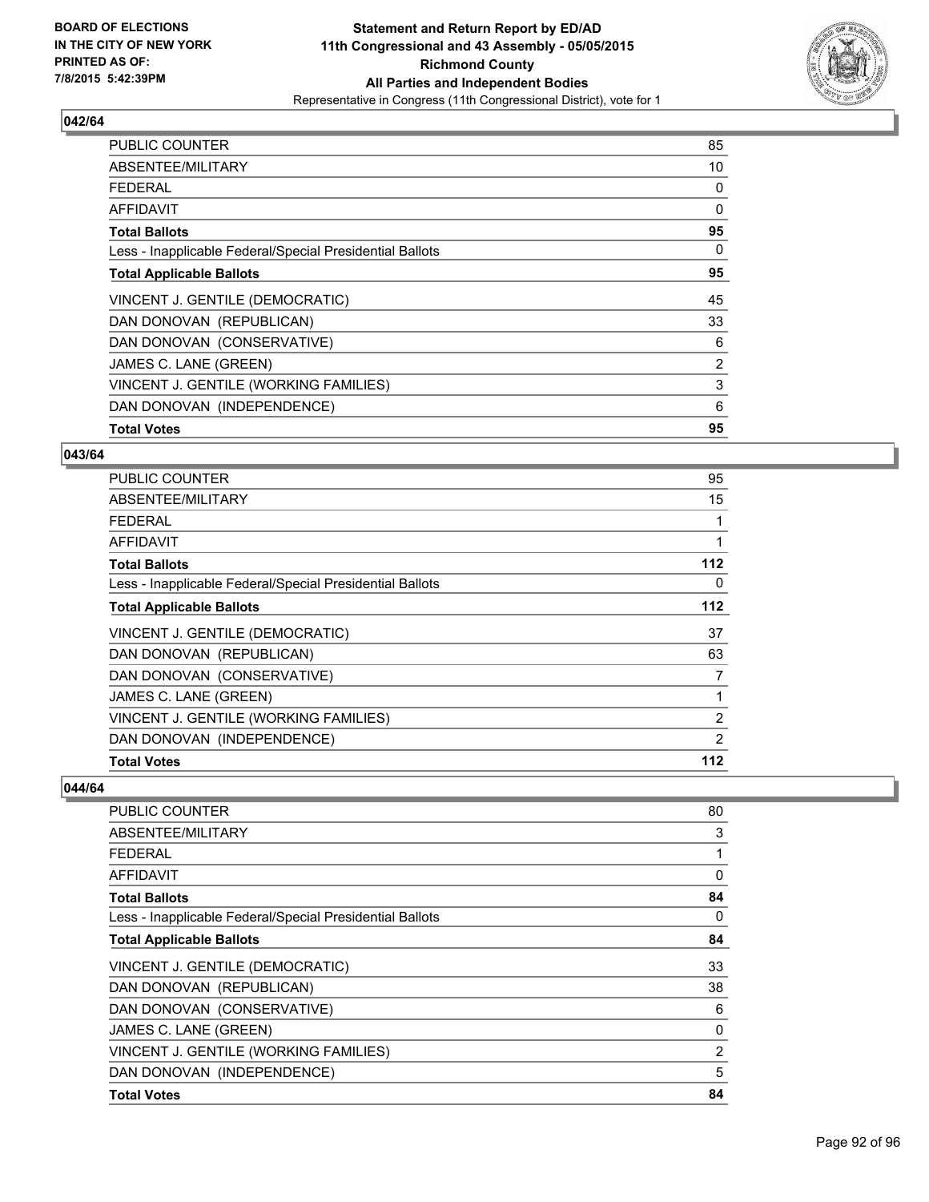**BOARD OF ELECTIONS IN THE CITY OF NEW YORK PRINTED AS OF: 7/8/2015 5:42:39PM**

**Statement and Return Report by ED/AD**
**11th Congressional and 43 Assembly - 05/05/2015**
**Richmond County**
**All Parties and Independent Bodies**
Representative in Congress (11th Congressional District), vote for 1

### 042/64

| | |
|---|---|
| PUBLIC COUNTER | 85 |
| ABSENTEE/MILITARY | 10 |
| FEDERAL | 0 |
| AFFIDAVIT | 0 |
| **Total Ballots** | **95** |
| Less - Inapplicable Federal/Special Presidential Ballots | 0 |
| **Total Applicable Ballots** | **95** |
| VINCENT J. GENTILE (DEMOCRATIC) | 45 |
| DAN DONOVAN (REPUBLICAN) | 33 |
| DAN DONOVAN (CONSERVATIVE) | 6 |
| JAMES C. LANE (GREEN) | 2 |
| VINCENT J. GENTILE (WORKING FAMILIES) | 3 |
| DAN DONOVAN (INDEPENDENCE) | 6 |
| **Total Votes** | **95** |

### 043/64

| | |
|---|---|
| PUBLIC COUNTER | 95 |
| ABSENTEE/MILITARY | 15 |
| FEDERAL | 1 |
| AFFIDAVIT | 1 |
| **Total Ballots** | **112** |
| Less - Inapplicable Federal/Special Presidential Ballots | 0 |
| **Total Applicable Ballots** | **112** |
| VINCENT J. GENTILE (DEMOCRATIC) | 37 |
| DAN DONOVAN (REPUBLICAN) | 63 |
| DAN DONOVAN (CONSERVATIVE) | 7 |
| JAMES C. LANE (GREEN) | 1 |
| VINCENT J. GENTILE (WORKING FAMILIES) | 2 |
| DAN DONOVAN (INDEPENDENCE) | 2 |
| **Total Votes** | **112** |

### 044/64

| | |
|---|---|
| PUBLIC COUNTER | 80 |
| ABSENTEE/MILITARY | 3 |
| FEDERAL | 1 |
| AFFIDAVIT | 0 |
| **Total Ballots** | **84** |
| Less - Inapplicable Federal/Special Presidential Ballots | 0 |
| **Total Applicable Ballots** | **84** |
| VINCENT J. GENTILE (DEMOCRATIC) | 33 |
| DAN DONOVAN (REPUBLICAN) | 38 |
| DAN DONOVAN (CONSERVATIVE) | 6 |
| JAMES C. LANE (GREEN) | 0 |
| VINCENT J. GENTILE (WORKING FAMILIES) | 2 |
| DAN DONOVAN (INDEPENDENCE) | 5 |
| **Total Votes** | **84** |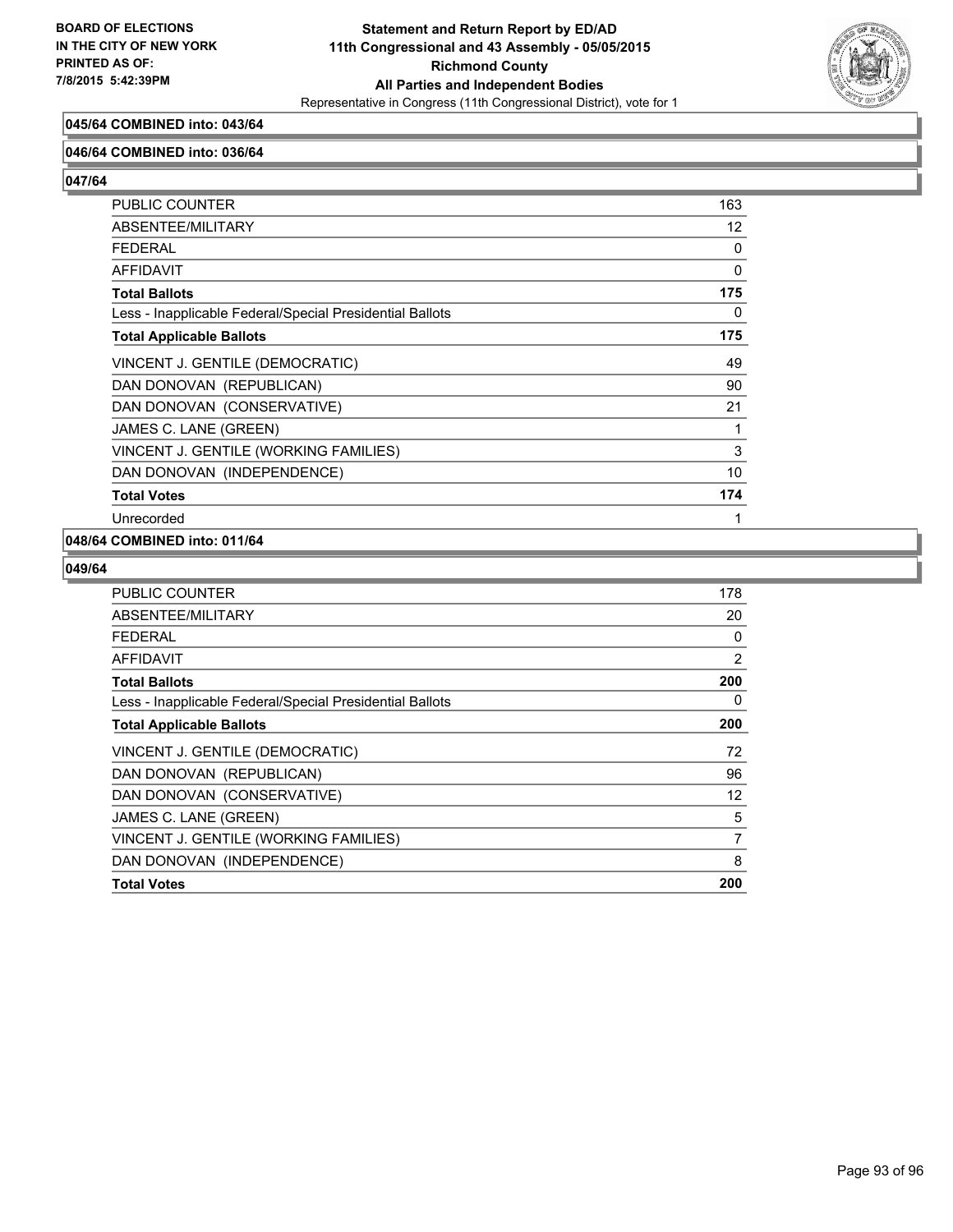**045/64 COMBINED into: 043/64**

**046/64 COMBINED into: 036/64**

**047/64**

| | |
|---|---|
| PUBLIC COUNTER | 163 |
| ABSENTEE/MILITARY | 12 |
| FEDERAL | 0 |
| AFFIDAVIT | 0 |
| **Total Ballots** | **175** |
| Less - Inapplicable Federal/Special Presidential Ballots | 0 |
| **Total Applicable Ballots** | **175** |
| VINCENT J. GENTILE (DEMOCRATIC) | 49 |
| DAN DONOVAN (REPUBLICAN) | 90 |
| DAN DONOVAN (CONSERVATIVE) | 21 |
| JAMES C. LANE (GREEN) | 1 |
| VINCENT J. GENTILE (WORKING FAMILIES) | 3 |
| DAN DONOVAN (INDEPENDENCE) | 10 |
| **Total Votes** | **174** |
| Unrecorded | 1 |

**048/64 COMBINED into: 011/64**

**049/64**

| | |
|---|---|
| PUBLIC COUNTER | 178 |
| ABSENTEE/MILITARY | 20 |
| FEDERAL | 0 |
| AFFIDAVIT | 2 |
| **Total Ballots** | **200** |
| Less - Inapplicable Federal/Special Presidential Ballots | 0 |
| **Total Applicable Ballots** | **200** |
| VINCENT J. GENTILE (DEMOCRATIC) | 72 |
| DAN DONOVAN (REPUBLICAN) | 96 |
| DAN DONOVAN (CONSERVATIVE) | 12 |
| JAMES C. LANE (GREEN) | 5 |
| VINCENT J. GENTILE (WORKING FAMILIES) | 7 |
| DAN DONOVAN (INDEPENDENCE) | 8 |
| **Total Votes** | **200** |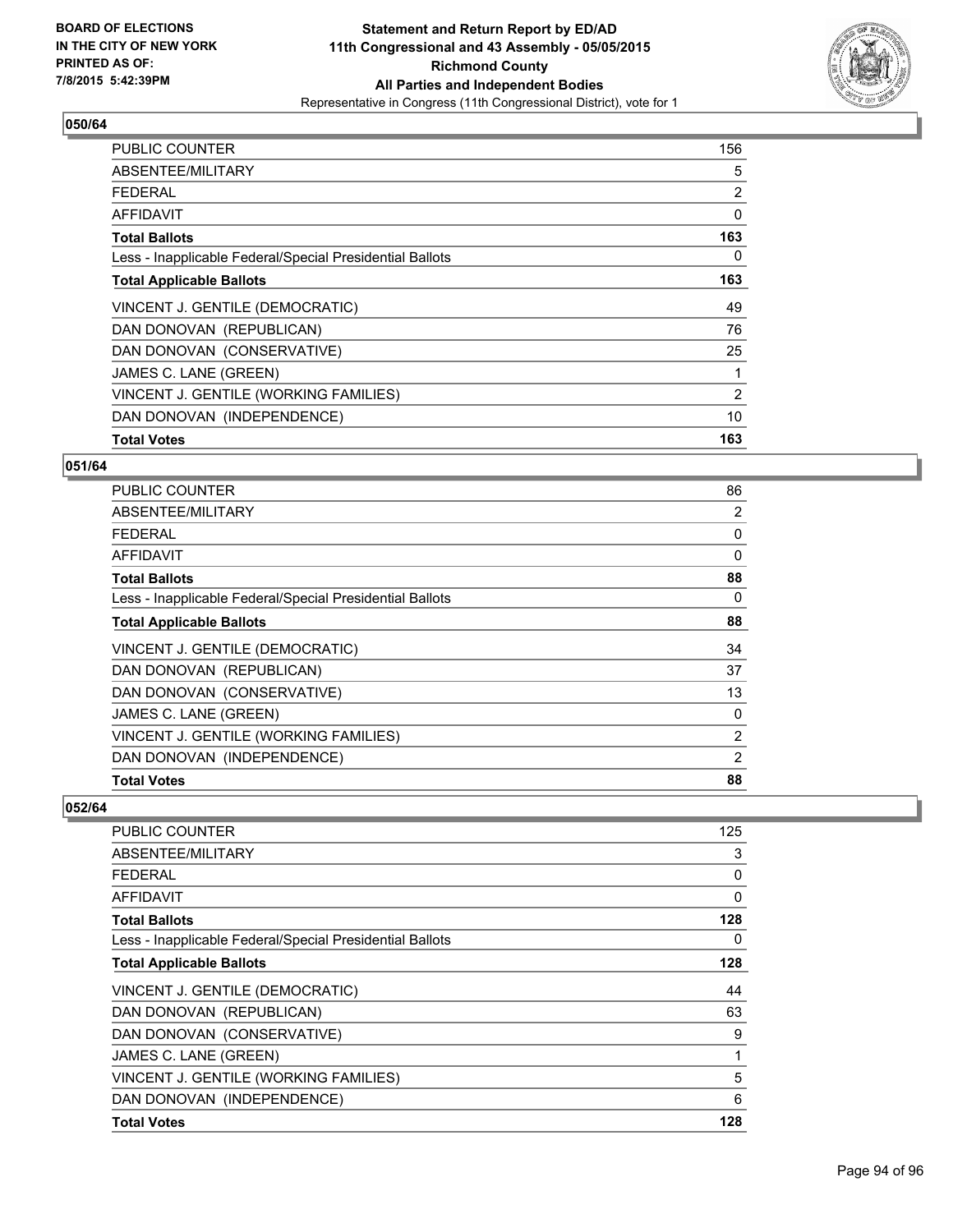**BOARD OF ELECTIONS IN THE CITY OF NEW YORK PRINTED AS OF: 7/8/2015 5:42:39PM**

**Statement and Return Report by ED/AD 11th Congressional and 43 Assembly - 05/05/2015 Richmond County All Parties and Independent Bodies**

Representative in Congress (11th Congressional District), vote for 1

### 050/64

| | |
|---|---|
| PUBLIC COUNTER | 156 |
| ABSENTEE/MILITARY | 5 |
| FEDERAL | 2 |
| AFFIDAVIT | 0 |
| **Total Ballots** | **163** |
| Less - Inapplicable Federal/Special Presidential Ballots | 0 |
| **Total Applicable Ballots** | **163** |
| VINCENT J. GENTILE (DEMOCRATIC) | 49 |
| DAN DONOVAN (REPUBLICAN) | 76 |
| DAN DONOVAN (CONSERVATIVE) | 25 |
| JAMES C. LANE (GREEN) | 1 |
| VINCENT J. GENTILE (WORKING FAMILIES) | 2 |
| DAN DONOVAN (INDEPENDENCE) | 10 |
| **Total Votes** | **163** |

### 051/64

| | |
|---|---|
| PUBLIC COUNTER | 86 |
| ABSENTEE/MILITARY | 2 |
| FEDERAL | 0 |
| AFFIDAVIT | 0 |
| **Total Ballots** | **88** |
| Less - Inapplicable Federal/Special Presidential Ballots | 0 |
| **Total Applicable Ballots** | **88** |
| VINCENT J. GENTILE (DEMOCRATIC) | 34 |
| DAN DONOVAN (REPUBLICAN) | 37 |
| DAN DONOVAN (CONSERVATIVE) | 13 |
| JAMES C. LANE (GREEN) | 0 |
| VINCENT J. GENTILE (WORKING FAMILIES) | 2 |
| DAN DONOVAN (INDEPENDENCE) | 2 |
| **Total Votes** | **88** |

### 052/64

| | |
|---|---|
| PUBLIC COUNTER | 125 |
| ABSENTEE/MILITARY | 3 |
| FEDERAL | 0 |
| AFFIDAVIT | 0 |
| **Total Ballots** | **128** |
| Less - Inapplicable Federal/Special Presidential Ballots | 0 |
| **Total Applicable Ballots** | **128** |
| VINCENT J. GENTILE (DEMOCRATIC) | 44 |
| DAN DONOVAN (REPUBLICAN) | 63 |
| DAN DONOVAN (CONSERVATIVE) | 9 |
| JAMES C. LANE (GREEN) | 1 |
| VINCENT J. GENTILE (WORKING FAMILIES) | 5 |
| DAN DONOVAN (INDEPENDENCE) | 6 |
| **Total Votes** | **128** |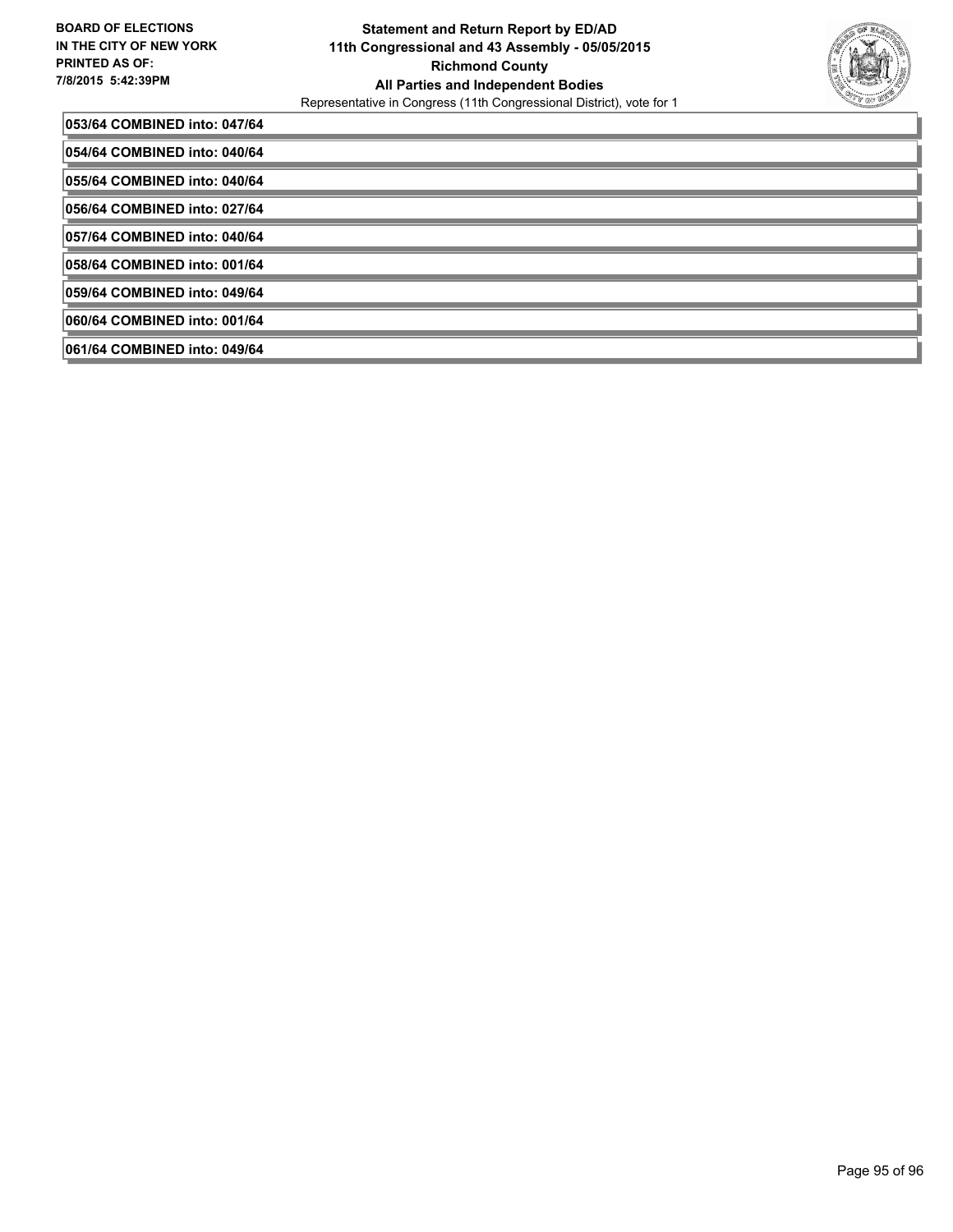053/64 COMBINED into: 047/64

054/64 COMBINED into: 040/64

055/64 COMBINED into: 040/64

056/64 COMBINED into: 027/64

057/64 COMBINED into: 040/64

058/64 COMBINED into: 001/64

059/64 COMBINED into: 049/64

060/64 COMBINED into: 001/64

061/64 COMBINED into: 049/64